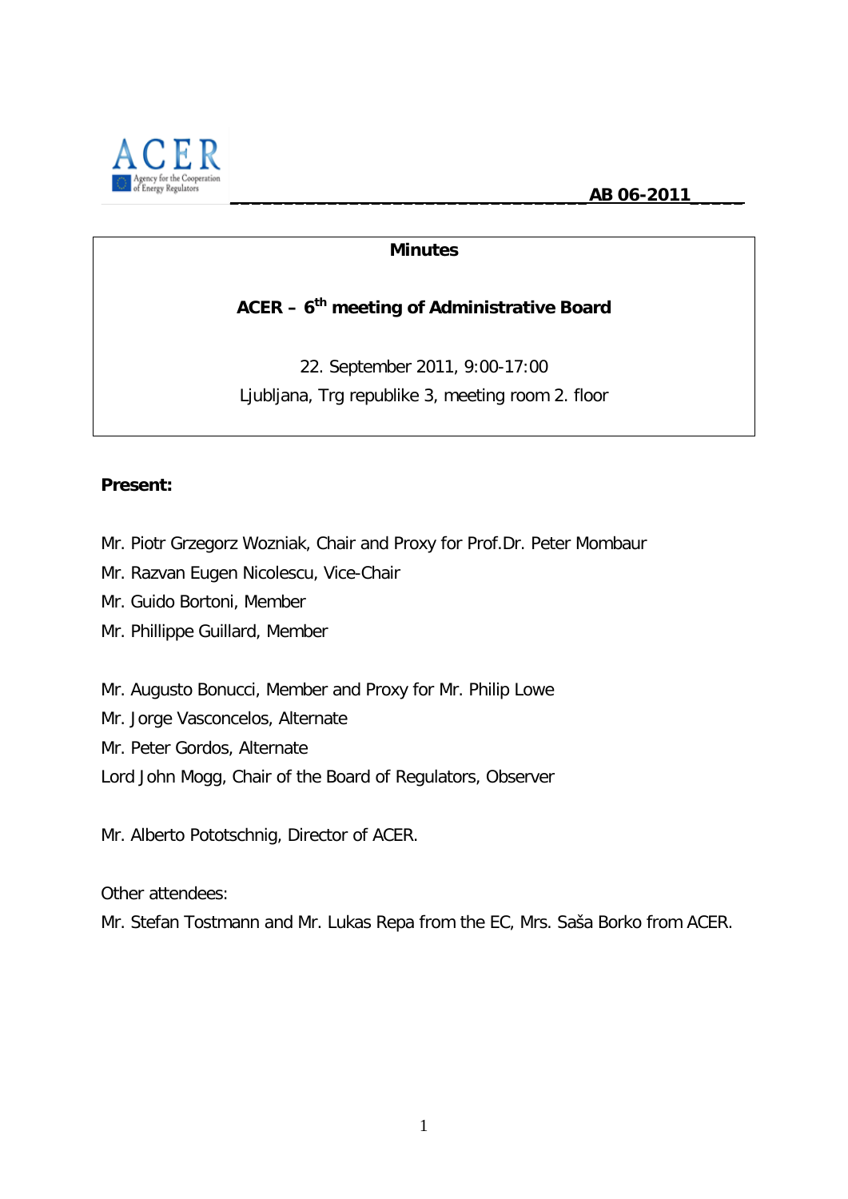AB 06-2011

# Minutes

## ACER – 6th meeting of Administrative Board

22. September 2011, 9:00-17:00

Ljubljana, Trg republike 3, meeting room 2. floor

**Present:**

Mr. Piotr Grzegorz Wozniak, Chair and Proxy for Prof.Dr. Peter Mombaur

Mr. Razvan Eugen Nicolescu, Vice-Chair

Mr. Guido Bortoni, Member

Mr. Phillippe Guillard, Member

Mr. Augusto Bonucci, Member and Proxy for Mr. Philip Lowe

Mr. Jorge Vasconcelos, Alternate

Mr. Peter Gordos, Alternate

Lord John Mogg, Chair of the Board of Regulators, Observer

Mr. Alberto Pototschnig, Director of ACER.

Other attendees:

Mr. Stefan Tostmann and Mr. Lukas Repa from the EC, Mrs. Saša Borko from ACER.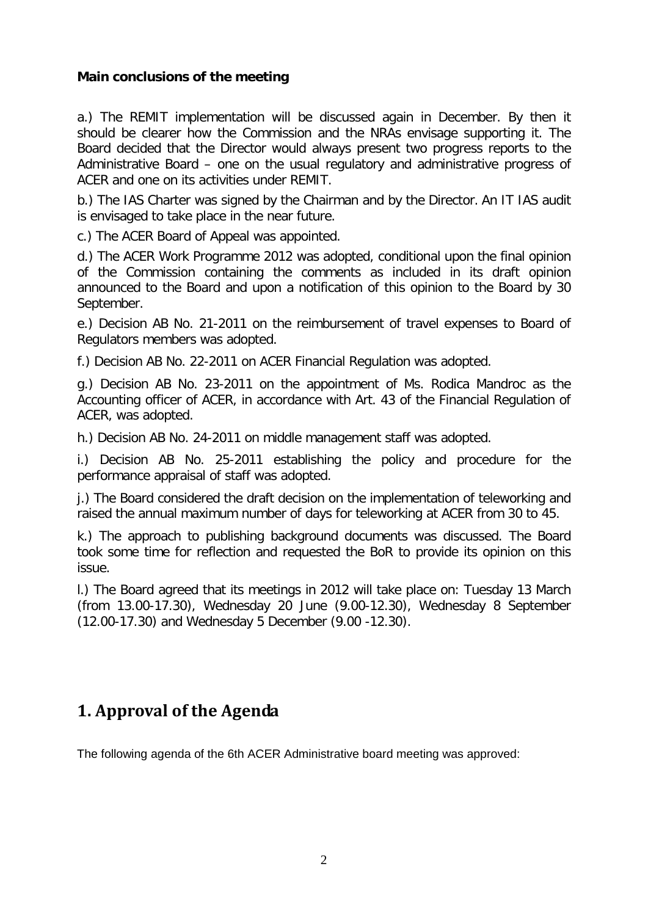**Main conclusions of the meeting**

a.) The REMIT implementation will be discussed again in December. By then it should be clearer how the Commission and the NRAs envisage supporting it. The Board decided that the Director would always present two progress reports to the Administrative Board – one on the usual regulatory and administrative progress of ACER and one on its activities under REMIT.

b.) The IAS Charter was signed by the Chairman and by the Director. An IT IAS audit is envisaged to take place in the near future.

c.) The ACER Board of Appeal was appointed.

d.) The ACER Work Programme 2012 was adopted, conditional upon the final opinion of the Commission containing the comments as included in its draft opinion announced to the Board and upon a notification of this opinion to the Board by 30 September.

e.) Decision AB No. 21-2011 on the reimbursement of travel expenses to Board of Regulators members was adopted.

f.) Decision AB No. 22-2011 on ACER Financial Regulation was adopted.

g.) Decision AB No. 23-2011 on the appointment of Ms. Rodica Mandroc as the Accounting officer of ACER, in accordance with Art. 43 of the Financial Regulation of ACER, was adopted.

h.) Decision AB No. 24-2011 on middle management staff was adopted.

i.) Decision AB No. 25-2011 establishing the policy and procedure for the performance appraisal of staff was adopted.

j.) The Board considered the draft decision on the implementation of teleworking and raised the annual maximum number of days for teleworking at ACER from 30 to 45.

k.) The approach to publishing background documents was discussed. The Board took some time for reflection and requested the BoR to provide its opinion on this issue.

l.) The Board agreed that its meetings in 2012 will take place on: Tuesday 13 March (from 13.00-17.30), Wednesday 20 June (9.00-12.30), Wednesday 8 September (12.00-17.30) and Wednesday 5 December (9.00 -12.30).

# 1. Approval of the Agenda

The following agenda of the 6th ACER Administrative board meeting was approved: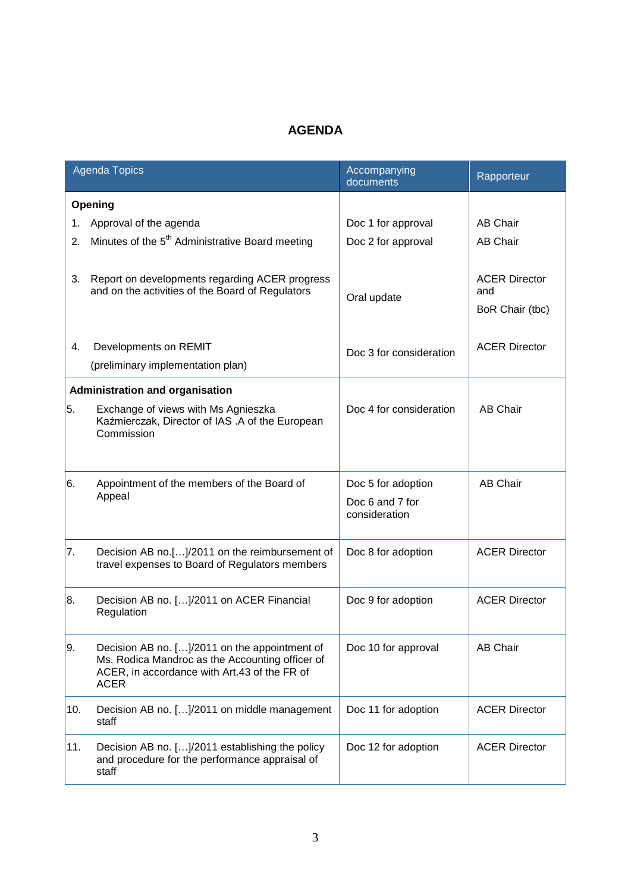# AGENDA

| Agenda Topics | Accompanying documents | Rapporteur |
|---|---|---|
| **Opening** | | |
| 1. Approval of the agenda | Doc 1 for approval | AB Chair |
| 2. Minutes of the 5th Administrative Board meeting | Doc 2 for approval | AB Chair |
| 3. Report on developments regarding ACER progress and on the activities of the Board of Regulators | Oral update | ACER Director and BoR Chair (tbc) |
| 4. Developments on REMIT (preliminary implementation plan) | Doc 3 for consideration | ACER Director |
| **Administration and organisation** | | |
| 5. Exchange of views with Ms Agnieszka Kaźmierczak, Director of IAS .A of the European Commission | Doc 4 for consideration | AB Chair |
| 6. Appointment of the members of the Board of Appeal | Doc 5 for adoption<br>Doc 6 and 7 for consideration | AB Chair |
| 7. Decision AB no.[…]/2011 on the reimbursement of travel expenses to Board of Regulators members | Doc 8 for adoption | ACER Director |
| 8. Decision AB no. […]/2011 on ACER Financial Regulation | Doc 9 for adoption | ACER Director |
| 9. Decision AB no. […]/2011 on the appointment of Ms. Rodica Mandroc as the Accounting officer of ACER, in accordance with Art.43 of the FR of ACER | Doc 10 for approval | AB Chair |
| 10. Decision AB no. […]/2011 on middle management staff | Doc 11 for adoption | ACER Director |
| 11. Decision AB no. […]/2011 establishing the policy and procedure for the performance appraisal of staff | Doc 12 for adoption | ACER Director |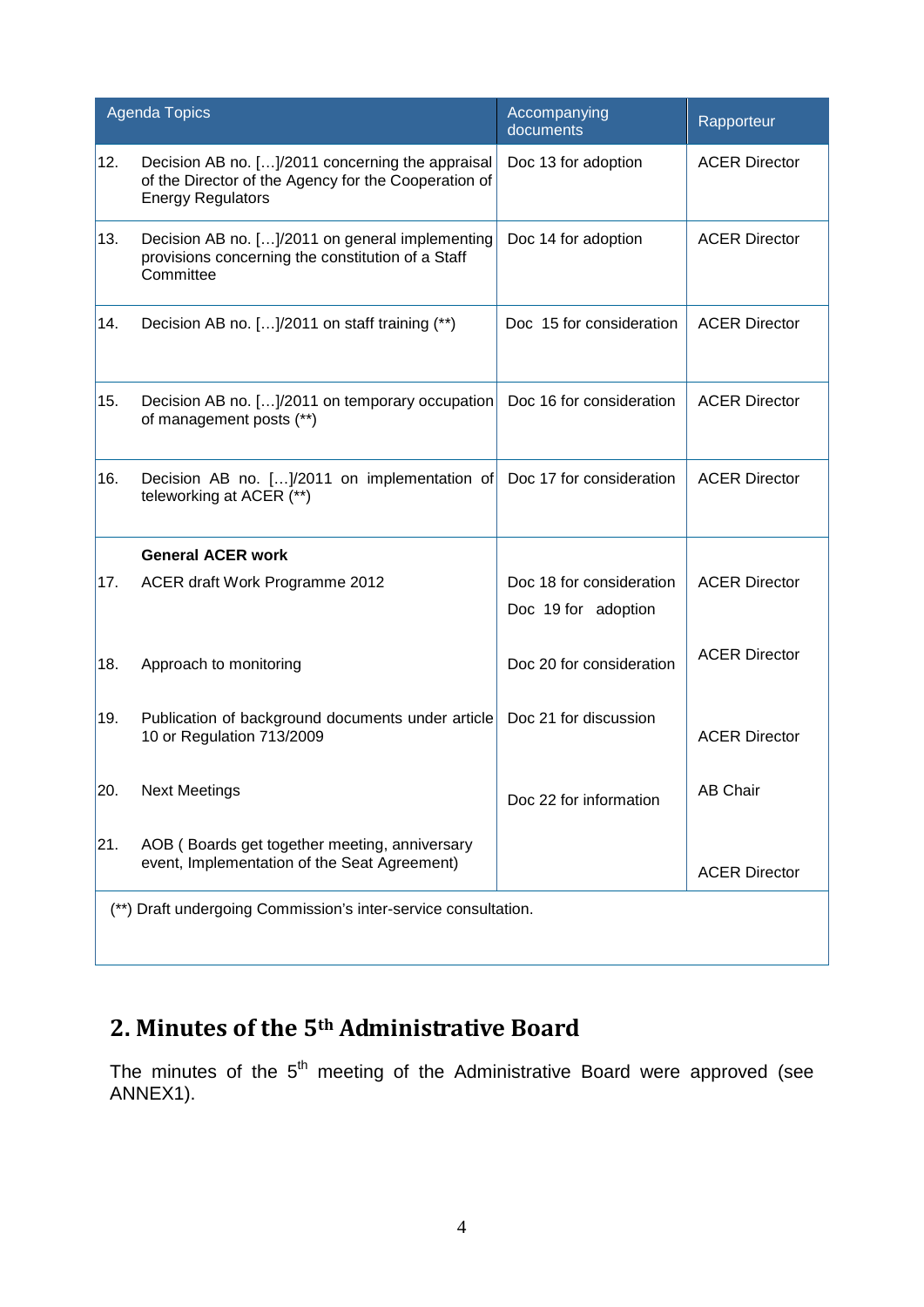| Agenda Topics | | Accompanying documents | Rapporteur |
|---|---|---|---|
| 12. | Decision AB no. […]/2011 concerning the appraisal of the Director of the Agency for the Cooperation of Energy Regulators | Doc 13 for adoption | ACER Director |
| 13. | Decision AB no. […]/2011 on general implementing provisions concerning the constitution of a Staff Committee | Doc 14 for adoption | ACER Director |
| 14. | Decision AB no. […]/2011 on staff training (**) | Doc 15 for consideration | ACER Director |
| 15. | Decision AB no. […]/2011 on temporary occupation of management posts (**) | Doc 16 for consideration | ACER Director |
| 16. | Decision AB no. […]/2011 on implementation of teleworking at ACER (**) | Doc 17 for consideration | ACER Director |
| | **General ACER work** | | |
| 17. | ACER draft Work Programme 2012 | Doc 18 for consideration<br>Doc 19 for adoption | ACER Director |
| 18. | Approach to monitoring | Doc 20 for consideration | ACER Director |
| 19. | Publication of background documents under article 10 or Regulation 713/2009 | Doc 21 for discussion | ACER Director |
| 20. | Next Meetings | Doc 22 for information | AB Chair |
| 21. | AOB ( Boards get together meeting, anniversary event, Implementation of the Seat Agreement) | | ACER Director |
| (**) Draft undergoing Commission's inter-service consultation. | | | |

## 2. Minutes of the 5th Administrative Board

The minutes of the 5th meeting of the Administrative Board were approved (see ANNEX1).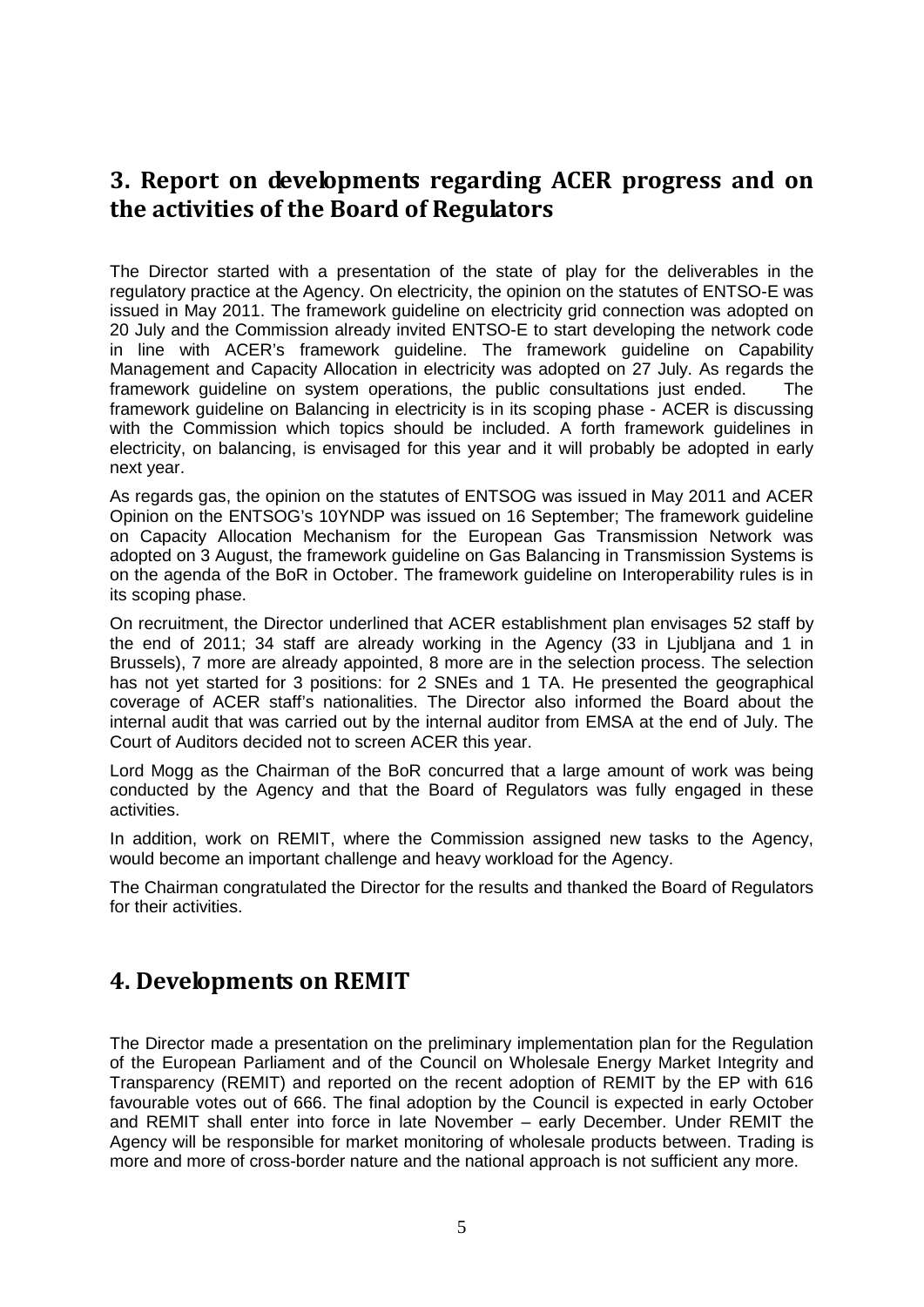## 3. Report on developments regarding ACER progress and on the activities of the Board of Regulators

The Director started with a presentation of the state of play for the deliverables in the regulatory practice at the Agency. On electricity, the opinion on the statutes of ENTSO-E was issued in May 2011. The framework guideline on electricity grid connection was adopted on 20 July and the Commission already invited ENTSO-E to start developing the network code in line with ACER's framework guideline. The framework guideline on Capability Management and Capacity Allocation in electricity was adopted on 27 July. As regards the framework guideline on system operations, the public consultations just ended. The framework guideline on Balancing in electricity is in its scoping phase - ACER is discussing with the Commission which topics should be included. A forth framework guidelines in electricity, on balancing, is envisaged for this year and it will probably be adopted in early next year.

As regards gas, the opinion on the statutes of ENTSOG was issued in May 2011 and ACER Opinion on the ENTSOG's 10YNDP was issued on 16 September; The framework guideline on Capacity Allocation Mechanism for the European Gas Transmission Network was adopted on 3 August, the framework guideline on Gas Balancing in Transmission Systems is on the agenda of the BoR in October. The framework guideline on Interoperability rules is in its scoping phase.

On recruitment, the Director underlined that ACER establishment plan envisages 52 staff by the end of 2011; 34 staff are already working in the Agency (33 in Ljubljana and 1 in Brussels), 7 more are already appointed, 8 more are in the selection process. The selection has not yet started for 3 positions: for 2 SNEs and 1 TA. He presented the geographical coverage of ACER staff's nationalities. The Director also informed the Board about the internal audit that was carried out by the internal auditor from EMSA at the end of July. The Court of Auditors decided not to screen ACER this year.

Lord Mogg as the Chairman of the BoR concurred that a large amount of work was being conducted by the Agency and that the Board of Regulators was fully engaged in these activities.

In addition, work on REMIT, where the Commission assigned new tasks to the Agency, would become an important challenge and heavy workload for the Agency.

The Chairman congratulated the Director for the results and thanked the Board of Regulators for their activities.

## 4. Developments on REMIT

The Director made a presentation on the preliminary implementation plan for the Regulation of the European Parliament and of the Council on Wholesale Energy Market Integrity and Transparency (REMIT) and reported on the recent adoption of REMIT by the EP with 616 favourable votes out of 666. The final adoption by the Council is expected in early October and REMIT shall enter into force in late November – early December. Under REMIT the Agency will be responsible for market monitoring of wholesale products between. Trading is more and more of cross-border nature and the national approach is not sufficient any more.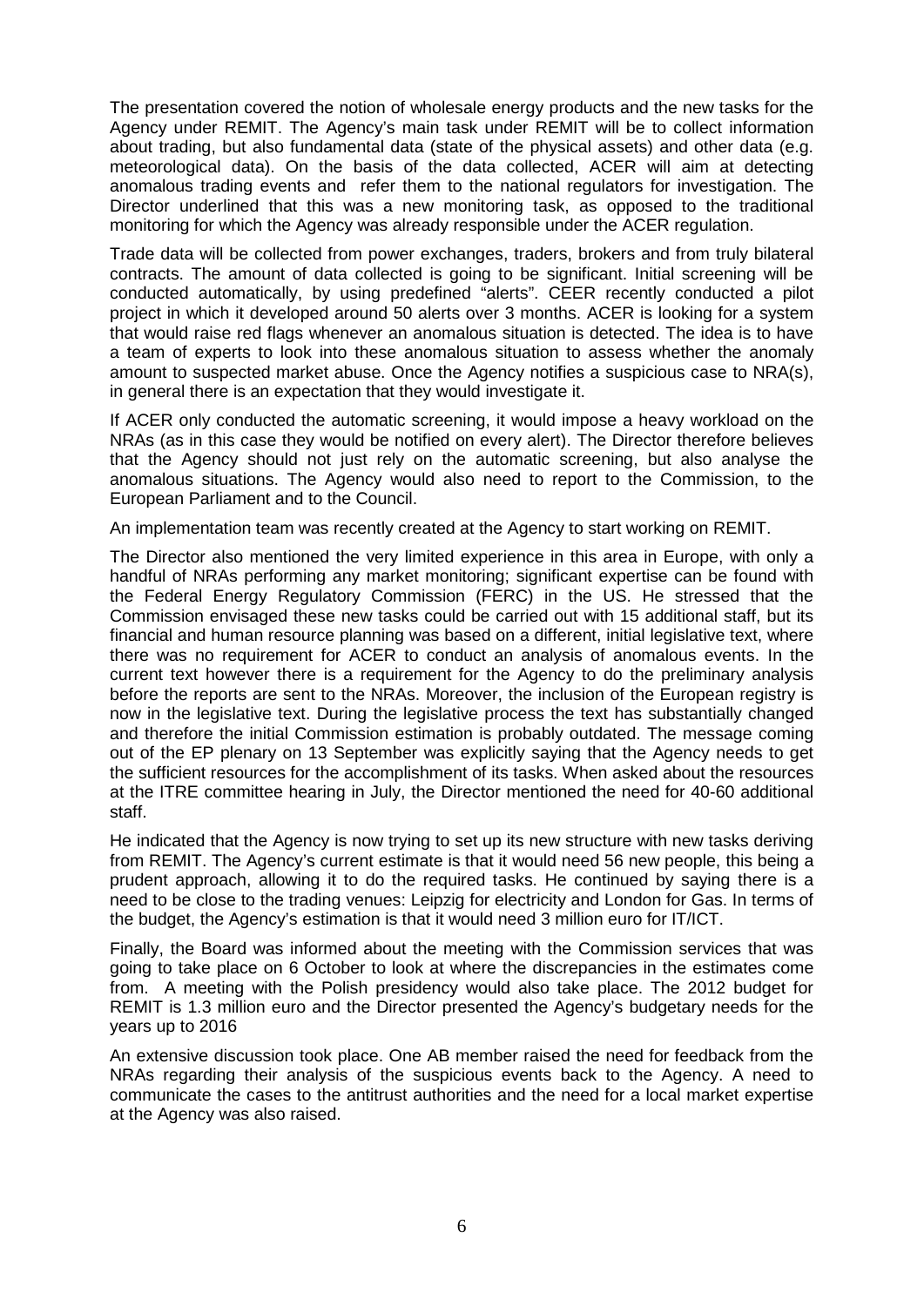The presentation covered the notion of wholesale energy products and the new tasks for the Agency under REMIT. The Agency's main task under REMIT will be to collect information about trading, but also fundamental data (state of the physical assets) and other data (e.g. meteorological data). On the basis of the data collected, ACER will aim at detecting anomalous trading events and refer them to the national regulators for investigation. The Director underlined that this was a new monitoring task, as opposed to the traditional monitoring for which the Agency was already responsible under the ACER regulation.

Trade data will be collected from power exchanges, traders, brokers and from truly bilateral contracts. The amount of data collected is going to be significant. Initial screening will be conducted automatically, by using predefined "alerts". CEER recently conducted a pilot project in which it developed around 50 alerts over 3 months. ACER is looking for a system that would raise red flags whenever an anomalous situation is detected. The idea is to have a team of experts to look into these anomalous situation to assess whether the anomaly amount to suspected market abuse. Once the Agency notifies a suspicious case to NRA(s), in general there is an expectation that they would investigate it.

If ACER only conducted the automatic screening, it would impose a heavy workload on the NRAs (as in this case they would be notified on every alert). The Director therefore believes that the Agency should not just rely on the automatic screening, but also analyse the anomalous situations. The Agency would also need to report to the Commission, to the European Parliament and to the Council.

An implementation team was recently created at the Agency to start working on REMIT.

The Director also mentioned the very limited experience in this area in Europe, with only a handful of NRAs performing any market monitoring; significant expertise can be found with the Federal Energy Regulatory Commission (FERC) in the US. He stressed that the Commission envisaged these new tasks could be carried out with 15 additional staff, but its financial and human resource planning was based on a different, initial legislative text, where there was no requirement for ACER to conduct an analysis of anomalous events. In the current text however there is a requirement for the Agency to do the preliminary analysis before the reports are sent to the NRAs. Moreover, the inclusion of the European registry is now in the legislative text. During the legislative process the text has substantially changed and therefore the initial Commission estimation is probably outdated. The message coming out of the EP plenary on 13 September was explicitly saying that the Agency needs to get the sufficient resources for the accomplishment of its tasks. When asked about the resources at the ITRE committee hearing in July, the Director mentioned the need for 40-60 additional staff.

He indicated that the Agency is now trying to set up its new structure with new tasks deriving from REMIT. The Agency's current estimate is that it would need 56 new people, this being a prudent approach, allowing it to do the required tasks. He continued by saying there is a need to be close to the trading venues: Leipzig for electricity and London for Gas. In terms of the budget, the Agency's estimation is that it would need 3 million euro for IT/ICT.

Finally, the Board was informed about the meeting with the Commission services that was going to take place on 6 October to look at where the discrepancies in the estimates come from. A meeting with the Polish presidency would also take place. The 2012 budget for REMIT is 1.3 million euro and the Director presented the Agency's budgetary needs for the years up to 2016

An extensive discussion took place. One AB member raised the need for feedback from the NRAs regarding their analysis of the suspicious events back to the Agency. A need to communicate the cases to the antitrust authorities and the need for a local market expertise at the Agency was also raised.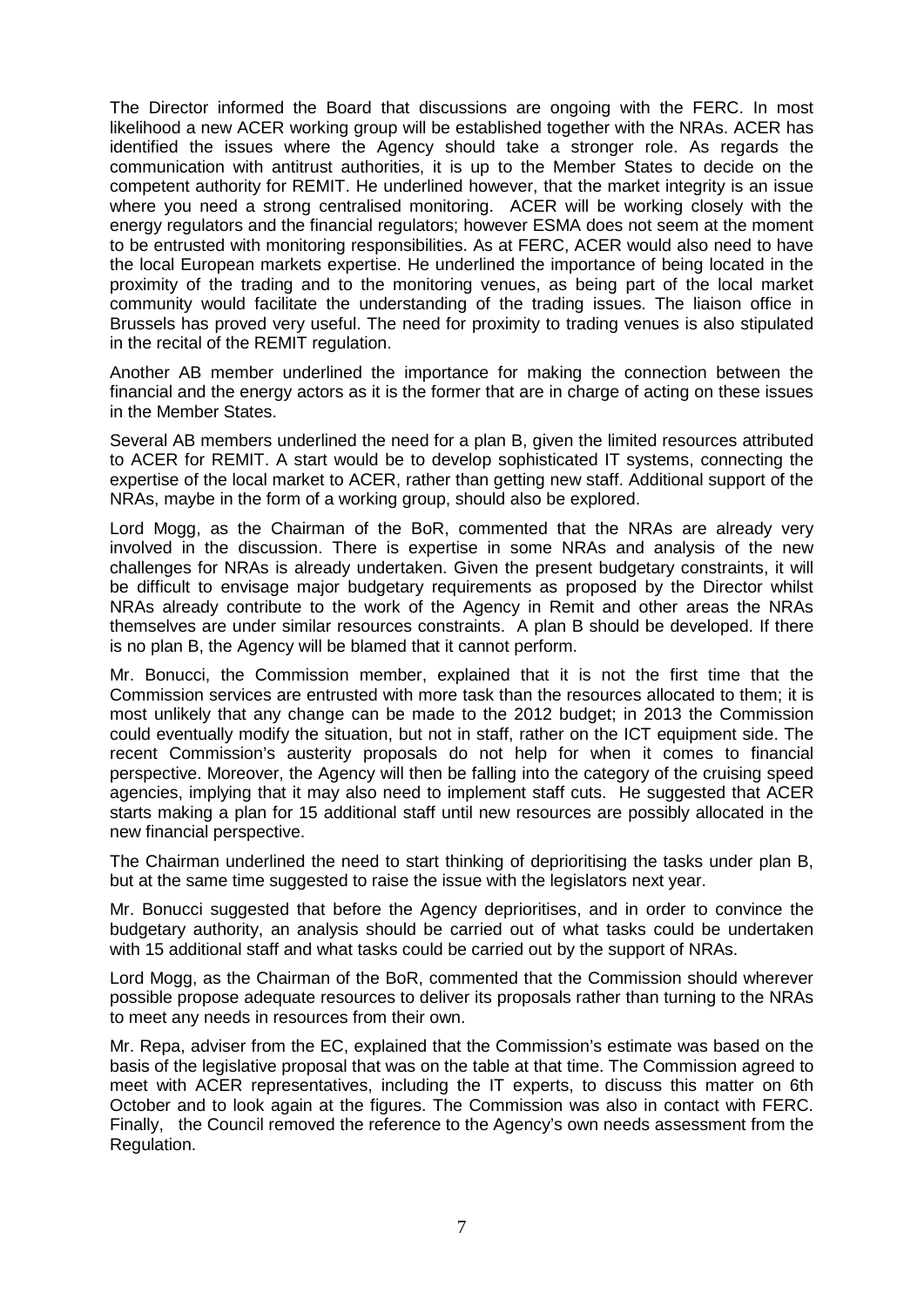The Director informed the Board that discussions are ongoing with the FERC. In most likelihood a new ACER working group will be established together with the NRAs. ACER has identified the issues where the Agency should take a stronger role. As regards the communication with antitrust authorities, it is up to the Member States to decide on the competent authority for REMIT. He underlined however, that the market integrity is an issue where you need a strong centralised monitoring. ACER will be working closely with the energy regulators and the financial regulators; however ESMA does not seem at the moment to be entrusted with monitoring responsibilities. As at FERC, ACER would also need to have the local European markets expertise. He underlined the importance of being located in the proximity of the trading and to the monitoring venues, as being part of the local market community would facilitate the understanding of the trading issues. The liaison office in Brussels has proved very useful. The need for proximity to trading venues is also stipulated in the recital of the REMIT regulation.

Another AB member underlined the importance for making the connection between the financial and the energy actors as it is the former that are in charge of acting on these issues in the Member States.

Several AB members underlined the need for a plan B, given the limited resources attributed to ACER for REMIT. A start would be to develop sophisticated IT systems, connecting the expertise of the local market to ACER, rather than getting new staff. Additional support of the NRAs, maybe in the form of a working group, should also be explored.

Lord Mogg, as the Chairman of the BoR, commented that the NRAs are already very involved in the discussion. There is expertise in some NRAs and analysis of the new challenges for NRAs is already undertaken. Given the present budgetary constraints, it will be difficult to envisage major budgetary requirements as proposed by the Director whilst NRAs already contribute to the work of the Agency in Remit and other areas the NRAs themselves are under similar resources constraints. A plan B should be developed. If there is no plan B, the Agency will be blamed that it cannot perform.

Mr. Bonucci, the Commission member, explained that it is not the first time that the Commission services are entrusted with more task than the resources allocated to them; it is most unlikely that any change can be made to the 2012 budget; in 2013 the Commission could eventually modify the situation, but not in staff, rather on the ICT equipment side. The recent Commission's austerity proposals do not help for when it comes to financial perspective. Moreover, the Agency will then be falling into the category of the cruising speed agencies, implying that it may also need to implement staff cuts. He suggested that ACER starts making a plan for 15 additional staff until new resources are possibly allocated in the new financial perspective.

The Chairman underlined the need to start thinking of deprioritising the tasks under plan B, but at the same time suggested to raise the issue with the legislators next year.

Mr. Bonucci suggested that before the Agency deprioritises, and in order to convince the budgetary authority, an analysis should be carried out of what tasks could be undertaken with 15 additional staff and what tasks could be carried out by the support of NRAs.

Lord Mogg, as the Chairman of the BoR, commented that the Commission should wherever possible propose adequate resources to deliver its proposals rather than turning to the NRAs to meet any needs in resources from their own.

Mr. Repa, adviser from the EC, explained that the Commission's estimate was based on the basis of the legislative proposal that was on the table at that time. The Commission agreed to meet with ACER representatives, including the IT experts, to discuss this matter on 6th October and to look again at the figures. The Commission was also in contact with FERC. Finally, the Council removed the reference to the Agency's own needs assessment from the Regulation.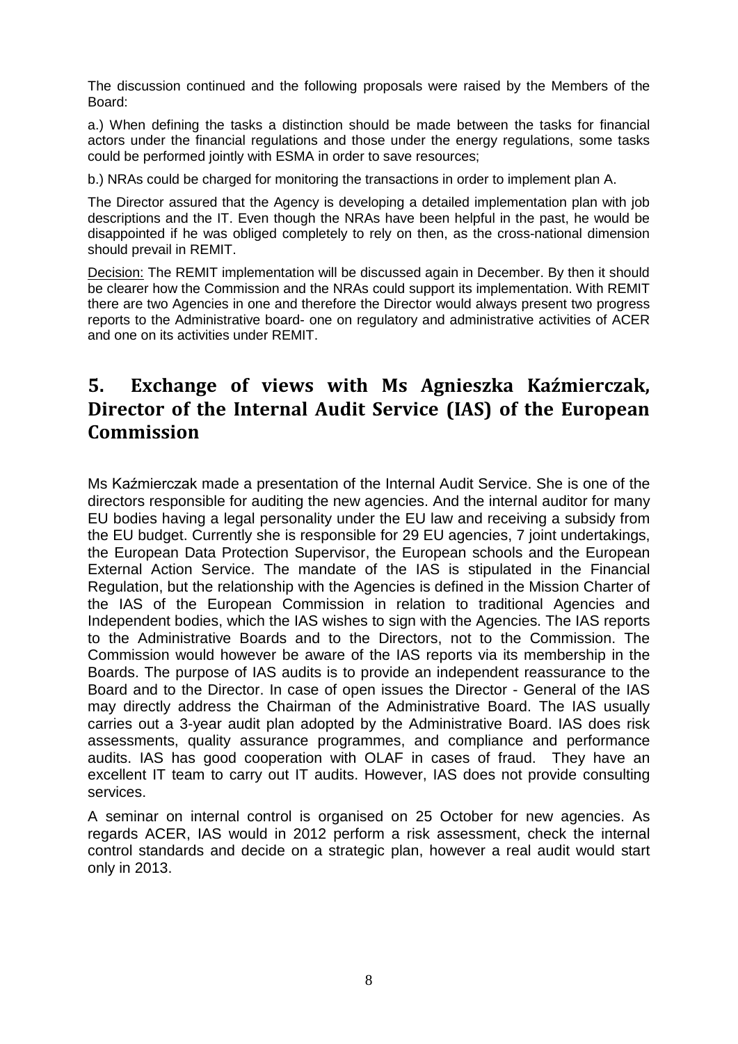The discussion continued and the following proposals were raised by the Members of the Board:

a.) When defining the tasks a distinction should be made between the tasks for financial actors under the financial regulations and those under the energy regulations, some tasks could be performed jointly with ESMA in order to save resources;

b.) NRAs could be charged for monitoring the transactions in order to implement plan A.

The Director assured that the Agency is developing a detailed implementation plan with job descriptions and the IT. Even though the NRAs have been helpful in the past, he would be disappointed if he was obliged completely to rely on then, as the cross-national dimension should prevail in REMIT.

Decision: The REMIT implementation will be discussed again in December. By then it should be clearer how the Commission and the NRAs could support its implementation. With REMIT there are two Agencies in one and therefore the Director would always present two progress reports to the Administrative board- one on regulatory and administrative activities of ACER and one on its activities under REMIT.

## 5. Exchange of views with Ms Agnieszka Kaźmierczak, Director of the Internal Audit Service (IAS) of the European Commission

Ms Kaźmierczak made a presentation of the Internal Audit Service. She is one of the directors responsible for auditing the new agencies. And the internal auditor for many EU bodies having a legal personality under the EU law and receiving a subsidy from the EU budget. Currently she is responsible for 29 EU agencies, 7 joint undertakings, the European Data Protection Supervisor, the European schools and the European External Action Service. The mandate of the IAS is stipulated in the Financial Regulation, but the relationship with the Agencies is defined in the Mission Charter of the IAS of the European Commission in relation to traditional Agencies and Independent bodies, which the IAS wishes to sign with the Agencies. The IAS reports to the Administrative Boards and to the Directors, not to the Commission. The Commission would however be aware of the IAS reports via its membership in the Boards. The purpose of IAS audits is to provide an independent reassurance to the Board and to the Director. In case of open issues the Director - General of the IAS may directly address the Chairman of the Administrative Board. The IAS usually carries out a 3-year audit plan adopted by the Administrative Board. IAS does risk assessments, quality assurance programmes, and compliance and performance audits. IAS has good cooperation with OLAF in cases of fraud. They have an excellent IT team to carry out IT audits. However, IAS does not provide consulting services.

A seminar on internal control is organised on 25 October for new agencies. As regards ACER, IAS would in 2012 perform a risk assessment, check the internal control standards and decide on a strategic plan, however a real audit would start only in 2013.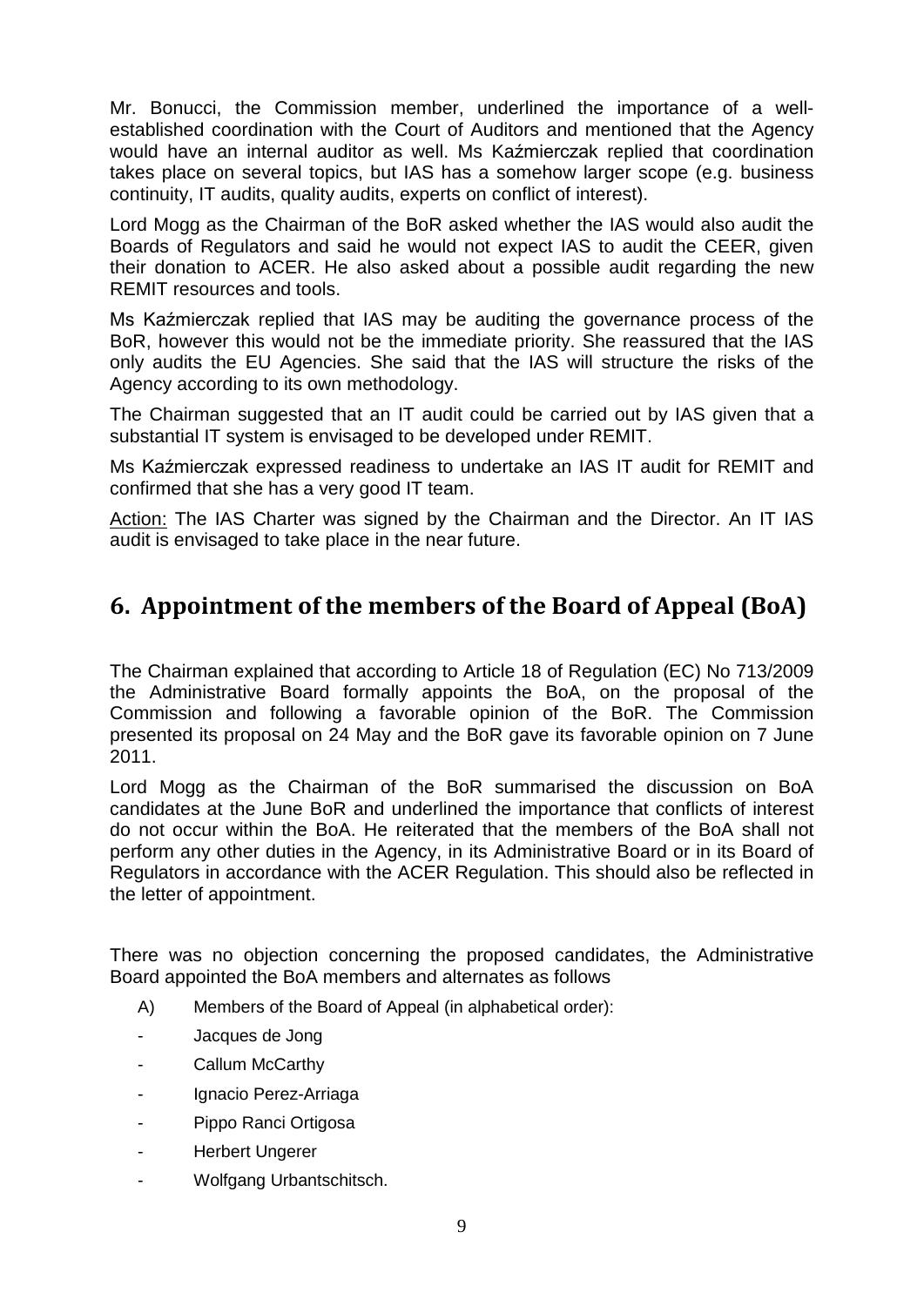Mr. Bonucci, the Commission member, underlined the importance of a well-established coordination with the Court of Auditors and mentioned that the Agency would have an internal auditor as well. Ms Kaźmierczak replied that coordination takes place on several topics, but IAS has a somehow larger scope (e.g. business continuity, IT audits, quality audits, experts on conflict of interest).

Lord Mogg as the Chairman of the BoR asked whether the IAS would also audit the Boards of Regulators and said he would not expect IAS to audit the CEER, given their donation to ACER. He also asked about a possible audit regarding the new REMIT resources and tools.

Ms Kaźmierczak replied that IAS may be auditing the governance process of the BoR, however this would not be the immediate priority. She reassured that the IAS only audits the EU Agencies. She said that the IAS will structure the risks of the Agency according to its own methodology.

The Chairman suggested that an IT audit could be carried out by IAS given that a substantial IT system is envisaged to be developed under REMIT.

Ms Kaźmierczak expressed readiness to undertake an IAS IT audit for REMIT and confirmed that she has a very good IT team.

Action: The IAS Charter was signed by the Chairman and the Director. An IT IAS audit is envisaged to take place in the near future.

## 6. Appointment of the members of the Board of Appeal (BoA)

The Chairman explained that according to Article 18 of Regulation (EC) No 713/2009 the Administrative Board formally appoints the BoA, on the proposal of the Commission and following a favorable opinion of the BoR. The Commission presented its proposal on 24 May and the BoR gave its favorable opinion on 7 June 2011.

Lord Mogg as the Chairman of the BoR summarised the discussion on BoA candidates at the June BoR and underlined the importance that conflicts of interest do not occur within the BoA. He reiterated that the members of the BoA shall not perform any other duties in the Agency, in its Administrative Board or in its Board of Regulators in accordance with the ACER Regulation. This should also be reflected in the letter of appointment.

There was no objection concerning the proposed candidates, the Administrative Board appointed the BoA members and alternates as follows

A) Members of the Board of Appeal (in alphabetical order):

- Jacques de Jong
- Callum McCarthy
- Ignacio Perez-Arriaga
- Pippo Ranci Ortigosa
- Herbert Ungerer
- Wolfgang Urbantschitsch.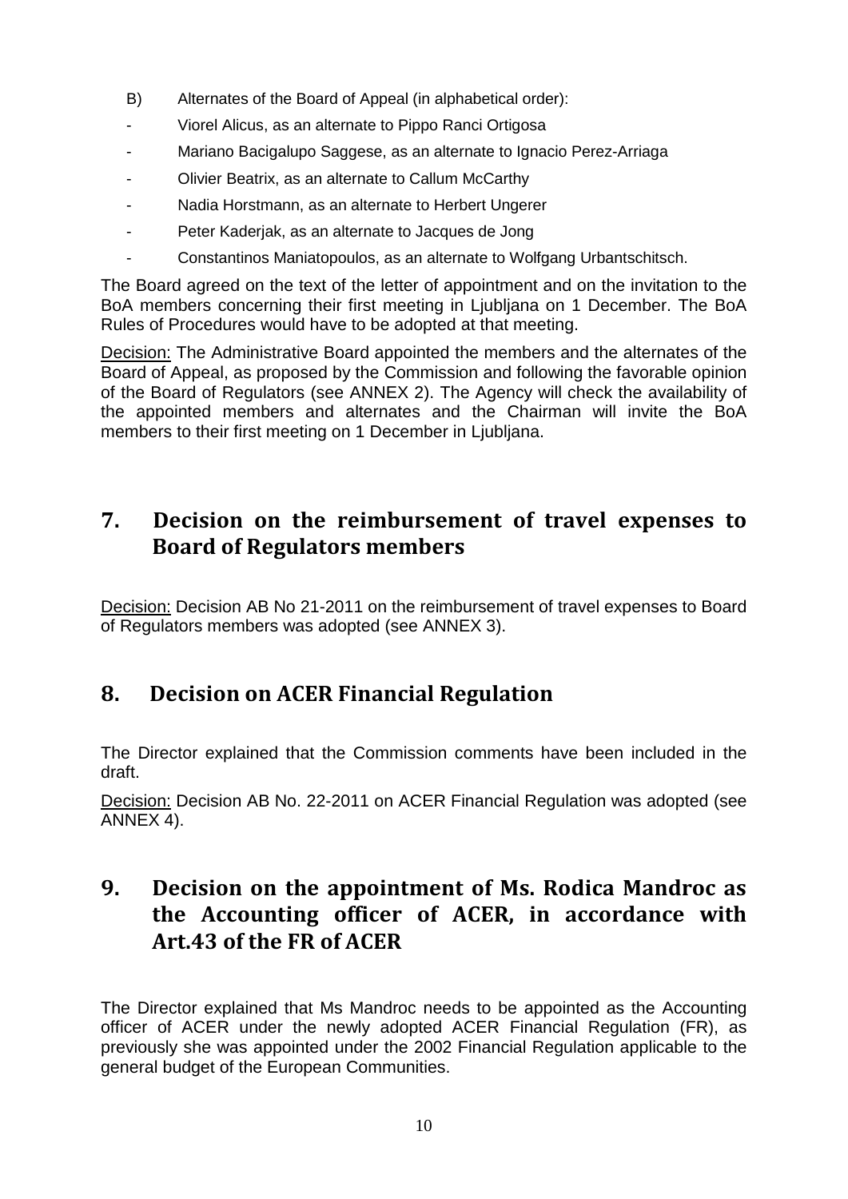B) Alternates of the Board of Appeal (in alphabetical order):

- Viorel Alicus, as an alternate to Pippo Ranci Ortigosa
- Mariano Bacigalupo Saggese, as an alternate to Ignacio Perez-Arriaga
- Olivier Beatrix, as an alternate to Callum McCarthy
- Nadia Horstmann, as an alternate to Herbert Ungerer
- Peter Kaderjak, as an alternate to Jacques de Jong
- Constantinos Maniatopoulos, as an alternate to Wolfgang Urbantschitsch.

The Board agreed on the text of the letter of appointment and on the invitation to the BoA members concerning their first meeting in Ljubljana on 1 December. The BoA Rules of Procedures would have to be adopted at that meeting.

Decision: The Administrative Board appointed the members and the alternates of the Board of Appeal, as proposed by the Commission and following the favorable opinion of the Board of Regulators (see ANNEX 2). The Agency will check the availability of the appointed members and alternates and the Chairman will invite the BoA members to their first meeting on 1 December in Ljubljana.

## 7. Decision on the reimbursement of travel expenses to Board of Regulators members

Decision: Decision AB No 21-2011 on the reimbursement of travel expenses to Board of Regulators members was adopted (see ANNEX 3).

## 8. Decision on ACER Financial Regulation

The Director explained that the Commission comments have been included in the draft.

Decision: Decision AB No. 22-2011 on ACER Financial Regulation was adopted (see ANNEX 4).

## 9. Decision on the appointment of Ms. Rodica Mandroc as the Accounting officer of ACER, in accordance with Art.43 of the FR of ACER

The Director explained that Ms Mandroc needs to be appointed as the Accounting officer of ACER under the newly adopted ACER Financial Regulation (FR), as previously she was appointed under the 2002 Financial Regulation applicable to the general budget of the European Communities.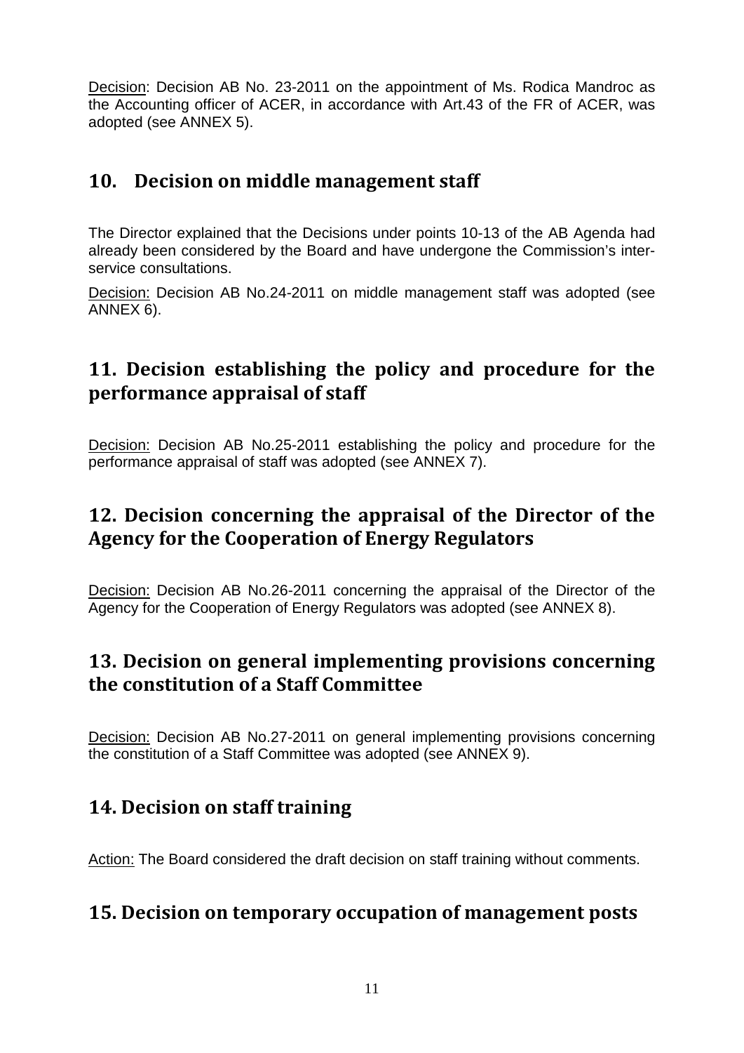Decision: Decision AB No. 23-2011 on the appointment of Ms. Rodica Mandroc as the Accounting officer of ACER, in accordance with Art.43 of the FR of ACER, was adopted (see ANNEX 5).

## 10. Decision on middle management staff

The Director explained that the Decisions under points 10-13 of the AB Agenda had already been considered by the Board and have undergone the Commission's inter-service consultations.

Decision: Decision AB No.24-2011 on middle management staff was adopted (see ANNEX 6).

## 11. Decision establishing the policy and procedure for the performance appraisal of staff

Decision: Decision AB No.25-2011 establishing the policy and procedure for the performance appraisal of staff was adopted (see ANNEX 7).

## 12. Decision concerning the appraisal of the Director of the Agency for the Cooperation of Energy Regulators

Decision: Decision AB No.26-2011 concerning the appraisal of the Director of the Agency for the Cooperation of Energy Regulators was adopted (see ANNEX 8).

## 13. Decision on general implementing provisions concerning the constitution of a Staff Committee

Decision: Decision AB No.27-2011 on general implementing provisions concerning the constitution of a Staff Committee was adopted (see ANNEX 9).

## 14. Decision on staff training

Action: The Board considered the draft decision on staff training without comments.

## 15. Decision on temporary occupation of management posts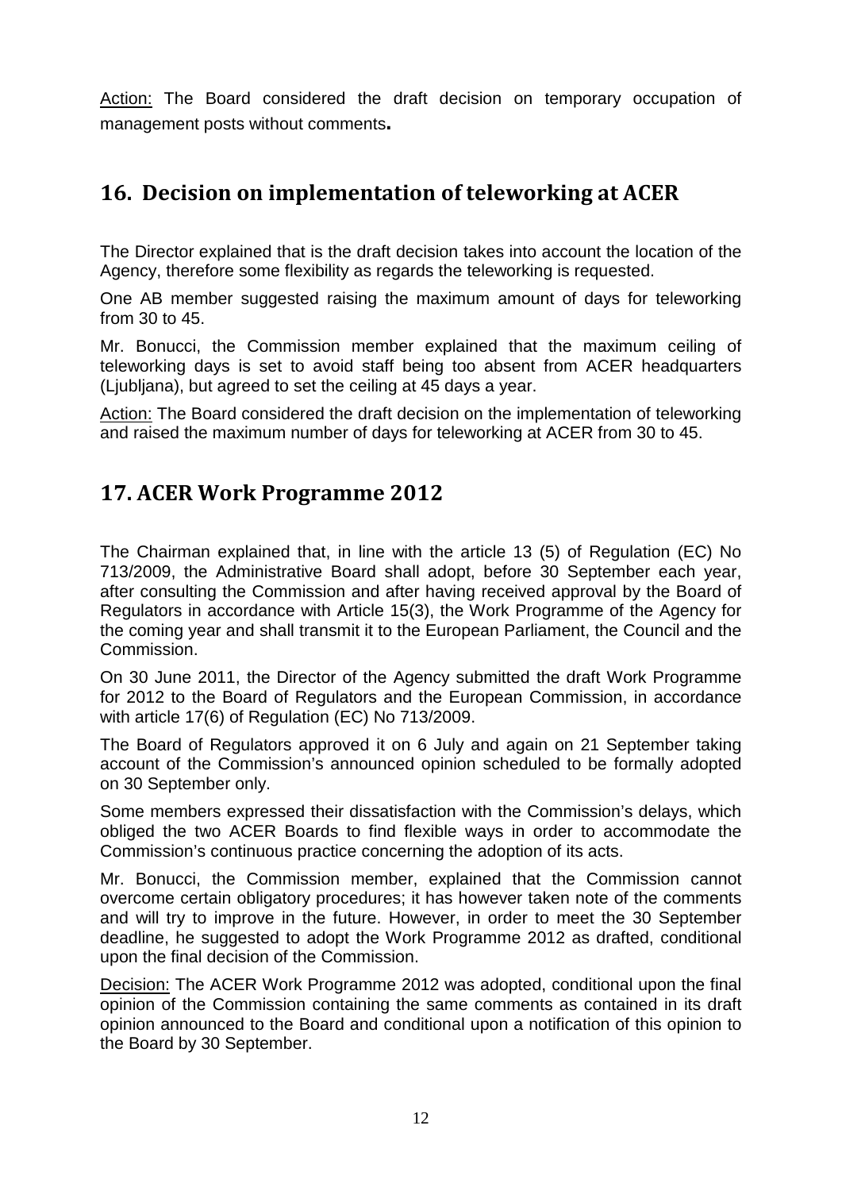Action: The Board considered the draft decision on temporary occupation of management posts without comments**.**

## 16. Decision on implementation of teleworking at ACER

The Director explained that is the draft decision takes into account the location of the Agency, therefore some flexibility as regards the teleworking is requested.

One AB member suggested raising the maximum amount of days for teleworking from 30 to 45.

Mr. Bonucci, the Commission member explained that the maximum ceiling of teleworking days is set to avoid staff being too absent from ACER headquarters (Ljubljana), but agreed to set the ceiling at 45 days a year.

Action: The Board considered the draft decision on the implementation of teleworking and raised the maximum number of days for teleworking at ACER from 30 to 45.

## 17. ACER Work Programme 2012

The Chairman explained that, in line with the article 13 (5) of Regulation (EC) No 713/2009, the Administrative Board shall adopt, before 30 September each year, after consulting the Commission and after having received approval by the Board of Regulators in accordance with Article 15(3), the Work Programme of the Agency for the coming year and shall transmit it to the European Parliament, the Council and the Commission.

On 30 June 2011, the Director of the Agency submitted the draft Work Programme for 2012 to the Board of Regulators and the European Commission, in accordance with article 17(6) of Regulation (EC) No 713/2009.

The Board of Regulators approved it on 6 July and again on 21 September taking account of the Commission's announced opinion scheduled to be formally adopted on 30 September only.

Some members expressed their dissatisfaction with the Commission's delays, which obliged the two ACER Boards to find flexible ways in order to accommodate the Commission's continuous practice concerning the adoption of its acts.

Mr. Bonucci, the Commission member, explained that the Commission cannot overcome certain obligatory procedures; it has however taken note of the comments and will try to improve in the future. However, in order to meet the 30 September deadline, he suggested to adopt the Work Programme 2012 as drafted, conditional upon the final decision of the Commission.

Decision: The ACER Work Programme 2012 was adopted, conditional upon the final opinion of the Commission containing the same comments as contained in its draft opinion announced to the Board and conditional upon a notification of this opinion to the Board by 30 September.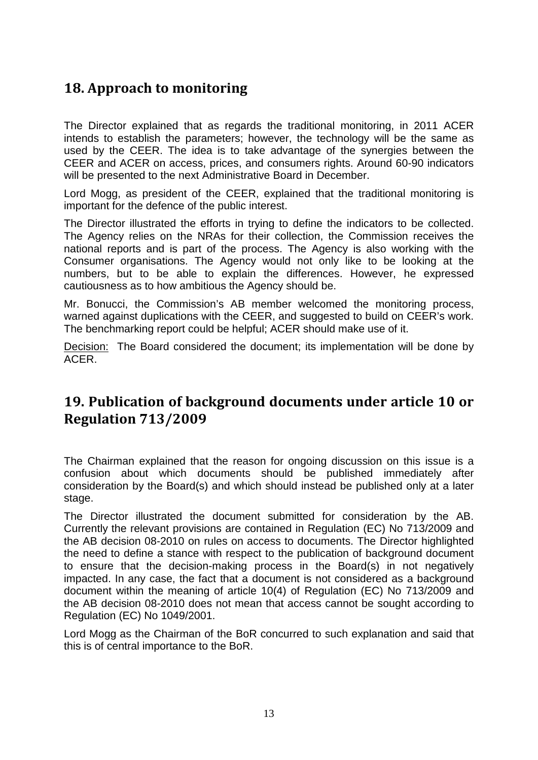## 18. Approach to monitoring

The Director explained that as regards the traditional monitoring, in 2011 ACER intends to establish the parameters; however, the technology will be the same as used by the CEER. The idea is to take advantage of the synergies between the CEER and ACER on access, prices, and consumers rights. Around 60-90 indicators will be presented to the next Administrative Board in December.

Lord Mogg, as president of the CEER, explained that the traditional monitoring is important for the defence of the public interest.

The Director illustrated the efforts in trying to define the indicators to be collected. The Agency relies on the NRAs for their collection, the Commission receives the national reports and is part of the process. The Agency is also working with the Consumer organisations. The Agency would not only like to be looking at the numbers, but to be able to explain the differences. However, he expressed cautiousness as to how ambitious the Agency should be.

Mr. Bonucci, the Commission's AB member welcomed the monitoring process, warned against duplications with the CEER, and suggested to build on CEER's work. The benchmarking report could be helpful; ACER should make use of it.

Decision: The Board considered the document; its implementation will be done by ACER.

## 19. Publication of background documents under article 10 or Regulation 713/2009

The Chairman explained that the reason for ongoing discussion on this issue is a confusion about which documents should be published immediately after consideration by the Board(s) and which should instead be published only at a later stage.

The Director illustrated the document submitted for consideration by the AB. Currently the relevant provisions are contained in Regulation (EC) No 713/2009 and the AB decision 08-2010 on rules on access to documents. The Director highlighted the need to define a stance with respect to the publication of background document to ensure that the decision-making process in the Board(s) in not negatively impacted. In any case, the fact that a document is not considered as a background document within the meaning of article 10(4) of Regulation (EC) No 713/2009 and the AB decision 08-2010 does not mean that access cannot be sought according to Regulation (EC) No 1049/2001.

Lord Mogg as the Chairman of the BoR concurred to such explanation and said that this is of central importance to the BoR.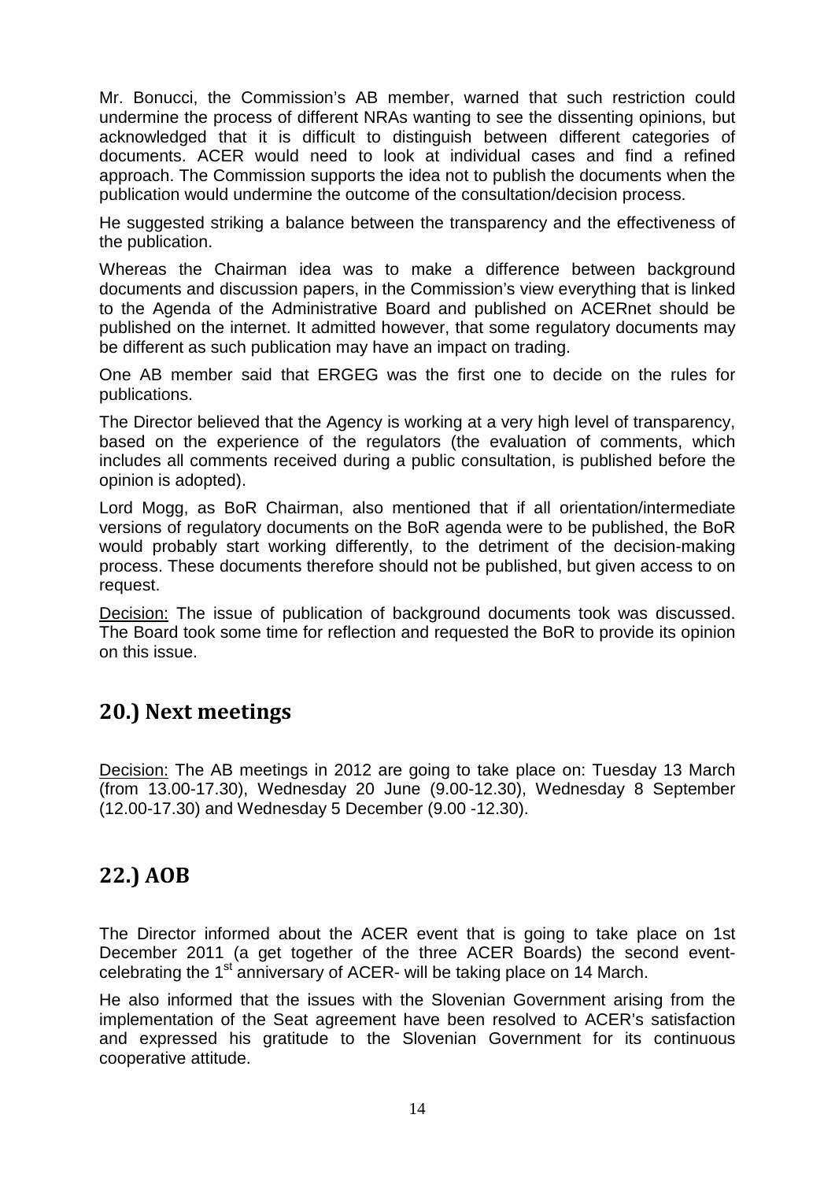Mr. Bonucci, the Commission's AB member, warned that such restriction could undermine the process of different NRAs wanting to see the dissenting opinions, but acknowledged that it is difficult to distinguish between different categories of documents. ACER would need to look at individual cases and find a refined approach. The Commission supports the idea not to publish the documents when the publication would undermine the outcome of the consultation/decision process.

He suggested striking a balance between the transparency and the effectiveness of the publication.

Whereas the Chairman idea was to make a difference between background documents and discussion papers, in the Commission's view everything that is linked to the Agenda of the Administrative Board and published on ACERnet should be published on the internet. It admitted however, that some regulatory documents may be different as such publication may have an impact on trading.

One AB member said that ERGEG was the first one to decide on the rules for publications.

The Director believed that the Agency is working at a very high level of transparency, based on the experience of the regulators (the evaluation of comments, which includes all comments received during a public consultation, is published before the opinion is adopted).

Lord Mogg, as BoR Chairman, also mentioned that if all orientation/intermediate versions of regulatory documents on the BoR agenda were to be published, the BoR would probably start working differently, to the detriment of the decision-making process. These documents therefore should not be published, but given access to on request.

Decision: The issue of publication of background documents took was discussed. The Board took some time for reflection and requested the BoR to provide its opinion on this issue.

## 20.) Next meetings

Decision: The AB meetings in 2012 are going to take place on: Tuesday 13 March (from 13.00-17.30), Wednesday 20 June (9.00-12.30), Wednesday 8 September (12.00-17.30) and Wednesday 5 December (9.00 -12.30).

## 22.) AOB

The Director informed about the ACER event that is going to take place on 1st December 2011 (a get together of the three ACER Boards) the second event-celebrating the 1st anniversary of ACER- will be taking place on 14 March.

He also informed that the issues with the Slovenian Government arising from the implementation of the Seat agreement have been resolved to ACER's satisfaction and expressed his gratitude to the Slovenian Government for its continuous cooperative attitude.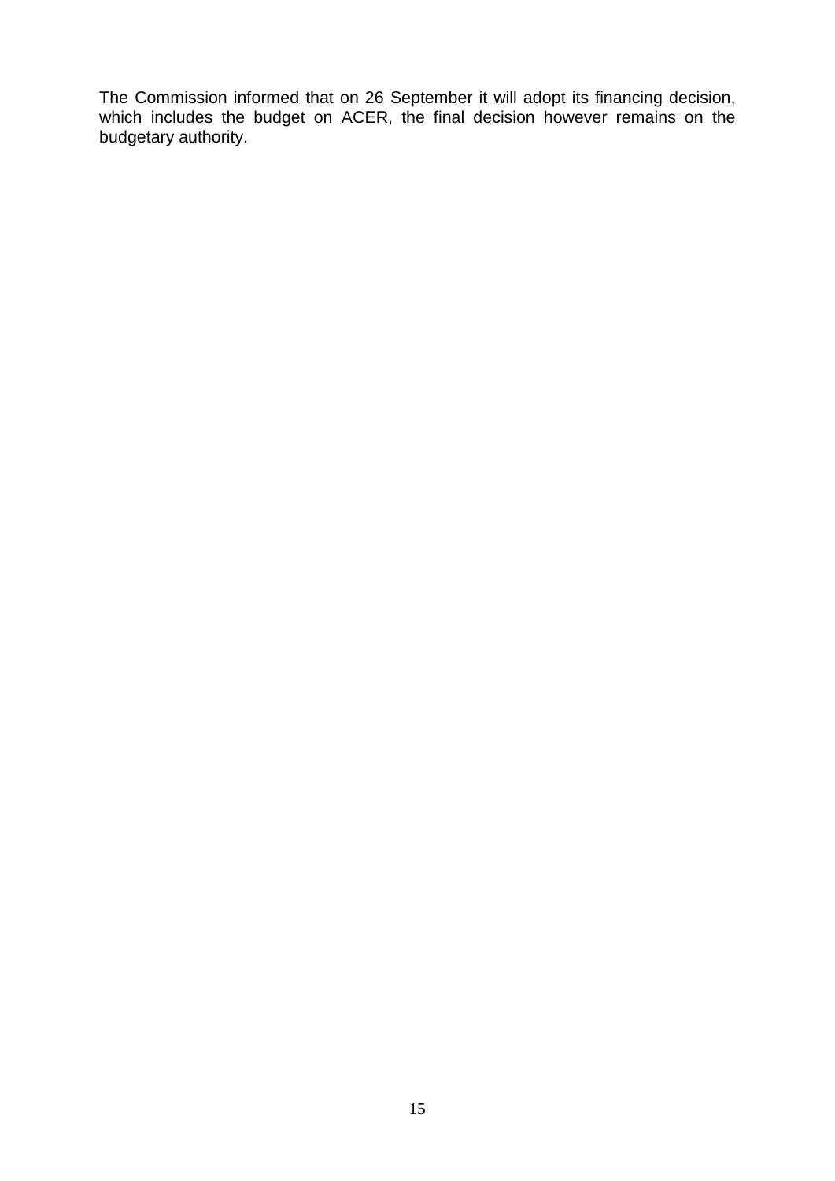The Commission informed that on 26 September it will adopt its financing decision, which includes the budget on ACER, the final decision however remains on the budgetary authority.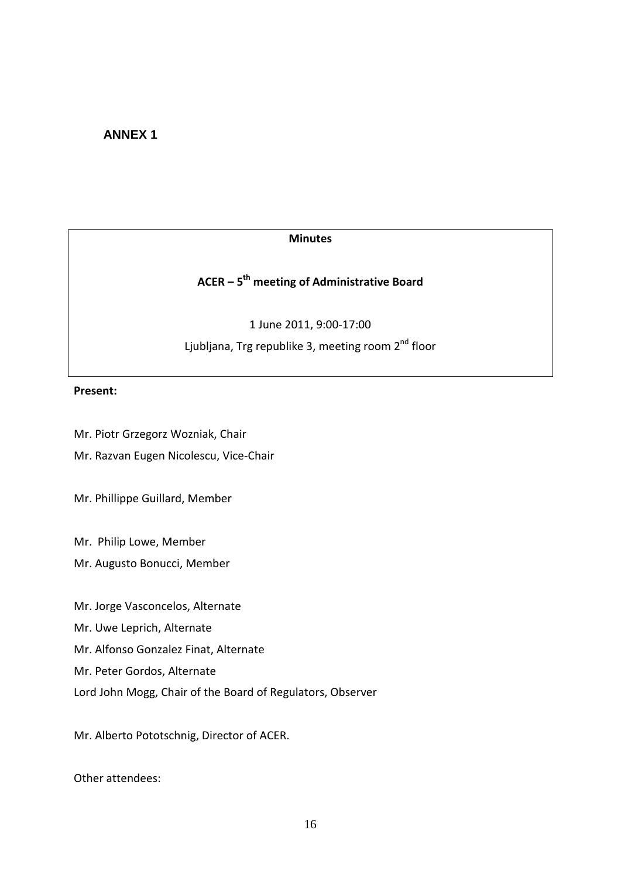**ANNEX 1**

**Minutes**

**ACER – 5th meeting of Administrative Board**

1 June 2011, 9:00-17:00

Ljubljana, Trg republike 3, meeting room 2nd floor

**Present:**

Mr. Piotr Grzegorz Wozniak, Chair

Mr. Razvan Eugen Nicolescu, Vice-Chair

Mr. Phillippe Guillard, Member

Mr. Philip Lowe, Member

Mr. Augusto Bonucci, Member

Mr. Jorge Vasconcelos, Alternate

Mr. Uwe Leprich, Alternate

Mr. Alfonso Gonzalez Finat, Alternate

Mr. Peter Gordos, Alternate

Lord John Mogg, Chair of the Board of Regulators, Observer

Mr. Alberto Pototschnig, Director of ACER.

Other attendees: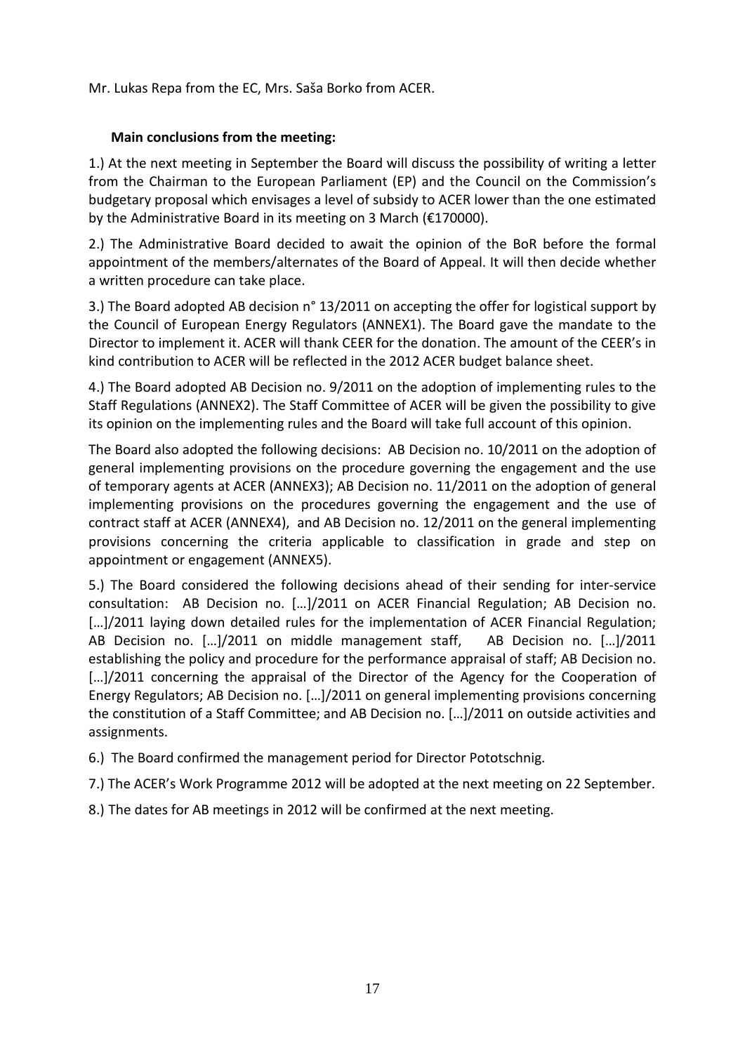Mr. Lukas Repa from the EC, Mrs. Saša Borko from ACER.

**Main conclusions from the meeting:**

1.) At the next meeting in September the Board will discuss the possibility of writing a letter from the Chairman to the European Parliament (EP) and the Council on the Commission's budgetary proposal which envisages a level of subsidy to ACER lower than the one estimated by the Administrative Board in its meeting on 3 March (€170000).

2.) The Administrative Board decided to await the opinion of the BoR before the formal appointment of the members/alternates of the Board of Appeal. It will then decide whether a written procedure can take place.

3.) The Board adopted AB decision n° 13/2011 on accepting the offer for logistical support by the Council of European Energy Regulators (ANNEX1). The Board gave the mandate to the Director to implement it. ACER will thank CEER for the donation. The amount of the CEER's in kind contribution to ACER will be reflected in the 2012 ACER budget balance sheet.

4.) The Board adopted AB Decision no. 9/2011 on the adoption of implementing rules to the Staff Regulations (ANNEX2). The Staff Committee of ACER will be given the possibility to give its opinion on the implementing rules and the Board will take full account of this opinion.

The Board also adopted the following decisions: AB Decision no. 10/2011 on the adoption of general implementing provisions on the procedure governing the engagement and the use of temporary agents at ACER (ANNEX3); AB Decision no. 11/2011 on the adoption of general implementing provisions on the procedures governing the engagement and the use of contract staff at ACER (ANNEX4), and AB Decision no. 12/2011 on the general implementing provisions concerning the criteria applicable to classification in grade and step on appointment or engagement (ANNEX5).

5.) The Board considered the following decisions ahead of their sending for inter-service consultation: AB Decision no. […]/2011 on ACER Financial Regulation; AB Decision no. […]/2011 laying down detailed rules for the implementation of ACER Financial Regulation; AB Decision no. […]/2011 on middle management staff, AB Decision no. […]/2011 establishing the policy and procedure for the performance appraisal of staff; AB Decision no. […]/2011 concerning the appraisal of the Director of the Agency for the Cooperation of Energy Regulators; AB Decision no. […]/2011 on general implementing provisions concerning the constitution of a Staff Committee; and AB Decision no. […]/2011 on outside activities and assignments.

6.) The Board confirmed the management period for Director Pototschnig.

7.) The ACER's Work Programme 2012 will be adopted at the next meeting on 22 September.

8.) The dates for AB meetings in 2012 will be confirmed at the next meeting.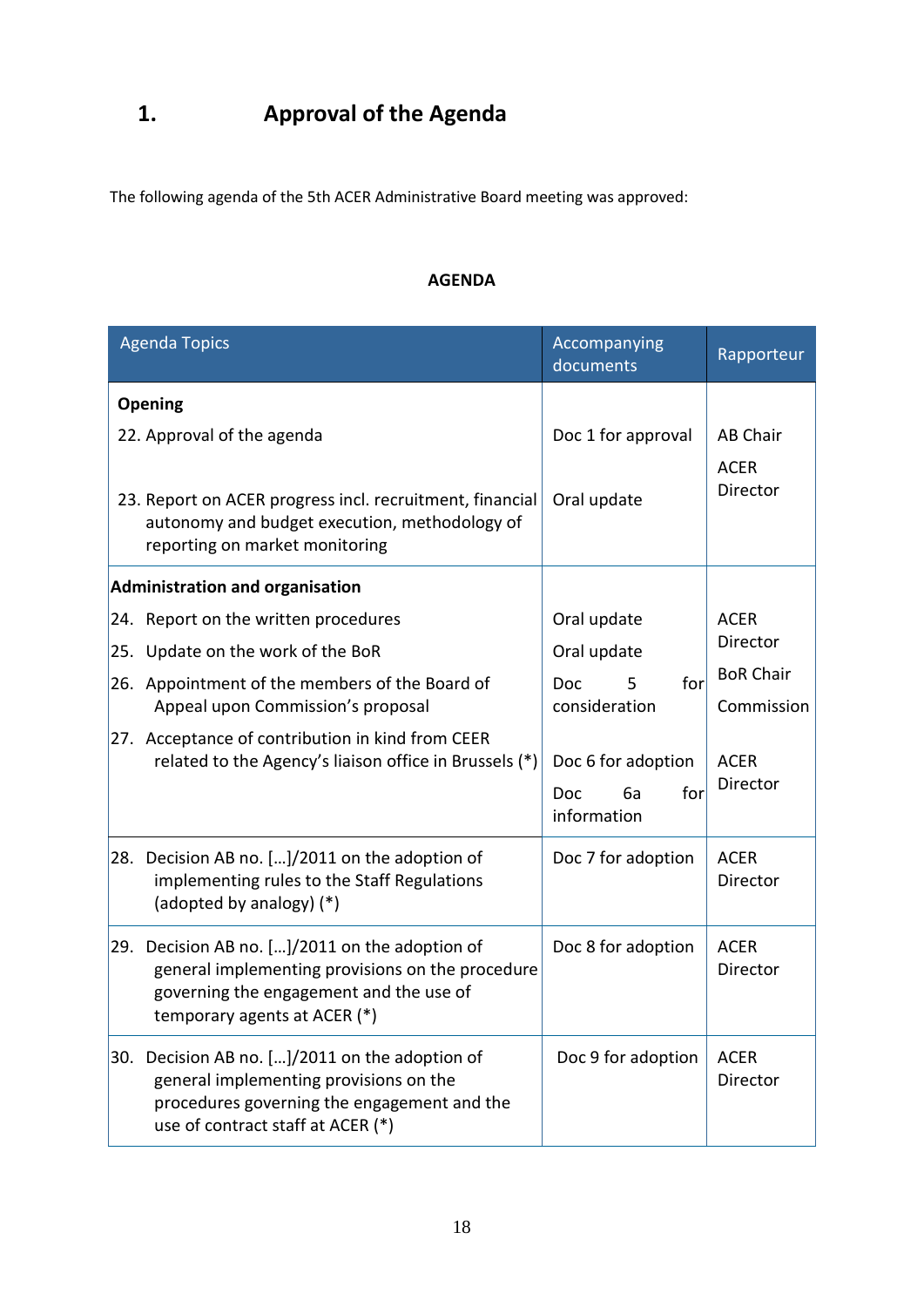# 1. Approval of the Agenda

The following agenda of the 5th ACER Administrative Board meeting was approved:

**AGENDA**

| Agenda Topics | Accompanying documents | Rapporteur |
|---|---|---|
| **Opening** | | |
| 22. Approval of the agenda | Doc 1 for approval | AB Chair |
| 23. Report on ACER progress incl. recruitment, financial autonomy and budget execution, methodology of reporting on market monitoring | Oral update | ACER Director |
| **Administration and organisation** | | |
| 24. Report on the written procedures | Oral update | ACER Director |
| 25. Update on the work of the BoR | Oral update | BoR Chair |
| 26. Appointment of the members of the Board of Appeal upon Commission's proposal | Doc 5 for consideration | Commission |
| 27. Acceptance of contribution in kind from CEER related to the Agency's liaison office in Brussels (*) | Doc 6 for adoption<br>Doc 6a for information | ACER Director |
| 28. Decision AB no. […]/2011 on the adoption of implementing rules to the Staff Regulations (adopted by analogy) (*) | Doc 7 for adoption | ACER Director |
| 29. Decision AB no. […]/2011 on the adoption of general implementing provisions on the procedure governing the engagement and the use of temporary agents at ACER (*) | Doc 8 for adoption | ACER Director |
| 30. Decision AB no. […]/2011 on the adoption of general implementing provisions on the procedures governing the engagement and the use of contract staff at ACER (*) | Doc 9 for adoption | ACER Director |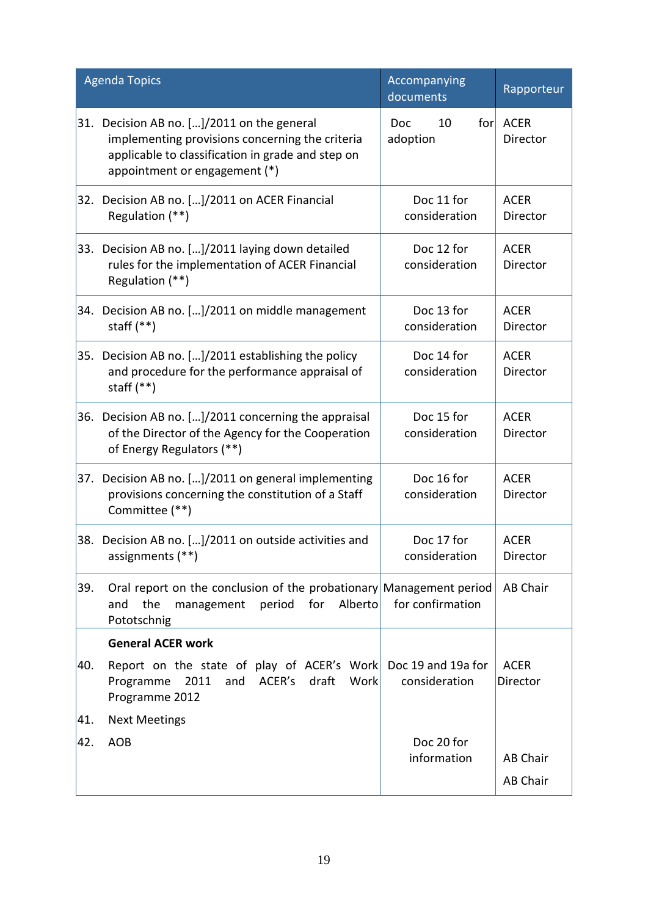| Agenda Topics | Accompanying documents | Rapporteur |
|---|---|---|
| 31. Decision AB no. […]/2011 on the general implementing provisions concerning the criteria applicable to classification in grade and step on appointment or engagement (*) | Doc 10 for adoption | ACER Director |
| 32. Decision AB no. […]/2011 on ACER Financial Regulation (**) | Doc 11 for consideration | ACER Director |
| 33. Decision AB no. […]/2011 laying down detailed rules for the implementation of ACER Financial Regulation (**) | Doc 12 for consideration | ACER Director |
| 34. Decision AB no. […]/2011 on middle management staff (**) | Doc 13 for consideration | ACER Director |
| 35. Decision AB no. […]/2011 establishing the policy and procedure for the performance appraisal of staff (**) | Doc 14 for consideration | ACER Director |
| 36. Decision AB no. […]/2011 concerning the appraisal of the Director of the Agency for the Cooperation of Energy Regulators (**) | Doc 15 for consideration | ACER Director |
| 37. Decision AB no. […]/2011 on general implementing provisions concerning the constitution of a Staff Committee (**) | Doc 16 for consideration | ACER Director |
| 38. Decision AB no. […]/2011 on outside activities and assignments (**) | Doc 17 for consideration | ACER Director |
| 39. Oral report on the conclusion of the probationary and the management period for Alberto Pototschnig | Management period for confirmation | AB Chair |
| **General ACER work** | | |
| 40. Report on the state of play of ACER's Work Programme 2011 and ACER's draft Work Programme 2012 | Doc 19 and 19a for consideration | ACER Director |
| 41. Next Meetings | Doc 20 for information | AB Chair |
| 42. AOB | | AB Chair |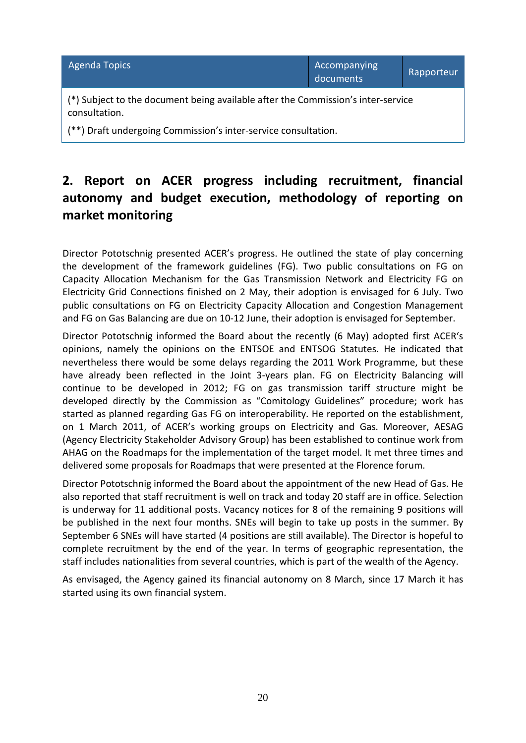| Agenda Topics | Accompanying documents | Rapporteur |
|---|---|---|
| (*) Subject to the document being available after the Commission's inter-service consultation. (**) Draft undergoing Commission's inter-service consultation. | | |

## 2. Report on ACER progress including recruitment, financial autonomy and budget execution, methodology of reporting on market monitoring

Director Pototschnig presented ACER's progress. He outlined the state of play concerning the development of the framework guidelines (FG). Two public consultations on FG on Capacity Allocation Mechanism for the Gas Transmission Network and Electricity FG on Electricity Grid Connections finished on 2 May, their adoption is envisaged for 6 July. Two public consultations on FG on Electricity Capacity Allocation and Congestion Management and FG on Gas Balancing are due on 10-12 June, their adoption is envisaged for September.

Director Pototschnig informed the Board about the recently (6 May) adopted first ACER's opinions, namely the opinions on the ENTSOE and ENTSOG Statutes. He indicated that nevertheless there would be some delays regarding the 2011 Work Programme, but these have already been reflected in the Joint 3-years plan. FG on Electricity Balancing will continue to be developed in 2012; FG on gas transmission tariff structure might be developed directly by the Commission as "Comitology Guidelines" procedure; work has started as planned regarding Gas FG on interoperability. He reported on the establishment, on 1 March 2011, of ACER's working groups on Electricity and Gas. Moreover, AESAG (Agency Electricity Stakeholder Advisory Group) has been established to continue work from AHAG on the Roadmaps for the implementation of the target model. It met three times and delivered some proposals for Roadmaps that were presented at the Florence forum.

Director Pototschnig informed the Board about the appointment of the new Head of Gas. He also reported that staff recruitment is well on track and today 20 staff are in office. Selection is underway for 11 additional posts. Vacancy notices for 8 of the remaining 9 positions will be published in the next four months. SNEs will begin to take up posts in the summer. By September 6 SNEs will have started (4 positions are still available). The Director is hopeful to complete recruitment by the end of the year. In terms of geographic representation, the staff includes nationalities from several countries, which is part of the wealth of the Agency.

As envisaged, the Agency gained its financial autonomy on 8 March, since 17 March it has started using its own financial system.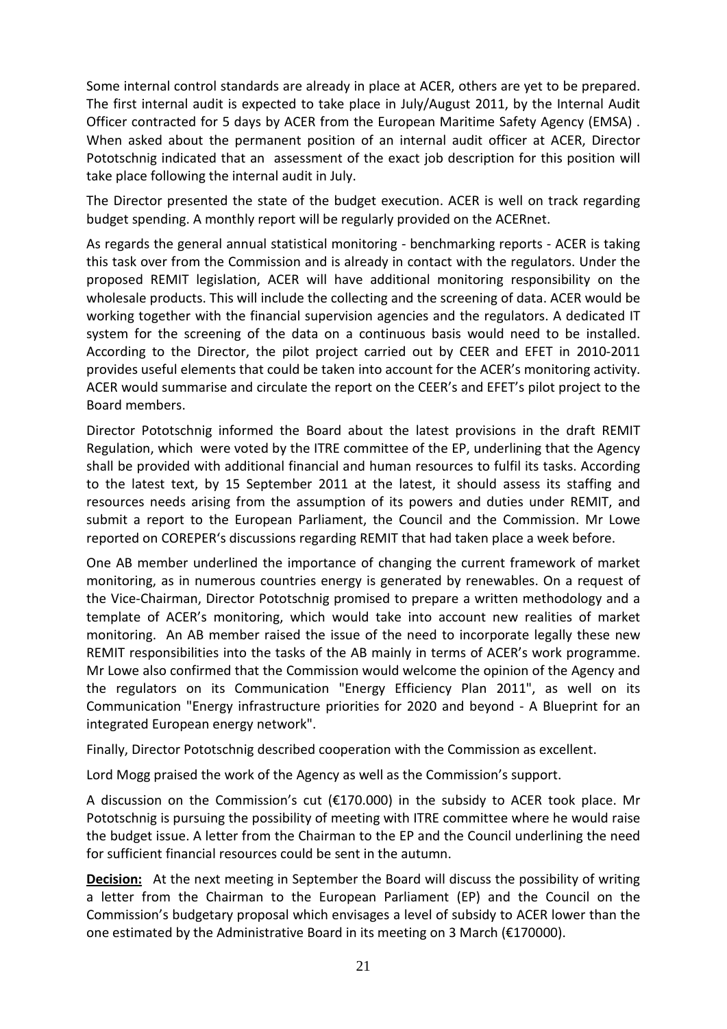Some internal control standards are already in place at ACER, others are yet to be prepared. The first internal audit is expected to take place in July/August 2011, by the Internal Audit Officer contracted for 5 days by ACER from the European Maritime Safety Agency (EMSA) . When asked about the permanent position of an internal audit officer at ACER, Director Pototschnig indicated that an assessment of the exact job description for this position will take place following the internal audit in July.

The Director presented the state of the budget execution. ACER is well on track regarding budget spending. A monthly report will be regularly provided on the ACERnet.

As regards the general annual statistical monitoring - benchmarking reports - ACER is taking this task over from the Commission and is already in contact with the regulators. Under the proposed REMIT legislation, ACER will have additional monitoring responsibility on the wholesale products. This will include the collecting and the screening of data. ACER would be working together with the financial supervision agencies and the regulators. A dedicated IT system for the screening of the data on a continuous basis would need to be installed. According to the Director, the pilot project carried out by CEER and EFET in 2010-2011 provides useful elements that could be taken into account for the ACER's monitoring activity. ACER would summarise and circulate the report on the CEER's and EFET's pilot project to the Board members.

Director Pototschnig informed the Board about the latest provisions in the draft REMIT Regulation, which were voted by the ITRE committee of the EP, underlining that the Agency shall be provided with additional financial and human resources to fulfil its tasks. According to the latest text, by 15 September 2011 at the latest, it should assess its staffing and resources needs arising from the assumption of its powers and duties under REMIT, and submit a report to the European Parliament, the Council and the Commission. Mr Lowe reported on COREPER's discussions regarding REMIT that had taken place a week before.

One AB member underlined the importance of changing the current framework of market monitoring, as in numerous countries energy is generated by renewables. On a request of the Vice-Chairman, Director Pototschnig promised to prepare a written methodology and a template of ACER's monitoring, which would take into account new realities of market monitoring. An AB member raised the issue of the need to incorporate legally these new REMIT responsibilities into the tasks of the AB mainly in terms of ACER's work programme. Mr Lowe also confirmed that the Commission would welcome the opinion of the Agency and the regulators on its Communication "Energy Efficiency Plan 2011", as well on its Communication "Energy infrastructure priorities for 2020 and beyond - A Blueprint for an integrated European energy network".

Finally, Director Pototschnig described cooperation with the Commission as excellent.

Lord Mogg praised the work of the Agency as well as the Commission's support.

A discussion on the Commission's cut (€170.000) in the subsidy to ACER took place. Mr Pototschnig is pursuing the possibility of meeting with ITRE committee where he would raise the budget issue. A letter from the Chairman to the EP and the Council underlining the need for sufficient financial resources could be sent in the autumn.

**Decision:** At the next meeting in September the Board will discuss the possibility of writing a letter from the Chairman to the European Parliament (EP) and the Council on the Commission's budgetary proposal which envisages a level of subsidy to ACER lower than the one estimated by the Administrative Board in its meeting on 3 March (€170000).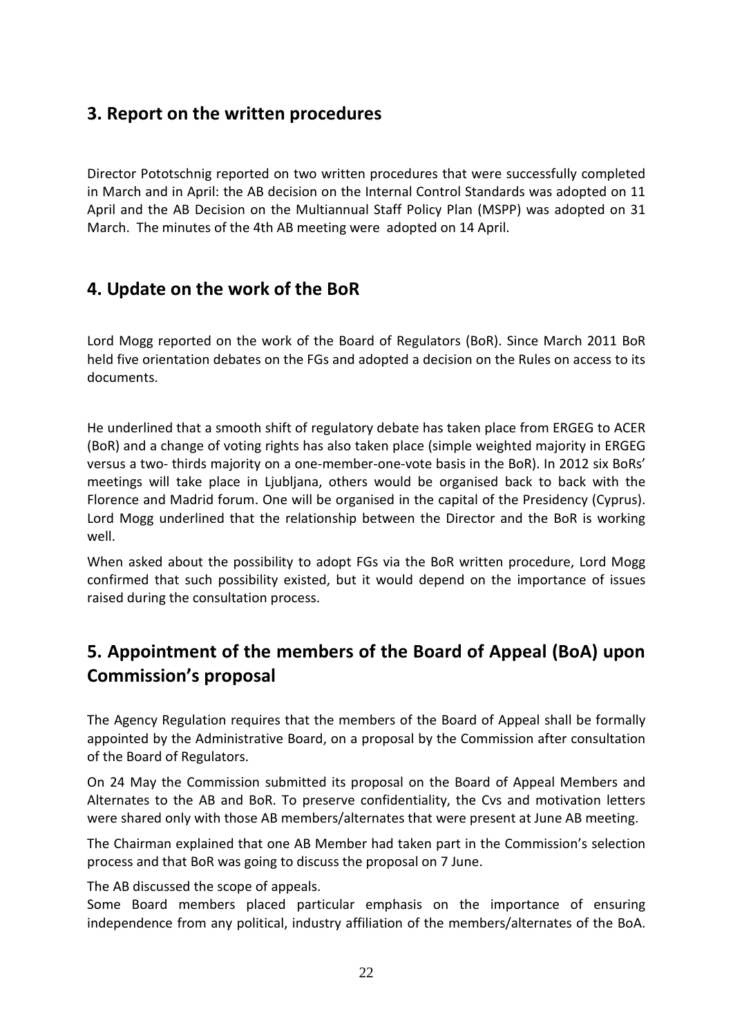## 3. Report on the written procedures

Director Pototschnig reported on two written procedures that were successfully completed in March and in April: the AB decision on the Internal Control Standards was adopted on 11 April and the AB Decision on the Multiannual Staff Policy Plan (MSPP) was adopted on 31 March. The minutes of the 4th AB meeting were adopted on 14 April.

## 4. Update on the work of the BoR

Lord Mogg reported on the work of the Board of Regulators (BoR). Since March 2011 BoR held five orientation debates on the FGs and adopted a decision on the Rules on access to its documents.

He underlined that a smooth shift of regulatory debate has taken place from ERGEG to ACER (BoR) and a change of voting rights has also taken place (simple weighted majority in ERGEG versus a two- thirds majority on a one-member-one-vote basis in the BoR). In 2012 six BoRs' meetings will take place in Ljubljana, others would be organised back to back with the Florence and Madrid forum. One will be organised in the capital of the Presidency (Cyprus). Lord Mogg underlined that the relationship between the Director and the BoR is working well.

When asked about the possibility to adopt FGs via the BoR written procedure, Lord Mogg confirmed that such possibility existed, but it would depend on the importance of issues raised during the consultation process.

## 5. Appointment of the members of the Board of Appeal (BoA) upon Commission's proposal

The Agency Regulation requires that the members of the Board of Appeal shall be formally appointed by the Administrative Board, on a proposal by the Commission after consultation of the Board of Regulators.

On 24 May the Commission submitted its proposal on the Board of Appeal Members and Alternates to the AB and BoR. To preserve confidentiality, the Cvs and motivation letters were shared only with those AB members/alternates that were present at June AB meeting.

The Chairman explained that one AB Member had taken part in the Commission's selection process and that BoR was going to discuss the proposal on 7 June.

The AB discussed the scope of appeals.

Some Board members placed particular emphasis on the importance of ensuring independence from any political, industry affiliation of the members/alternates of the BoA.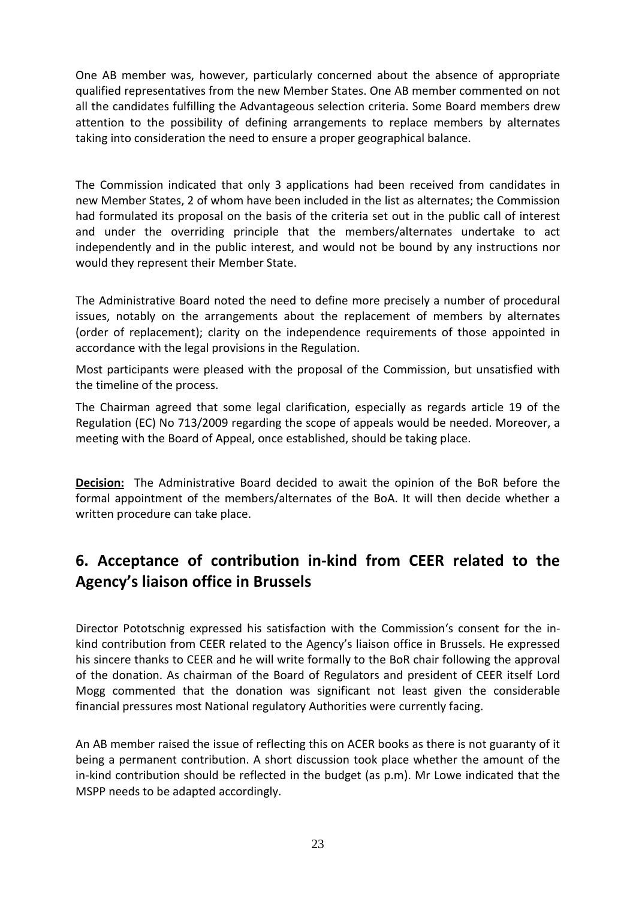One AB member was, however, particularly concerned about the absence of appropriate qualified representatives from the new Member States. One AB member commented on not all the candidates fulfilling the Advantageous selection criteria. Some Board members drew attention to the possibility of defining arrangements to replace members by alternates taking into consideration the need to ensure a proper geographical balance.

The Commission indicated that only 3 applications had been received from candidates in new Member States, 2 of whom have been included in the list as alternates; the Commission had formulated its proposal on the basis of the criteria set out in the public call of interest and under the overriding principle that the members/alternates undertake to act independently and in the public interest, and would not be bound by any instructions nor would they represent their Member State.

The Administrative Board noted the need to define more precisely a number of procedural issues, notably on the arrangements about the replacement of members by alternates (order of replacement); clarity on the independence requirements of those appointed in accordance with the legal provisions in the Regulation.

Most participants were pleased with the proposal of the Commission, but unsatisfied with the timeline of the process.

The Chairman agreed that some legal clarification, especially as regards article 19 of the Regulation (EC) No 713/2009 regarding the scope of appeals would be needed. Moreover, a meeting with the Board of Appeal, once established, should be taking place.

**Decision:** The Administrative Board decided to await the opinion of the BoR before the formal appointment of the members/alternates of the BoA. It will then decide whether a written procedure can take place.

## 6. Acceptance of contribution in-kind from CEER related to the Agency's liaison office in Brussels

Director Pototschnig expressed his satisfaction with the Commission's consent for the in-kind contribution from CEER related to the Agency's liaison office in Brussels. He expressed his sincere thanks to CEER and he will write formally to the BoR chair following the approval of the donation. As chairman of the Board of Regulators and president of CEER itself Lord Mogg commented that the donation was significant not least given the considerable financial pressures most National regulatory Authorities were currently facing.

An AB member raised the issue of reflecting this on ACER books as there is not guaranty of it being a permanent contribution. A short discussion took place whether the amount of the in-kind contribution should be reflected in the budget (as p.m). Mr Lowe indicated that the MSPP needs to be adapted accordingly.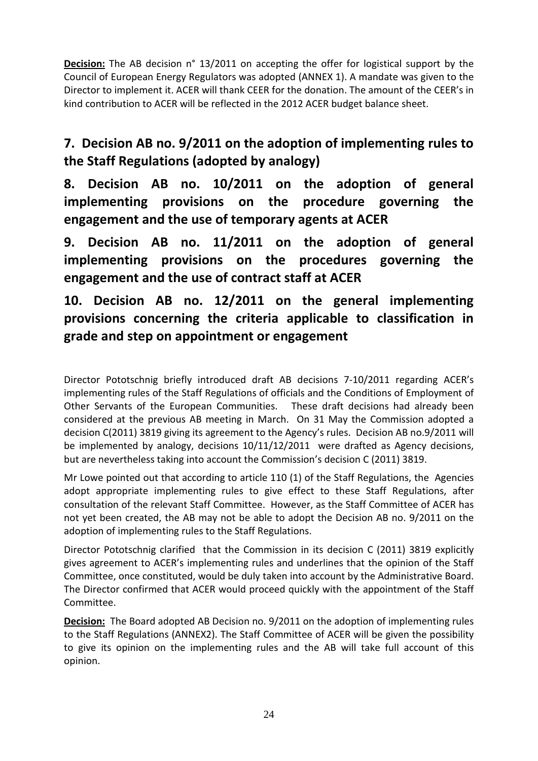**Decision:** The AB decision n° 13/2011 on accepting the offer for logistical support by the Council of European Energy Regulators was adopted (ANNEX 1). A mandate was given to the Director to implement it. ACER will thank CEER for the donation. The amount of the CEER's in kind contribution to ACER will be reflected in the 2012 ACER budget balance sheet.

## 7. Decision AB no. 9/2011 on the adoption of implementing rules to the Staff Regulations (adopted by analogy)

## 8. Decision AB no. 10/2011 on the adoption of general implementing provisions on the procedure governing the engagement and the use of temporary agents at ACER

## 9. Decision AB no. 11/2011 on the adoption of general implementing provisions on the procedures governing the engagement and the use of contract staff at ACER

## 10. Decision AB no. 12/2011 on the general implementing provisions concerning the criteria applicable to classification in grade and step on appointment or engagement

Director Pototschnig briefly introduced draft AB decisions 7-10/2011 regarding ACER's implementing rules of the Staff Regulations of officials and the Conditions of Employment of Other Servants of the European Communities. These draft decisions had already been considered at the previous AB meeting in March. On 31 May the Commission adopted a decision C(2011) 3819 giving its agreement to the Agency's rules. Decision AB no.9/2011 will be implemented by analogy, decisions 10/11/12/2011 were drafted as Agency decisions, but are nevertheless taking into account the Commission's decision C (2011) 3819.

Mr Lowe pointed out that according to article 110 (1) of the Staff Regulations, the Agencies adopt appropriate implementing rules to give effect to these Staff Regulations, after consultation of the relevant Staff Committee. However, as the Staff Committee of ACER has not yet been created, the AB may not be able to adopt the Decision AB no. 9/2011 on the adoption of implementing rules to the Staff Regulations.

Director Pototschnig clarified that the Commission in its decision C (2011) 3819 explicitly gives agreement to ACER's implementing rules and underlines that the opinion of the Staff Committee, once constituted, would be duly taken into account by the Administrative Board. The Director confirmed that ACER would proceed quickly with the appointment of the Staff Committee.

**Decision:** The Board adopted AB Decision no. 9/2011 on the adoption of implementing rules to the Staff Regulations (ANNEX2). The Staff Committee of ACER will be given the possibility to give its opinion on the implementing rules and the AB will take full account of this opinion.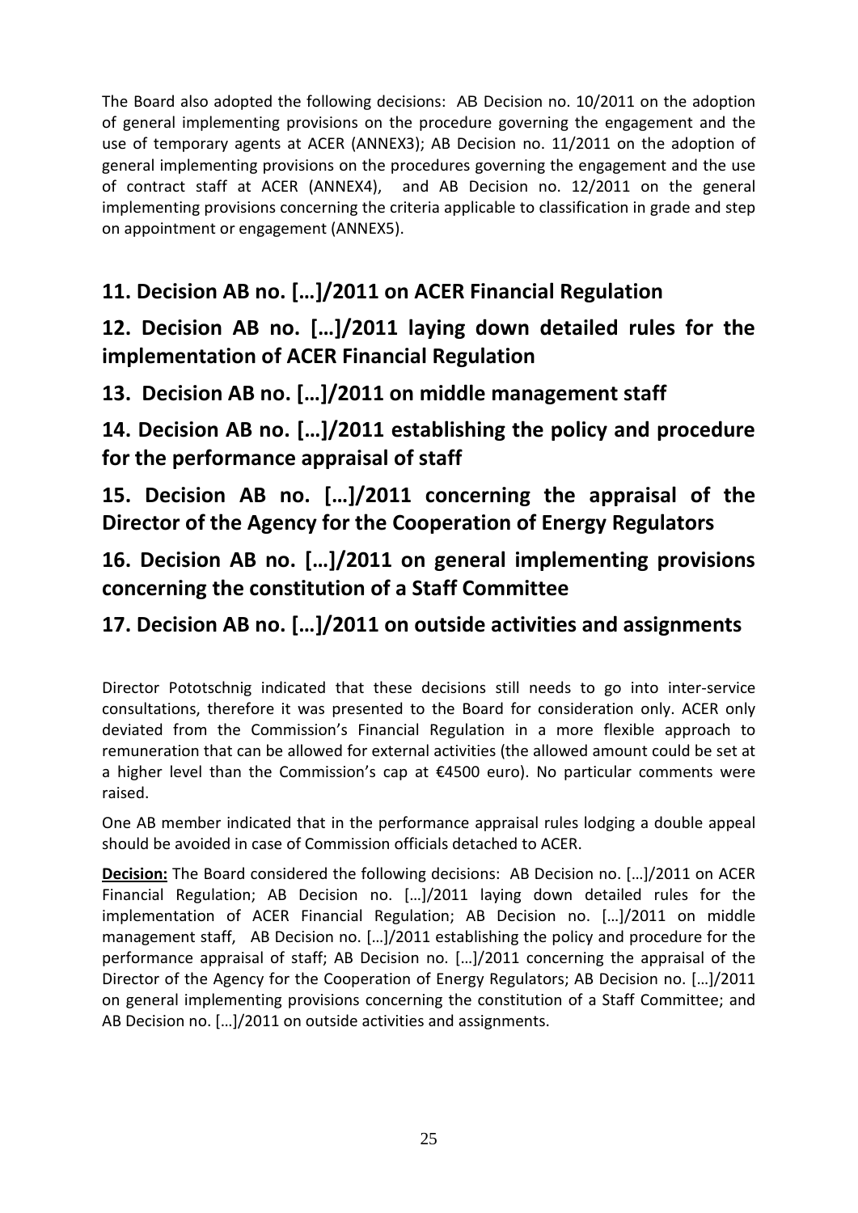The Board also adopted the following decisions: AB Decision no. 10/2011 on the adoption of general implementing provisions on the procedure governing the engagement and the use of temporary agents at ACER (ANNEX3); AB Decision no. 11/2011 on the adoption of general implementing provisions on the procedures governing the engagement and the use of contract staff at ACER (ANNEX4), and AB Decision no. 12/2011 on the general implementing provisions concerning the criteria applicable to classification in grade and step on appointment or engagement (ANNEX5).

## 11. Decision AB no. […]/2011 on ACER Financial Regulation

## 12. Decision AB no. […]/2011 laying down detailed rules for the implementation of ACER Financial Regulation

## 13. Decision AB no. […]/2011 on middle management staff

## 14. Decision AB no. […]/2011 establishing the policy and procedure for the performance appraisal of staff

## 15. Decision AB no. […]/2011 concerning the appraisal of the Director of the Agency for the Cooperation of Energy Regulators

## 16. Decision AB no. […]/2011 on general implementing provisions concerning the constitution of a Staff Committee

## 17. Decision AB no. […]/2011 on outside activities and assignments

Director Pototschnig indicated that these decisions still needs to go into inter-service consultations, therefore it was presented to the Board for consideration only. ACER only deviated from the Commission's Financial Regulation in a more flexible approach to remuneration that can be allowed for external activities (the allowed amount could be set at a higher level than the Commission's cap at €4500 euro). No particular comments were raised.

One AB member indicated that in the performance appraisal rules lodging a double appeal should be avoided in case of Commission officials detached to ACER.

**Decision:** The Board considered the following decisions: AB Decision no. […]/2011 on ACER Financial Regulation; AB Decision no. […]/2011 laying down detailed rules for the implementation of ACER Financial Regulation; AB Decision no. […]/2011 on middle management staff, AB Decision no. […]/2011 establishing the policy and procedure for the performance appraisal of staff; AB Decision no. […]/2011 concerning the appraisal of the Director of the Agency for the Cooperation of Energy Regulators; AB Decision no. […]/2011 on general implementing provisions concerning the constitution of a Staff Committee; and AB Decision no. […]/2011 on outside activities and assignments.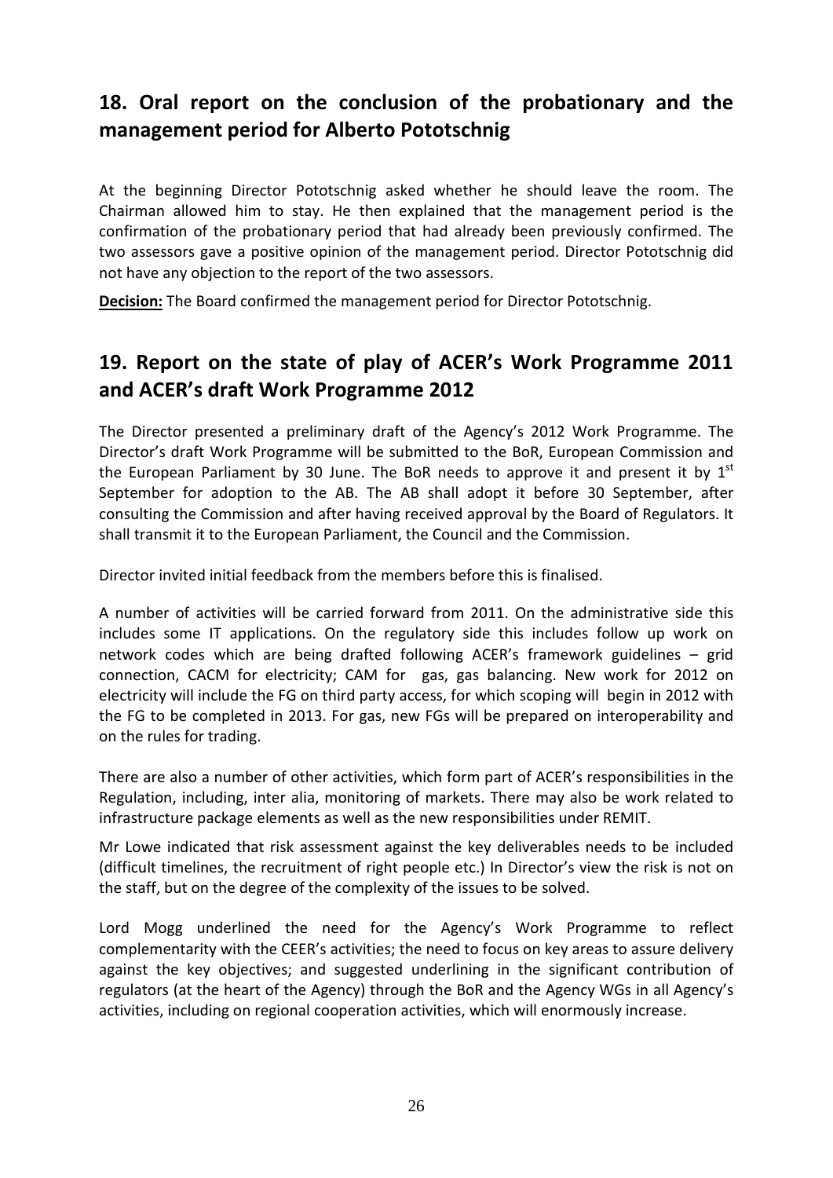## 18. Oral report on the conclusion of the probationary and the management period for Alberto Pototschnig

At the beginning Director Pototschnig asked whether he should leave the room. The Chairman allowed him to stay. He then explained that the management period is the confirmation of the probationary period that had already been previously confirmed. The two assessors gave a positive opinion of the management period. Director Pototschnig did not have any objection to the report of the two assessors.

**Decision:** The Board confirmed the management period for Director Pototschnig.

## 19. Report on the state of play of ACER's Work Programme 2011 and ACER's draft Work Programme 2012

The Director presented a preliminary draft of the Agency's 2012 Work Programme. The Director's draft Work Programme will be submitted to the BoR, European Commission and the European Parliament by 30 June. The BoR needs to approve it and present it by 1st September for adoption to the AB. The AB shall adopt it before 30 September, after consulting the Commission and after having received approval by the Board of Regulators. It shall transmit it to the European Parliament, the Council and the Commission.

Director invited initial feedback from the members before this is finalised.

A number of activities will be carried forward from 2011. On the administrative side this includes some IT applications. On the regulatory side this includes follow up work on network codes which are being drafted following ACER's framework guidelines – grid connection, CACM for electricity; CAM for gas, gas balancing. New work for 2012 on electricity will include the FG on third party access, for which scoping will begin in 2012 with the FG to be completed in 2013. For gas, new FGs will be prepared on interoperability and on the rules for trading.

There are also a number of other activities, which form part of ACER's responsibilities in the Regulation, including, inter alia, monitoring of markets. There may also be work related to infrastructure package elements as well as the new responsibilities under REMIT.

Mr Lowe indicated that risk assessment against the key deliverables needs to be included (difficult timelines, the recruitment of right people etc.) In Director's view the risk is not on the staff, but on the degree of the complexity of the issues to be solved.

Lord Mogg underlined the need for the Agency's Work Programme to reflect complementarity with the CEER's activities; the need to focus on key areas to assure delivery against the key objectives; and suggested underlining in the significant contribution of regulators (at the heart of the Agency) through the BoR and the Agency WGs in all Agency's activities, including on regional cooperation activities, which will enormously increase.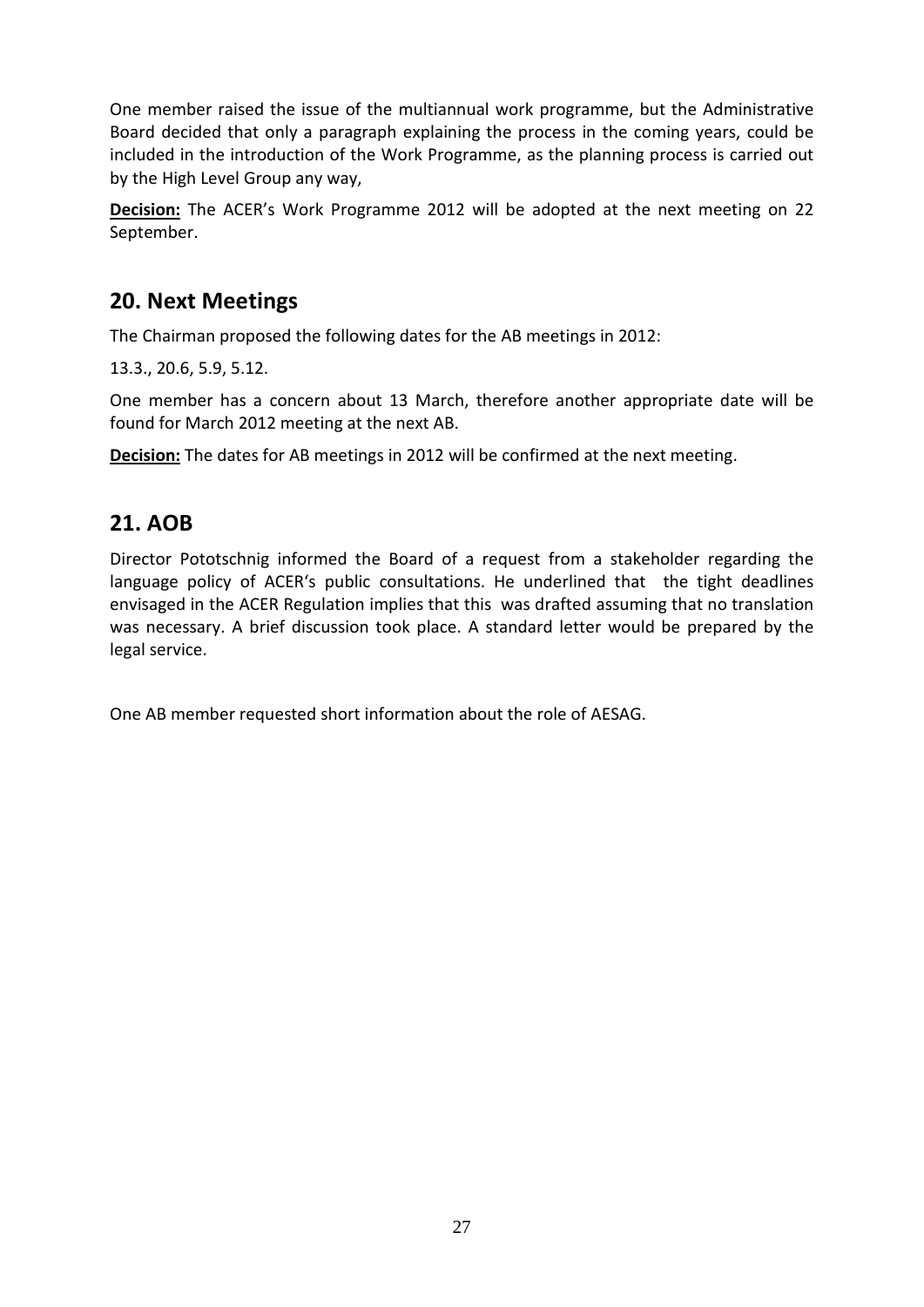One member raised the issue of the multiannual work programme, but the Administrative Board decided that only a paragraph explaining the process in the coming years, could be included in the introduction of the Work Programme, as the planning process is carried out by the High Level Group any way,

**Decision:** The ACER's Work Programme 2012 will be adopted at the next meeting on 22 September.

## 20. Next Meetings

The Chairman proposed the following dates for the AB meetings in 2012:

13.3., 20.6, 5.9, 5.12.

One member has a concern about 13 March, therefore another appropriate date will be found for March 2012 meeting at the next AB.

**Decision:** The dates for AB meetings in 2012 will be confirmed at the next meeting.

## 21. AOB

Director Pototschnig informed the Board of a request from a stakeholder regarding the language policy of ACER's public consultations. He underlined that the tight deadlines envisaged in the ACER Regulation implies that this was drafted assuming that no translation was necessary. A brief discussion took place. A standard letter would be prepared by the legal service.

One AB member requested short information about the role of AESAG.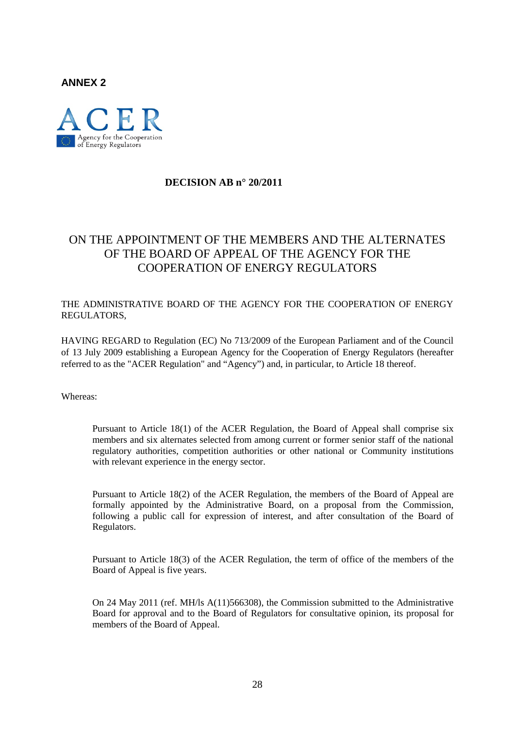**ANNEX 2**

ACER

Agency for the Cooperation of Energy Regulators

**DECISION AB n° 20/2011**

# ON THE APPOINTMENT OF THE MEMBERS AND THE ALTERNATES OF THE BOARD OF APPEAL OF THE AGENCY FOR THE COOPERATION OF ENERGY REGULATORS

THE ADMINISTRATIVE BOARD OF THE AGENCY FOR THE COOPERATION OF ENERGY REGULATORS,

HAVING REGARD to Regulation (EC) No 713/2009 of the European Parliament and of the Council of 13 July 2009 establishing a European Agency for the Cooperation of Energy Regulators (hereafter referred to as the "ACER Regulation" and "Agency") and, in particular, to Article 18 thereof.

Whereas:

Pursuant to Article 18(1) of the ACER Regulation, the Board of Appeal shall comprise six members and six alternates selected from among current or former senior staff of the national regulatory authorities, competition authorities or other national or Community institutions with relevant experience in the energy sector.

Pursuant to Article 18(2) of the ACER Regulation, the members of the Board of Appeal are formally appointed by the Administrative Board, on a proposal from the Commission, following a public call for expression of interest, and after consultation of the Board of Regulators.

Pursuant to Article 18(3) of the ACER Regulation, the term of office of the members of the Board of Appeal is five years.

On 24 May 2011 (ref. MH/ls A(11)566308), the Commission submitted to the Administrative Board for approval and to the Board of Regulators for consultative opinion, its proposal for members of the Board of Appeal.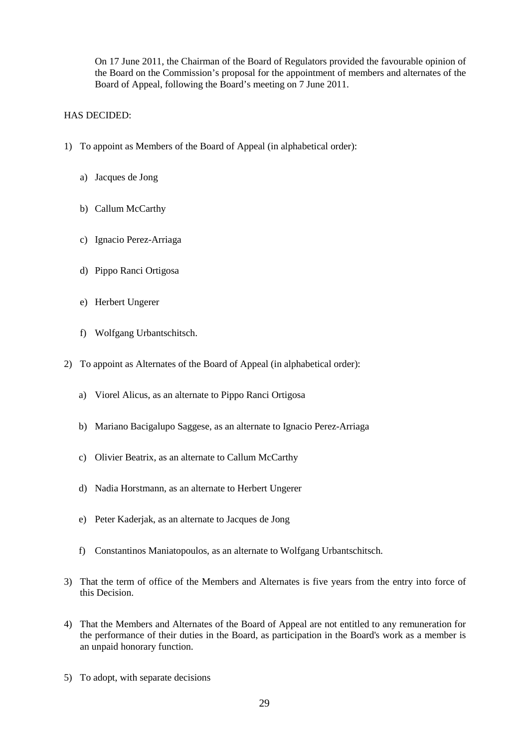On 17 June 2011, the Chairman of the Board of Regulators provided the favourable opinion of the Board on the Commission's proposal for the appointment of members and alternates of the Board of Appeal, following the Board's meeting on 7 June 2011.

HAS DECIDED:

1) To appoint as Members of the Board of Appeal (in alphabetical order):

   a) Jacques de Jong

   b) Callum McCarthy

   c) Ignacio Perez-Arriaga

   d) Pippo Ranci Ortigosa

   e) Herbert Ungerer

   f) Wolfgang Urbantschitsch.

2) To appoint as Alternates of the Board of Appeal (in alphabetical order):

   a) Viorel Alicus, as an alternate to Pippo Ranci Ortigosa

   b) Mariano Bacigalupo Saggese, as an alternate to Ignacio Perez-Arriaga

   c) Olivier Beatrix, as an alternate to Callum McCarthy

   d) Nadia Horstmann, as an alternate to Herbert Ungerer

   e) Peter Kaderjak, as an alternate to Jacques de Jong

   f) Constantinos Maniatopoulos, as an alternate to Wolfgang Urbantschitsch.

3) That the term of office of the Members and Alternates is five years from the entry into force of this Decision.

4) That the Members and Alternates of the Board of Appeal are not entitled to any remuneration for the performance of their duties in the Board, as participation in the Board's work as a member is an unpaid honorary function.

5) To adopt, with separate decisions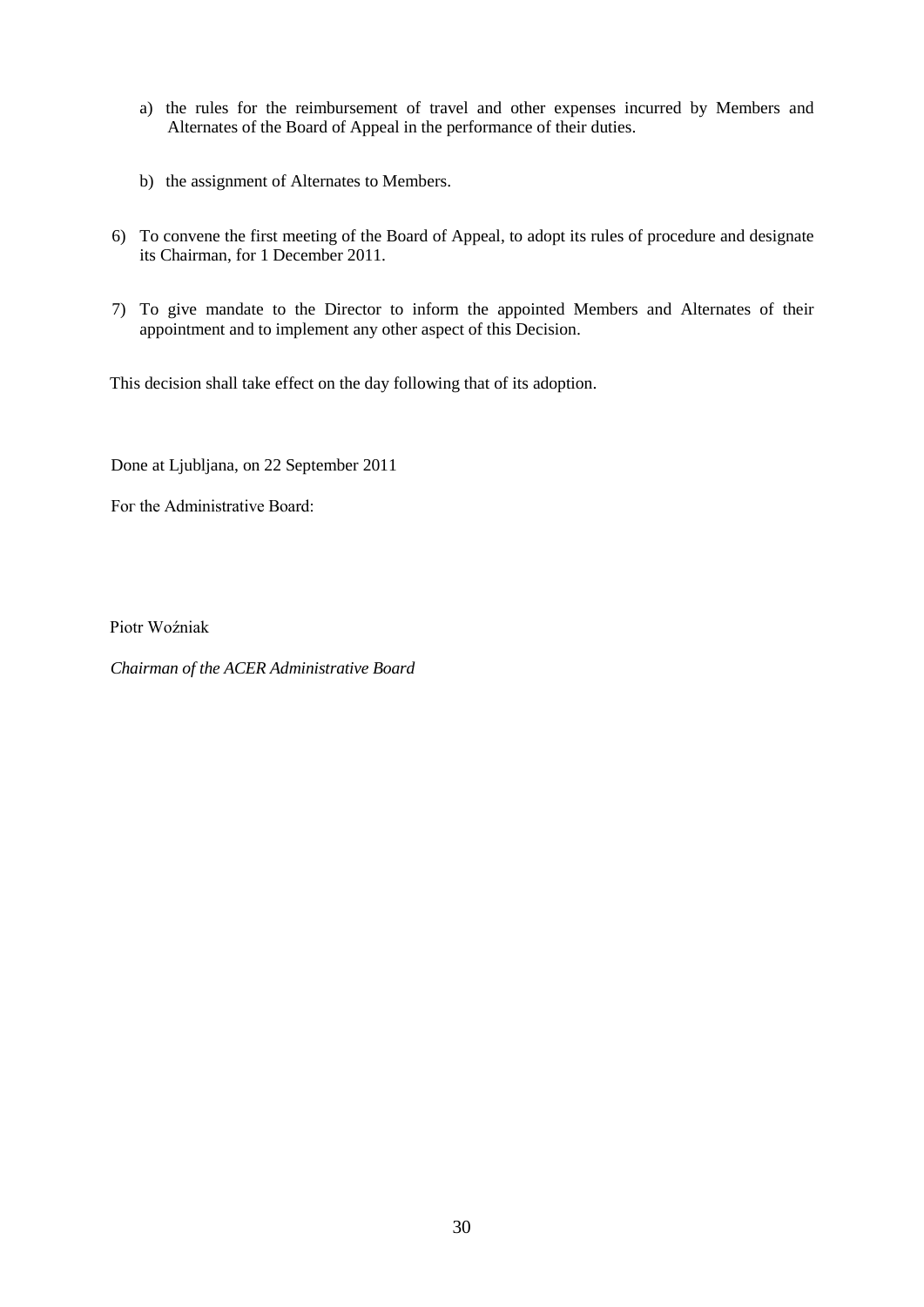a) the rules for the reimbursement of travel and other expenses incurred by Members and Alternates of the Board of Appeal in the performance of their duties.

b) the assignment of Alternates to Members.

6) To convene the first meeting of the Board of Appeal, to adopt its rules of procedure and designate its Chairman, for 1 December 2011.

7) To give mandate to the Director to inform the appointed Members and Alternates of their appointment and to implement any other aspect of this Decision.

This decision shall take effect on the day following that of its adoption.

Done at Ljubljana, on 22 September 2011

For the Administrative Board:

Piotr Woźniak

*Chairman of the ACER Administrative Board*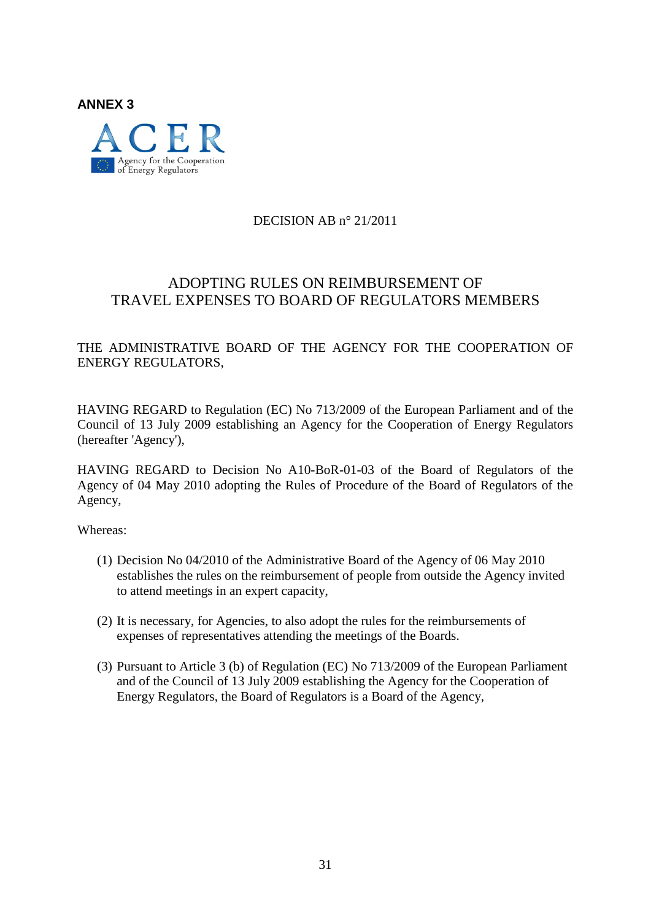**ANNEX 3**

ACER

Agency for the Cooperation of Energy Regulators

DECISION AB n° 21/2011

# ADOPTING RULES ON REIMBURSEMENT OF TRAVEL EXPENSES TO BOARD OF REGULATORS MEMBERS

THE ADMINISTRATIVE BOARD OF THE AGENCY FOR THE COOPERATION OF ENERGY REGULATORS,

HAVING REGARD to Regulation (EC) No 713/2009 of the European Parliament and of the Council of 13 July 2009 establishing an Agency for the Cooperation of Energy Regulators (hereafter 'Agency'),

HAVING REGARD to Decision No A10-BoR-01-03 of the Board of Regulators of the Agency of 04 May 2010 adopting the Rules of Procedure of the Board of Regulators of the Agency,

Whereas:

(1) Decision No 04/2010 of the Administrative Board of the Agency of 06 May 2010 establishes the rules on the reimbursement of people from outside the Agency invited to attend meetings in an expert capacity,

(2) It is necessary, for Agencies, to also adopt the rules for the reimbursements of expenses of representatives attending the meetings of the Boards.

(3) Pursuant to Article 3 (b) of Regulation (EC) No 713/2009 of the European Parliament and of the Council of 13 July 2009 establishing the Agency for the Cooperation of Energy Regulators, the Board of Regulators is a Board of the Agency,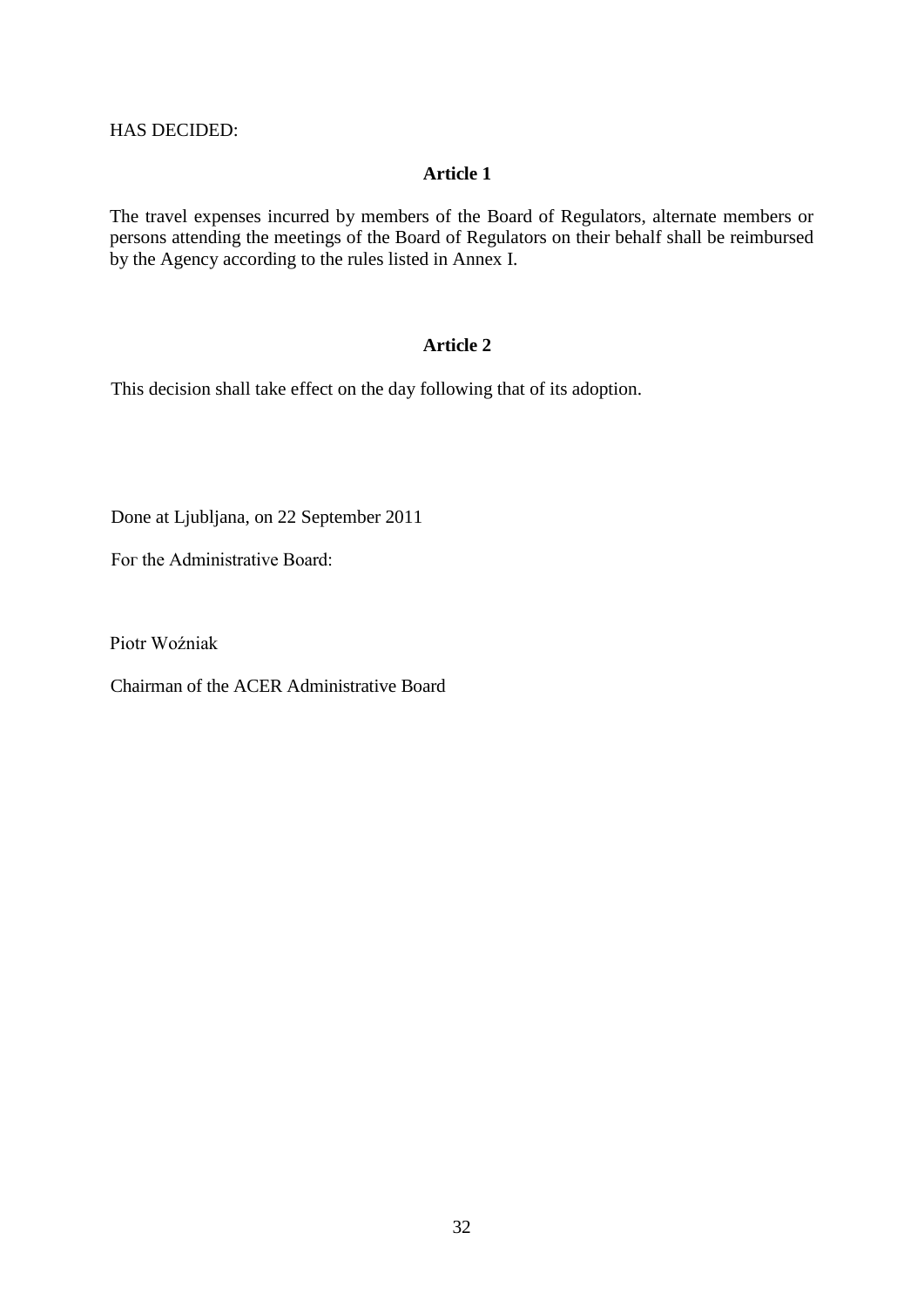HAS DECIDED:

**Article 1**

The travel expenses incurred by members of the Board of Regulators, alternate members or persons attending the meetings of the Board of Regulators on their behalf shall be reimbursed by the Agency according to the rules listed in Annex I.

**Article 2**

This decision shall take effect on the day following that of its adoption.

Done at Ljubljana, on 22 September 2011

For the Administrative Board:

Piotr Woźniak

Chairman of the ACER Administrative Board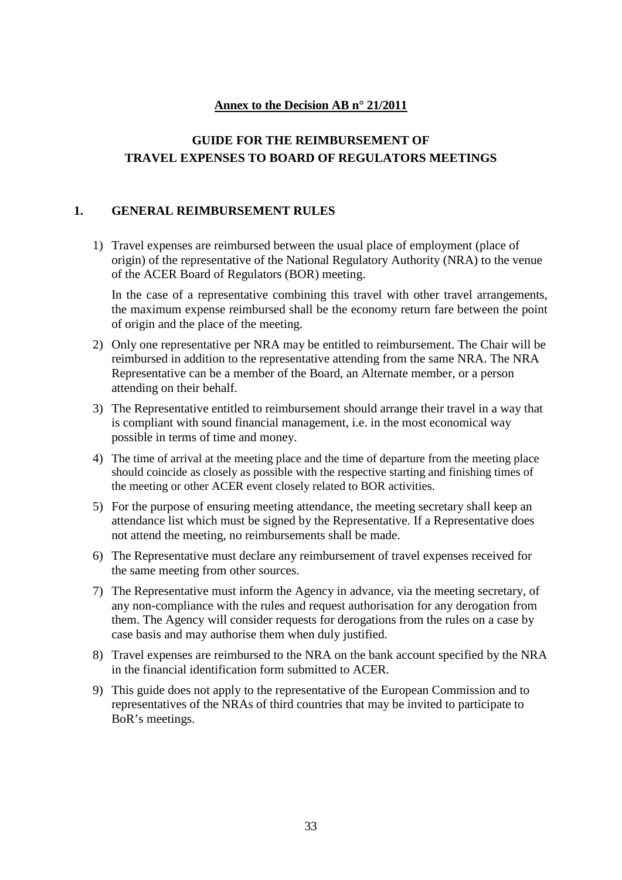**Annex to the Decision AB n° 21/2011**

# GUIDE FOR THE REIMBURSEMENT OF TRAVEL EXPENSES TO BOARD OF REGULATORS MEETINGS

## 1. GENERAL REIMBURSEMENT RULES

1) Travel expenses are reimbursed between the usual place of employment (place of origin) of the representative of the National Regulatory Authority (NRA) to the venue of the ACER Board of Regulators (BOR) meeting.

   In the case of a representative combining this travel with other travel arrangements, the maximum expense reimbursed shall be the economy return fare between the point of origin and the place of the meeting.

2) Only one representative per NRA may be entitled to reimbursement. The Chair will be reimbursed in addition to the representative attending from the same NRA. The NRA Representative can be a member of the Board, an Alternate member, or a person attending on their behalf.

3) The Representative entitled to reimbursement should arrange their travel in a way that is compliant with sound financial management, i.e. in the most economical way possible in terms of time and money.

4) The time of arrival at the meeting place and the time of departure from the meeting place should coincide as closely as possible with the respective starting and finishing times of the meeting or other ACER event closely related to BOR activities.

5) For the purpose of ensuring meeting attendance, the meeting secretary shall keep an attendance list which must be signed by the Representative. If a Representative does not attend the meeting, no reimbursements shall be made.

6) The Representative must declare any reimbursement of travel expenses received for the same meeting from other sources.

7) The Representative must inform the Agency in advance, via the meeting secretary, of any non-compliance with the rules and request authorisation for any derogation from them. The Agency will consider requests for derogations from the rules on a case by case basis and may authorise them when duly justified.

8) Travel expenses are reimbursed to the NRA on the bank account specified by the NRA in the financial identification form submitted to ACER.

9) This guide does not apply to the representative of the European Commission and to representatives of the NRAs of third countries that may be invited to participate to BoR's meetings.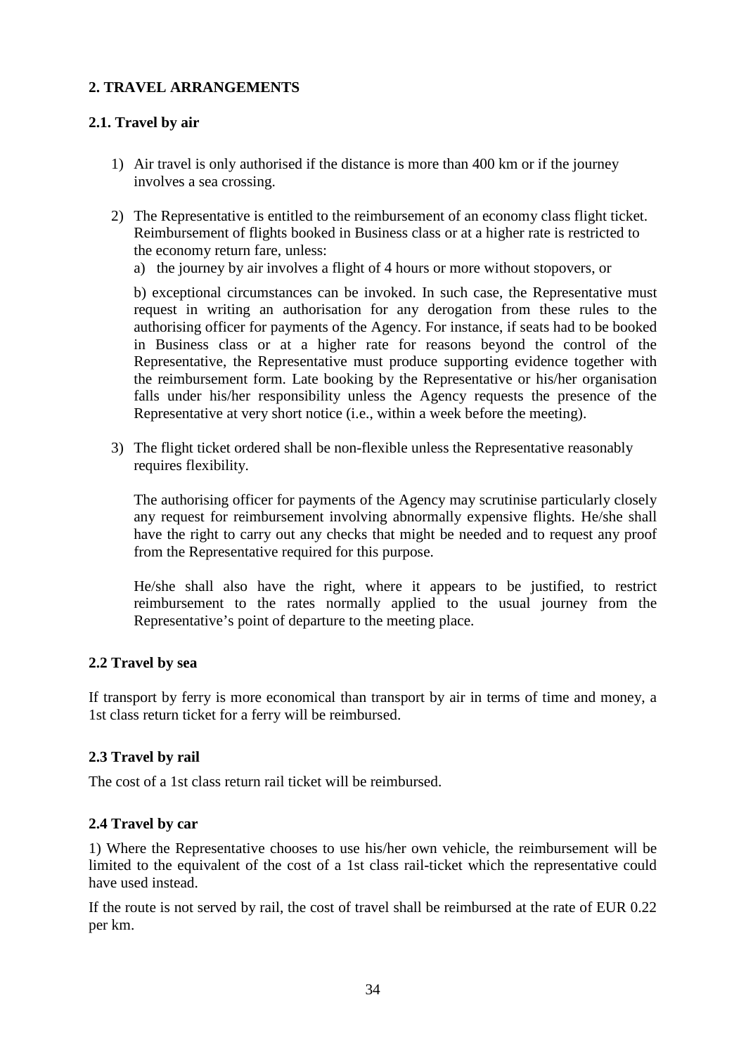## 2. TRAVEL ARRANGEMENTS

### 2.1. Travel by air

1) Air travel is only authorised if the distance is more than 400 km or if the journey involves a sea crossing.

2) The Representative is entitled to the reimbursement of an economy class flight ticket. Reimbursement of flights booked in Business class or at a higher rate is restricted to the economy return fare, unless:

   a) the journey by air involves a flight of 4 hours or more without stopovers, or

   b) exceptional circumstances can be invoked. In such case, the Representative must request in writing an authorisation for any derogation from these rules to the authorising officer for payments of the Agency. For instance, if seats had to be booked in Business class or at a higher rate for reasons beyond the control of the Representative, the Representative must produce supporting evidence together with the reimbursement form. Late booking by the Representative or his/her organisation falls under his/her responsibility unless the Agency requests the presence of the Representative at very short notice (i.e., within a week before the meeting).

3) The flight ticket ordered shall be non-flexible unless the Representative reasonably requires flexibility.

   The authorising officer for payments of the Agency may scrutinise particularly closely any request for reimbursement involving abnormally expensive flights. He/she shall have the right to carry out any checks that might be needed and to request any proof from the Representative required for this purpose.

   He/she shall also have the right, where it appears to be justified, to restrict reimbursement to the rates normally applied to the usual journey from the Representative's point of departure to the meeting place.

### 2.2 Travel by sea

If transport by ferry is more economical than transport by air in terms of time and money, a 1st class return ticket for a ferry will be reimbursed.

### 2.3 Travel by rail

The cost of a 1st class return rail ticket will be reimbursed.

### 2.4 Travel by car

1) Where the Representative chooses to use his/her own vehicle, the reimbursement will be limited to the equivalent of the cost of a 1st class rail-ticket which the representative could have used instead.

If the route is not served by rail, the cost of travel shall be reimbursed at the rate of EUR 0.22 per km.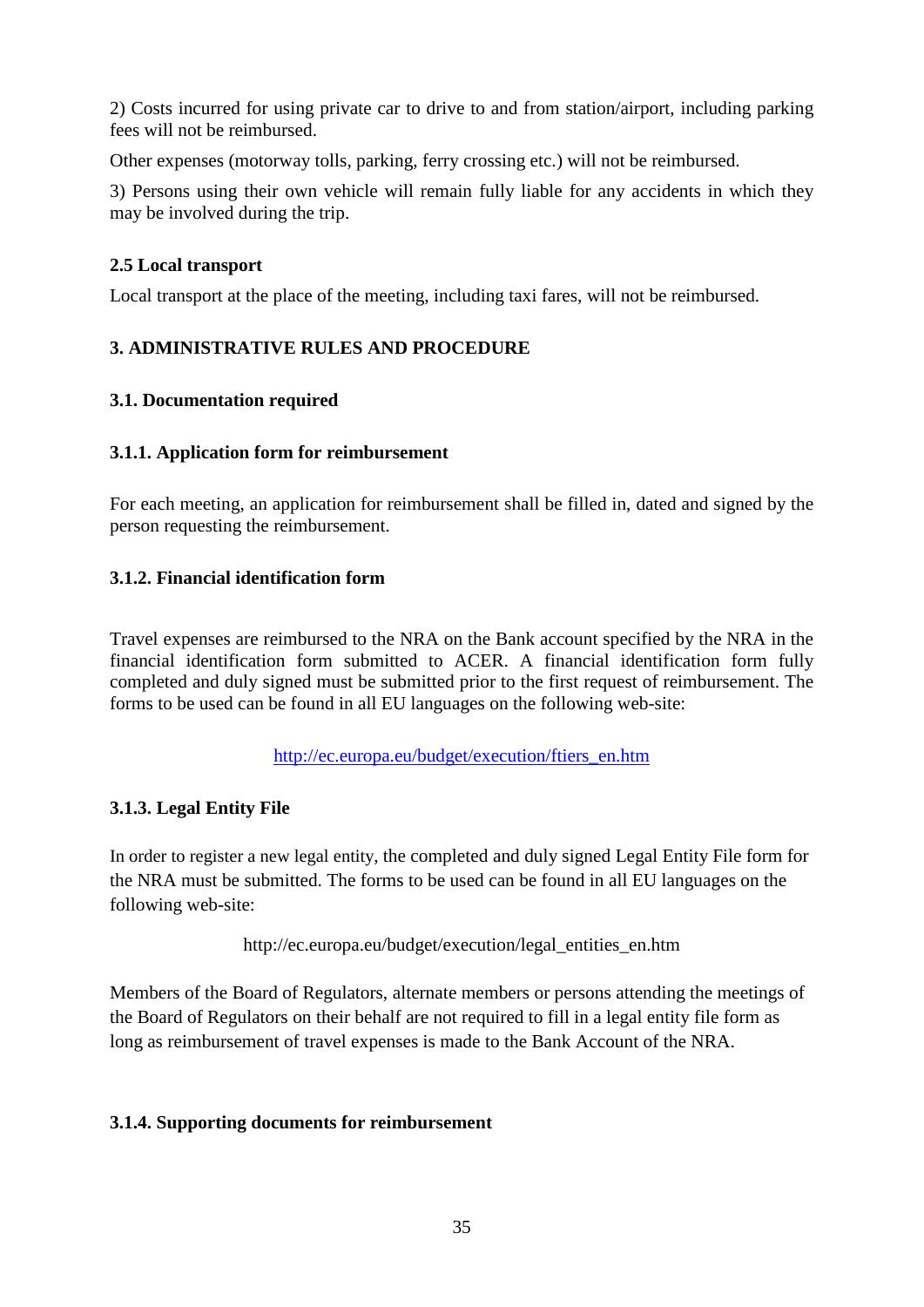2) Costs incurred for using private car to drive to and from station/airport, including parking fees will not be reimbursed.

Other expenses (motorway tolls, parking, ferry crossing etc.) will not be reimbursed.

3) Persons using their own vehicle will remain fully liable for any accidents in which they may be involved during the trip.

### 2.5 Local transport

Local transport at the place of the meeting, including taxi fares, will not be reimbursed.

## 3. ADMINISTRATIVE RULES AND PROCEDURE

### 3.1. Documentation required

#### 3.1.1. Application form for reimbursement

For each meeting, an application for reimbursement shall be filled in, dated and signed by the person requesting the reimbursement.

#### 3.1.2. Financial identification form

Travel expenses are reimbursed to the NRA on the Bank account specified by the NRA in the financial identification form submitted to ACER. A financial identification form fully completed and duly signed must be submitted prior to the first request of reimbursement. The forms to be used can be found in all EU languages on the following web-site:

[http://ec.europa.eu/budget/execution/ftiers_en.htm](http://ec.europa.eu/budget/execution/ftiers_en.htm)

#### 3.1.3. Legal Entity File

In order to register a new legal entity, the completed and duly signed Legal Entity File form for the NRA must be submitted. The forms to be used can be found in all EU languages on the following web-site:

http://ec.europa.eu/budget/execution/legal_entities_en.htm

Members of the Board of Regulators, alternate members or persons attending the meetings of the Board of Regulators on their behalf are not required to fill in a legal entity file form as long as reimbursement of travel expenses is made to the Bank Account of the NRA.

#### 3.1.4. Supporting documents for reimbursement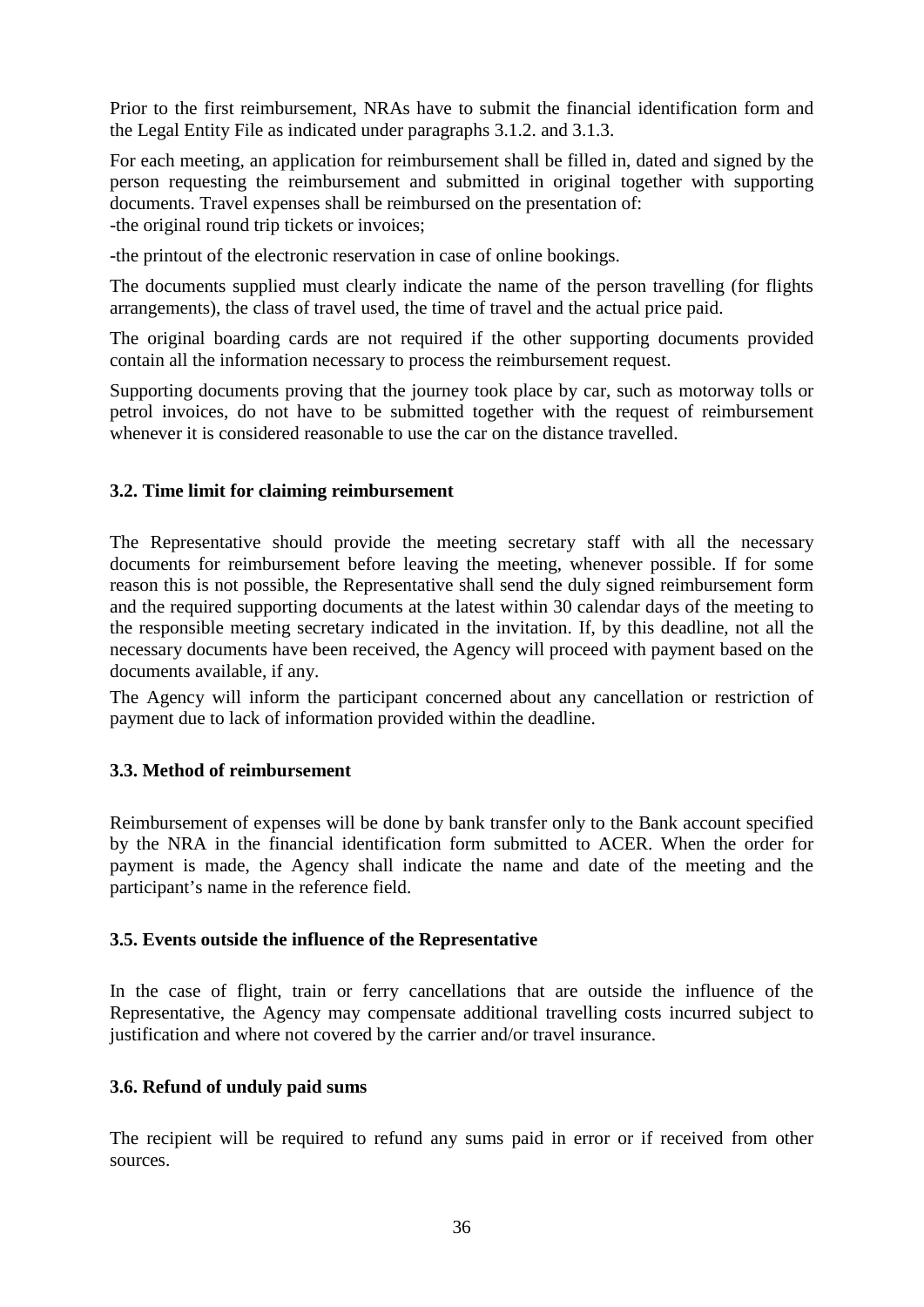Prior to the first reimbursement, NRAs have to submit the financial identification form and the Legal Entity File as indicated under paragraphs 3.1.2. and 3.1.3.

For each meeting, an application for reimbursement shall be filled in, dated and signed by the person requesting the reimbursement and submitted in original together with supporting documents. Travel expenses shall be reimbursed on the presentation of:
-the original round trip tickets or invoices;

-the printout of the electronic reservation in case of online bookings.

The documents supplied must clearly indicate the name of the person travelling (for flights arrangements), the class of travel used, the time of travel and the actual price paid.

The original boarding cards are not required if the other supporting documents provided contain all the information necessary to process the reimbursement request.

Supporting documents proving that the journey took place by car, such as motorway tolls or petrol invoices, do not have to be submitted together with the request of reimbursement whenever it is considered reasonable to use the car on the distance travelled.

### 3.2. Time limit for claiming reimbursement

The Representative should provide the meeting secretary staff with all the necessary documents for reimbursement before leaving the meeting, whenever possible. If for some reason this is not possible, the Representative shall send the duly signed reimbursement form and the required supporting documents at the latest within 30 calendar days of the meeting to the responsible meeting secretary indicated in the invitation. If, by this deadline, not all the necessary documents have been received, the Agency will proceed with payment based on the documents available, if any.

The Agency will inform the participant concerned about any cancellation or restriction of payment due to lack of information provided within the deadline.

### 3.3. Method of reimbursement

Reimbursement of expenses will be done by bank transfer only to the Bank account specified by the NRA in the financial identification form submitted to ACER. When the order for payment is made, the Agency shall indicate the name and date of the meeting and the participant's name in the reference field.

### 3.5. Events outside the influence of the Representative

In the case of flight, train or ferry cancellations that are outside the influence of the Representative, the Agency may compensate additional travelling costs incurred subject to justification and where not covered by the carrier and/or travel insurance.

### 3.6. Refund of unduly paid sums

The recipient will be required to refund any sums paid in error or if received from other sources.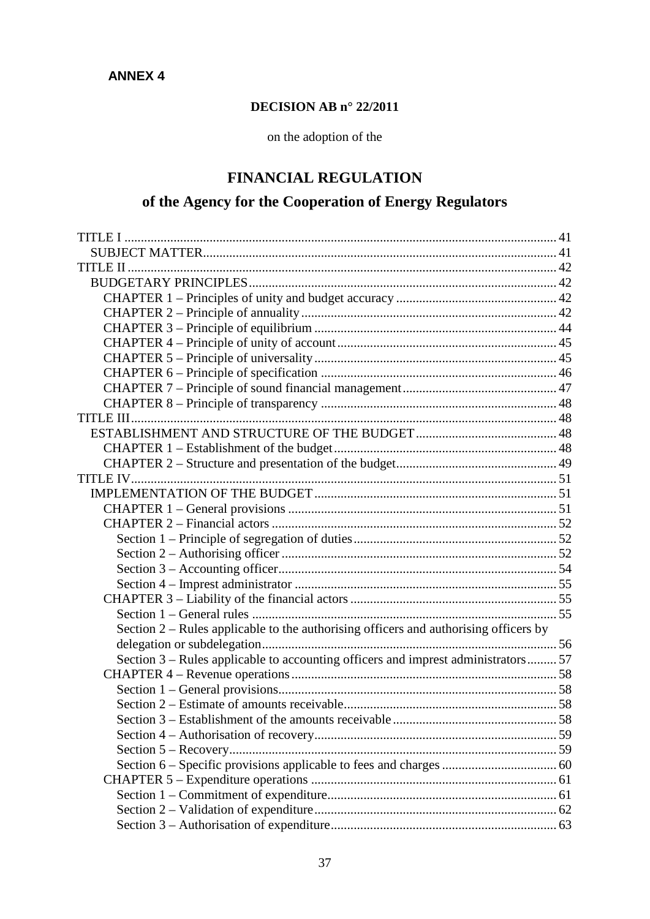**ANNEX 4**

**DECISION AB n° 22/2011**

on the adoption of the

# FINANCIAL REGULATION

## of the Agency for the Cooperation of Energy Regulators

TITLE I ..... 41
- SUBJECT MATTER ..... 41

TITLE II ..... 42
- BUDGETARY PRINCIPLES ..... 42
  - CHAPTER 1 – Principles of unity and budget accuracy ..... 42
  - CHAPTER 2 – Principle of annuality ..... 42
  - CHAPTER 3 – Principle of equilibrium ..... 44
  - CHAPTER 4 – Principle of unity of account ..... 45
  - CHAPTER 5 – Principle of universality ..... 45
  - CHAPTER 6 – Principle of specification ..... 46
  - CHAPTER 7 – Principle of sound financial management ..... 47
  - CHAPTER 8 – Principle of transparency ..... 48

TITLE III ..... 48
- ESTABLISHMENT AND STRUCTURE OF THE BUDGET ..... 48
  - CHAPTER 1 – Establishment of the budget ..... 48
  - CHAPTER 2 – Structure and presentation of the budget ..... 49

TITLE IV ..... 51
- IMPLEMENTATION OF THE BUDGET ..... 51
  - CHAPTER 1 – General provisions ..... 51
  - CHAPTER 2 – Financial actors ..... 52
    - Section 1 – Principle of segregation of duties ..... 52
    - Section 2 – Authorising officer ..... 52
    - Section 3 – Accounting officer ..... 54
    - Section 4 – Imprest administrator ..... 55
  - CHAPTER 3 – Liability of the financial actors ..... 55
    - Section 1 – General rules ..... 55
    - Section 2 – Rules applicable to the authorising officers and authorising officers by delegation or subdelegation ..... 56
    - Section 3 – Rules applicable to accounting officers and imprest administrators ..... 57
  - CHAPTER 4 – Revenue operations ..... 58
    - Section 1 – General provisions ..... 58
    - Section 2 – Estimate of amounts receivable ..... 58
    - Section 3 – Establishment of the amounts receivable ..... 58
    - Section 4 – Authorisation of recovery ..... 59
    - Section 5 – Recovery ..... 59
    - Section 6 – Specific provisions applicable to fees and charges ..... 60
  - CHAPTER 5 – Expenditure operations ..... 61
    - Section 1 – Commitment of expenditure ..... 61
    - Section 2 – Validation of expenditure ..... 62
    - Section 3 – Authorisation of expenditure ..... 63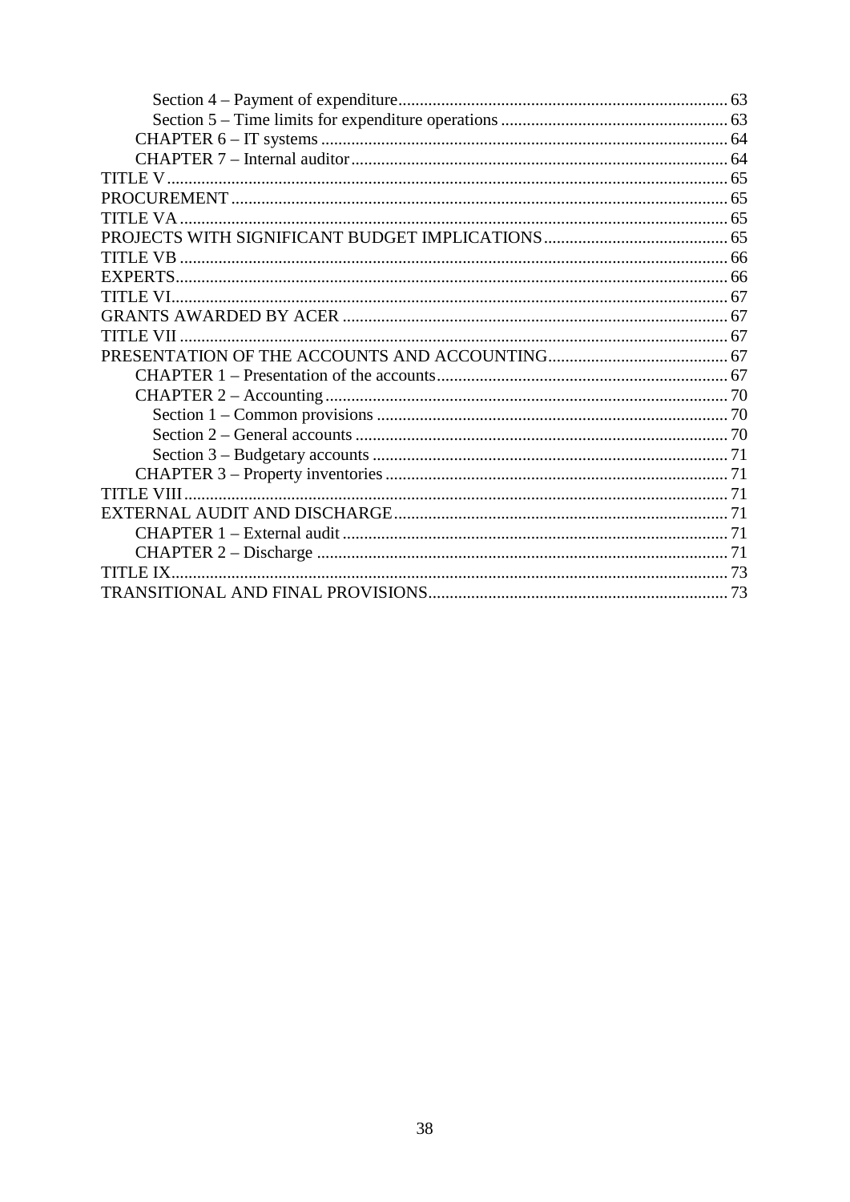Section 4 – Payment of expenditure ........................................................................ 63
Section 5 – Time limits for expenditure operations ..................................................... 63
CHAPTER 6 – IT systems ............................................................................................ 64
CHAPTER 7 – Internal auditor ..................................................................................... 64
TITLE V ............................................................................................................................ 65
PROCUREMENT .............................................................................................................. 65
TITLE VA .......................................................................................................................... 65
PROJECTS WITH SIGNIFICANT BUDGET IMPLICATIONS ......................................... 65
TITLE VB .......................................................................................................................... 66
EXPERTS ........................................................................................................................... 66
TITLE VI ............................................................................................................................ 67
GRANTS AWARDED BY ACER ........................................................................................ 67
TITLE VII ........................................................................................................................... 67
PRESENTATION OF THE ACCOUNTS AND ACCOUNTING ......................................... 67
CHAPTER 1 – Presentation of the accounts ................................................................ 67
CHAPTER 2 – Accounting ............................................................................................ 70
Section 1 – Common provisions ................................................................................ 70
Section 2 – General accounts ..................................................................................... 70
Section 3 – Budgetary accounts ................................................................................. 71
CHAPTER 3 – Property inventories ............................................................................. 71
TITLE VIII .......................................................................................................................... 71
EXTERNAL AUDIT AND DISCHARGE ............................................................................ 71
CHAPTER 1 – External audit ....................................................................................... 71
CHAPTER 2 – Discharge .............................................................................................. 71
TITLE IX ............................................................................................................................ 73
TRANSITIONAL AND FINAL PROVISIONS .................................................................... 73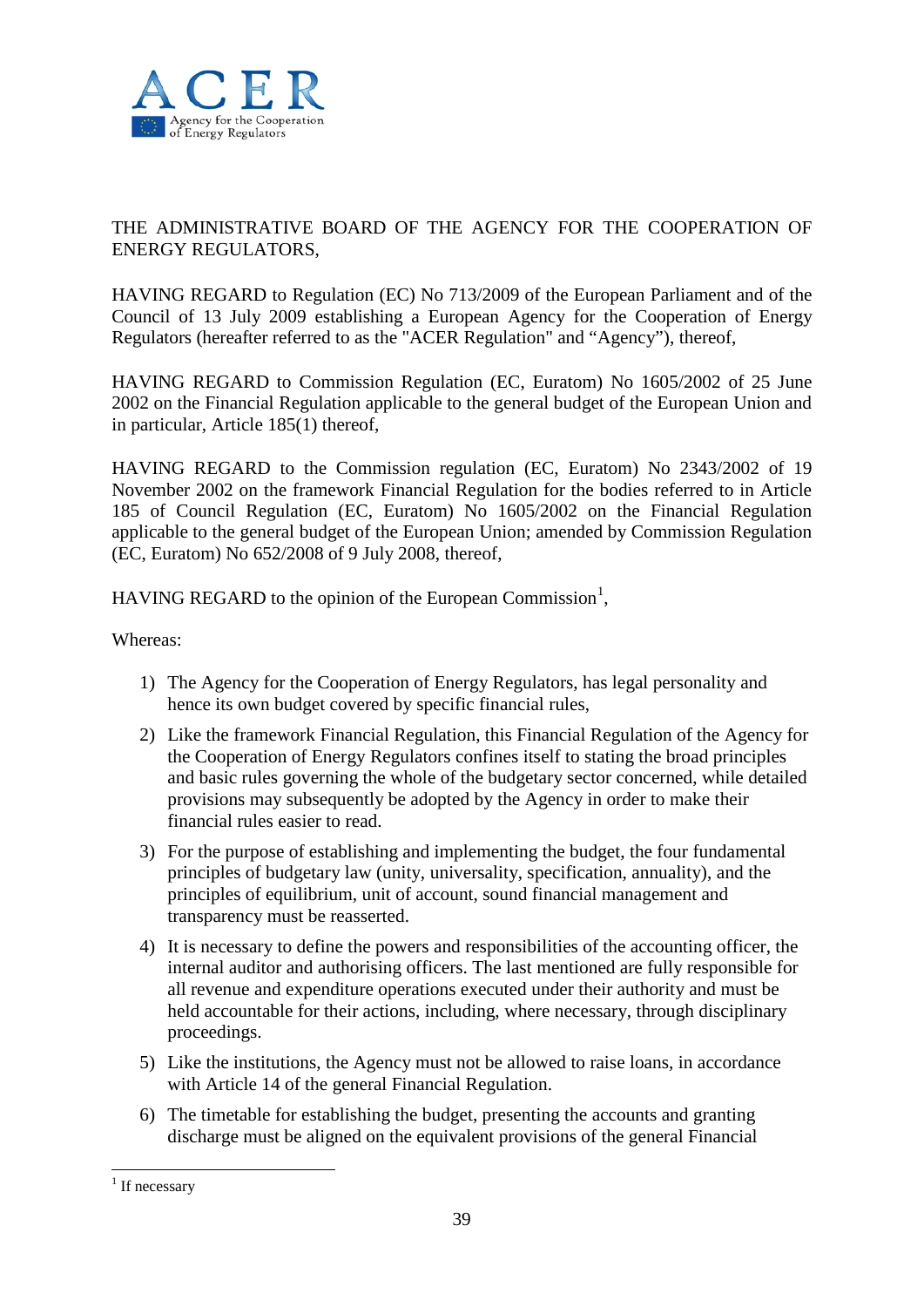THE ADMINISTRATIVE BOARD OF THE AGENCY FOR THE COOPERATION OF ENERGY REGULATORS,

HAVING REGARD to Regulation (EC) No 713/2009 of the European Parliament and of the Council of 13 July 2009 establishing a European Agency for the Cooperation of Energy Regulators (hereafter referred to as the "ACER Regulation" and “Agency”), thereof,

HAVING REGARD to Commission Regulation (EC, Euratom) No 1605/2002 of 25 June 2002 on the Financial Regulation applicable to the general budget of the European Union and in particular, Article 185(1) thereof,

HAVING REGARD to the Commission regulation (EC, Euratom) No 2343/2002 of 19 November 2002 on the framework Financial Regulation for the bodies referred to in Article 185 of Council Regulation (EC, Euratom) No 1605/2002 on the Financial Regulation applicable to the general budget of the European Union; amended by Commission Regulation (EC, Euratom) No 652/2008 of 9 July 2008, thereof,

HAVING REGARD to the opinion of the European Commission[1],

Whereas:

1) The Agency for the Cooperation of Energy Regulators, has legal personality and hence its own budget covered by specific financial rules,
2) Like the framework Financial Regulation, this Financial Regulation of the Agency for the Cooperation of Energy Regulators confines itself to stating the broad principles and basic rules governing the whole of the budgetary sector concerned, while detailed provisions may subsequently be adopted by the Agency in order to make their financial rules easier to read.
3) For the purpose of establishing and implementing the budget, the four fundamental principles of budgetary law (unity, universality, specification, annuality), and the principles of equilibrium, unit of account, sound financial management and transparency must be reasserted.
4) It is necessary to define the powers and responsibilities of the accounting officer, the internal auditor and authorising officers. The last mentioned are fully responsible for all revenue and expenditure operations executed under their authority and must be held accountable for their actions, including, where necessary, through disciplinary proceedings.
5) Like the institutions, the Agency must not be allowed to raise loans, in accordance with Article 14 of the general Financial Regulation.
6) The timetable for establishing the budget, presenting the accounts and granting discharge must be aligned on the equivalent provisions of the general Financial

[1] If necessary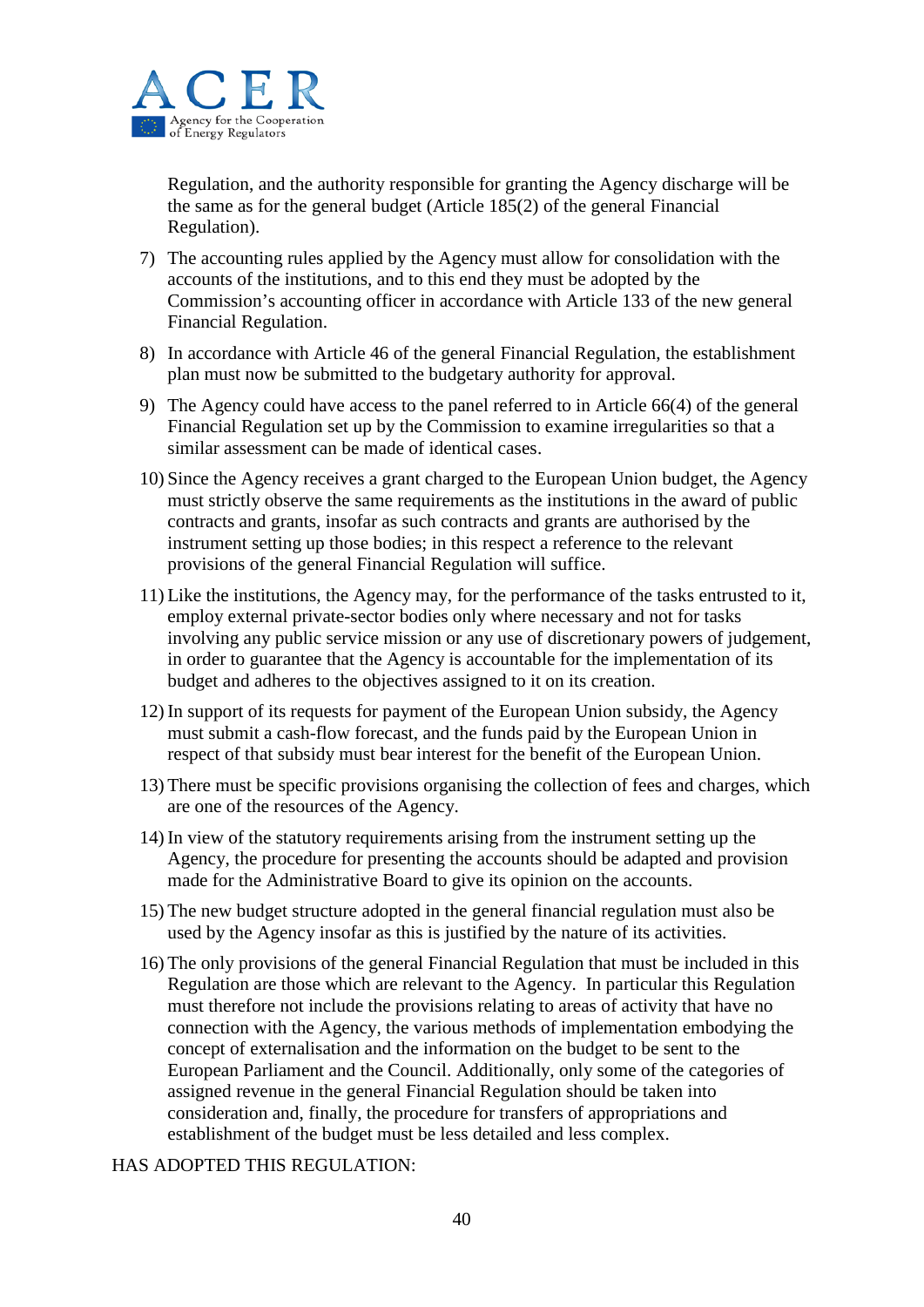Regulation, and the authority responsible for granting the Agency discharge will be the same as for the general budget (Article 185(2) of the general Financial Regulation).

7) The accounting rules applied by the Agency must allow for consolidation with the accounts of the institutions, and to this end they must be adopted by the Commission's accounting officer in accordance with Article 133 of the new general Financial Regulation.

8) In accordance with Article 46 of the general Financial Regulation, the establishment plan must now be submitted to the budgetary authority for approval.

9) The Agency could have access to the panel referred to in Article 66(4) of the general Financial Regulation set up by the Commission to examine irregularities so that a similar assessment can be made of identical cases.

10) Since the Agency receives a grant charged to the European Union budget, the Agency must strictly observe the same requirements as the institutions in the award of public contracts and grants, insofar as such contracts and grants are authorised by the instrument setting up those bodies; in this respect a reference to the relevant provisions of the general Financial Regulation will suffice.

11) Like the institutions, the Agency may, for the performance of the tasks entrusted to it, employ external private-sector bodies only where necessary and not for tasks involving any public service mission or any use of discretionary powers of judgement, in order to guarantee that the Agency is accountable for the implementation of its budget and adheres to the objectives assigned to it on its creation.

12) In support of its requests for payment of the European Union subsidy, the Agency must submit a cash-flow forecast, and the funds paid by the European Union in respect of that subsidy must bear interest for the benefit of the European Union.

13) There must be specific provisions organising the collection of fees and charges, which are one of the resources of the Agency.

14) In view of the statutory requirements arising from the instrument setting up the Agency, the procedure for presenting the accounts should be adapted and provision made for the Administrative Board to give its opinion on the accounts.

15) The new budget structure adopted in the general financial regulation must also be used by the Agency insofar as this is justified by the nature of its activities.

16) The only provisions of the general Financial Regulation that must be included in this Regulation are those which are relevant to the Agency. In particular this Regulation must therefore not include the provisions relating to areas of activity that have no connection with the Agency, the various methods of implementation embodying the concept of externalisation and the information on the budget to be sent to the European Parliament and the Council. Additionally, only some of the categories of assigned revenue in the general Financial Regulation should be taken into consideration and, finally, the procedure for transfers of appropriations and establishment of the budget must be less detailed and less complex.

HAS ADOPTED THIS REGULATION: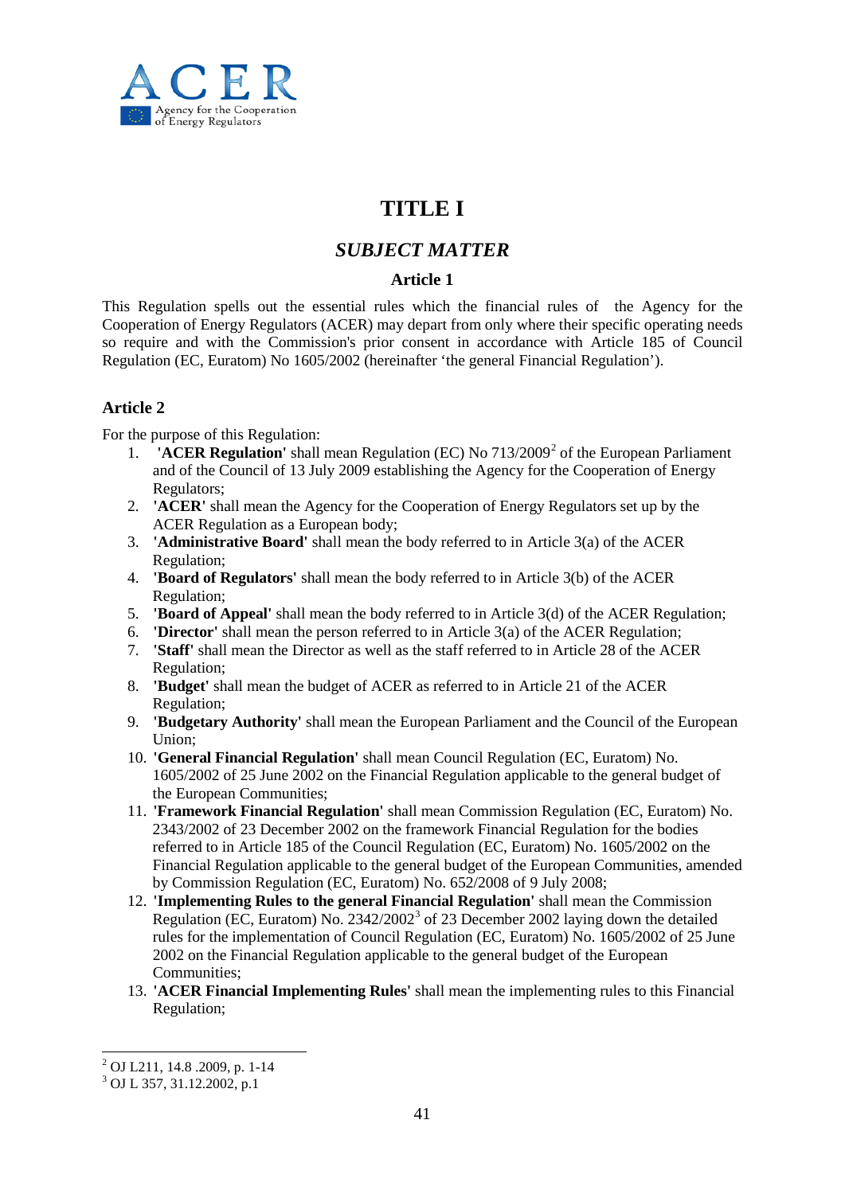# TITLE I

## *SUBJECT MATTER*

### Article 1

This Regulation spells out the essential rules which the financial rules of the Agency for the Cooperation of Energy Regulators (ACER) may depart from only where their specific operating needs so require and with the Commission's prior consent in accordance with Article 185 of Council Regulation (EC, Euratom) No 1605/2002 (hereinafter 'the general Financial Regulation').

### Article 2

For the purpose of this Regulation:

1. **'ACER Regulation'** shall mean Regulation (EC) No 713/2009[2] of the European Parliament and of the Council of 13 July 2009 establishing the Agency for the Cooperation of Energy Regulators;
2. **'ACER'** shall mean the Agency for the Cooperation of Energy Regulators set up by the ACER Regulation as a European body;
3. **'Administrative Board'** shall mean the body referred to in Article 3(a) of the ACER Regulation;
4. **'Board of Regulators'** shall mean the body referred to in Article 3(b) of the ACER Regulation;
5. **'Board of Appeal'** shall mean the body referred to in Article 3(d) of the ACER Regulation;
6. **'Director'** shall mean the person referred to in Article 3(a) of the ACER Regulation;
7. **'Staff'** shall mean the Director as well as the staff referred to in Article 28 of the ACER Regulation;
8. **'Budget'** shall mean the budget of ACER as referred to in Article 21 of the ACER Regulation;
9. **'Budgetary Authority'** shall mean the European Parliament and the Council of the European Union;
10. **'General Financial Regulation'** shall mean Council Regulation (EC, Euratom) No. 1605/2002 of 25 June 2002 on the Financial Regulation applicable to the general budget of the European Communities;
11. **'Framework Financial Regulation'** shall mean Commission Regulation (EC, Euratom) No. 2343/2002 of 23 December 2002 on the framework Financial Regulation for the bodies referred to in Article 185 of the Council Regulation (EC, Euratom) No. 1605/2002 on the Financial Regulation applicable to the general budget of the European Communities, amended by Commission Regulation (EC, Euratom) No. 652/2008 of 9 July 2008;
12. **'Implementing Rules to the general Financial Regulation'** shall mean the Commission Regulation (EC, Euratom) No. 2342/2002[3] of 23 December 2002 laying down the detailed rules for the implementation of Council Regulation (EC, Euratom) No. 1605/2002 of 25 June 2002 on the Financial Regulation applicable to the general budget of the European Communities;
13. **'ACER Financial Implementing Rules'** shall mean the implementing rules to this Financial Regulation;

---

[2] OJ L211, 14.8 .2009, p. 1-14

[3] OJ L 357, 31.12.2002, p.1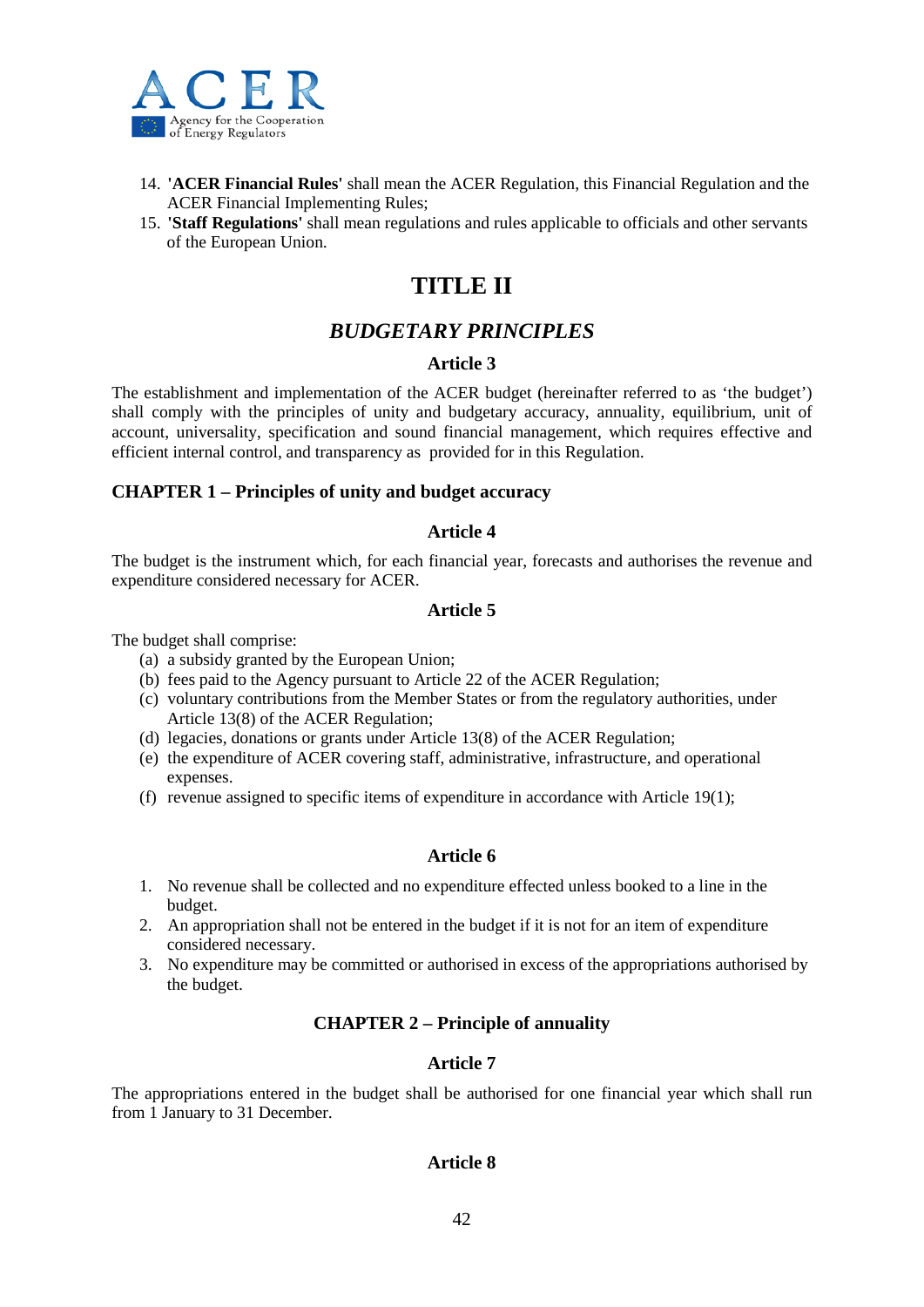14. **'ACER Financial Rules'** shall mean the ACER Regulation, this Financial Regulation and the ACER Financial Implementing Rules;
15. **'Staff Regulations'** shall mean regulations and rules applicable to officials and other servants of the European Union.

# TITLE II

## *BUDGETARY PRINCIPLES*

### Article 3

The establishment and implementation of the ACER budget (hereinafter referred to as 'the budget') shall comply with the principles of unity and budgetary accuracy, annuality, equilibrium, unit of account, universality, specification and sound financial management, which requires effective and efficient internal control, and transparency as provided for in this Regulation.

## CHAPTER 1 – Principles of unity and budget accuracy

### Article 4

The budget is the instrument which, for each financial year, forecasts and authorises the revenue and expenditure considered necessary for ACER.

### Article 5

The budget shall comprise:

(a) a subsidy granted by the European Union;
(b) fees paid to the Agency pursuant to Article 22 of the ACER Regulation;
(c) voluntary contributions from the Member States or from the regulatory authorities, under Article 13(8) of the ACER Regulation;
(d) legacies, donations or grants under Article 13(8) of the ACER Regulation;
(e) the expenditure of ACER covering staff, administrative, infrastructure, and operational expenses.
(f) revenue assigned to specific items of expenditure in accordance with Article 19(1);

### Article 6

1. No revenue shall be collected and no expenditure effected unless booked to a line in the budget.
2. An appropriation shall not be entered in the budget if it is not for an item of expenditure considered necessary.
3. No expenditure may be committed or authorised in excess of the appropriations authorised by the budget.

## CHAPTER 2 – Principle of annuality

### Article 7

The appropriations entered in the budget shall be authorised for one financial year which shall run from 1 January to 31 December.

### Article 8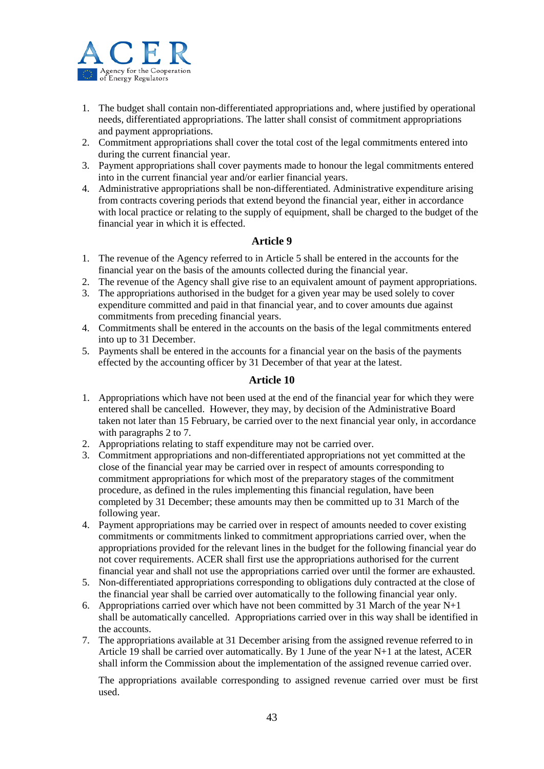1. The budget shall contain non-differentiated appropriations and, where justified by operational needs, differentiated appropriations. The latter shall consist of commitment appropriations and payment appropriations.
2. Commitment appropriations shall cover the total cost of the legal commitments entered into during the current financial year.
3. Payment appropriations shall cover payments made to honour the legal commitments entered into in the current financial year and/or earlier financial years.
4. Administrative appropriations shall be non-differentiated. Administrative expenditure arising from contracts covering periods that extend beyond the financial year, either in accordance with local practice or relating to the supply of equipment, shall be charged to the budget of the financial year in which it is effected.

### Article 9

1. The revenue of the Agency referred to in Article 5 shall be entered in the accounts for the financial year on the basis of the amounts collected during the financial year.
2. The revenue of the Agency shall give rise to an equivalent amount of payment appropriations.
3. The appropriations authorised in the budget for a given year may be used solely to cover expenditure committed and paid in that financial year, and to cover amounts due against commitments from preceding financial years.
4. Commitments shall be entered in the accounts on the basis of the legal commitments entered into up to 31 December.
5. Payments shall be entered in the accounts for a financial year on the basis of the payments effected by the accounting officer by 31 December of that year at the latest.

### Article 10

1. Appropriations which have not been used at the end of the financial year for which they were entered shall be cancelled. However, they may, by decision of the Administrative Board taken not later than 15 February, be carried over to the next financial year only, in accordance with paragraphs 2 to 7.
2. Appropriations relating to staff expenditure may not be carried over.
3. Commitment appropriations and non-differentiated appropriations not yet committed at the close of the financial year may be carried over in respect of amounts corresponding to commitment appropriations for which most of the preparatory stages of the commitment procedure, as defined in the rules implementing this financial regulation, have been completed by 31 December; these amounts may then be committed up to 31 March of the following year.
4. Payment appropriations may be carried over in respect of amounts needed to cover existing commitments or commitments linked to commitment appropriations carried over, when the appropriations provided for the relevant lines in the budget for the following financial year do not cover requirements. ACER shall first use the appropriations authorised for the current financial year and shall not use the appropriations carried over until the former are exhausted.
5. Non-differentiated appropriations corresponding to obligations duly contracted at the close of the financial year shall be carried over automatically to the following financial year only.
6. Appropriations carried over which have not been committed by 31 March of the year N+1 shall be automatically cancelled. Appropriations carried over in this way shall be identified in the accounts.
7. The appropriations available at 31 December arising from the assigned revenue referred to in Article 19 shall be carried over automatically. By 1 June of the year N+1 at the latest, ACER shall inform the Commission about the implementation of the assigned revenue carried over.

   The appropriations available corresponding to assigned revenue carried over must be first used.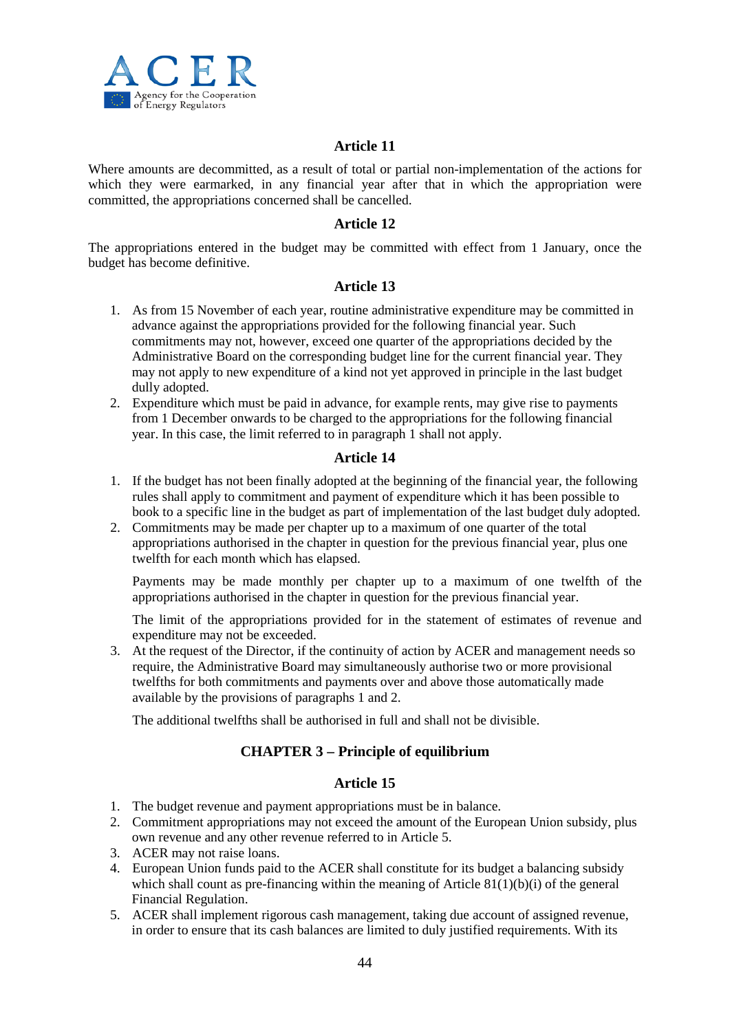### Article 11

Where amounts are decommitted, as a result of total or partial non-implementation of the actions for which they were earmarked, in any financial year after that in which the appropriation were committed, the appropriations concerned shall be cancelled.

### Article 12

The appropriations entered in the budget may be committed with effect from 1 January, once the budget has become definitive.

### Article 13

1. As from 15 November of each year, routine administrative expenditure may be committed in advance against the appropriations provided for the following financial year. Such commitments may not, however, exceed one quarter of the appropriations decided by the Administrative Board on the corresponding budget line for the current financial year. They may not apply to new expenditure of a kind not yet approved in principle in the last budget dully adopted.
2. Expenditure which must be paid in advance, for example rents, may give rise to payments from 1 December onwards to be charged to the appropriations for the following financial year. In this case, the limit referred to in paragraph 1 shall not apply.

### Article 14

1. If the budget has not been finally adopted at the beginning of the financial year, the following rules shall apply to commitment and payment of expenditure which it has been possible to book to a specific line in the budget as part of implementation of the last budget duly adopted.
2. Commitments may be made per chapter up to a maximum of one quarter of the total appropriations authorised in the chapter in question for the previous financial year, plus one twelfth for each month which has elapsed.

   Payments may be made monthly per chapter up to a maximum of one twelfth of the appropriations authorised in the chapter in question for the previous financial year.

   The limit of the appropriations provided for in the statement of estimates of revenue and expenditure may not be exceeded.
3. At the request of the Director, if the continuity of action by ACER and management needs so require, the Administrative Board may simultaneously authorise two or more provisional twelfths for both commitments and payments over and above those automatically made available by the provisions of paragraphs 1 and 2.

   The additional twelfths shall be authorised in full and shall not be divisible.

## CHAPTER 3 – Principle of equilibrium

### Article 15

1. The budget revenue and payment appropriations must be in balance.
2. Commitment appropriations may not exceed the amount of the European Union subsidy, plus own revenue and any other revenue referred to in Article 5.
3. ACER may not raise loans.
4. European Union funds paid to the ACER shall constitute for its budget a balancing subsidy which shall count as pre-financing within the meaning of Article 81(1)(b)(i) of the general Financial Regulation.
5. ACER shall implement rigorous cash management, taking due account of assigned revenue, in order to ensure that its cash balances are limited to duly justified requirements. With its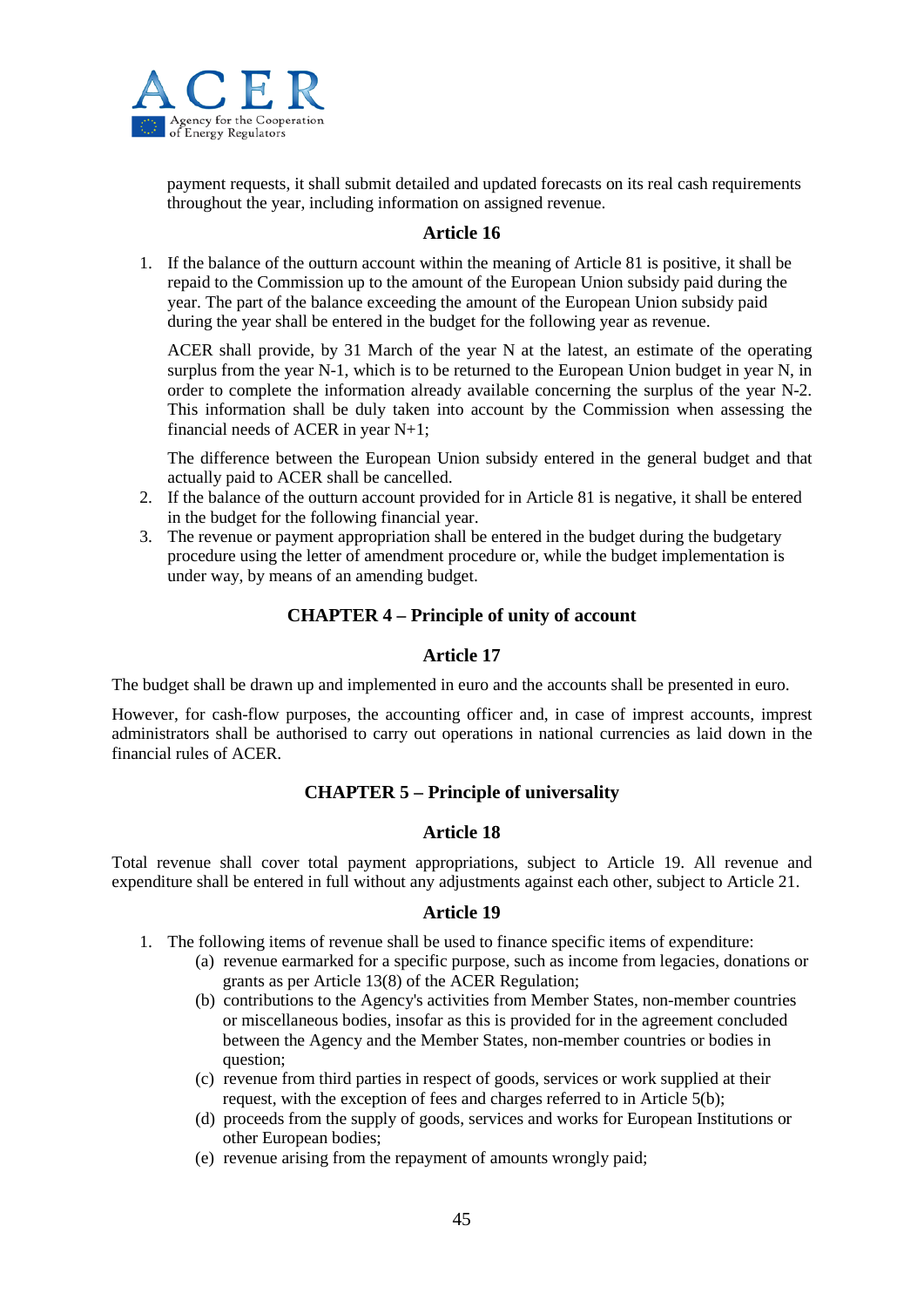payment requests, it shall submit detailed and updated forecasts on its real cash requirements throughout the year, including information on assigned revenue.

### Article 16

1. If the balance of the outturn account within the meaning of Article 81 is positive, it shall be repaid to the Commission up to the amount of the European Union subsidy paid during the year. The part of the balance exceeding the amount of the European Union subsidy paid during the year shall be entered in the budget for the following year as revenue.

   ACER shall provide, by 31 March of the year N at the latest, an estimate of the operating surplus from the year N-1, which is to be returned to the European Union budget in year N, in order to complete the information already available concerning the surplus of the year N-2. This information shall be duly taken into account by the Commission when assessing the financial needs of ACER in year N+1;

   The difference between the European Union subsidy entered in the general budget and that actually paid to ACER shall be cancelled.
2. If the balance of the outturn account provided for in Article 81 is negative, it shall be entered in the budget for the following financial year.
3. The revenue or payment appropriation shall be entered in the budget during the budgetary procedure using the letter of amendment procedure or, while the budget implementation is under way, by means of an amending budget.

## CHAPTER 4 – Principle of unity of account

### Article 17

The budget shall be drawn up and implemented in euro and the accounts shall be presented in euro.

However, for cash-flow purposes, the accounting officer and, in case of imprest accounts, imprest administrators shall be authorised to carry out operations in national currencies as laid down in the financial rules of ACER.

## CHAPTER 5 – Principle of universality

### Article 18

Total revenue shall cover total payment appropriations, subject to Article 19. All revenue and expenditure shall be entered in full without any adjustments against each other, subject to Article 21.

### Article 19

1. The following items of revenue shall be used to finance specific items of expenditure:
   - (a) revenue earmarked for a specific purpose, such as income from legacies, donations or grants as per Article 13(8) of the ACER Regulation;
   - (b) contributions to the Agency's activities from Member States, non-member countries or miscellaneous bodies, insofar as this is provided for in the agreement concluded between the Agency and the Member States, non-member countries or bodies in question;
   - (c) revenue from third parties in respect of goods, services or work supplied at their request, with the exception of fees and charges referred to in Article 5(b);
   - (d) proceeds from the supply of goods, services and works for European Institutions or other European bodies;
   - (e) revenue arising from the repayment of amounts wrongly paid;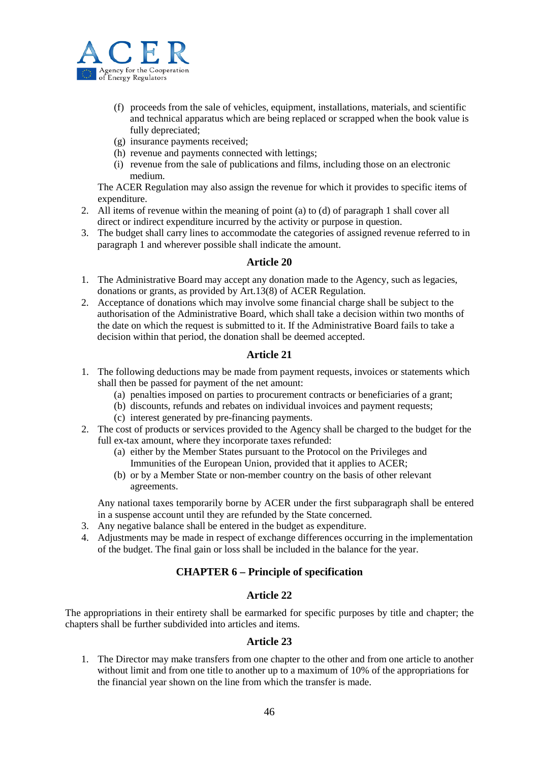(f) proceeds from the sale of vehicles, equipment, installations, materials, and scientific and technical apparatus which are being replaced or scrapped when the book value is fully depreciated;
   (g) insurance payments received;
   (h) revenue and payments connected with lettings;
   (i) revenue from the sale of publications and films, including those on an electronic medium.

   The ACER Regulation may also assign the revenue for which it provides to specific items of expenditure.

2. All items of revenue within the meaning of point (a) to (d) of paragraph 1 shall cover all direct or indirect expenditure incurred by the activity or purpose in question.
3. The budget shall carry lines to accommodate the categories of assigned revenue referred to in paragraph 1 and wherever possible shall indicate the amount.

### Article 20

1. The Administrative Board may accept any donation made to the Agency, such as legacies, donations or grants, as provided by Art.13(8) of ACER Regulation.
2. Acceptance of donations which may involve some financial charge shall be subject to the authorisation of the Administrative Board, which shall take a decision within two months of the date on which the request is submitted to it. If the Administrative Board fails to take a decision within that period, the donation shall be deemed accepted.

### Article 21

1. The following deductions may be made from payment requests, invoices or statements which shall then be passed for payment of the net amount:
   (a) penalties imposed on parties to procurement contracts or beneficiaries of a grant;
   (b) discounts, refunds and rebates on individual invoices and payment requests;
   (c) interest generated by pre-financing payments.
2. The cost of products or services provided to the Agency shall be charged to the budget for the full ex-tax amount, where they incorporate taxes refunded:
   (a) either by the Member States pursuant to the Protocol on the Privileges and Immunities of the European Union, provided that it applies to ACER;
   (b) or by a Member State or non-member country on the basis of other relevant agreements.

   Any national taxes temporarily borne by ACER under the first subparagraph shall be entered in a suspense account until they are refunded by the State concerned.
3. Any negative balance shall be entered in the budget as expenditure.
4. Adjustments may be made in respect of exchange differences occurring in the implementation of the budget. The final gain or loss shall be included in the balance for the year.

## CHAPTER 6 – Principle of specification

### Article 22

The appropriations in their entirety shall be earmarked for specific purposes by title and chapter; the chapters shall be further subdivided into articles and items.

### Article 23

1. The Director may make transfers from one chapter to the other and from one article to another without limit and from one title to another up to a maximum of 10% of the appropriations for the financial year shown on the line from which the transfer is made.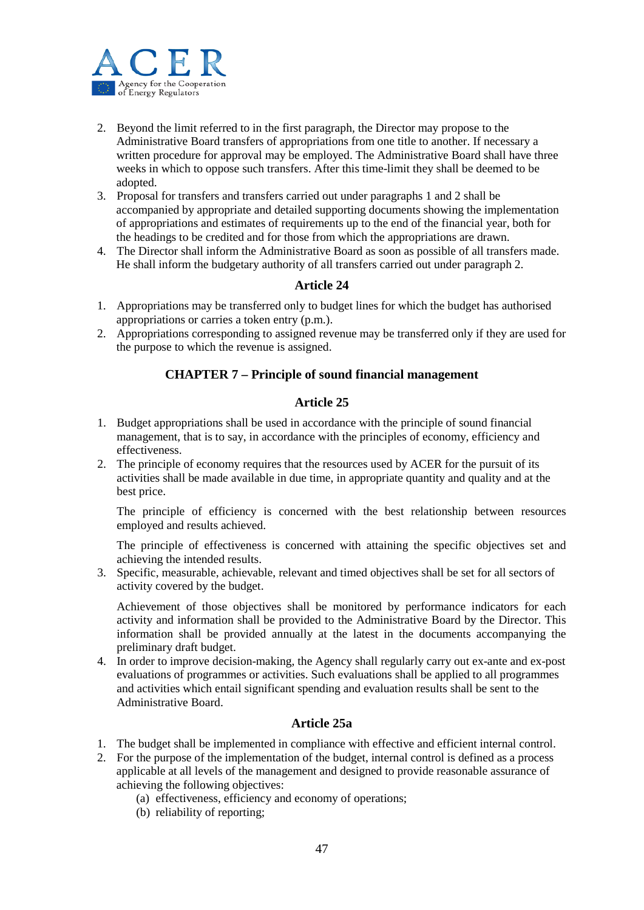2. Beyond the limit referred to in the first paragraph, the Director may propose to the Administrative Board transfers of appropriations from one title to another. If necessary a written procedure for approval may be employed. The Administrative Board shall have three weeks in which to oppose such transfers. After this time-limit they shall be deemed to be adopted.
3. Proposal for transfers and transfers carried out under paragraphs 1 and 2 shall be accompanied by appropriate and detailed supporting documents showing the implementation of appropriations and estimates of requirements up to the end of the financial year, both for the headings to be credited and for those from which the appropriations are drawn.
4. The Director shall inform the Administrative Board as soon as possible of all transfers made. He shall inform the budgetary authority of all transfers carried out under paragraph 2.

### Article 24

1. Appropriations may be transferred only to budget lines for which the budget has authorised appropriations or carries a token entry (p.m.).
2. Appropriations corresponding to assigned revenue may be transferred only if they are used for the purpose to which the revenue is assigned.

## CHAPTER 7 – Principle of sound financial management

### Article 25

1. Budget appropriations shall be used in accordance with the principle of sound financial management, that is to say, in accordance with the principles of economy, efficiency and effectiveness.
2. The principle of economy requires that the resources used by ACER for the pursuit of its activities shall be made available in due time, in appropriate quantity and quality and at the best price.

   The principle of efficiency is concerned with the best relationship between resources employed and results achieved.

   The principle of effectiveness is concerned with attaining the specific objectives set and achieving the intended results.
3. Specific, measurable, achievable, relevant and timed objectives shall be set for all sectors of activity covered by the budget.

   Achievement of those objectives shall be monitored by performance indicators for each activity and information shall be provided to the Administrative Board by the Director. This information shall be provided annually at the latest in the documents accompanying the preliminary draft budget.
4. In order to improve decision-making, the Agency shall regularly carry out ex-ante and ex-post evaluations of programmes or activities. Such evaluations shall be applied to all programmes and activities which entail significant spending and evaluation results shall be sent to the Administrative Board.

### Article 25a

1. The budget shall be implemented in compliance with effective and efficient internal control.
2. For the purpose of the implementation of the budget, internal control is defined as a process applicable at all levels of the management and designed to provide reasonable assurance of achieving the following objectives:
   (a) effectiveness, efficiency and economy of operations;
   (b) reliability of reporting;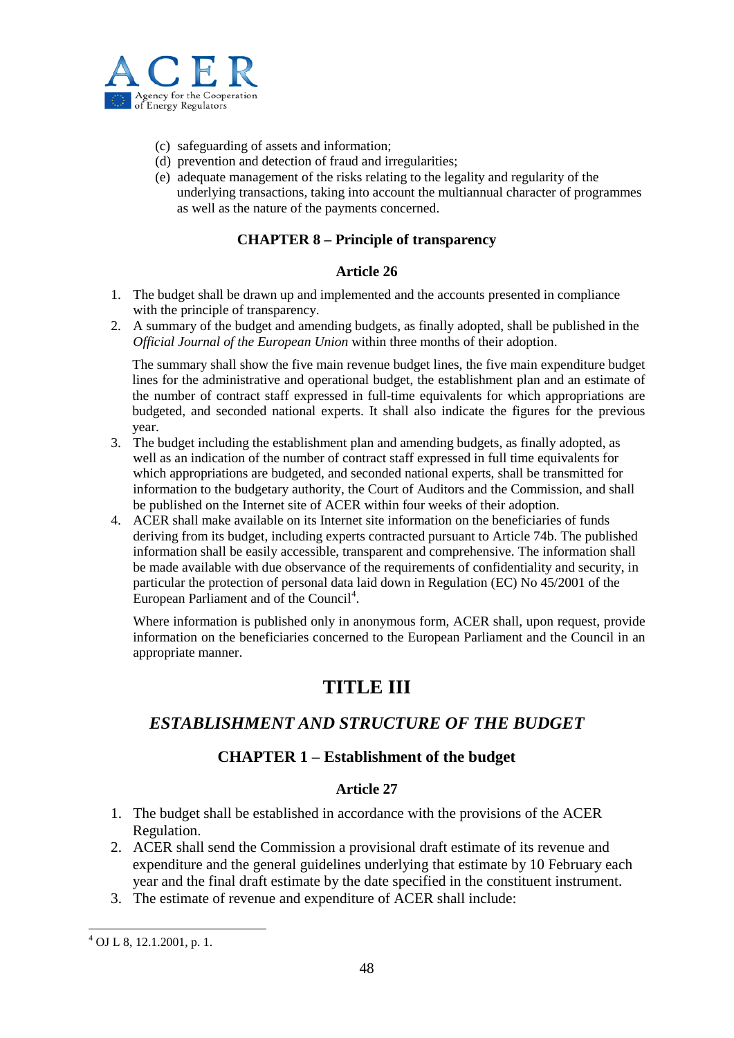(c) safeguarding of assets and information;
(d) prevention and detection of fraud and irregularities;
(e) adequate management of the risks relating to the legality and regularity of the underlying transactions, taking into account the multiannual character of programmes as well as the nature of the payments concerned.

### CHAPTER 8 – Principle of transparency

#### Article 26

1. The budget shall be drawn up and implemented and the accounts presented in compliance with the principle of transparency.
2. A summary of the budget and amending budgets, as finally adopted, shall be published in the *Official Journal of the European Union* within three months of their adoption.

   The summary shall show the five main revenue budget lines, the five main expenditure budget lines for the administrative and operational budget, the establishment plan and an estimate of the number of contract staff expressed in full-time equivalents for which appropriations are budgeted, and seconded national experts. It shall also indicate the figures for the previous year.
3. The budget including the establishment plan and amending budgets, as finally adopted, as well as an indication of the number of contract staff expressed in full time equivalents for which appropriations are budgeted, and seconded national experts, shall be transmitted for information to the budgetary authority, the Court of Auditors and the Commission, and shall be published on the Internet site of ACER within four weeks of their adoption.
4. ACER shall make available on its Internet site information on the beneficiaries of funds deriving from its budget, including experts contracted pursuant to Article 74b. The published information shall be easily accessible, transparent and comprehensive. The information shall be made available with due observance of the requirements of confidentiality and security, in particular the protection of personal data laid down in Regulation (EC) No 45/2001 of the European Parliament and of the Council[4].

   Where information is published only in anonymous form, ACER shall, upon request, provide information on the beneficiaries concerned to the European Parliament and the Council in an appropriate manner.

# TITLE III

## *ESTABLISHMENT AND STRUCTURE OF THE BUDGET*

### CHAPTER 1 – Establishment of the budget

#### Article 27

1. The budget shall be established in accordance with the provisions of the ACER Regulation.
2. ACER shall send the Commission a provisional draft estimate of its revenue and expenditure and the general guidelines underlying that estimate by 10 February each year and the final draft estimate by the date specified in the constituent instrument.
3. The estimate of revenue and expenditure of ACER shall include:

---

[4] OJ L 8, 12.1.2001, p. 1.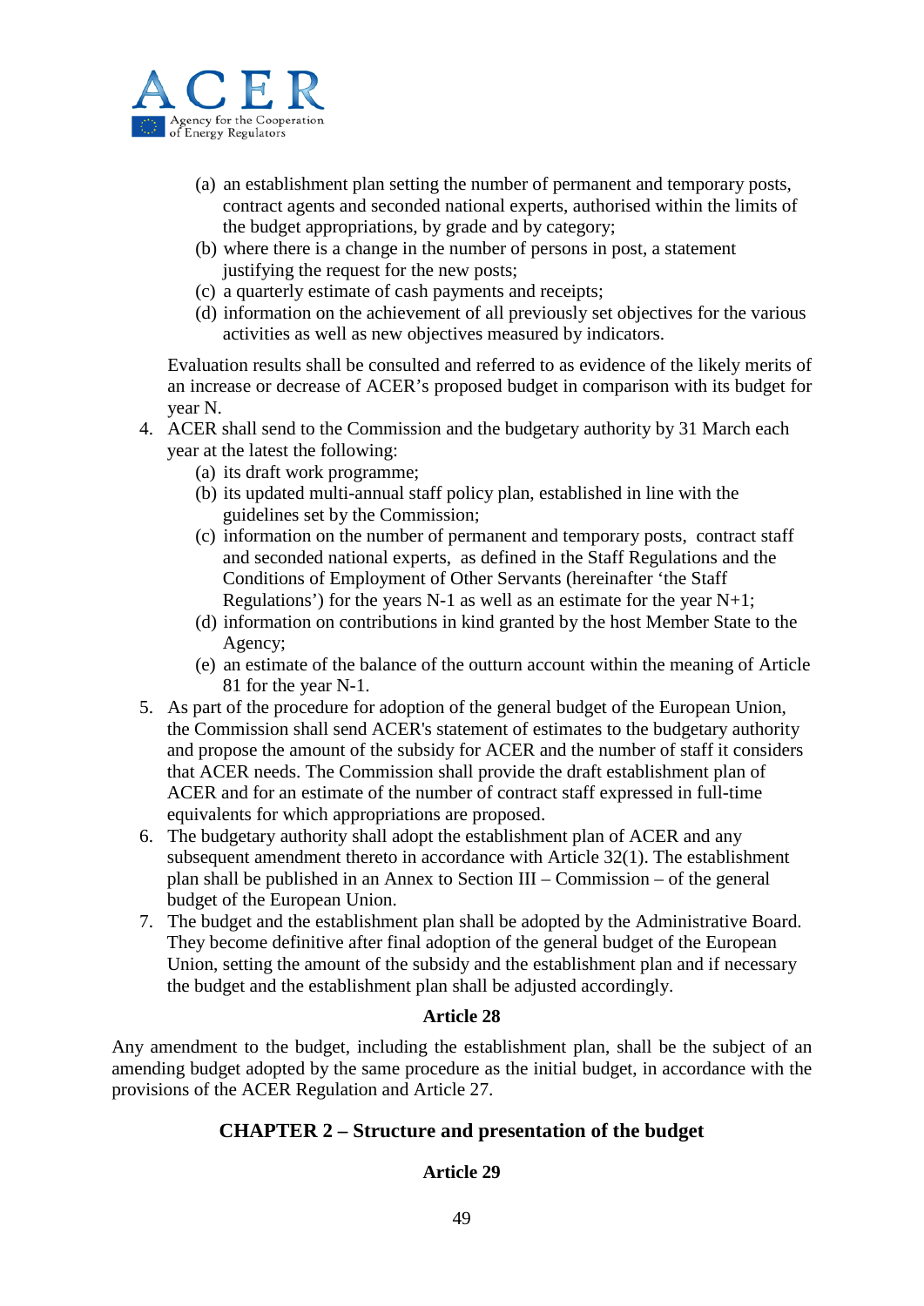- (a) an establishment plan setting the number of permanent and temporary posts, contract agents and seconded national experts, authorised within the limits of the budget appropriations, by grade and by category;
   - (b) where there is a change in the number of persons in post, a statement justifying the request for the new posts;
   - (c) a quarterly estimate of cash payments and receipts;
   - (d) information on the achievement of all previously set objectives for the various activities as well as new objectives measured by indicators.

   Evaluation results shall be consulted and referred to as evidence of the likely merits of an increase or decrease of ACER's proposed budget in comparison with its budget for year N.

4. ACER shall send to the Commission and the budgetary authority by 31 March each year at the latest the following:
   - (a) its draft work programme;
   - (b) its updated multi-annual staff policy plan, established in line with the guidelines set by the Commission;
   - (c) information on the number of permanent and temporary posts, contract staff and seconded national experts, as defined in the Staff Regulations and the Conditions of Employment of Other Servants (hereinafter 'the Staff Regulations') for the years N-1 as well as an estimate for the year N+1;
   - (d) information on contributions in kind granted by the host Member State to the Agency;
   - (e) an estimate of the balance of the outturn account within the meaning of Article 81 for the year N-1.
5. As part of the procedure for adoption of the general budget of the European Union, the Commission shall send ACER's statement of estimates to the budgetary authority and propose the amount of the subsidy for ACER and the number of staff it considers that ACER needs. The Commission shall provide the draft establishment plan of ACER and for an estimate of the number of contract staff expressed in full-time equivalents for which appropriations are proposed.
6. The budgetary authority shall adopt the establishment plan of ACER and any subsequent amendment thereto in accordance with Article 32(1). The establishment plan shall be published in an Annex to Section III – Commission – of the general budget of the European Union.
7. The budget and the establishment plan shall be adopted by the Administrative Board. They become definitive after final adoption of the general budget of the European Union, setting the amount of the subsidy and the establishment plan and if necessary the budget and the establishment plan shall be adjusted accordingly.

### Article 28

Any amendment to the budget, including the establishment plan, shall be the subject of an amending budget adopted by the same procedure as the initial budget, in accordance with the provisions of the ACER Regulation and Article 27.

## CHAPTER 2 – Structure and presentation of the budget

### Article 29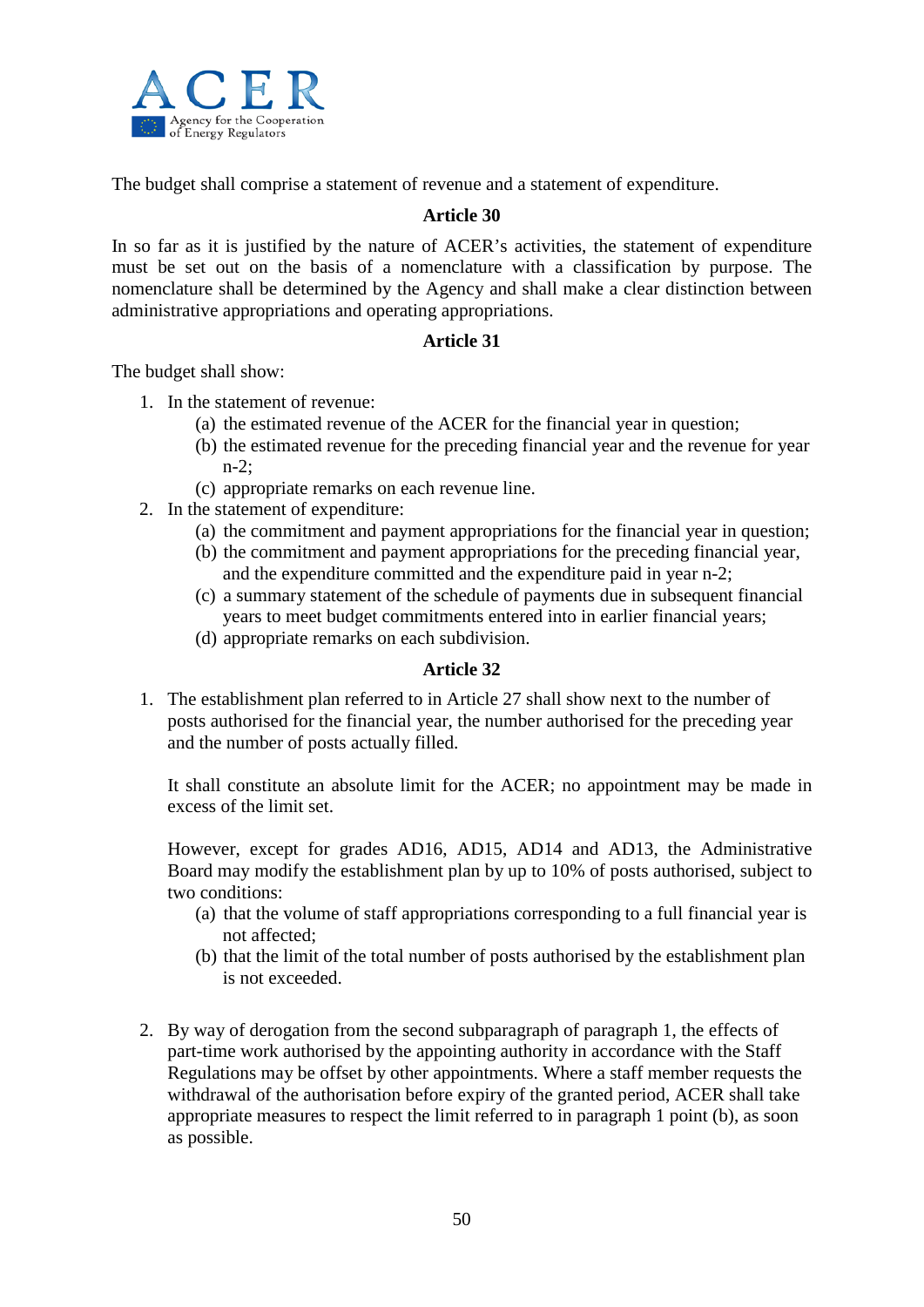The budget shall comprise a statement of revenue and a statement of expenditure.

### Article 30

In so far as it is justified by the nature of ACER's activities, the statement of expenditure must be set out on the basis of a nomenclature with a classification by purpose. The nomenclature shall be determined by the Agency and shall make a clear distinction between administrative appropriations and operating appropriations.

### Article 31

The budget shall show:

1. In the statement of revenue:
   - (a) the estimated revenue of the ACER for the financial year in question;
   - (b) the estimated revenue for the preceding financial year and the revenue for year n-2;
   - (c) appropriate remarks on each revenue line.
2. In the statement of expenditure:
   - (a) the commitment and payment appropriations for the financial year in question;
   - (b) the commitment and payment appropriations for the preceding financial year, and the expenditure committed and the expenditure paid in year n-2;
   - (c) a summary statement of the schedule of payments due in subsequent financial years to meet budget commitments entered into in earlier financial years;
   - (d) appropriate remarks on each subdivision.

### Article 32

1. The establishment plan referred to in Article 27 shall show next to the number of posts authorised for the financial year, the number authorised for the preceding year and the number of posts actually filled.

   It shall constitute an absolute limit for the ACER; no appointment may be made in excess of the limit set.

   However, except for grades AD16, AD15, AD14 and AD13, the Administrative Board may modify the establishment plan by up to 10% of posts authorised, subject to two conditions:
   - (a) that the volume of staff appropriations corresponding to a full financial year is not affected;
   - (b) that the limit of the total number of posts authorised by the establishment plan is not exceeded.

2. By way of derogation from the second subparagraph of paragraph 1, the effects of part-time work authorised by the appointing authority in accordance with the Staff Regulations may be offset by other appointments. Where a staff member requests the withdrawal of the authorisation before expiry of the granted period, ACER shall take appropriate measures to respect the limit referred to in paragraph 1 point (b), as soon as possible.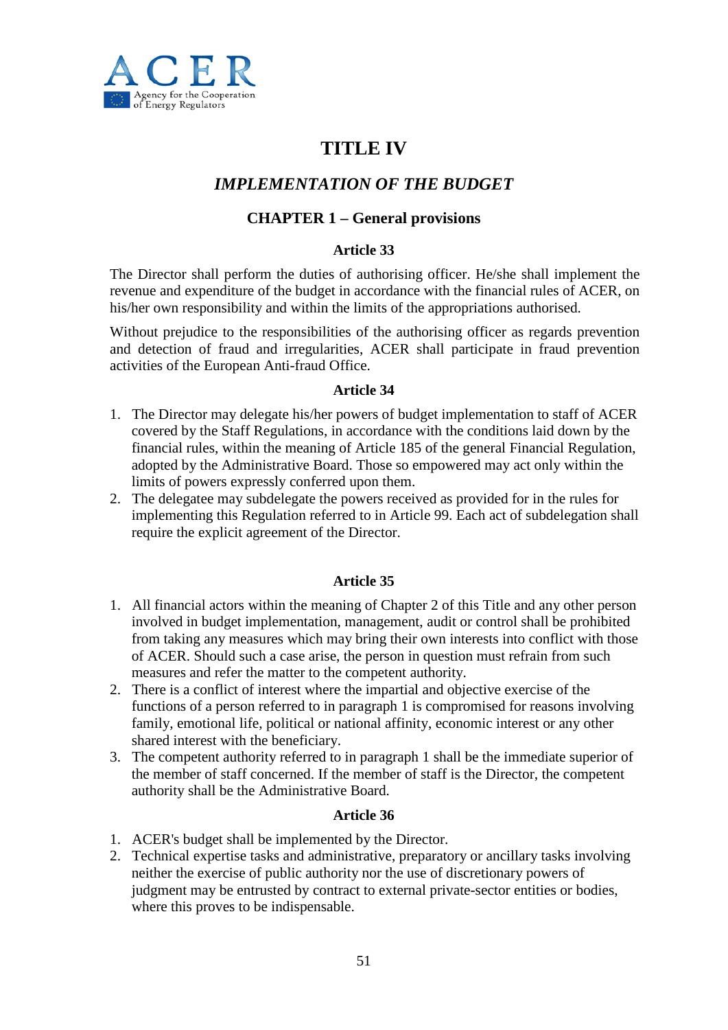# TITLE IV

## *IMPLEMENTATION OF THE BUDGET*

### CHAPTER 1 – General provisions

#### Article 33

The Director shall perform the duties of authorising officer. He/she shall implement the revenue and expenditure of the budget in accordance with the financial rules of ACER, on his/her own responsibility and within the limits of the appropriations authorised.

Without prejudice to the responsibilities of the authorising officer as regards prevention and detection of fraud and irregularities, ACER shall participate in fraud prevention activities of the European Anti-fraud Office.

#### Article 34

1. The Director may delegate his/her powers of budget implementation to staff of ACER covered by the Staff Regulations, in accordance with the conditions laid down by the financial rules, within the meaning of Article 185 of the general Financial Regulation, adopted by the Administrative Board. Those so empowered may act only within the limits of powers expressly conferred upon them.
2. The delegatee may subdelegate the powers received as provided for in the rules for implementing this Regulation referred to in Article 99. Each act of subdelegation shall require the explicit agreement of the Director.

#### Article 35

1. All financial actors within the meaning of Chapter 2 of this Title and any other person involved in budget implementation, management, audit or control shall be prohibited from taking any measures which may bring their own interests into conflict with those of ACER. Should such a case arise, the person in question must refrain from such measures and refer the matter to the competent authority.
2. There is a conflict of interest where the impartial and objective exercise of the functions of a person referred to in paragraph 1 is compromised for reasons involving family, emotional life, political or national affinity, economic interest or any other shared interest with the beneficiary.
3. The competent authority referred to in paragraph 1 shall be the immediate superior of the member of staff concerned. If the member of staff is the Director, the competent authority shall be the Administrative Board.

#### Article 36

1. ACER's budget shall be implemented by the Director.
2. Technical expertise tasks and administrative, preparatory or ancillary tasks involving neither the exercise of public authority nor the use of discretionary powers of judgment may be entrusted by contract to external private-sector entities or bodies, where this proves to be indispensable.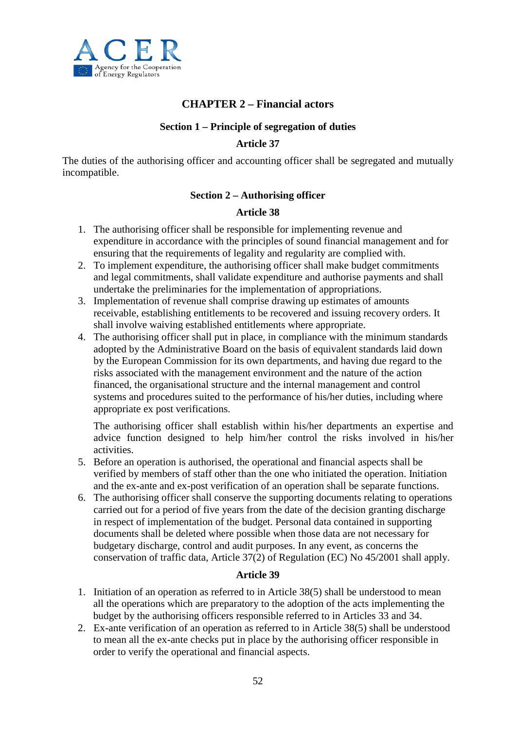## CHAPTER 2 – Financial actors

### Section 1 – Principle of segregation of duties

#### Article 37

The duties of the authorising officer and accounting officer shall be segregated and mutually incompatible.

### Section 2 – Authorising officer

#### Article 38

1. The authorising officer shall be responsible for implementing revenue and expenditure in accordance with the principles of sound financial management and for ensuring that the requirements of legality and regularity are complied with.
2. To implement expenditure, the authorising officer shall make budget commitments and legal commitments, shall validate expenditure and authorise payments and shall undertake the preliminaries for the implementation of appropriations.
3. Implementation of revenue shall comprise drawing up estimates of amounts receivable, establishing entitlements to be recovered and issuing recovery orders. It shall involve waiving established entitlements where appropriate.
4. The authorising officer shall put in place, in compliance with the minimum standards adopted by the Administrative Board on the basis of equivalent standards laid down by the European Commission for its own departments, and having due regard to the risks associated with the management environment and the nature of the action financed, the organisational structure and the internal management and control systems and procedures suited to the performance of his/her duties, including where appropriate ex post verifications.

   The authorising officer shall establish within his/her departments an expertise and advice function designed to help him/her control the risks involved in his/her activities.
5. Before an operation is authorised, the operational and financial aspects shall be verified by members of staff other than the one who initiated the operation. Initiation and the ex-ante and ex-post verification of an operation shall be separate functions.
6. The authorising officer shall conserve the supporting documents relating to operations carried out for a period of five years from the date of the decision granting discharge in respect of implementation of the budget. Personal data contained in supporting documents shall be deleted where possible when those data are not necessary for budgetary discharge, control and audit purposes. In any event, as concerns the conservation of traffic data, Article 37(2) of Regulation (EC) No 45/2001 shall apply.

#### Article 39

1. Initiation of an operation as referred to in Article 38(5) shall be understood to mean all the operations which are preparatory to the adoption of the acts implementing the budget by the authorising officers responsible referred to in Articles 33 and 34.
2. Ex-ante verification of an operation as referred to in Article 38(5) shall be understood to mean all the ex-ante checks put in place by the authorising officer responsible in order to verify the operational and financial aspects.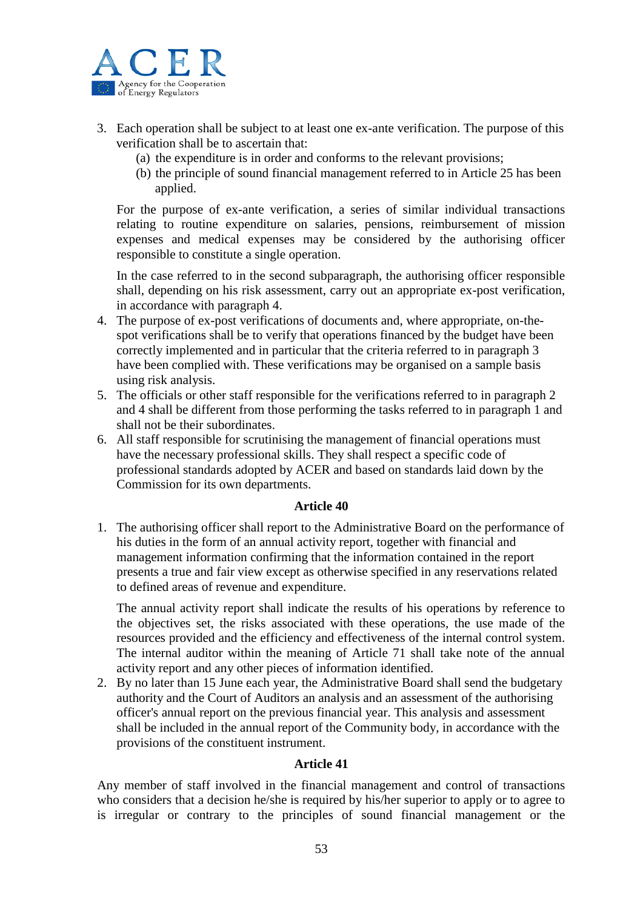3. Each operation shall be subject to at least one ex-ante verification. The purpose of this verification shall be to ascertain that:
   (a) the expenditure is in order and conforms to the relevant provisions;
   (b) the principle of sound financial management referred to in Article 25 has been applied.

   For the purpose of ex-ante verification, a series of similar individual transactions relating to routine expenditure on salaries, pensions, reimbursement of mission expenses and medical expenses may be considered by the authorising officer responsible to constitute a single operation.

   In the case referred to in the second subparagraph, the authorising officer responsible shall, depending on his risk assessment, carry out an appropriate ex-post verification, in accordance with paragraph 4.
4. The purpose of ex-post verifications of documents and, where appropriate, on-the-spot verifications shall be to verify that operations financed by the budget have been correctly implemented and in particular that the criteria referred to in paragraph 3 have been complied with. These verifications may be organised on a sample basis using risk analysis.
5. The officials or other staff responsible for the verifications referred to in paragraph 2 and 4 shall be different from those performing the tasks referred to in paragraph 1 and shall not be their subordinates.
6. All staff responsible for scrutinising the management of financial operations must have the necessary professional skills. They shall respect a specific code of professional standards adopted by ACER and based on standards laid down by the Commission for its own departments.

**Article 40**

1. The authorising officer shall report to the Administrative Board on the performance of his duties in the form of an annual activity report, together with financial and management information confirming that the information contained in the report presents a true and fair view except as otherwise specified in any reservations related to defined areas of revenue and expenditure.

   The annual activity report shall indicate the results of his operations by reference to the objectives set, the risks associated with these operations, the use made of the resources provided and the efficiency and effectiveness of the internal control system. The internal auditor within the meaning of Article 71 shall take note of the annual activity report and any other pieces of information identified.
2. By no later than 15 June each year, the Administrative Board shall send the budgetary authority and the Court of Auditors an analysis and an assessment of the authorising officer's annual report on the previous financial year. This analysis and assessment shall be included in the annual report of the Community body, in accordance with the provisions of the constituent instrument.

**Article 41**

Any member of staff involved in the financial management and control of transactions who considers that a decision he/she is required by his/her superior to apply or to agree to is irregular or contrary to the principles of sound financial management or the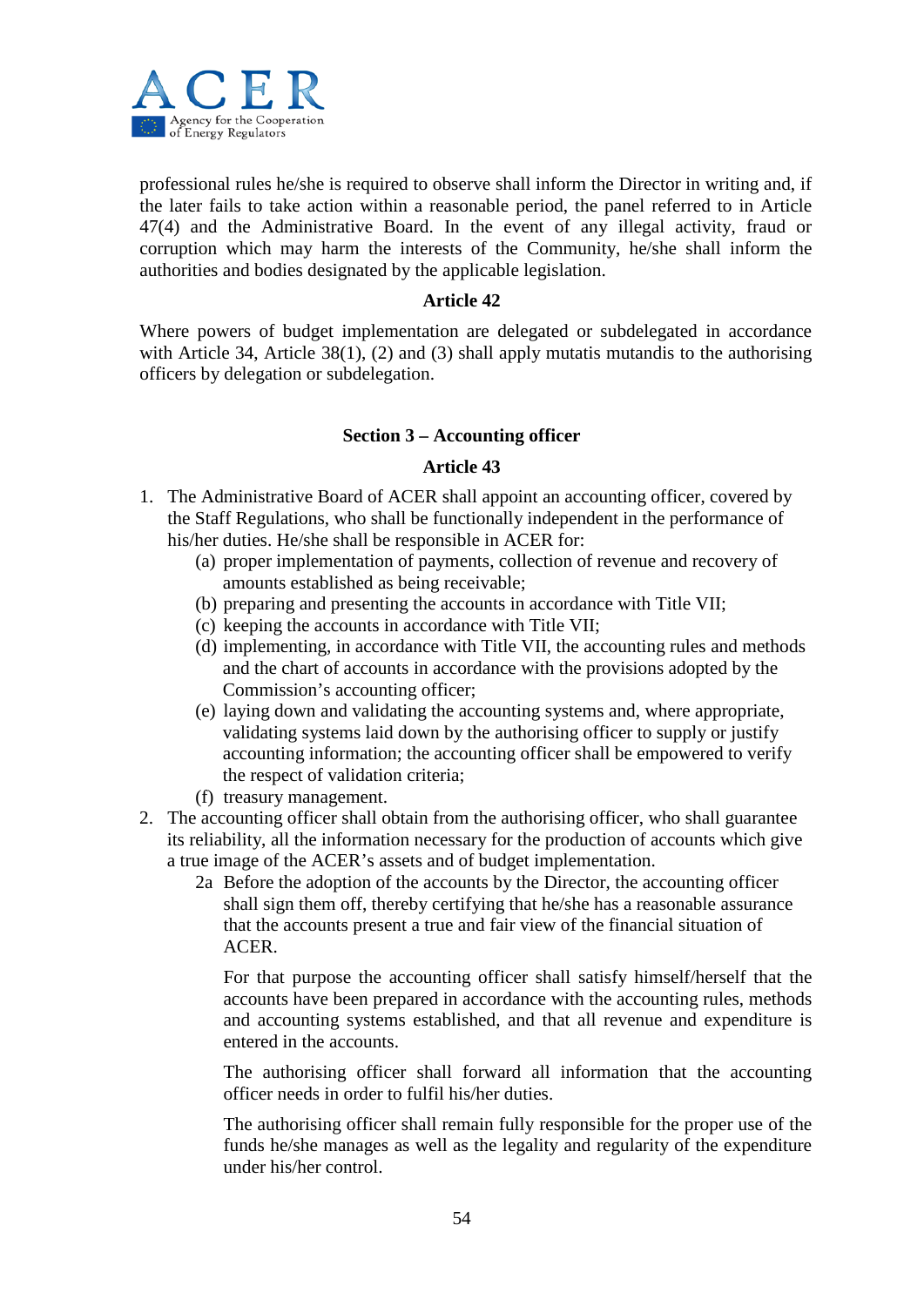professional rules he/she is required to observe shall inform the Director in writing and, if the later fails to take action within a reasonable period, the panel referred to in Article 47(4) and the Administrative Board. In the event of any illegal activity, fraud or corruption which may harm the interests of the Community, he/she shall inform the authorities and bodies designated by the applicable legislation.

**Article 42**

Where powers of budget implementation are delegated or subdelegated in accordance with Article 34, Article 38(1), (2) and (3) shall apply mutatis mutandis to the authorising officers by delegation or subdelegation.

**Section 3 – Accounting officer**

**Article 43**

1. The Administrative Board of ACER shall appoint an accounting officer, covered by the Staff Regulations, who shall be functionally independent in the performance of his/her duties. He/she shall be responsible in ACER for:
   (a) proper implementation of payments, collection of revenue and recovery of amounts established as being receivable;
   (b) preparing and presenting the accounts in accordance with Title VII;
   (c) keeping the accounts in accordance with Title VII;
   (d) implementing, in accordance with Title VII, the accounting rules and methods and the chart of accounts in accordance with the provisions adopted by the Commission's accounting officer;
   (e) laying down and validating the accounting systems and, where appropriate, validating systems laid down by the authorising officer to supply or justify accounting information; the accounting officer shall be empowered to verify the respect of validation criteria;
   (f) treasury management.
2. The accounting officer shall obtain from the authorising officer, who shall guarantee its reliability, all the information necessary for the production of accounts which give a true image of the ACER's assets and of budget implementation.

   2a Before the adoption of the accounts by the Director, the accounting officer shall sign them off, thereby certifying that he/she has a reasonable assurance that the accounts present a true and fair view of the financial situation of ACER.

   For that purpose the accounting officer shall satisfy himself/herself that the accounts have been prepared in accordance with the accounting rules, methods and accounting systems established, and that all revenue and expenditure is entered in the accounts.

   The authorising officer shall forward all information that the accounting officer needs in order to fulfil his/her duties.

   The authorising officer shall remain fully responsible for the proper use of the funds he/she manages as well as the legality and regularity of the expenditure under his/her control.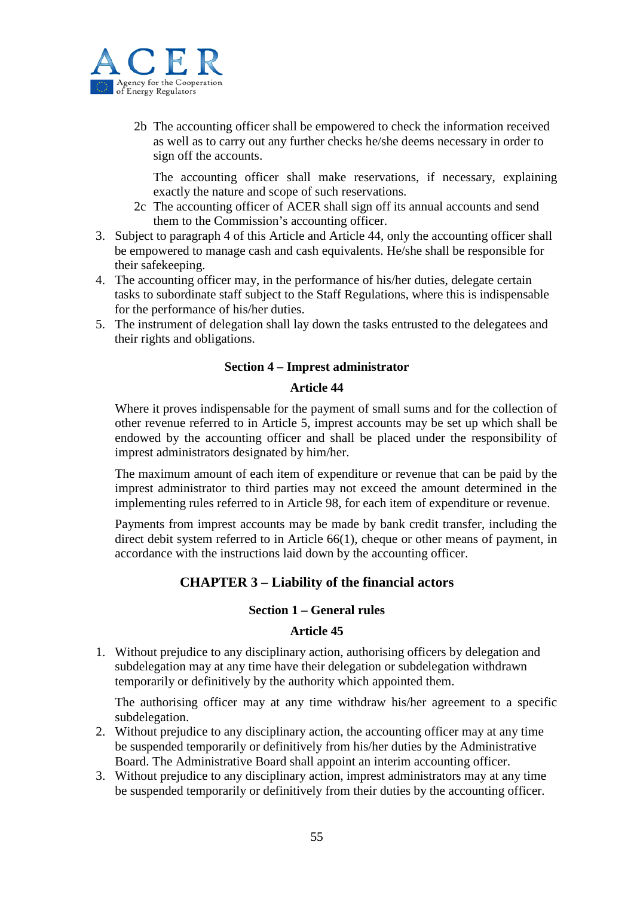2b The accounting officer shall be empowered to check the information received as well as to carry out any further checks he/she deems necessary in order to sign off the accounts.

The accounting officer shall make reservations, if necessary, explaining exactly the nature and scope of such reservations.

2c The accounting officer of ACER shall sign off its annual accounts and send them to the Commission's accounting officer.

3. Subject to paragraph 4 of this Article and Article 44, only the accounting officer shall be empowered to manage cash and cash equivalents. He/she shall be responsible for their safekeeping.
4. The accounting officer may, in the performance of his/her duties, delegate certain tasks to subordinate staff subject to the Staff Regulations, where this is indispensable for the performance of his/her duties.
5. The instrument of delegation shall lay down the tasks entrusted to the delegatees and their rights and obligations.

### Section 4 – Imprest administrator

### Article 44

Where it proves indispensable for the payment of small sums and for the collection of other revenue referred to in Article 5, imprest accounts may be set up which shall be endowed by the accounting officer and shall be placed under the responsibility of imprest administrators designated by him/her.

The maximum amount of each item of expenditure or revenue that can be paid by the imprest administrator to third parties may not exceed the amount determined in the implementing rules referred to in Article 98, for each item of expenditure or revenue.

Payments from imprest accounts may be made by bank credit transfer, including the direct debit system referred to in Article 66(1), cheque or other means of payment, in accordance with the instructions laid down by the accounting officer.

## CHAPTER 3 – Liability of the financial actors

### Section 1 – General rules

### Article 45

1. Without prejudice to any disciplinary action, authorising officers by delegation and subdelegation may at any time have their delegation or subdelegation withdrawn temporarily or definitively by the authority which appointed them.

   The authorising officer may at any time withdraw his/her agreement to a specific subdelegation.
2. Without prejudice to any disciplinary action, the accounting officer may at any time be suspended temporarily or definitively from his/her duties by the Administrative Board. The Administrative Board shall appoint an interim accounting officer.
3. Without prejudice to any disciplinary action, imprest administrators may at any time be suspended temporarily or definitively from their duties by the accounting officer.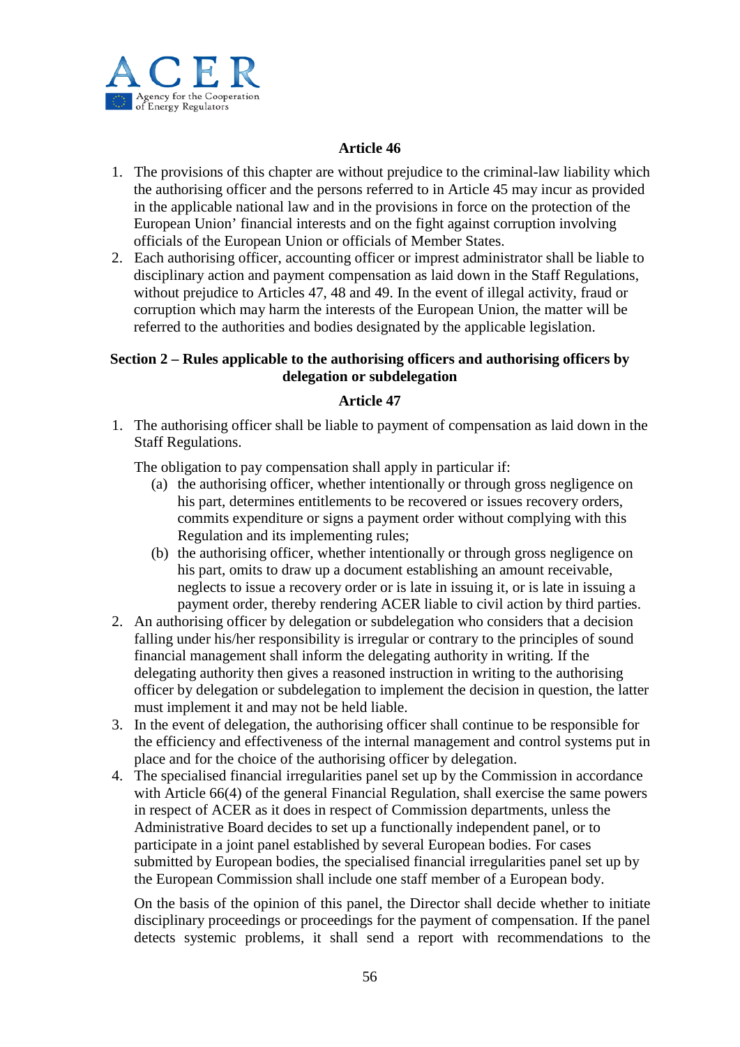### Article 46

1. The provisions of this chapter are without prejudice to the criminal-law liability which the authorising officer and the persons referred to in Article 45 may incur as provided in the applicable national law and in the provisions in force on the protection of the European Union' financial interests and on the fight against corruption involving officials of the European Union or officials of Member States.
2. Each authorising officer, accounting officer or imprest administrator shall be liable to disciplinary action and payment compensation as laid down in the Staff Regulations, without prejudice to Articles 47, 48 and 49. In the event of illegal activity, fraud or corruption which may harm the interests of the European Union, the matter will be referred to the authorities and bodies designated by the applicable legislation.

## Section 2 – Rules applicable to the authorising officers and authorising officers by delegation or subdelegation

### Article 47

1. The authorising officer shall be liable to payment of compensation as laid down in the Staff Regulations.

   The obligation to pay compensation shall apply in particular if:

   (a) the authorising officer, whether intentionally or through gross negligence on his part, determines entitlements to be recovered or issues recovery orders, commits expenditure or signs a payment order without complying with this Regulation and its implementing rules;

   (b) the authorising officer, whether intentionally or through gross negligence on his part, omits to draw up a document establishing an amount receivable, neglects to issue a recovery order or is late in issuing it, or is late in issuing a payment order, thereby rendering ACER liable to civil action by third parties.
2. An authorising officer by delegation or subdelegation who considers that a decision falling under his/her responsibility is irregular or contrary to the principles of sound financial management shall inform the delegating authority in writing. If the delegating authority then gives a reasoned instruction in writing to the authorising officer by delegation or subdelegation to implement the decision in question, the latter must implement it and may not be held liable.
3. In the event of delegation, the authorising officer shall continue to be responsible for the efficiency and effectiveness of the internal management and control systems put in place and for the choice of the authorising officer by delegation.
4. The specialised financial irregularities panel set up by the Commission in accordance with Article 66(4) of the general Financial Regulation, shall exercise the same powers in respect of ACER as it does in respect of Commission departments, unless the Administrative Board decides to set up a functionally independent panel, or to participate in a joint panel established by several European bodies. For cases submitted by European bodies, the specialised financial irregularities panel set up by the European Commission shall include one staff member of a European body.

   On the basis of the opinion of this panel, the Director shall decide whether to initiate disciplinary proceedings or proceedings for the payment of compensation. If the panel detects systemic problems, it shall send a report with recommendations to the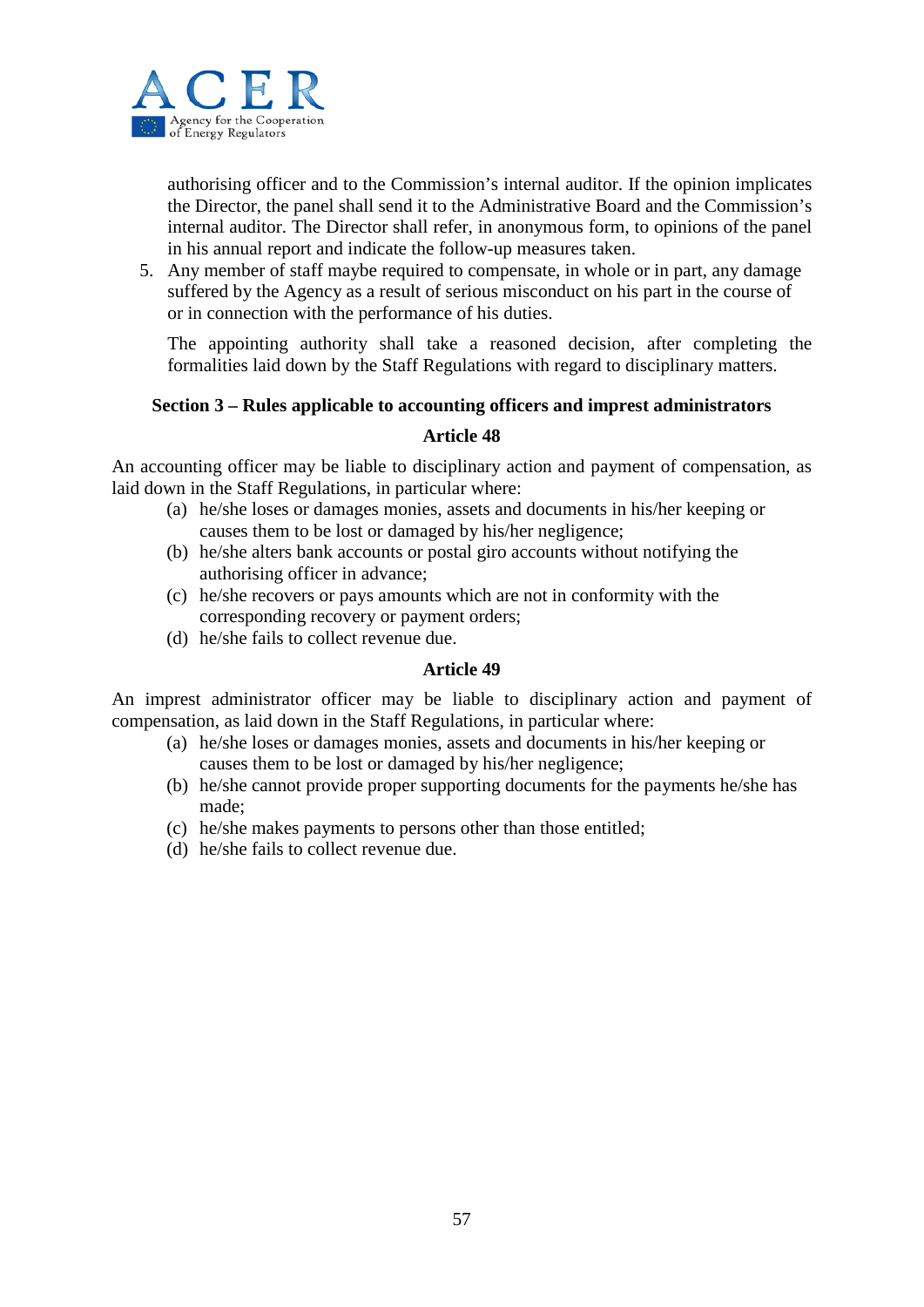authorising officer and to the Commission's internal auditor. If the opinion implicates the Director, the panel shall send it to the Administrative Board and the Commission's internal auditor. The Director shall refer, in anonymous form, to opinions of the panel in his annual report and indicate the follow-up measures taken.

5. Any member of staff maybe required to compensate, in whole or in part, any damage suffered by the Agency as a result of serious misconduct on his part in the course of or in connection with the performance of his duties.

   The appointing authority shall take a reasoned decision, after completing the formalities laid down by the Staff Regulations with regard to disciplinary matters.

### Section 3 – Rules applicable to accounting officers and imprest administrators

#### Article 48

An accounting officer may be liable to disciplinary action and payment of compensation, as laid down in the Staff Regulations, in particular where:

- (a) he/she loses or damages monies, assets and documents in his/her keeping or causes them to be lost or damaged by his/her negligence;
- (b) he/she alters bank accounts or postal giro accounts without notifying the authorising officer in advance;
- (c) he/she recovers or pays amounts which are not in conformity with the corresponding recovery or payment orders;
- (d) he/she fails to collect revenue due.

#### Article 49

An imprest administrator officer may be liable to disciplinary action and payment of compensation, as laid down in the Staff Regulations, in particular where:

- (a) he/she loses or damages monies, assets and documents in his/her keeping or causes them to be lost or damaged by his/her negligence;
- (b) he/she cannot provide proper supporting documents for the payments he/she has made;
- (c) he/she makes payments to persons other than those entitled;
- (d) he/she fails to collect revenue due.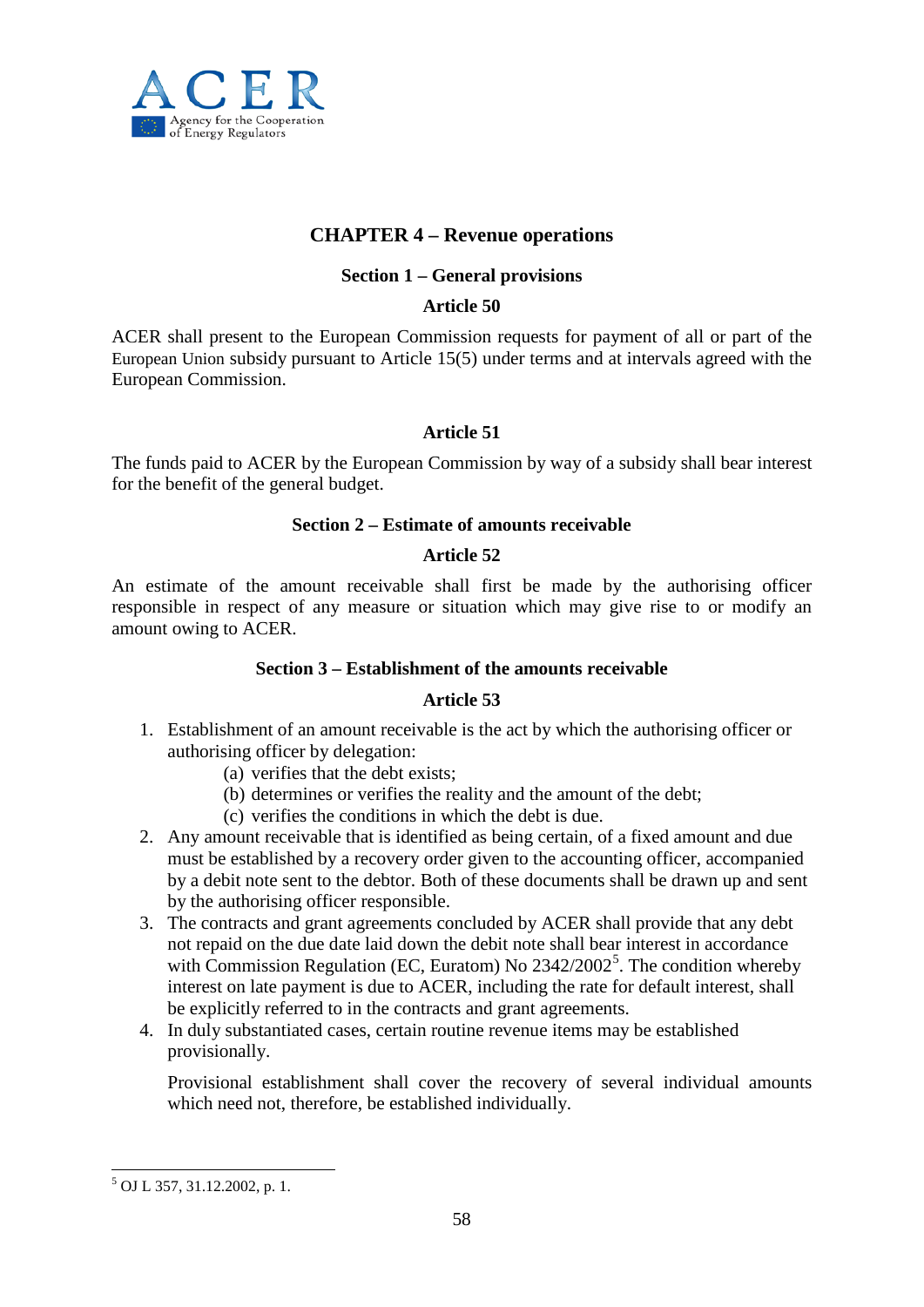## CHAPTER 4 – Revenue operations

### Section 1 – General provisions

#### Article 50

ACER shall present to the European Commission requests for payment of all or part of the European Union subsidy pursuant to Article 15(5) under terms and at intervals agreed with the European Commission.

#### Article 51

The funds paid to ACER by the European Commission by way of a subsidy shall bear interest for the benefit of the general budget.

### Section 2 – Estimate of amounts receivable

#### Article 52

An estimate of the amount receivable shall first be made by the authorising officer responsible in respect of any measure or situation which may give rise to or modify an amount owing to ACER.

### Section 3 – Establishment of the amounts receivable

#### Article 53

1. Establishment of an amount receivable is the act by which the authorising officer or authorising officer by delegation:
   - (a) verifies that the debt exists;
   - (b) determines or verifies the reality and the amount of the debt;
   - (c) verifies the conditions in which the debt is due.
2. Any amount receivable that is identified as being certain, of a fixed amount and due must be established by a recovery order given to the accounting officer, accompanied by a debit note sent to the debtor. Both of these documents shall be drawn up and sent by the authorising officer responsible.
3. The contracts and grant agreements concluded by ACER shall provide that any debt not repaid on the due date laid down the debit note shall bear interest in accordance with Commission Regulation (EC, Euratom) No 2342/2002[5]. The condition whereby interest on late payment is due to ACER, including the rate for default interest, shall be explicitly referred to in the contracts and grant agreements.
4. In duly substantiated cases, certain routine revenue items may be established provisionally.

   Provisional establishment shall cover the recovery of several individual amounts which need not, therefore, be established individually.

[5] OJ L 357, 31.12.2002, p. 1.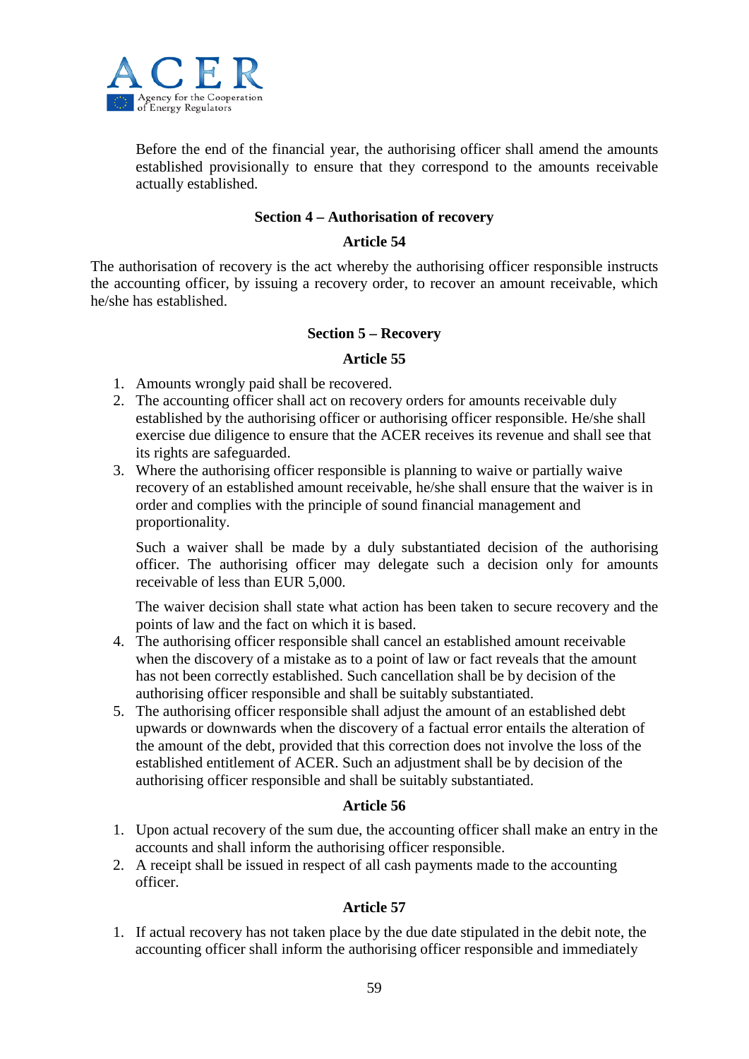Before the end of the financial year, the authorising officer shall amend the amounts established provisionally to ensure that they correspond to the amounts receivable actually established.

### Section 4 – Authorisation of recovery

### Article 54

The authorisation of recovery is the act whereby the authorising officer responsible instructs the accounting officer, by issuing a recovery order, to recover an amount receivable, which he/she has established.

### Section 5 – Recovery

### Article 55

1. Amounts wrongly paid shall be recovered.
2. The accounting officer shall act on recovery orders for amounts receivable duly established by the authorising officer or authorising officer responsible. He/she shall exercise due diligence to ensure that the ACER receives its revenue and shall see that its rights are safeguarded.
3. Where the authorising officer responsible is planning to waive or partially waive recovery of an established amount receivable, he/she shall ensure that the waiver is in order and complies with the principle of sound financial management and proportionality.

   Such a waiver shall be made by a duly substantiated decision of the authorising officer. The authorising officer may delegate such a decision only for amounts receivable of less than EUR 5,000.

   The waiver decision shall state what action has been taken to secure recovery and the points of law and the fact on which it is based.
4. The authorising officer responsible shall cancel an established amount receivable when the discovery of a mistake as to a point of law or fact reveals that the amount has not been correctly established. Such cancellation shall be by decision of the authorising officer responsible and shall be suitably substantiated.
5. The authorising officer responsible shall adjust the amount of an established debt upwards or downwards when the discovery of a factual error entails the alteration of the amount of the debt, provided that this correction does not involve the loss of the established entitlement of ACER. Such an adjustment shall be by decision of the authorising officer responsible and shall be suitably substantiated.

### Article 56

1. Upon actual recovery of the sum due, the accounting officer shall make an entry in the accounts and shall inform the authorising officer responsible.
2. A receipt shall be issued in respect of all cash payments made to the accounting officer.

### Article 57

1. If actual recovery has not taken place by the due date stipulated in the debit note, the accounting officer shall inform the authorising officer responsible and immediately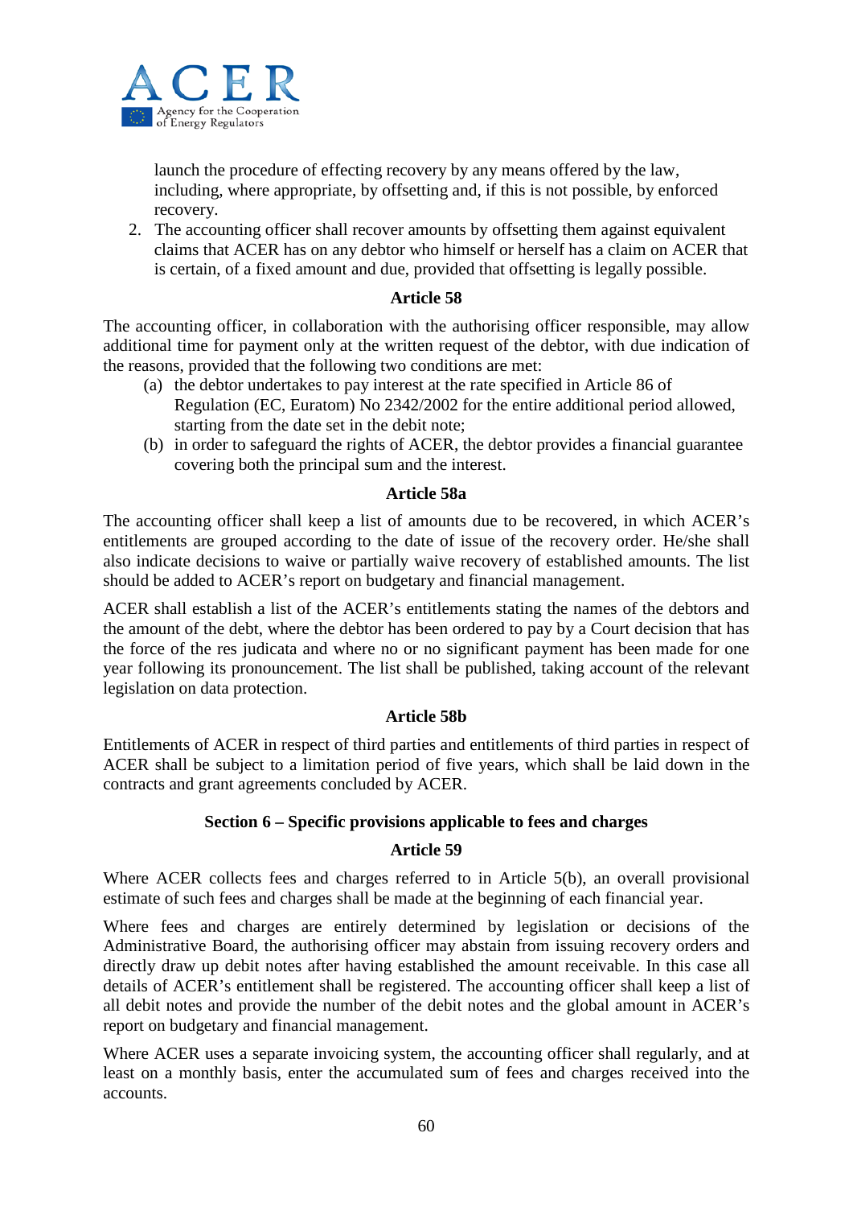launch the procedure of effecting recovery by any means offered by the law, including, where appropriate, by offsetting and, if this is not possible, by enforced recovery.

2. The accounting officer shall recover amounts by offsetting them against equivalent claims that ACER has on any debtor who himself or herself has a claim on ACER that is certain, of a fixed amount and due, provided that offsetting is legally possible.

**Article 58**

The accounting officer, in collaboration with the authorising officer responsible, may allow additional time for payment only at the written request of the debtor, with due indication of the reasons, provided that the following two conditions are met:

(a) the debtor undertakes to pay interest at the rate specified in Article 86 of Regulation (EC, Euratom) No 2342/2002 for the entire additional period allowed, starting from the date set in the debit note;

(b) in order to safeguard the rights of ACER, the debtor provides a financial guarantee covering both the principal sum and the interest.

**Article 58a**

The accounting officer shall keep a list of amounts due to be recovered, in which ACER's entitlements are grouped according to the date of issue of the recovery order. He/she shall also indicate decisions to waive or partially waive recovery of established amounts. The list should be added to ACER's report on budgetary and financial management.

ACER shall establish a list of the ACER's entitlements stating the names of the debtors and the amount of the debt, where the debtor has been ordered to pay by a Court decision that has the force of the res judicata and where no or no significant payment has been made for one year following its pronouncement. The list shall be published, taking account of the relevant legislation on data protection.

**Article 58b**

Entitlements of ACER in respect of third parties and entitlements of third parties in respect of ACER shall be subject to a limitation period of five years, which shall be laid down in the contracts and grant agreements concluded by ACER.

**Section 6 – Specific provisions applicable to fees and charges**

**Article 59**

Where ACER collects fees and charges referred to in Article 5(b), an overall provisional estimate of such fees and charges shall be made at the beginning of each financial year.

Where fees and charges are entirely determined by legislation or decisions of the Administrative Board, the authorising officer may abstain from issuing recovery orders and directly draw up debit notes after having established the amount receivable. In this case all details of ACER's entitlement shall be registered. The accounting officer shall keep a list of all debit notes and provide the number of the debit notes and the global amount in ACER's report on budgetary and financial management.

Where ACER uses a separate invoicing system, the accounting officer shall regularly, and at least on a monthly basis, enter the accumulated sum of fees and charges received into the accounts.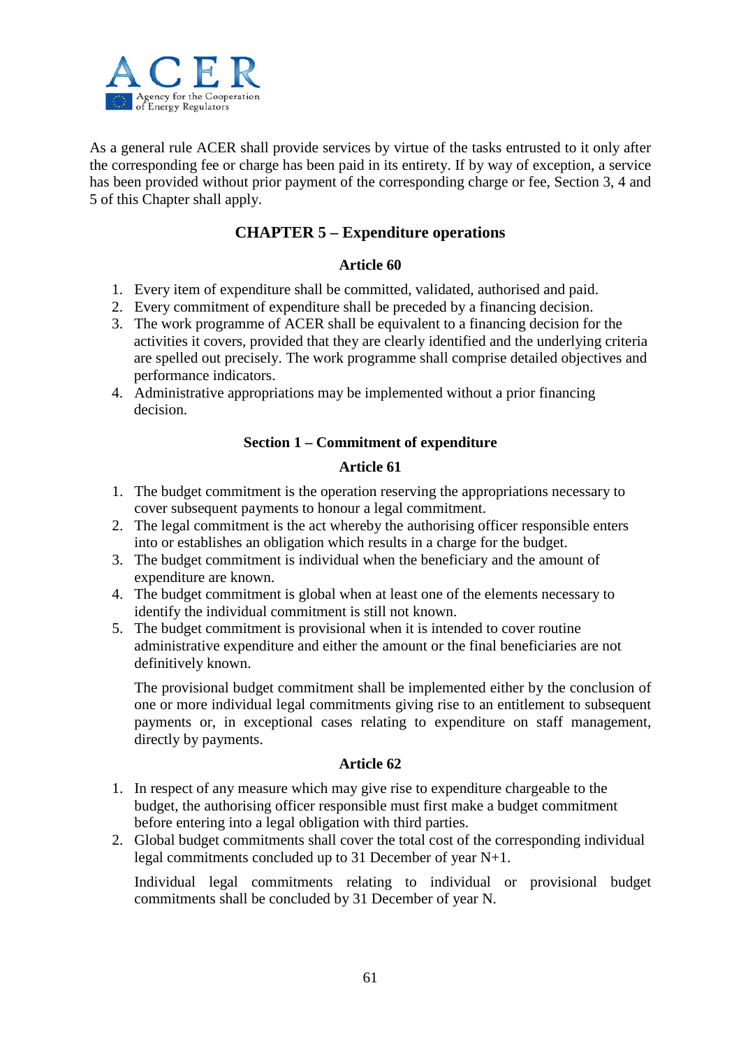As a general rule ACER shall provide services by virtue of the tasks entrusted to it only after the corresponding fee or charge has been paid in its entirety. If by way of exception, a service has been provided without prior payment of the corresponding charge or fee, Section 3, 4 and 5 of this Chapter shall apply.

## CHAPTER 5 – Expenditure operations

### Article 60

1. Every item of expenditure shall be committed, validated, authorised and paid.
2. Every commitment of expenditure shall be preceded by a financing decision.
3. The work programme of ACER shall be equivalent to a financing decision for the activities it covers, provided that they are clearly identified and the underlying criteria are spelled out precisely. The work programme shall comprise detailed objectives and performance indicators.
4. Administrative appropriations may be implemented without a prior financing decision.

### Section 1 – Commitment of expenditure

### Article 61

1. The budget commitment is the operation reserving the appropriations necessary to cover subsequent payments to honour a legal commitment.
2. The legal commitment is the act whereby the authorising officer responsible enters into or establishes an obligation which results in a charge for the budget.
3. The budget commitment is individual when the beneficiary and the amount of expenditure are known.
4. The budget commitment is global when at least one of the elements necessary to identify the individual commitment is still not known.
5. The budget commitment is provisional when it is intended to cover routine administrative expenditure and either the amount or the final beneficiaries are not definitively known.

   The provisional budget commitment shall be implemented either by the conclusion of one or more individual legal commitments giving rise to an entitlement to subsequent payments or, in exceptional cases relating to expenditure on staff management, directly by payments.

### Article 62

1. In respect of any measure which may give rise to expenditure chargeable to the budget, the authorising officer responsible must first make a budget commitment before entering into a legal obligation with third parties.
2. Global budget commitments shall cover the total cost of the corresponding individual legal commitments concluded up to 31 December of year N+1.

   Individual legal commitments relating to individual or provisional budget commitments shall be concluded by 31 December of year N.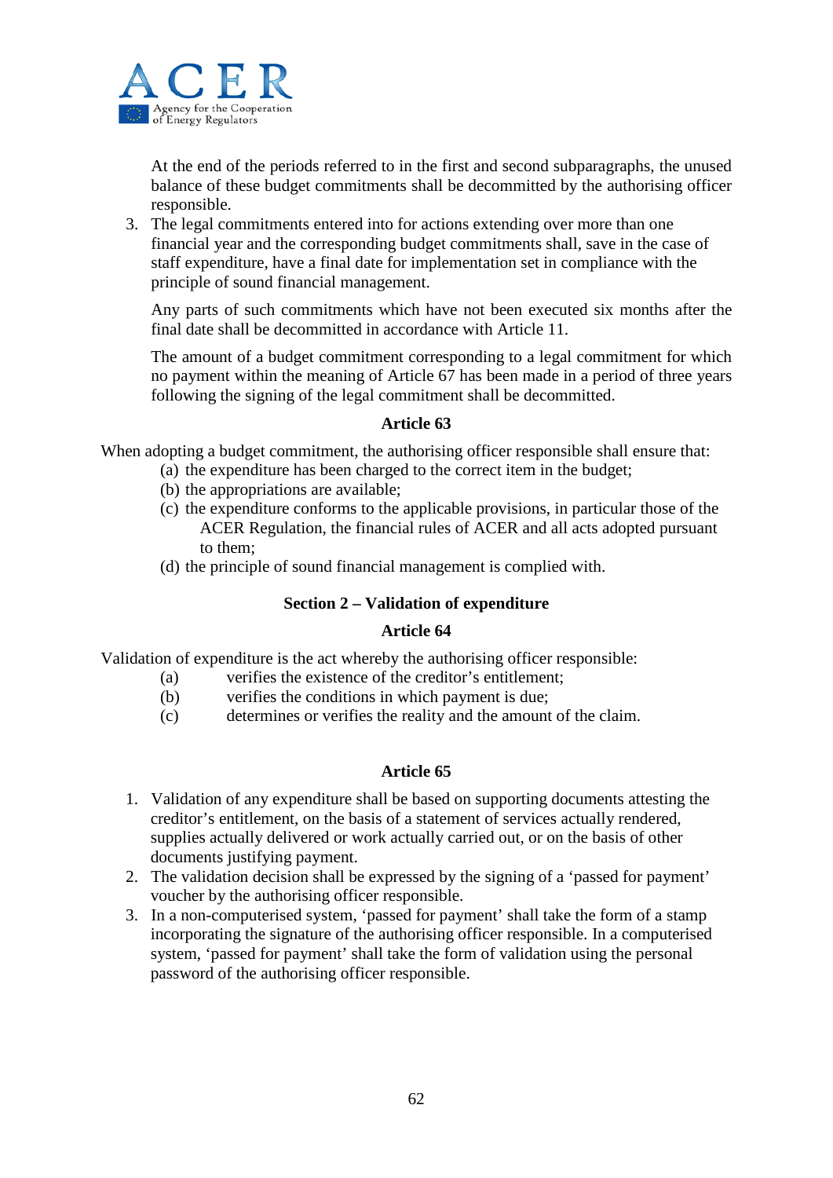At the end of the periods referred to in the first and second subparagraphs, the unused balance of these budget commitments shall be decommitted by the authorising officer responsible.

3. The legal commitments entered into for actions extending over more than one financial year and the corresponding budget commitments shall, save in the case of staff expenditure, have a final date for implementation set in compliance with the principle of sound financial management.

   Any parts of such commitments which have not been executed six months after the final date shall be decommitted in accordance with Article 11.

   The amount of a budget commitment corresponding to a legal commitment for which no payment within the meaning of Article 67 has been made in a period of three years following the signing of the legal commitment shall be decommitted.

**Article 63**

When adopting a budget commitment, the authorising officer responsible shall ensure that:

(a) the expenditure has been charged to the correct item in the budget;
(b) the appropriations are available;
(c) the expenditure conforms to the applicable provisions, in particular those of the ACER Regulation, the financial rules of ACER and all acts adopted pursuant to them;
(d) the principle of sound financial management is complied with.

**Section 2 – Validation of expenditure**

**Article 64**

Validation of expenditure is the act whereby the authorising officer responsible:

(a) verifies the existence of the creditor's entitlement;
(b) verifies the conditions in which payment is due;
(c) determines or verifies the reality and the amount of the claim.

**Article 65**

1. Validation of any expenditure shall be based on supporting documents attesting the creditor's entitlement, on the basis of a statement of services actually rendered, supplies actually delivered or work actually carried out, or on the basis of other documents justifying payment.
2. The validation decision shall be expressed by the signing of a 'passed for payment' voucher by the authorising officer responsible.
3. In a non-computerised system, 'passed for payment' shall take the form of a stamp incorporating the signature of the authorising officer responsible. In a computerised system, 'passed for payment' shall take the form of validation using the personal password of the authorising officer responsible.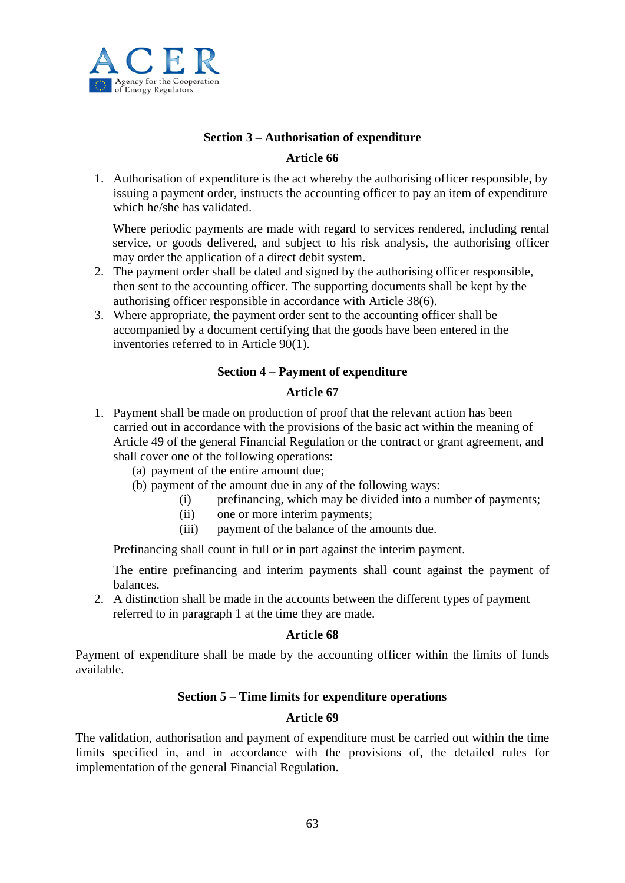### Section 3 – Authorisation of expenditure

#### Article 66

1. Authorisation of expenditure is the act whereby the authorising officer responsible, by issuing a payment order, instructs the accounting officer to pay an item of expenditure which he/she has validated.

   Where periodic payments are made with regard to services rendered, including rental service, or goods delivered, and subject to his risk analysis, the authorising officer may order the application of a direct debit system.
2. The payment order shall be dated and signed by the authorising officer responsible, then sent to the accounting officer. The supporting documents shall be kept by the authorising officer responsible in accordance with Article 38(6).
3. Where appropriate, the payment order sent to the accounting officer shall be accompanied by a document certifying that the goods have been entered in the inventories referred to in Article 90(1).

### Section 4 – Payment of expenditure

#### Article 67

1. Payment shall be made on production of proof that the relevant action has been carried out in accordance with the provisions of the basic act within the meaning of Article 49 of the general Financial Regulation or the contract or grant agreement, and shall cover one of the following operations:
   (a) payment of the entire amount due;
   (b) payment of the amount due in any of the following ways:
      (i) prefinancing, which may be divided into a number of payments;
      (ii) one or more interim payments;
      (iii) payment of the balance of the amounts due.

   Prefinancing shall count in full or in part against the interim payment.

   The entire prefinancing and interim payments shall count against the payment of balances.
2. A distinction shall be made in the accounts between the different types of payment referred to in paragraph 1 at the time they are made.

#### Article 68

Payment of expenditure shall be made by the accounting officer within the limits of funds available.

### Section 5 – Time limits for expenditure operations

#### Article 69

The validation, authorisation and payment of expenditure must be carried out within the time limits specified in, and in accordance with the provisions of, the detailed rules for implementation of the general Financial Regulation.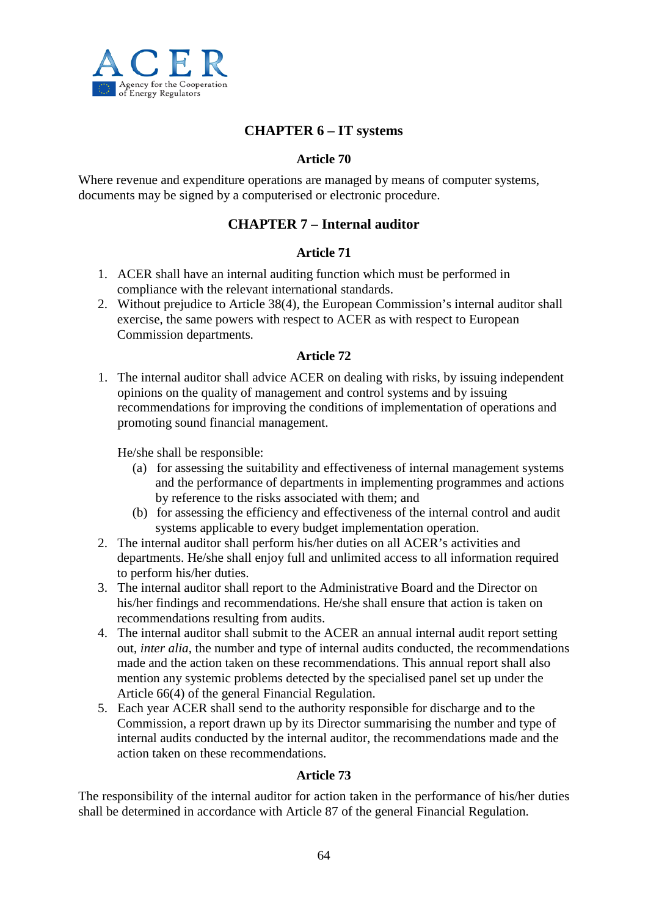## CHAPTER 6 – IT systems

### Article 70

Where revenue and expenditure operations are managed by means of computer systems, documents may be signed by a computerised or electronic procedure.

## CHAPTER 7 – Internal auditor

### Article 71

1. ACER shall have an internal auditing function which must be performed in compliance with the relevant international standards.
2. Without prejudice to Article 38(4), the European Commission's internal auditor shall exercise, the same powers with respect to ACER as with respect to European Commission departments.

### Article 72

1. The internal auditor shall advice ACER on dealing with risks, by issuing independent opinions on the quality of management and control systems and by issuing recommendations for improving the conditions of implementation of operations and promoting sound financial management.

   He/she shall be responsible:
   (a) for assessing the suitability and effectiveness of internal management systems and the performance of departments in implementing programmes and actions by reference to the risks associated with them; and
   (b) for assessing the efficiency and effectiveness of the internal control and audit systems applicable to every budget implementation operation.
2. The internal auditor shall perform his/her duties on all ACER's activities and departments. He/she shall enjoy full and unlimited access to all information required to perform his/her duties.
3. The internal auditor shall report to the Administrative Board and the Director on his/her findings and recommendations. He/she shall ensure that action is taken on recommendations resulting from audits.
4. The internal auditor shall submit to the ACER an annual internal audit report setting out, *inter alia*, the number and type of internal audits conducted, the recommendations made and the action taken on these recommendations. This annual report shall also mention any systemic problems detected by the specialised panel set up under the Article 66(4) of the general Financial Regulation.
5. Each year ACER shall send to the authority responsible for discharge and to the Commission, a report drawn up by its Director summarising the number and type of internal audits conducted by the internal auditor, the recommendations made and the action taken on these recommendations.

### Article 73

The responsibility of the internal auditor for action taken in the performance of his/her duties shall be determined in accordance with Article 87 of the general Financial Regulation.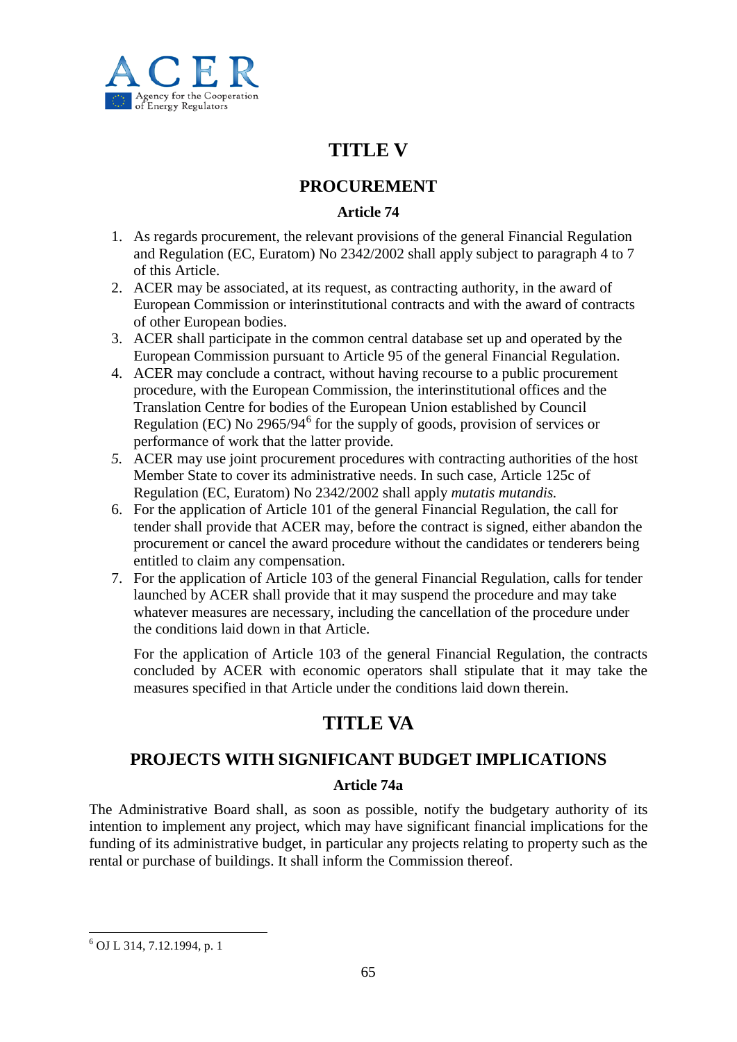# TITLE V

## PROCUREMENT

### Article 74

1. As regards procurement, the relevant provisions of the general Financial Regulation and Regulation (EC, Euratom) No 2342/2002 shall apply subject to paragraph 4 to 7 of this Article.
2. ACER may be associated, at its request, as contracting authority, in the award of European Commission or interinstitutional contracts and with the award of contracts of other European bodies.
3. ACER shall participate in the common central database set up and operated by the European Commission pursuant to Article 95 of the general Financial Regulation.
4. ACER may conclude a contract, without having recourse to a public procurement procedure, with the European Commission, the interinstitutional offices and the Translation Centre for bodies of the European Union established by Council Regulation (EC) No 2965/94[6] for the supply of goods, provision of services or performance of work that the latter provide.
5. ACER may use joint procurement procedures with contracting authorities of the host Member State to cover its administrative needs. In such case, Article 125c of Regulation (EC, Euratom) No 2342/2002 shall apply *mutatis mutandis.*
6. For the application of Article 101 of the general Financial Regulation, the call for tender shall provide that ACER may, before the contract is signed, either abandon the procurement or cancel the award procedure without the candidates or tenderers being entitled to claim any compensation.
7. For the application of Article 103 of the general Financial Regulation, calls for tender launched by ACER shall provide that it may suspend the procedure and may take whatever measures are necessary, including the cancellation of the procedure under the conditions laid down in that Article.

   For the application of Article 103 of the general Financial Regulation, the contracts concluded by ACER with economic operators shall stipulate that it may take the measures specified in that Article under the conditions laid down therein.

# TITLE VA

## PROJECTS WITH SIGNIFICANT BUDGET IMPLICATIONS

### Article 74a

The Administrative Board shall, as soon as possible, notify the budgetary authority of its intention to implement any project, which may have significant financial implications for the funding of its administrative budget, in particular any projects relating to property such as the rental or purchase of buildings. It shall inform the Commission thereof.

---

[6] OJ L 314, 7.12.1994, p. 1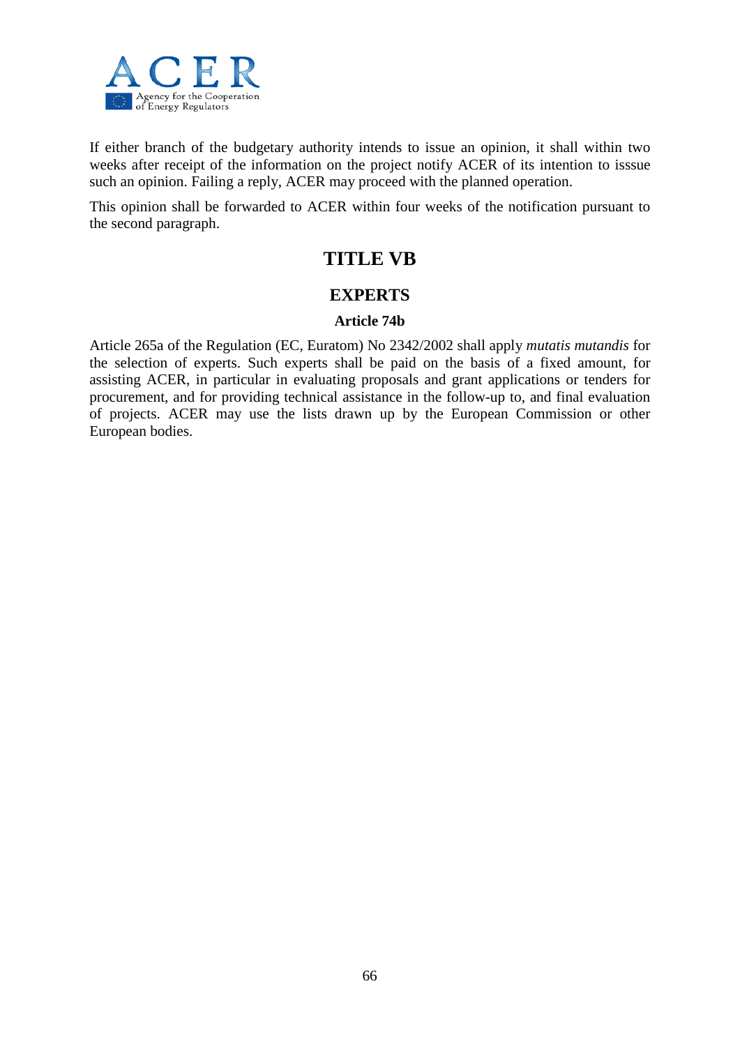If either branch of the budgetary authority intends to issue an opinion, it shall within two weeks after receipt of the information on the project notify ACER of its intention to isssue such an opinion. Failing a reply, ACER may proceed with the planned operation.

This opinion shall be forwarded to ACER within four weeks of the notification pursuant to the second paragraph.

# TITLE VB

## EXPERTS

### Article 74b

Article 265a of the Regulation (EC, Euratom) No 2342/2002 shall apply *mutatis mutandis* for the selection of experts. Such experts shall be paid on the basis of a fixed amount, for assisting ACER, in particular in evaluating proposals and grant applications or tenders for procurement, and for providing technical assistance in the follow-up to, and final evaluation of projects. ACER may use the lists drawn up by the European Commission or other European bodies.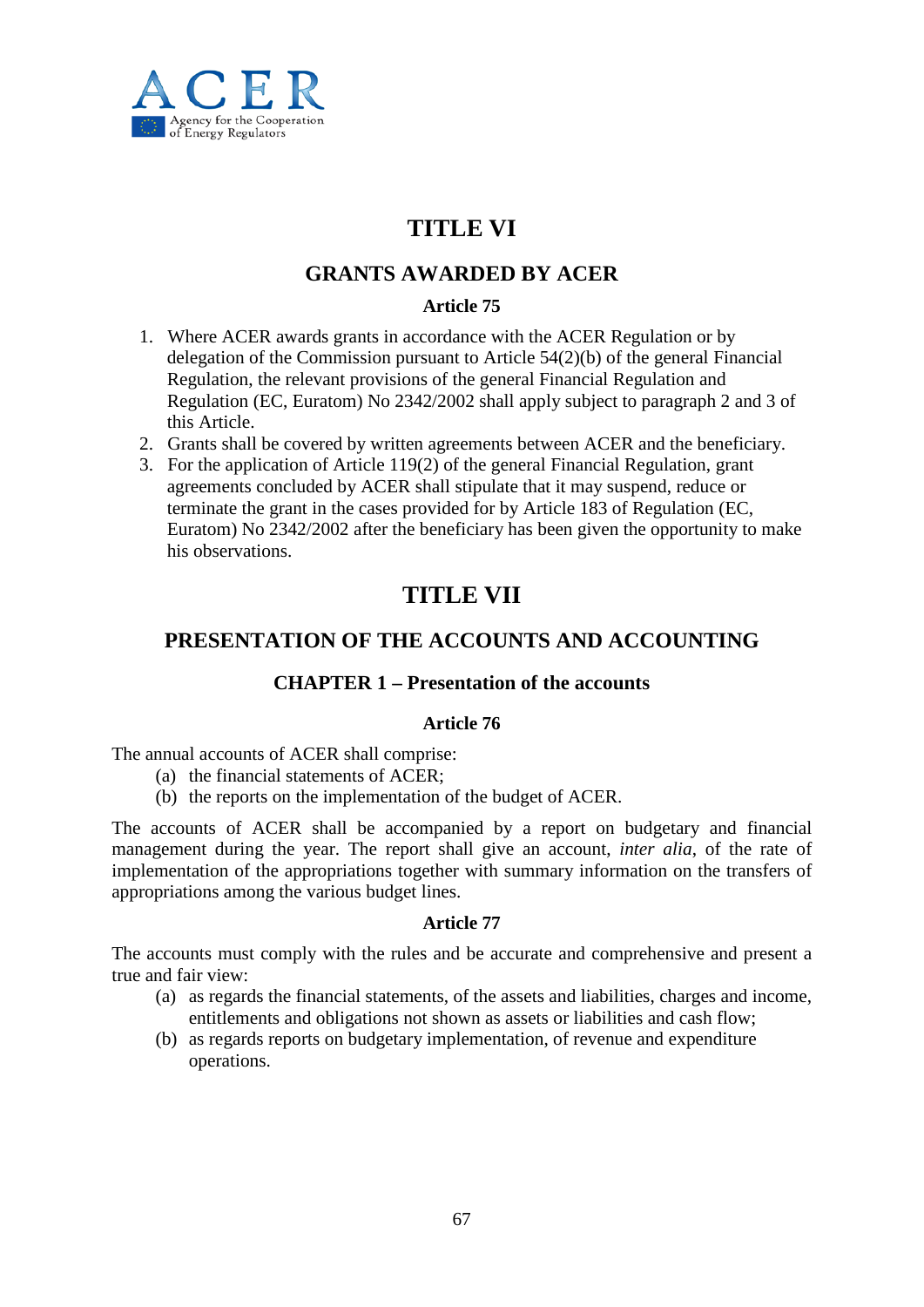# TITLE VI

## GRANTS AWARDED BY ACER

### Article 75

1. Where ACER awards grants in accordance with the ACER Regulation or by delegation of the Commission pursuant to Article 54(2)(b) of the general Financial Regulation, the relevant provisions of the general Financial Regulation and Regulation (EC, Euratom) No 2342/2002 shall apply subject to paragraph 2 and 3 of this Article.
2. Grants shall be covered by written agreements between ACER and the beneficiary.
3. For the application of Article 119(2) of the general Financial Regulation, grant agreements concluded by ACER shall stipulate that it may suspend, reduce or terminate the grant in the cases provided for by Article 183 of Regulation (EC, Euratom) No 2342/2002 after the beneficiary has been given the opportunity to make his observations.

# TITLE VII

## PRESENTATION OF THE ACCOUNTS AND ACCOUNTING

### CHAPTER 1 – Presentation of the accounts

### Article 76

The annual accounts of ACER shall comprise:

(a) the financial statements of ACER;
(b) the reports on the implementation of the budget of ACER.

The accounts of ACER shall be accompanied by a report on budgetary and financial management during the year. The report shall give an account, *inter alia*, of the rate of implementation of the appropriations together with summary information on the transfers of appropriations among the various budget lines.

### Article 77

The accounts must comply with the rules and be accurate and comprehensive and present a true and fair view:

(a) as regards the financial statements, of the assets and liabilities, charges and income, entitlements and obligations not shown as assets or liabilities and cash flow;
(b) as regards reports on budgetary implementation, of revenue and expenditure operations.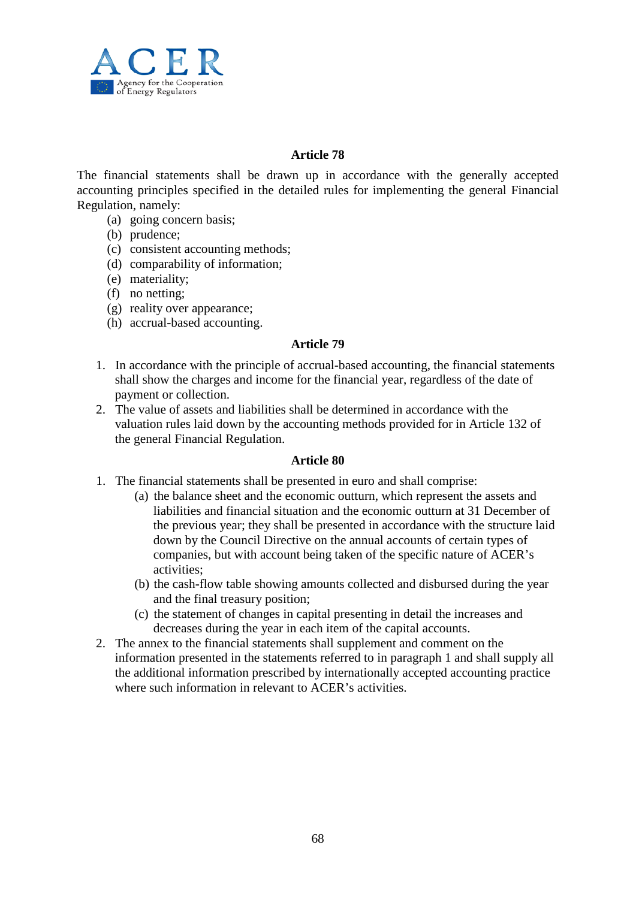### Article 78

The financial statements shall be drawn up in accordance with the generally accepted accounting principles specified in the detailed rules for implementing the general Financial Regulation, namely:

- (a) going concern basis;
- (b) prudence;
- (c) consistent accounting methods;
- (d) comparability of information;
- (e) materiality;
- (f) no netting;
- (g) reality over appearance;
- (h) accrual-based accounting.

### Article 79

1. In accordance with the principle of accrual-based accounting, the financial statements shall show the charges and income for the financial year, regardless of the date of payment or collection.
2. The value of assets and liabilities shall be determined in accordance with the valuation rules laid down by the accounting methods provided for in Article 132 of the general Financial Regulation.

### Article 80

1. The financial statements shall be presented in euro and shall comprise:
   - (a) the balance sheet and the economic outturn, which represent the assets and liabilities and financial situation and the economic outturn at 31 December of the previous year; they shall be presented in accordance with the structure laid down by the Council Directive on the annual accounts of certain types of companies, but with account being taken of the specific nature of ACER's activities;
   - (b) the cash-flow table showing amounts collected and disbursed during the year and the final treasury position;
   - (c) the statement of changes in capital presenting in detail the increases and decreases during the year in each item of the capital accounts.
2. The annex to the financial statements shall supplement and comment on the information presented in the statements referred to in paragraph 1 and shall supply all the additional information prescribed by internationally accepted accounting practice where such information in relevant to ACER's activities.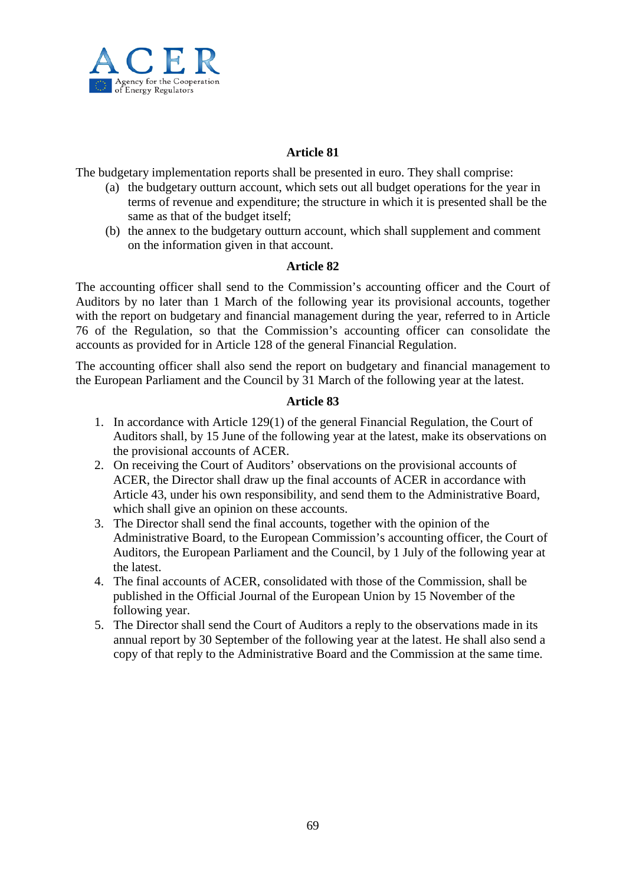### Article 81

The budgetary implementation reports shall be presented in euro. They shall comprise:

(a) the budgetary outturn account, which sets out all budget operations for the year in terms of revenue and expenditure; the structure in which it is presented shall be the same as that of the budget itself;

(b) the annex to the budgetary outturn account, which shall supplement and comment on the information given in that account.

### Article 82

The accounting officer shall send to the Commission's accounting officer and the Court of Auditors by no later than 1 March of the following year its provisional accounts, together with the report on budgetary and financial management during the year, referred to in Article 76 of the Regulation, so that the Commission's accounting officer can consolidate the accounts as provided for in Article 128 of the general Financial Regulation.

The accounting officer shall also send the report on budgetary and financial management to the European Parliament and the Council by 31 March of the following year at the latest.

### Article 83

1. In accordance with Article 129(1) of the general Financial Regulation, the Court of Auditors shall, by 15 June of the following year at the latest, make its observations on the provisional accounts of ACER.
2. On receiving the Court of Auditors' observations on the provisional accounts of ACER, the Director shall draw up the final accounts of ACER in accordance with Article 43, under his own responsibility, and send them to the Administrative Board, which shall give an opinion on these accounts.
3. The Director shall send the final accounts, together with the opinion of the Administrative Board, to the European Commission's accounting officer, the Court of Auditors, the European Parliament and the Council, by 1 July of the following year at the latest.
4. The final accounts of ACER, consolidated with those of the Commission, shall be published in the Official Journal of the European Union by 15 November of the following year.
5. The Director shall send the Court of Auditors a reply to the observations made in its annual report by 30 September of the following year at the latest. He shall also send a copy of that reply to the Administrative Board and the Commission at the same time.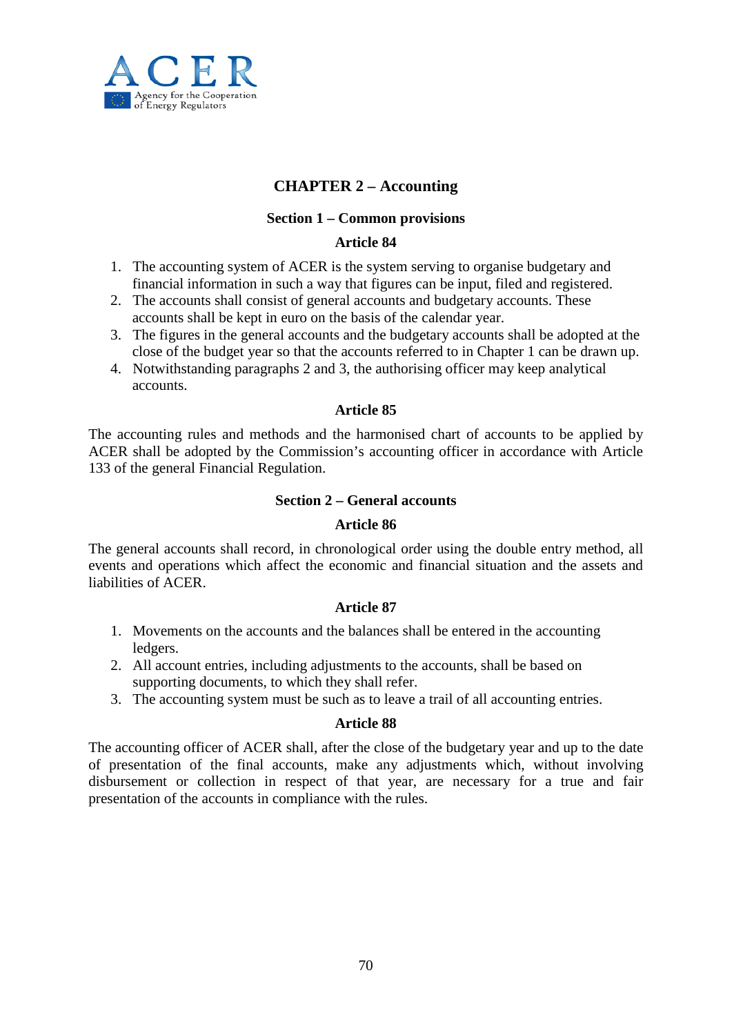## CHAPTER 2 – Accounting

### Section 1 – Common provisions

#### Article 84

1. The accounting system of ACER is the system serving to organise budgetary and financial information in such a way that figures can be input, filed and registered.
2. The accounts shall consist of general accounts and budgetary accounts. These accounts shall be kept in euro on the basis of the calendar year.
3. The figures in the general accounts and the budgetary accounts shall be adopted at the close of the budget year so that the accounts referred to in Chapter 1 can be drawn up.
4. Notwithstanding paragraphs 2 and 3, the authorising officer may keep analytical accounts.

#### Article 85

The accounting rules and methods and the harmonised chart of accounts to be applied by ACER shall be adopted by the Commission's accounting officer in accordance with Article 133 of the general Financial Regulation.

### Section 2 – General accounts

#### Article 86

The general accounts shall record, in chronological order using the double entry method, all events and operations which affect the economic and financial situation and the assets and liabilities of ACER.

#### Article 87

1. Movements on the accounts and the balances shall be entered in the accounting ledgers.
2. All account entries, including adjustments to the accounts, shall be based on supporting documents, to which they shall refer.
3. The accounting system must be such as to leave a trail of all accounting entries.

#### Article 88

The accounting officer of ACER shall, after the close of the budgetary year and up to the date of presentation of the final accounts, make any adjustments which, without involving disbursement or collection in respect of that year, are necessary for a true and fair presentation of the accounts in compliance with the rules.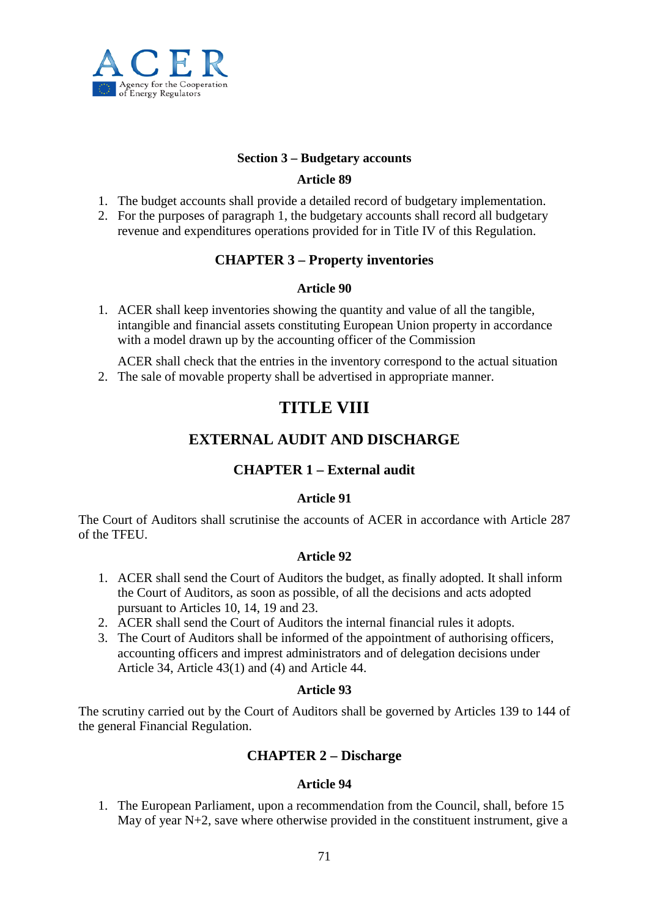**Section 3 – Budgetary accounts**

**Article 89**

1. The budget accounts shall provide a detailed record of budgetary implementation.
2. For the purposes of paragraph 1, the budgetary accounts shall record all budgetary revenue and expenditures operations provided for in Title IV of this Regulation.

## CHAPTER 3 – Property inventories

**Article 90**

1. ACER shall keep inventories showing the quantity and value of all the tangible, intangible and financial assets constituting European Union property in accordance with a model drawn up by the accounting officer of the Commission

   ACER shall check that the entries in the inventory correspond to the actual situation
2. The sale of movable property shall be advertised in appropriate manner.

# TITLE VIII

# EXTERNAL AUDIT AND DISCHARGE

## CHAPTER 1 – External audit

**Article 91**

The Court of Auditors shall scrutinise the accounts of ACER in accordance with Article 287 of the TFEU.

**Article 92**

1. ACER shall send the Court of Auditors the budget, as finally adopted. It shall inform the Court of Auditors, as soon as possible, of all the decisions and acts adopted pursuant to Articles 10, 14, 19 and 23.
2. ACER shall send the Court of Auditors the internal financial rules it adopts.
3. The Court of Auditors shall be informed of the appointment of authorising officers, accounting officers and imprest administrators and of delegation decisions under Article 34, Article 43(1) and (4) and Article 44.

**Article 93**

The scrutiny carried out by the Court of Auditors shall be governed by Articles 139 to 144 of the general Financial Regulation.

## CHAPTER 2 – Discharge

**Article 94**

1. The European Parliament, upon a recommendation from the Council, shall, before 15 May of year N+2, save where otherwise provided in the constituent instrument, give a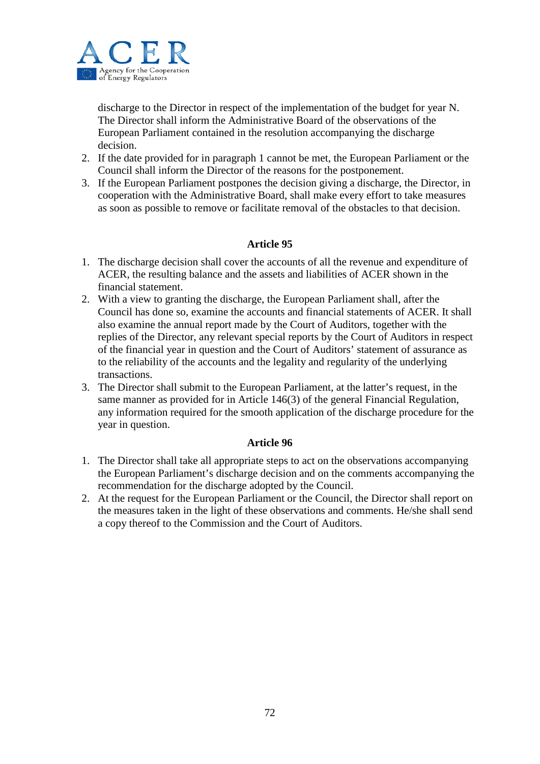discharge to the Director in respect of the implementation of the budget for year N. The Director shall inform the Administrative Board of the observations of the European Parliament contained in the resolution accompanying the discharge decision.

2. If the date provided for in paragraph 1 cannot be met, the European Parliament or the Council shall inform the Director of the reasons for the postponement.
3. If the European Parliament postpones the decision giving a discharge, the Director, in cooperation with the Administrative Board, shall make every effort to take measures as soon as possible to remove or facilitate removal of the obstacles to that decision.

**Article 95**

1. The discharge decision shall cover the accounts of all the revenue and expenditure of ACER, the resulting balance and the assets and liabilities of ACER shown in the financial statement.
2. With a view to granting the discharge, the European Parliament shall, after the Council has done so, examine the accounts and financial statements of ACER. It shall also examine the annual report made by the Court of Auditors, together with the replies of the Director, any relevant special reports by the Court of Auditors in respect of the financial year in question and the Court of Auditors' statement of assurance as to the reliability of the accounts and the legality and regularity of the underlying transactions.
3. The Director shall submit to the European Parliament, at the latter's request, in the same manner as provided for in Article 146(3) of the general Financial Regulation, any information required for the smooth application of the discharge procedure for the year in question.

**Article 96**

1. The Director shall take all appropriate steps to act on the observations accompanying the European Parliament's discharge decision and on the comments accompanying the recommendation for the discharge adopted by the Council.
2. At the request for the European Parliament or the Council, the Director shall report on the measures taken in the light of these observations and comments. He/she shall send a copy thereof to the Commission and the Court of Auditors.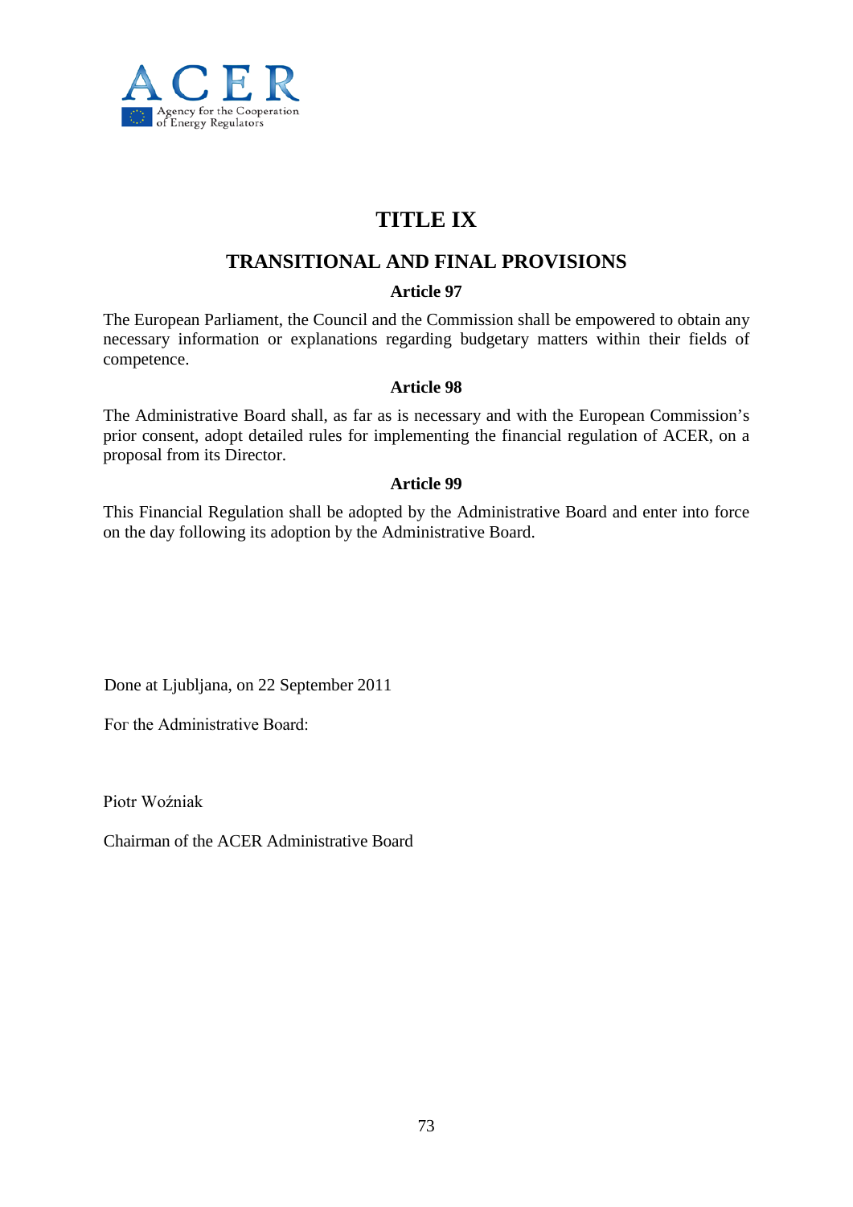# TITLE IX

## TRANSITIONAL AND FINAL PROVISIONS

### Article 97

The European Parliament, the Council and the Commission shall be empowered to obtain any necessary information or explanations regarding budgetary matters within their fields of competence.

### Article 98

The Administrative Board shall, as far as is necessary and with the European Commission's prior consent, adopt detailed rules for implementing the financial regulation of ACER, on a proposal from its Director.

### Article 99

This Financial Regulation shall be adopted by the Administrative Board and enter into force on the day following its adoption by the Administrative Board.

Done at Ljubljana, on 22 September 2011

For the Administrative Board:

Piotr Woźniak

Chairman of the ACER Administrative Board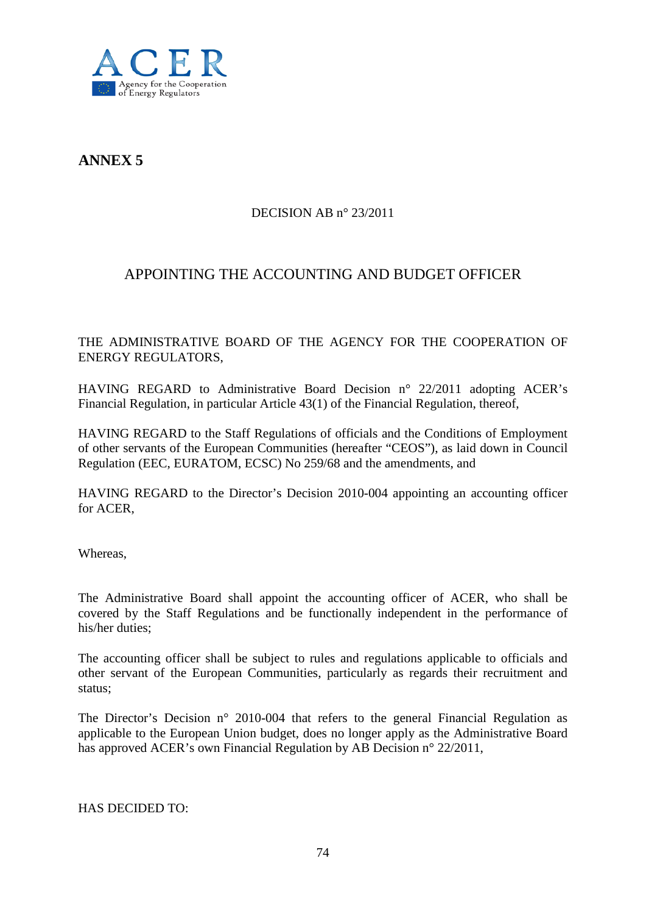# ANNEX 5

DECISION AB n° 23/2011

## APPOINTING THE ACCOUNTING AND BUDGET OFFICER

THE ADMINISTRATIVE BOARD OF THE AGENCY FOR THE COOPERATION OF ENERGY REGULATORS,

HAVING REGARD to Administrative Board Decision n° 22/2011 adopting ACER's Financial Regulation, in particular Article 43(1) of the Financial Regulation, thereof,

HAVING REGARD to the Staff Regulations of officials and the Conditions of Employment of other servants of the European Communities (hereafter "CEOS"), as laid down in Council Regulation (EEC, EURATOM, ECSC) No 259/68 and the amendments, and

HAVING REGARD to the Director's Decision 2010-004 appointing an accounting officer for ACER,

Whereas,

The Administrative Board shall appoint the accounting officer of ACER, who shall be covered by the Staff Regulations and be functionally independent in the performance of his/her duties;

The accounting officer shall be subject to rules and regulations applicable to officials and other servant of the European Communities, particularly as regards their recruitment and status;

The Director's Decision n° 2010-004 that refers to the general Financial Regulation as applicable to the European Union budget, does no longer apply as the Administrative Board has approved ACER's own Financial Regulation by AB Decision n° 22/2011,

HAS DECIDED TO: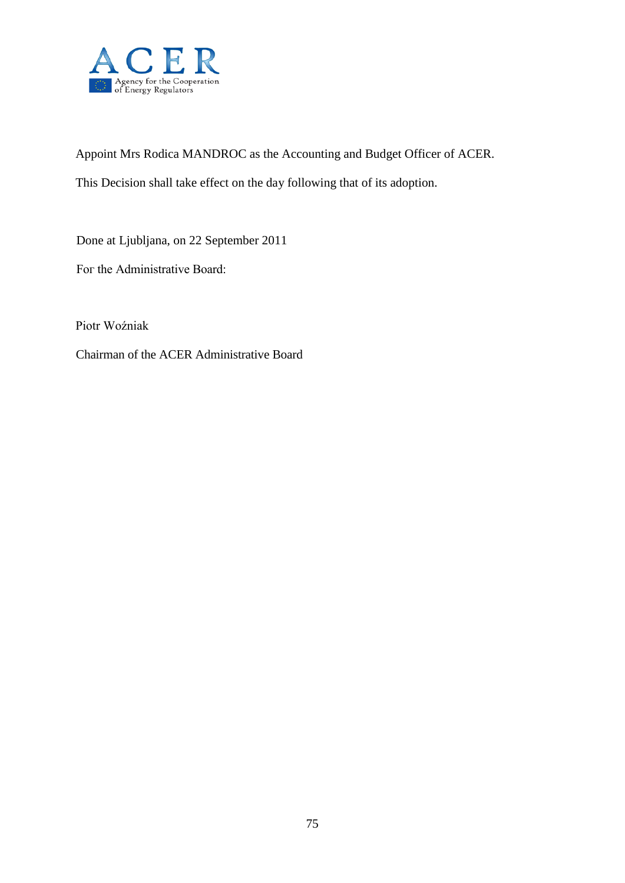Appoint Mrs Rodica MANDROC as the Accounting and Budget Officer of ACER.

This Decision shall take effect on the day following that of its adoption.

Done at Ljubljana, on 22 September 2011

For the Administrative Board:

Piotr Woźniak

Chairman of the ACER Administrative Board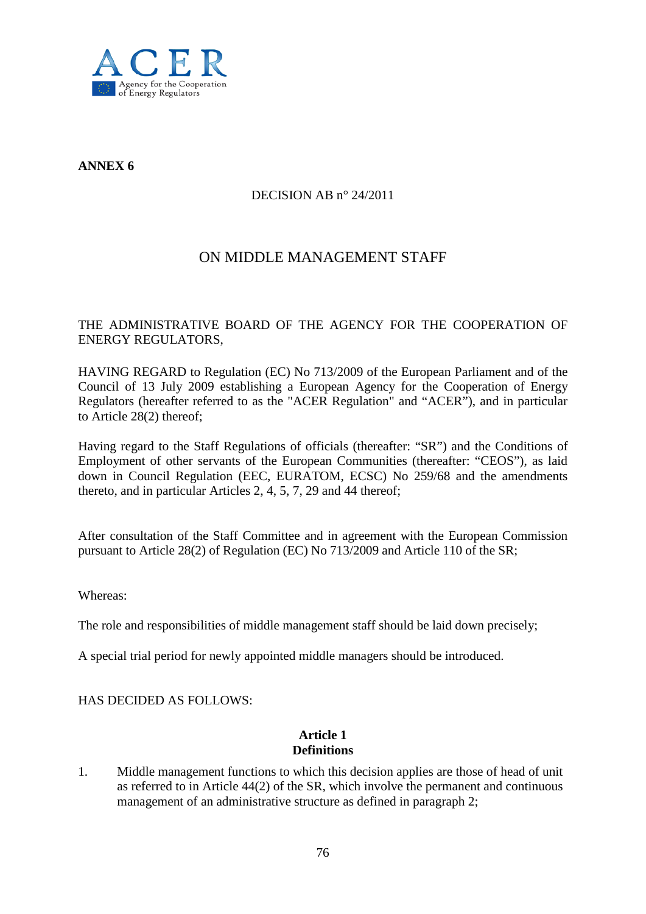**ANNEX 6**

DECISION AB n° 24/2011

# ON MIDDLE MANAGEMENT STAFF

THE ADMINISTRATIVE BOARD OF THE AGENCY FOR THE COOPERATION OF ENERGY REGULATORS,

HAVING REGARD to Regulation (EC) No 713/2009 of the European Parliament and of the Council of 13 July 2009 establishing a European Agency for the Cooperation of Energy Regulators (hereafter referred to as the "ACER Regulation" and "ACER"), and in particular to Article 28(2) thereof;

Having regard to the Staff Regulations of officials (thereafter: "SR") and the Conditions of Employment of other servants of the European Communities (thereafter: "CEOS"), as laid down in Council Regulation (EEC, EURATOM, ECSC) No 259/68 and the amendments thereto, and in particular Articles 2, 4, 5, 7, 29 and 44 thereof;

After consultation of the Staff Committee and in agreement with the European Commission pursuant to Article 28(2) of Regulation (EC) No 713/2009 and Article 110 of the SR;

Whereas:

The role and responsibilities of middle management staff should be laid down precisely;

A special trial period for newly appointed middle managers should be introduced.

HAS DECIDED AS FOLLOWS:

## Article 1
## Definitions

1. Middle management functions to which this decision applies are those of head of unit as referred to in Article 44(2) of the SR, which involve the permanent and continuous management of an administrative structure as defined in paragraph 2;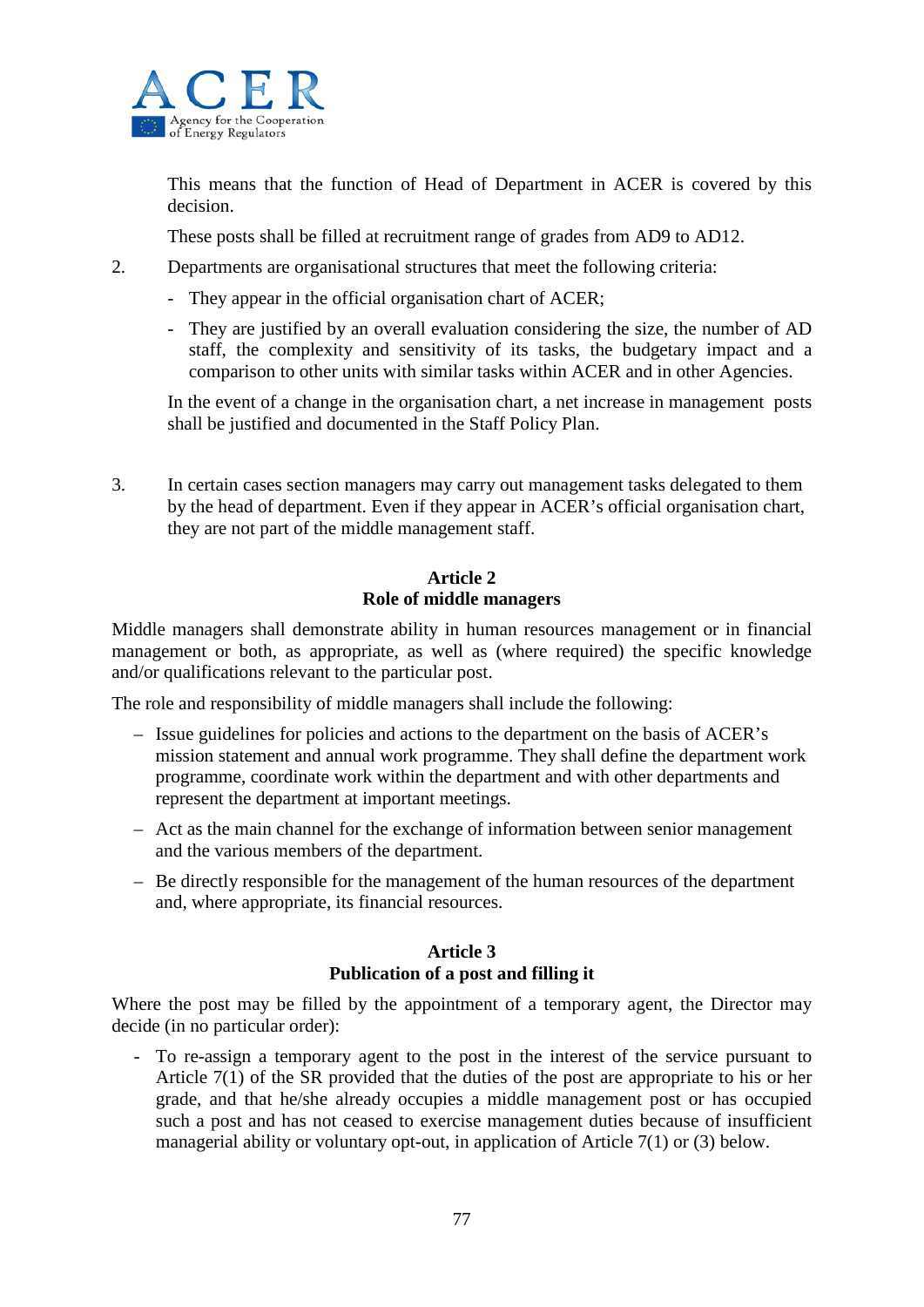This means that the function of Head of Department in ACER is covered by this decision.

These posts shall be filled at recruitment range of grades from AD9 to AD12.

2. Departments are organisational structures that meet the following criteria:

   - They appear in the official organisation chart of ACER;
   - They are justified by an overall evaluation considering the size, the number of AD staff, the complexity and sensitivity of its tasks, the budgetary impact and a comparison to other units with similar tasks within ACER and in other Agencies.

   In the event of a change in the organisation chart, a net increase in management posts shall be justified and documented in the Staff Policy Plan.

3. In certain cases section managers may carry out management tasks delegated to them by the head of department. Even if they appear in ACER's official organisation chart, they are not part of the middle management staff.

### Article 2
### Role of middle managers

Middle managers shall demonstrate ability in human resources management or in financial management or both, as appropriate, as well as (where required) the specific knowledge and/or qualifications relevant to the particular post.

The role and responsibility of middle managers shall include the following:

– Issue guidelines for policies and actions to the department on the basis of ACER's mission statement and annual work programme. They shall define the department work programme, coordinate work within the department and with other departments and represent the department at important meetings.

– Act as the main channel for the exchange of information between senior management and the various members of the department.

– Be directly responsible for the management of the human resources of the department and, where appropriate, its financial resources.

### Article 3
### Publication of a post and filling it

Where the post may be filled by the appointment of a temporary agent, the Director may decide (in no particular order):

- To re-assign a temporary agent to the post in the interest of the service pursuant to Article 7(1) of the SR provided that the duties of the post are appropriate to his or her grade, and that he/she already occupies a middle management post or has occupied such a post and has not ceased to exercise management duties because of insufficient managerial ability or voluntary opt-out, in application of Article 7(1) or (3) below.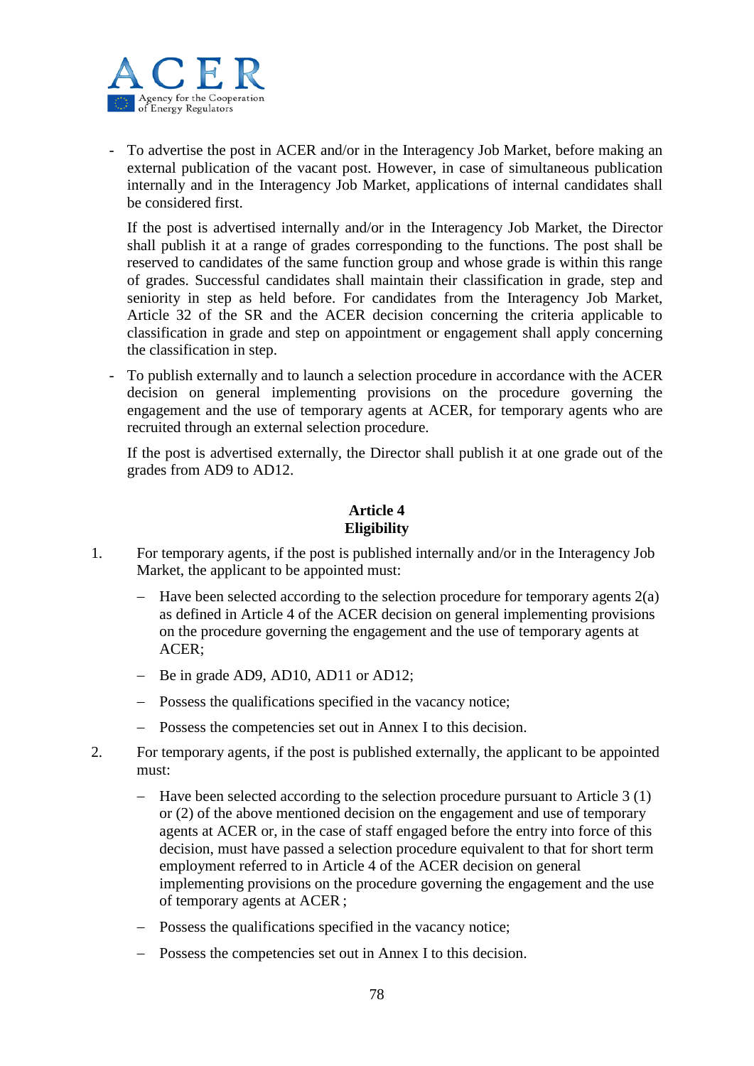- To advertise the post in ACER and/or in the Interagency Job Market, before making an external publication of the vacant post. However, in case of simultaneous publication internally and in the Interagency Job Market, applications of internal candidates shall be considered first.

  If the post is advertised internally and/or in the Interagency Job Market, the Director shall publish it at a range of grades corresponding to the functions. The post shall be reserved to candidates of the same function group and whose grade is within this range of grades. Successful candidates shall maintain their classification in grade, step and seniority in step as held before. For candidates from the Interagency Job Market, Article 32 of the SR and the ACER decision concerning the criteria applicable to classification in grade and step on appointment or engagement shall apply concerning the classification in step.

- To publish externally and to launch a selection procedure in accordance with the ACER decision on general implementing provisions on the procedure governing the engagement and the use of temporary agents at ACER, for temporary agents who are recruited through an external selection procedure.

  If the post is advertised externally, the Director shall publish it at one grade out of the grades from AD9 to AD12.

**Article 4**
**Eligibility**

1. For temporary agents, if the post is published internally and/or in the Interagency Job Market, the applicant to be appointed must:

   – Have been selected according to the selection procedure for temporary agents 2(a) as defined in Article 4 of the ACER decision on general implementing provisions on the procedure governing the engagement and the use of temporary agents at ACER;

   – Be in grade AD9, AD10, AD11 or AD12;

   – Possess the qualifications specified in the vacancy notice;

   – Possess the competencies set out in Annex I to this decision.

2. For temporary agents, if the post is published externally, the applicant to be appointed must:

   – Have been selected according to the selection procedure pursuant to Article 3 (1) or (2) of the above mentioned decision on the engagement and use of temporary agents at ACER or, in the case of staff engaged before the entry into force of this decision, must have passed a selection procedure equivalent to that for short term employment referred to in Article 4 of the ACER decision on general implementing provisions on the procedure governing the engagement and the use of temporary agents at ACER ;

   – Possess the qualifications specified in the vacancy notice;

   – Possess the competencies set out in Annex I to this decision.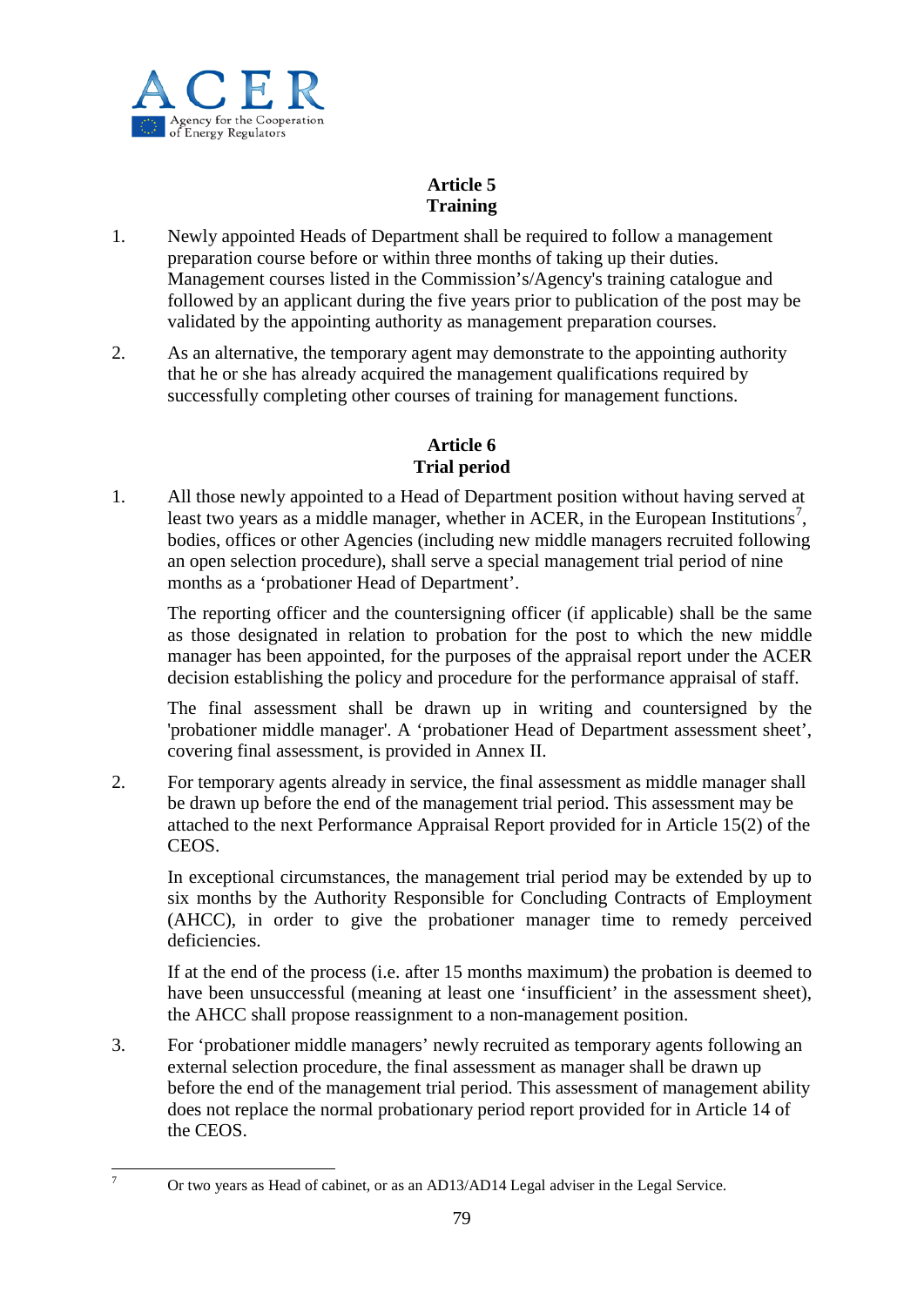## Article 5
## Training

1. Newly appointed Heads of Department shall be required to follow a management preparation course before or within three months of taking up their duties. Management courses listed in the Commission’s/Agency's training catalogue and followed by an applicant during the five years prior to publication of the post may be validated by the appointing authority as management preparation courses.

2. As an alternative, the temporary agent may demonstrate to the appointing authority that he or she has already acquired the management qualifications required by successfully completing other courses of training for management functions.

## Article 6
## Trial period

1. All those newly appointed to a Head of Department position without having served at least two years as a middle manager, whether in ACER, in the European Institutions[7], bodies, offices or other Agencies (including new middle managers recruited following an open selection procedure), shall serve a special management trial period of nine months as a ‘probationer Head of Department’.

   The reporting officer and the countersigning officer (if applicable) shall be the same as those designated in relation to probation for the post to which the new middle manager has been appointed, for the purposes of the appraisal report under the ACER decision establishing the policy and procedure for the performance appraisal of staff.

   The final assessment shall be drawn up in writing and countersigned by the 'probationer middle manager'. A ‘probationer Head of Department assessment sheet’, covering final assessment, is provided in Annex II.

2. For temporary agents already in service, the final assessment as middle manager shall be drawn up before the end of the management trial period. This assessment may be attached to the next Performance Appraisal Report provided for in Article 15(2) of the CEOS.

   In exceptional circumstances, the management trial period may be extended by up to six months by the Authority Responsible for Concluding Contracts of Employment (AHCC), in order to give the probationer manager time to remedy perceived deficiencies.

   If at the end of the process (i.e. after 15 months maximum) the probation is deemed to have been unsuccessful (meaning at least one ‘insufficient’ in the assessment sheet), the AHCC shall propose reassignment to a non-management position.

3. For ‘probationer middle managers’ newly recruited as temporary agents following an external selection procedure, the final assessment as manager shall be drawn up before the end of the management trial period. This assessment of management ability does not replace the normal probationary period report provided for in Article 14 of the CEOS.

---

[7] Or two years as Head of cabinet, or as an AD13/AD14 Legal adviser in the Legal Service.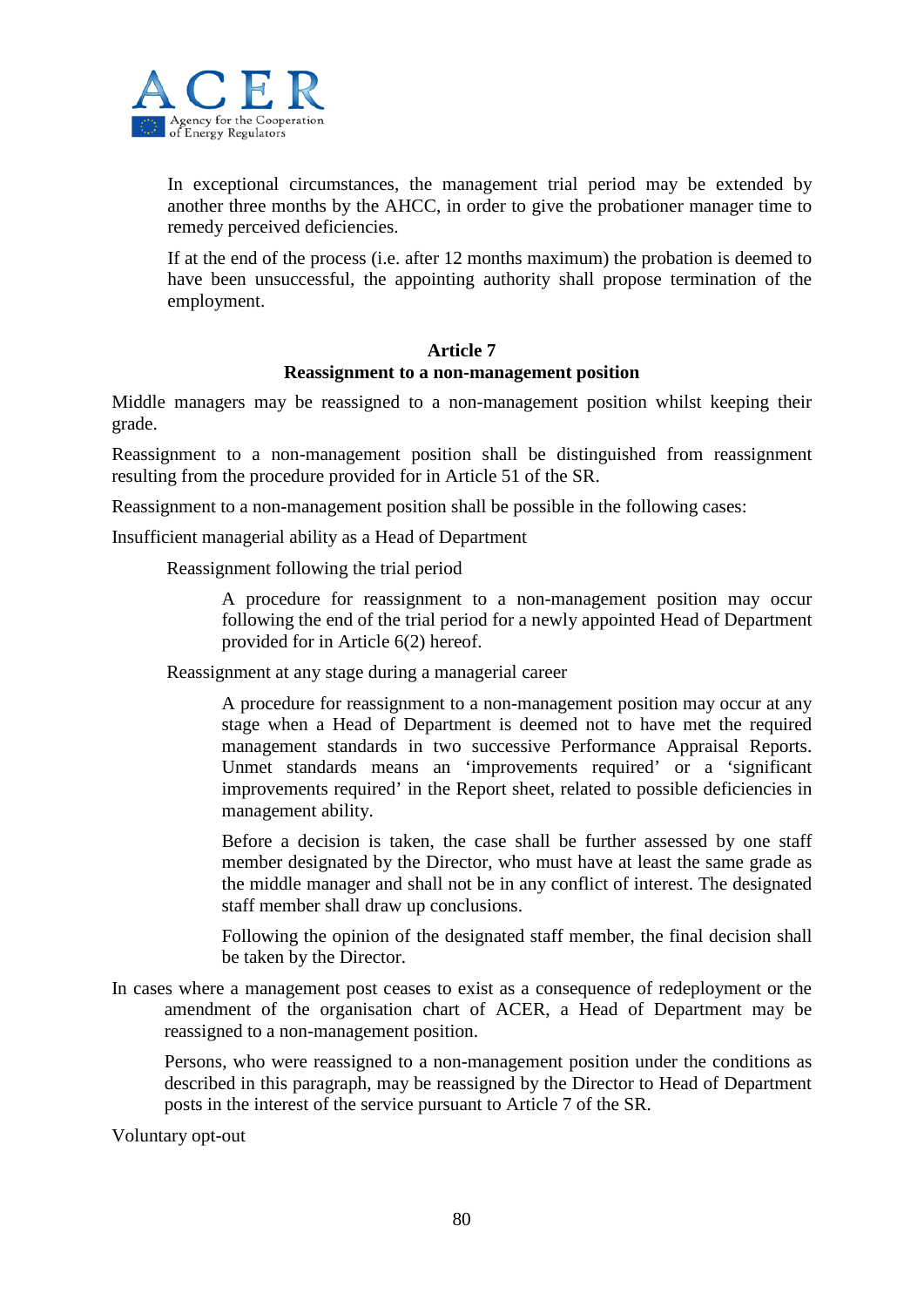In exceptional circumstances, the management trial period may be extended by another three months by the AHCC, in order to give the probationer manager time to remedy perceived deficiencies.

If at the end of the process (i.e. after 12 months maximum) the probation is deemed to have been unsuccessful, the appointing authority shall propose termination of the employment.

### Article 7
### Reassignment to a non-management position

Middle managers may be reassigned to a non-management position whilst keeping their grade.

Reassignment to a non-management position shall be distinguished from reassignment resulting from the procedure provided for in Article 51 of the SR.

Reassignment to a non-management position shall be possible in the following cases:

Insufficient managerial ability as a Head of Department

Reassignment following the trial period

A procedure for reassignment to a non-management position may occur following the end of the trial period for a newly appointed Head of Department provided for in Article 6(2) hereof.

Reassignment at any stage during a managerial career

A procedure for reassignment to a non-management position may occur at any stage when a Head of Department is deemed not to have met the required management standards in two successive Performance Appraisal Reports. Unmet standards means an 'improvements required' or a 'significant improvements required' in the Report sheet, related to possible deficiencies in management ability.

Before a decision is taken, the case shall be further assessed by one staff member designated by the Director, who must have at least the same grade as the middle manager and shall not be in any conflict of interest. The designated staff member shall draw up conclusions.

Following the opinion of the designated staff member, the final decision shall be taken by the Director.

In cases where a management post ceases to exist as a consequence of redeployment or the amendment of the organisation chart of ACER, a Head of Department may be reassigned to a non-management position.

Persons, who were reassigned to a non-management position under the conditions as described in this paragraph, may be reassigned by the Director to Head of Department posts in the interest of the service pursuant to Article 7 of the SR.

Voluntary opt-out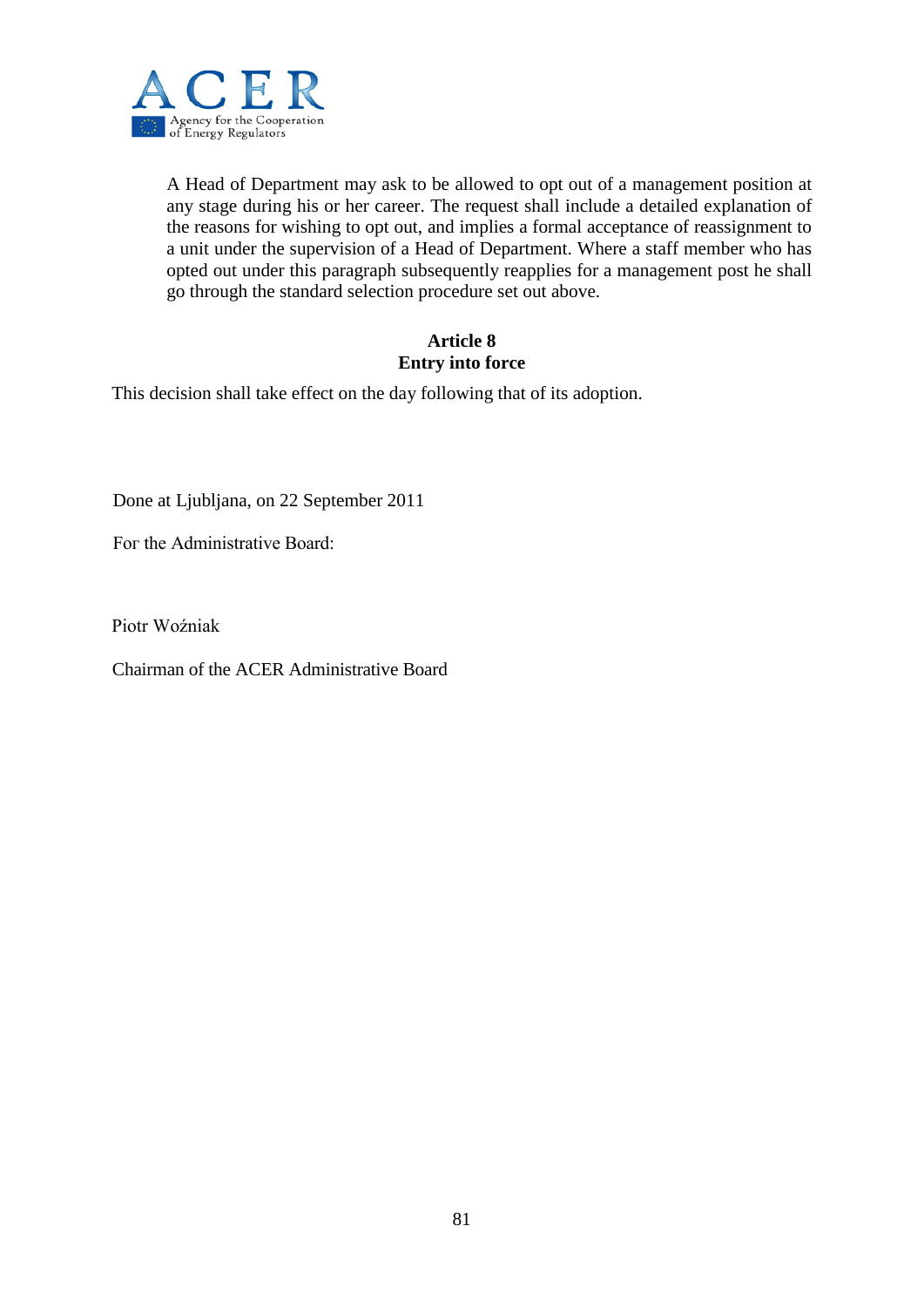A Head of Department may ask to be allowed to opt out of a management position at any stage during his or her career. The request shall include a detailed explanation of the reasons for wishing to opt out, and implies a formal acceptance of reassignment to a unit under the supervision of a Head of Department. Where a staff member who has opted out under this paragraph subsequently reapplies for a management post he shall go through the standard selection procedure set out above.

**Article 8**
**Entry into force**

This decision shall take effect on the day following that of its adoption.

Done at Ljubljana, on 22 September 2011

For the Administrative Board:

Piotr Woźniak

Chairman of the ACER Administrative Board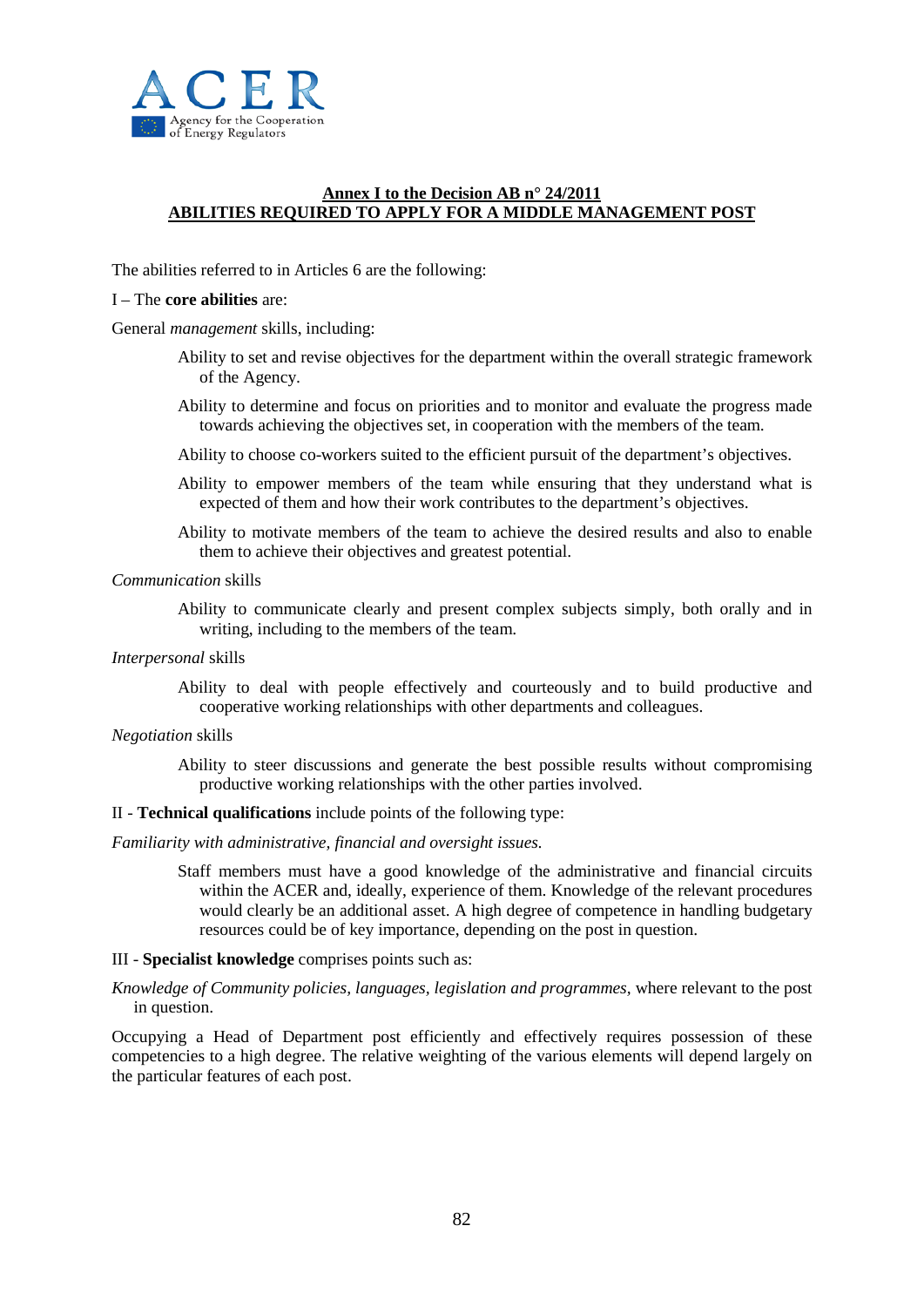**Annex I to the Decision AB n° 24/2011**
**ABILITIES REQUIRED TO APPLY FOR A MIDDLE MANAGEMENT POST**

The abilities referred to in Articles 6 are the following:

I – The **core abilities** are:

General *management* skills, including:

> Ability to set and revise objectives for the department within the overall strategic framework of the Agency.
>
> Ability to determine and focus on priorities and to monitor and evaluate the progress made towards achieving the objectives set, in cooperation with the members of the team.
>
> Ability to choose co-workers suited to the efficient pursuit of the department's objectives.
>
> Ability to empower members of the team while ensuring that they understand what is expected of them and how their work contributes to the department's objectives.
>
> Ability to motivate members of the team to achieve the desired results and also to enable them to achieve their objectives and greatest potential.

*Communication* skills

> Ability to communicate clearly and present complex subjects simply, both orally and in writing, including to the members of the team.

*Interpersonal* skills

> Ability to deal with people effectively and courteously and to build productive and cooperative working relationships with other departments and colleagues.

*Negotiation* skills

> Ability to steer discussions and generate the best possible results without compromising productive working relationships with the other parties involved.

II - **Technical qualifications** include points of the following type:

*Familiarity with administrative, financial and oversight issues.*

> Staff members must have a good knowledge of the administrative and financial circuits within the ACER and, ideally, experience of them. Knowledge of the relevant procedures would clearly be an additional asset. A high degree of competence in handling budgetary resources could be of key importance, depending on the post in question.

III - **Specialist knowledge** comprises points such as:

*Knowledge of Community policies, languages, legislation and programmes*, where relevant to the post in question.

Occupying a Head of Department post efficiently and effectively requires possession of these competencies to a high degree. The relative weighting of the various elements will depend largely on the particular features of each post.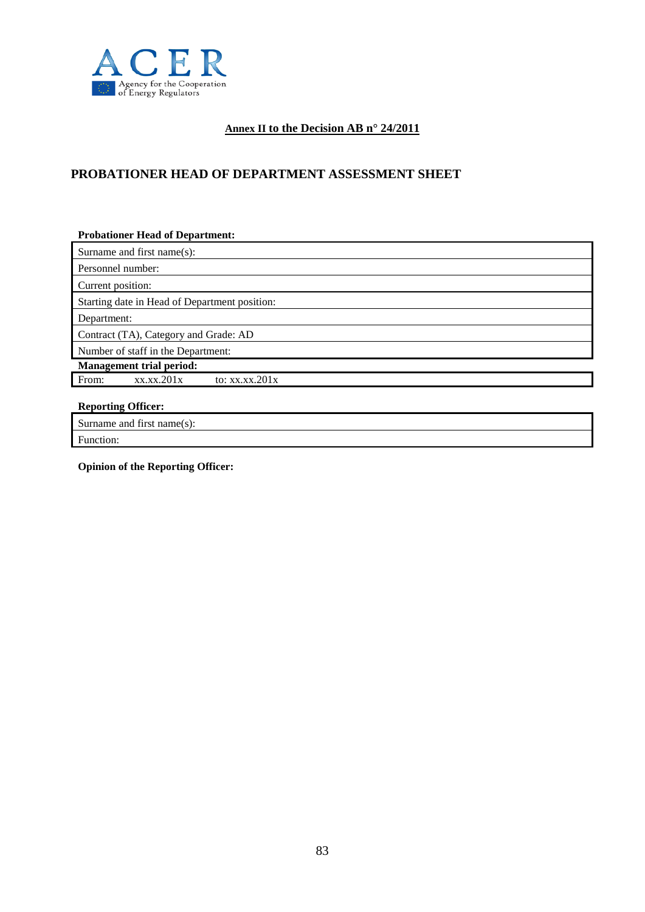ACER
Agency for the Cooperation of Energy Regulators

**Annex II to the Decision AB n° 24/2011**

# PROBATIONER HEAD OF DEPARTMENT ASSESSMENT SHEET

**Probationer Head of Department:**

| Surname and first name(s): |
|---|
| Personnel number: |
| Current position: |
| Starting date in Head of Department position: |
| Department: |
| Contract (TA), Category and Grade: AD |
| Number of staff in the Department: |

**Management trial period:**

| From: xx.xx.201x | to: xx.xx.201x |
|---|---|

**Reporting Officer:**

| Surname and first name(s): |
|---|
| Function: |

**Opinion of the Reporting Officer:**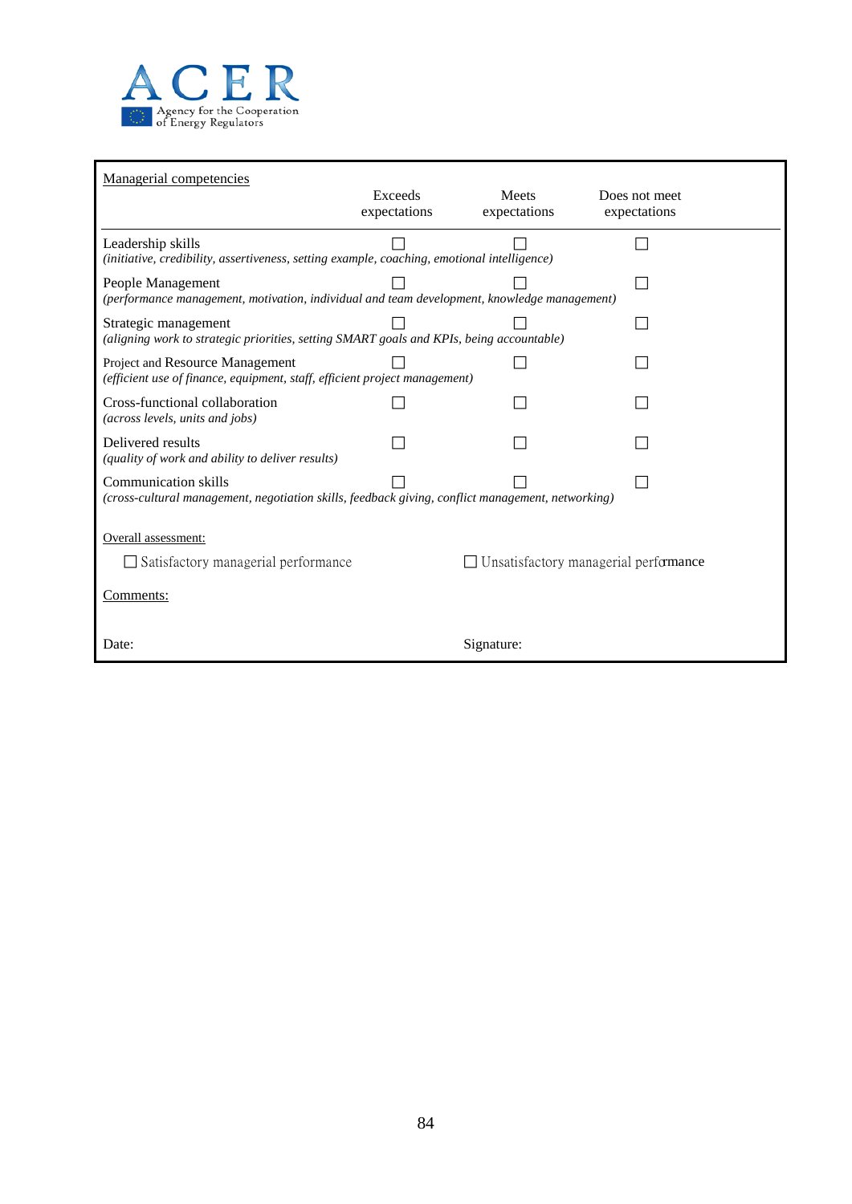| Managerial competencies | Exceeds expectations | Meets expectations | Does not meet expectations |
|---|---|---|---|
| Leadership skills<br>*(initiative, credibility, assertiveness, setting example, coaching, emotional intelligence)* | ☐ | ☐ | ☐ |
| People Management<br>*(performance management, motivation, individual and team development, knowledge management)* | ☐ | ☐ | ☐ |
| Strategic management<br>*(aligning work to strategic priorities, setting SMART goals and KPIs, being accountable)* | ☐ | ☐ | ☐ |
| Project and Resource Management<br>*(efficient use of finance, equipment, staff, efficient project management)* | ☐ | ☐ | ☐ |
| Cross-functional collaboration<br>*(across levels, units and jobs)* | ☐ | ☐ | ☐ |
| Delivered results<br>*(quality of work and ability to deliver results)* | ☐ | ☐ | ☐ |
| Communication skills<br>*(cross-cultural management, negotiation skills, feedback giving, conflict management, networking)* | ☐ | ☐ | ☐ |

Overall assessment:

☐ Satisfactory managerial performance ☐ Unsatisfactory managerial performance

Comments:

Date: Signature: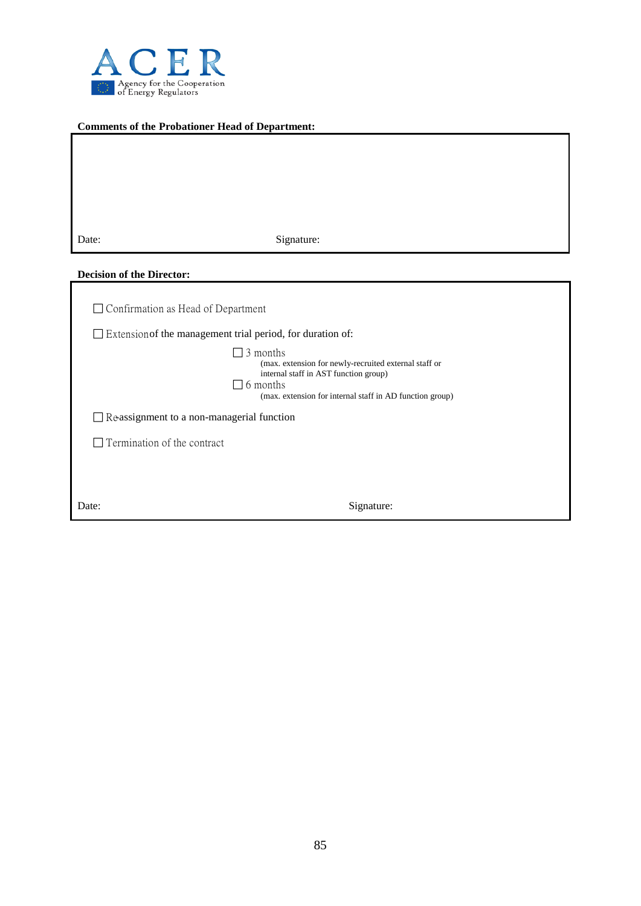**Comments of the Probationer Head of Department:**

Date: Signature:

**Decision of the Director:**

☐ Confirmation as Head of Department

☐ Extension of the management trial period, for duration of:

- ☐ 3 months
  (max. extension for newly-recruited external staff or internal staff in AST function group)
- ☐ 6 months
  (max. extension for internal staff in AD function group)

☐ Re-assignment to a non-managerial function

☐ Termination of the contract

Date: Signature: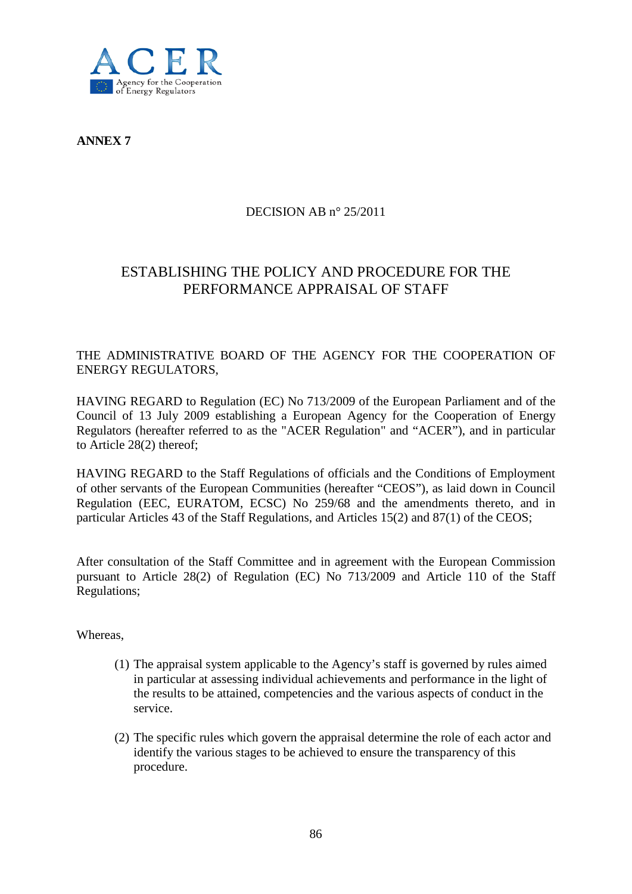**ANNEX 7**

DECISION AB n° 25/2011

# ESTABLISHING THE POLICY AND PROCEDURE FOR THE PERFORMANCE APPRAISAL OF STAFF

THE ADMINISTRATIVE BOARD OF THE AGENCY FOR THE COOPERATION OF ENERGY REGULATORS,

HAVING REGARD to Regulation (EC) No 713/2009 of the European Parliament and of the Council of 13 July 2009 establishing a European Agency for the Cooperation of Energy Regulators (hereafter referred to as the "ACER Regulation" and "ACER"), and in particular to Article 28(2) thereof;

HAVING REGARD to the Staff Regulations of officials and the Conditions of Employment of other servants of the European Communities (hereafter "CEOS"), as laid down in Council Regulation (EEC, EURATOM, ECSC) No 259/68 and the amendments thereto, and in particular Articles 43 of the Staff Regulations, and Articles 15(2) and 87(1) of the CEOS;

After consultation of the Staff Committee and in agreement with the European Commission pursuant to Article 28(2) of Regulation (EC) No 713/2009 and Article 110 of the Staff Regulations;

Whereas,

(1) The appraisal system applicable to the Agency's staff is governed by rules aimed in particular at assessing individual achievements and performance in the light of the results to be attained, competencies and the various aspects of conduct in the service.

(2) The specific rules which govern the appraisal determine the role of each actor and identify the various stages to be achieved to ensure the transparency of this procedure.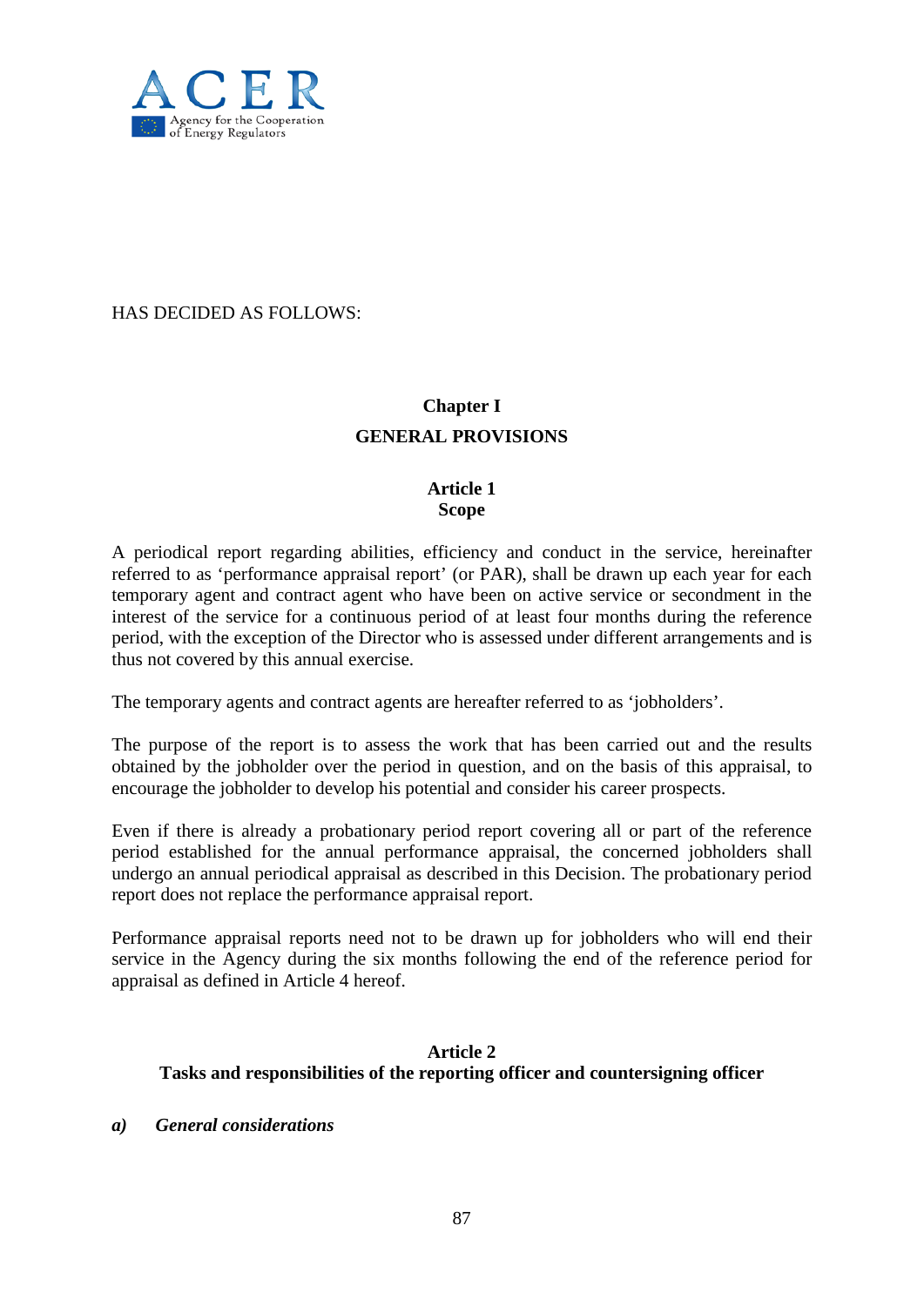HAS DECIDED AS FOLLOWS:

## Chapter I
## GENERAL PROVISIONS

### Article 1
### Scope

A periodical report regarding abilities, efficiency and conduct in the service, hereinafter referred to as 'performance appraisal report' (or PAR), shall be drawn up each year for each temporary agent and contract agent who have been on active service or secondment in the interest of the service for a continuous period of at least four months during the reference period, with the exception of the Director who is assessed under different arrangements and is thus not covered by this annual exercise.

The temporary agents and contract agents are hereafter referred to as 'jobholders'.

The purpose of the report is to assess the work that has been carried out and the results obtained by the jobholder over the period in question, and on the basis of this appraisal, to encourage the jobholder to develop his potential and consider his career prospects.

Even if there is already a probationary period report covering all or part of the reference period established for the annual performance appraisal, the concerned jobholders shall undergo an annual periodical appraisal as described in this Decision. The probationary period report does not replace the performance appraisal report.

Performance appraisal reports need not to be drawn up for jobholders who will end their service in the Agency during the six months following the end of the reference period for appraisal as defined in Article 4 hereof.

### Article 2
### Tasks and responsibilities of the reporting officer and countersigning officer

***a) General considerations***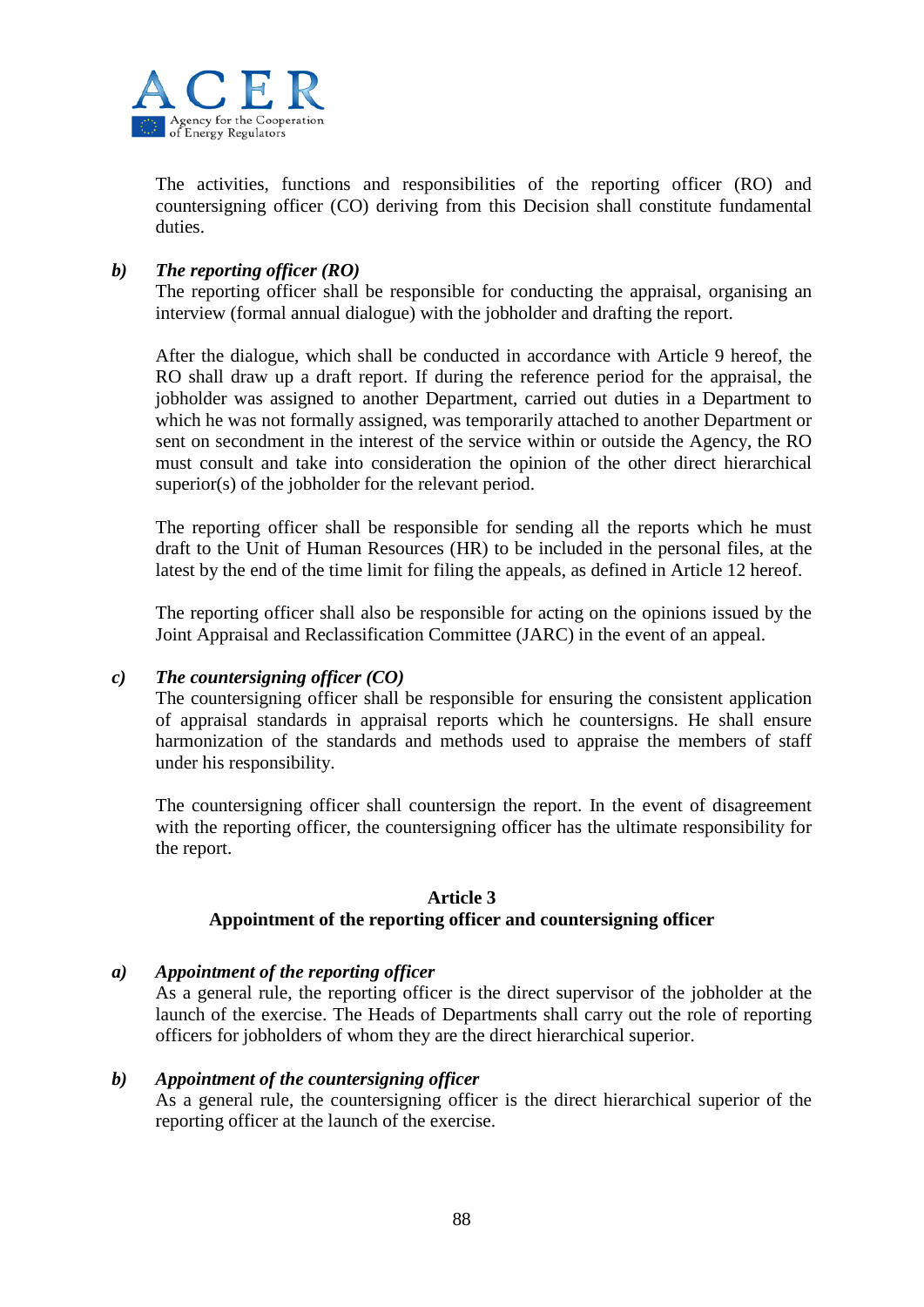The activities, functions and responsibilities of the reporting officer (RO) and countersigning officer (CO) deriving from this Decision shall constitute fundamental duties.

***b) The reporting officer (RO)***

The reporting officer shall be responsible for conducting the appraisal, organising an interview (formal annual dialogue) with the jobholder and drafting the report.

After the dialogue, which shall be conducted in accordance with Article 9 hereof, the RO shall draw up a draft report. If during the reference period for the appraisal, the jobholder was assigned to another Department, carried out duties in a Department to which he was not formally assigned, was temporarily attached to another Department or sent on secondment in the interest of the service within or outside the Agency, the RO must consult and take into consideration the opinion of the other direct hierarchical superior(s) of the jobholder for the relevant period.

The reporting officer shall be responsible for sending all the reports which he must draft to the Unit of Human Resources (HR) to be included in the personal files, at the latest by the end of the time limit for filing the appeals, as defined in Article 12 hereof.

The reporting officer shall also be responsible for acting on the opinions issued by the Joint Appraisal and Reclassification Committee (JARC) in the event of an appeal.

***c) The countersigning officer (CO)***

The countersigning officer shall be responsible for ensuring the consistent application of appraisal standards in appraisal reports which he countersigns. He shall ensure harmonization of the standards and methods used to appraise the members of staff under his responsibility.

The countersigning officer shall countersign the report. In the event of disagreement with the reporting officer, the countersigning officer has the ultimate responsibility for the report.

## Article 3
## Appointment of the reporting officer and countersigning officer

***a) Appointment of the reporting officer***

As a general rule, the reporting officer is the direct supervisor of the jobholder at the launch of the exercise. The Heads of Departments shall carry out the role of reporting officers for jobholders of whom they are the direct hierarchical superior.

***b) Appointment of the countersigning officer***

As a general rule, the countersigning officer is the direct hierarchical superior of the reporting officer at the launch of the exercise.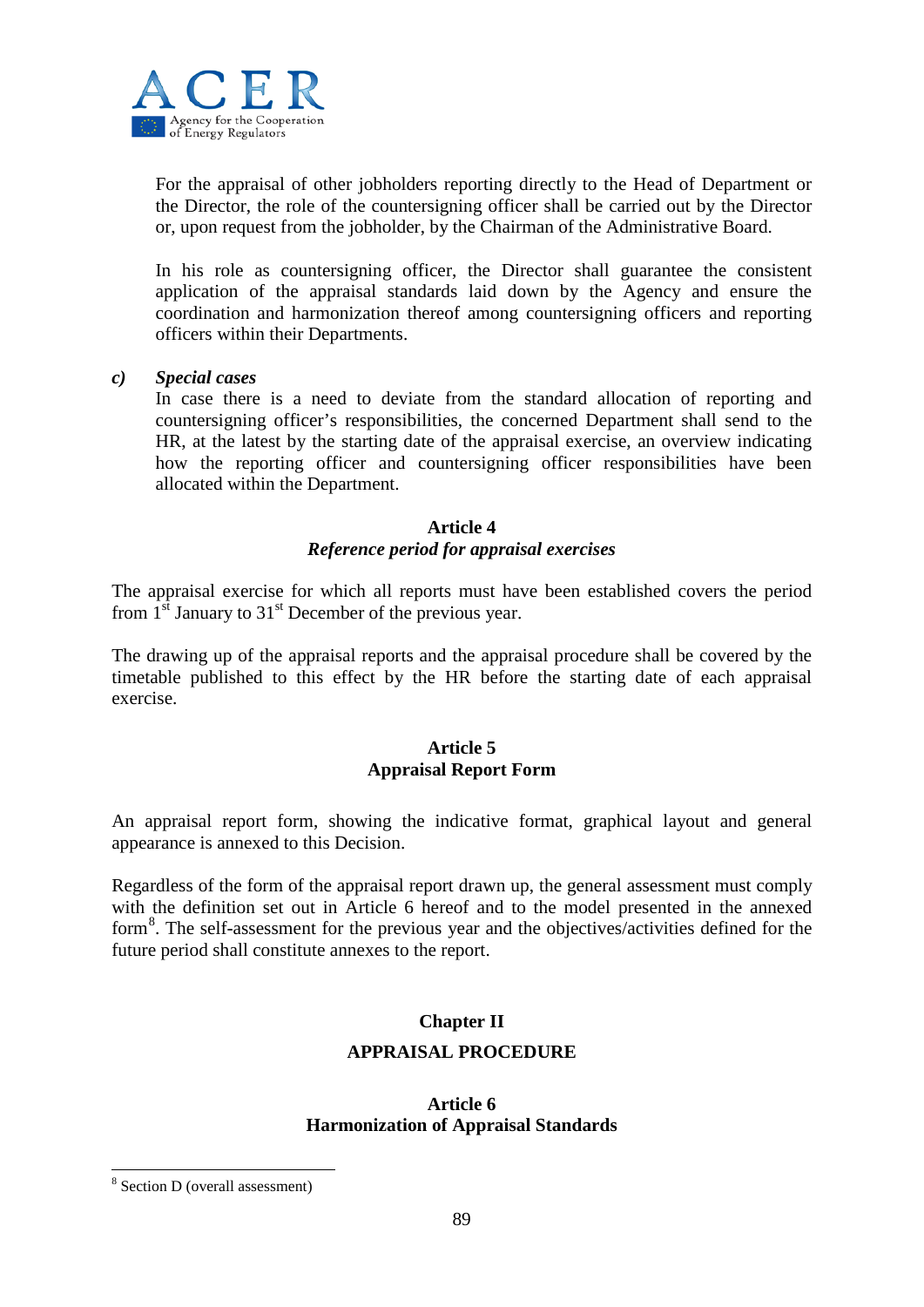For the appraisal of other jobholders reporting directly to the Head of Department or the Director, the role of the countersigning officer shall be carried out by the Director or, upon request from the jobholder, by the Chairman of the Administrative Board.

In his role as countersigning officer, the Director shall guarantee the consistent application of the appraisal standards laid down by the Agency and ensure the coordination and harmonization thereof among countersigning officers and reporting officers within their Departments.

***c) Special cases***

In case there is a need to deviate from the standard allocation of reporting and countersigning officer's responsibilities, the concerned Department shall send to the HR, at the latest by the starting date of the appraisal exercise, an overview indicating how the reporting officer and countersigning officer responsibilities have been allocated within the Department.

**Article 4**
***Reference period for appraisal exercises***

The appraisal exercise for which all reports must have been established covers the period from 1st January to 31st December of the previous year.

The drawing up of the appraisal reports and the appraisal procedure shall be covered by the timetable published to this effect by the HR before the starting date of each appraisal exercise.

**Article 5**
**Appraisal Report Form**

An appraisal report form, showing the indicative format, graphical layout and general appearance is annexed to this Decision.

Regardless of the form of the appraisal report drawn up, the general assessment must comply with the definition set out in Article 6 hereof and to the model presented in the annexed form[8]. The self-assessment for the previous year and the objectives/activities defined for the future period shall constitute annexes to the report.

## Chapter II

## APPRAISAL PROCEDURE

**Article 6**
**Harmonization of Appraisal Standards**

---

[8] Section D (overall assessment)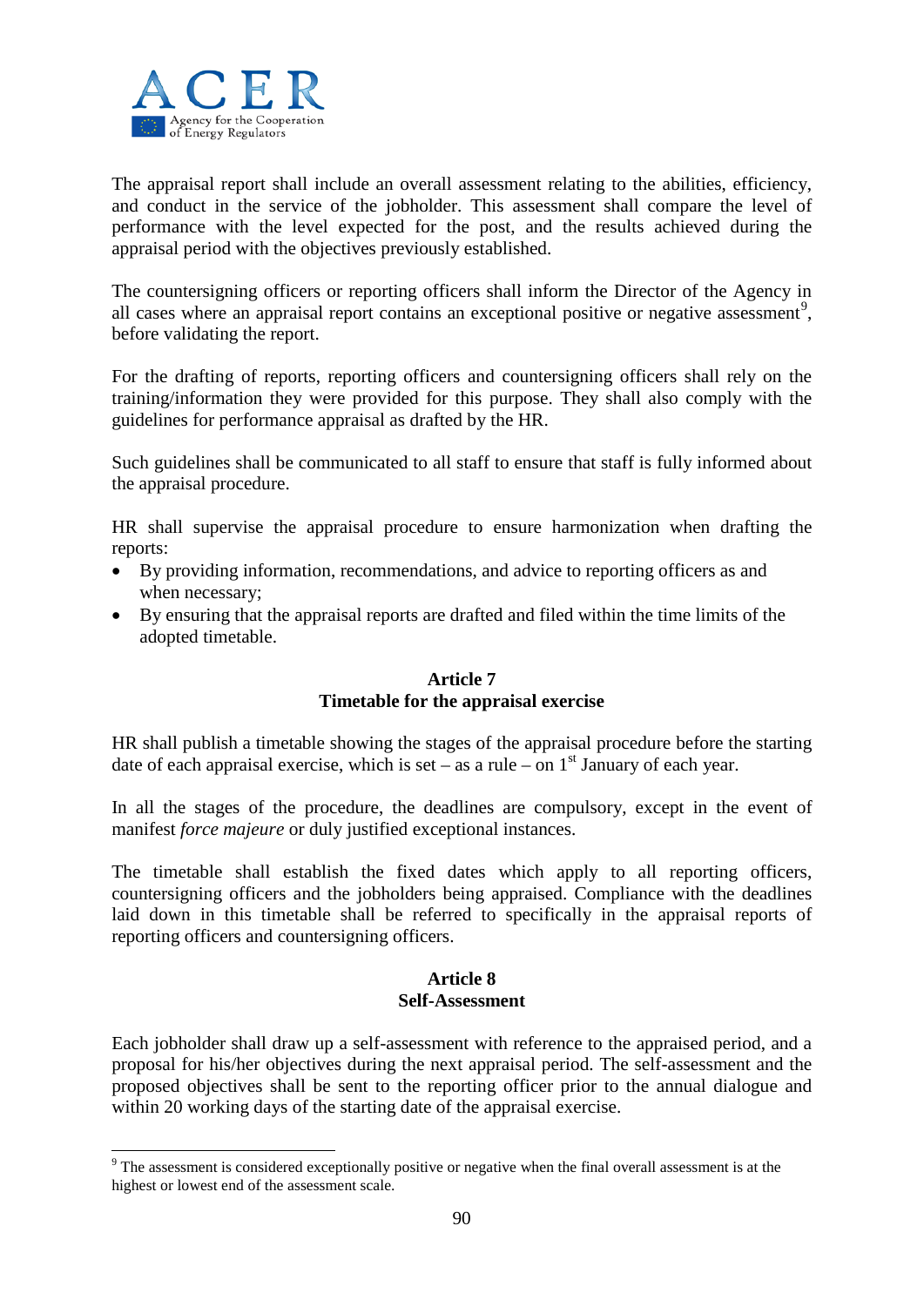The appraisal report shall include an overall assessment relating to the abilities, efficiency, and conduct in the service of the jobholder. This assessment shall compare the level of performance with the level expected for the post, and the results achieved during the appraisal period with the objectives previously established.

The countersigning officers or reporting officers shall inform the Director of the Agency in all cases where an appraisal report contains an exceptional positive or negative assessment[9], before validating the report.

For the drafting of reports, reporting officers and countersigning officers shall rely on the training/information they were provided for this purpose. They shall also comply with the guidelines for performance appraisal as drafted by the HR.

Such guidelines shall be communicated to all staff to ensure that staff is fully informed about the appraisal procedure.

HR shall supervise the appraisal procedure to ensure harmonization when drafting the reports:

- By providing information, recommendations, and advice to reporting officers as and when necessary;
- By ensuring that the appraisal reports are drafted and filed within the time limits of the adopted timetable.

## Article 7
## Timetable for the appraisal exercise

HR shall publish a timetable showing the stages of the appraisal procedure before the starting date of each appraisal exercise, which is set – as a rule – on 1st January of each year.

In all the stages of the procedure, the deadlines are compulsory, except in the event of manifest *force majeure* or duly justified exceptional instances.

The timetable shall establish the fixed dates which apply to all reporting officers, countersigning officers and the jobholders being appraised. Compliance with the deadlines laid down in this timetable shall be referred to specifically in the appraisal reports of reporting officers and countersigning officers.

## Article 8
## Self-Assessment

Each jobholder shall draw up a self-assessment with reference to the appraised period, and a proposal for his/her objectives during the next appraisal period. The self-assessment and the proposed objectives shall be sent to the reporting officer prior to the annual dialogue and within 20 working days of the starting date of the appraisal exercise.

---

[9] The assessment is considered exceptionally positive or negative when the final overall assessment is at the highest or lowest end of the assessment scale.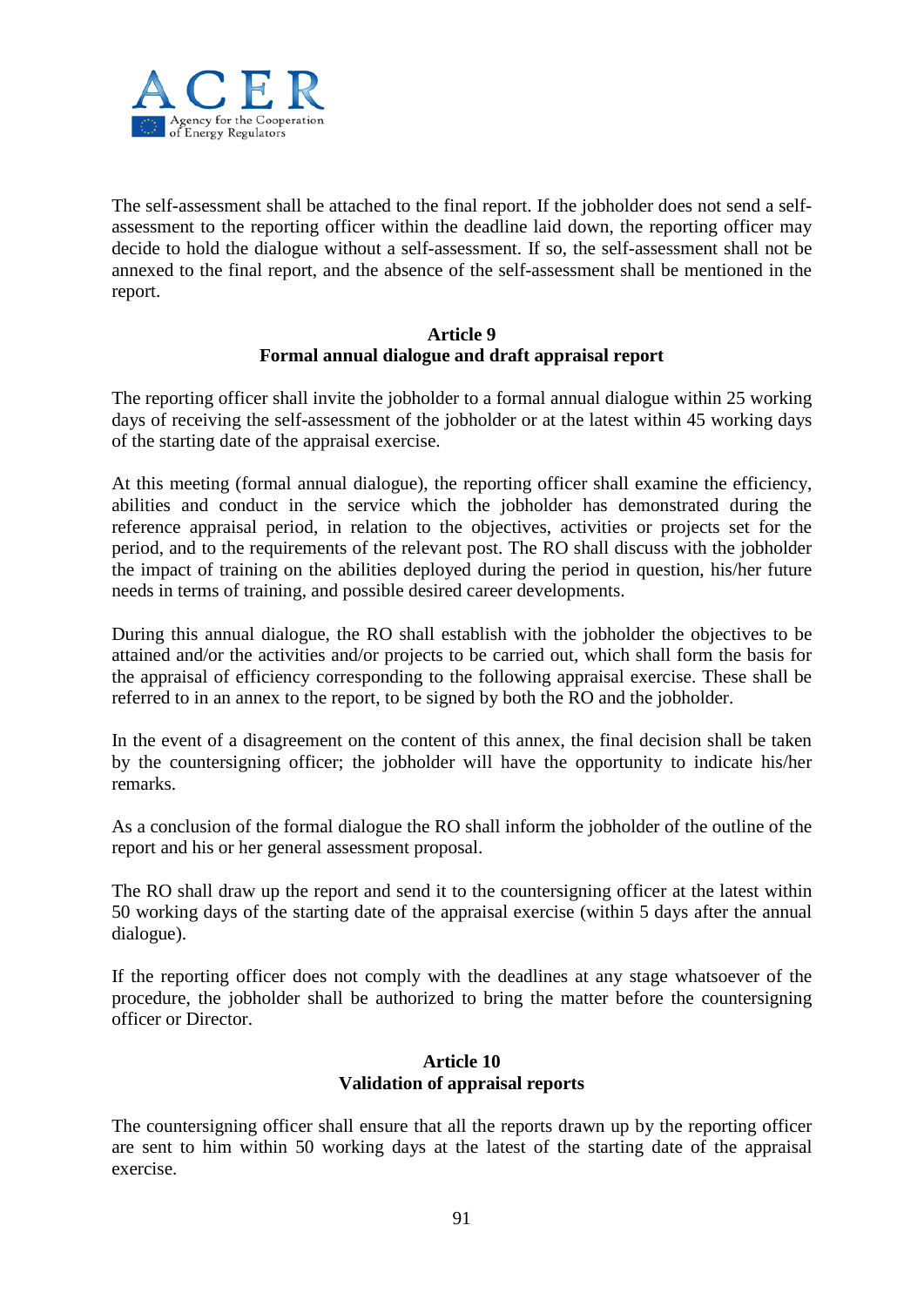The self-assessment shall be attached to the final report. If the jobholder does not send a self-assessment to the reporting officer within the deadline laid down, the reporting officer may decide to hold the dialogue without a self-assessment. If so, the self-assessment shall not be annexed to the final report, and the absence of the self-assessment shall be mentioned in the report.

**Article 9**
**Formal annual dialogue and draft appraisal report**

The reporting officer shall invite the jobholder to a formal annual dialogue within 25 working days of receiving the self-assessment of the jobholder or at the latest within 45 working days of the starting date of the appraisal exercise.

At this meeting (formal annual dialogue), the reporting officer shall examine the efficiency, abilities and conduct in the service which the jobholder has demonstrated during the reference appraisal period, in relation to the objectives, activities or projects set for the period, and to the requirements of the relevant post. The RO shall discuss with the jobholder the impact of training on the abilities deployed during the period in question, his/her future needs in terms of training, and possible desired career developments.

During this annual dialogue, the RO shall establish with the jobholder the objectives to be attained and/or the activities and/or projects to be carried out, which shall form the basis for the appraisal of efficiency corresponding to the following appraisal exercise. These shall be referred to in an annex to the report, to be signed by both the RO and the jobholder.

In the event of a disagreement on the content of this annex, the final decision shall be taken by the countersigning officer; the jobholder will have the opportunity to indicate his/her remarks.

As a conclusion of the formal dialogue the RO shall inform the jobholder of the outline of the report and his or her general assessment proposal.

The RO shall draw up the report and send it to the countersigning officer at the latest within 50 working days of the starting date of the appraisal exercise (within 5 days after the annual dialogue).

If the reporting officer does not comply with the deadlines at any stage whatsoever of the procedure, the jobholder shall be authorized to bring the matter before the countersigning officer or Director.

**Article 10**
**Validation of appraisal reports**

The countersigning officer shall ensure that all the reports drawn up by the reporting officer are sent to him within 50 working days at the latest of the starting date of the appraisal exercise.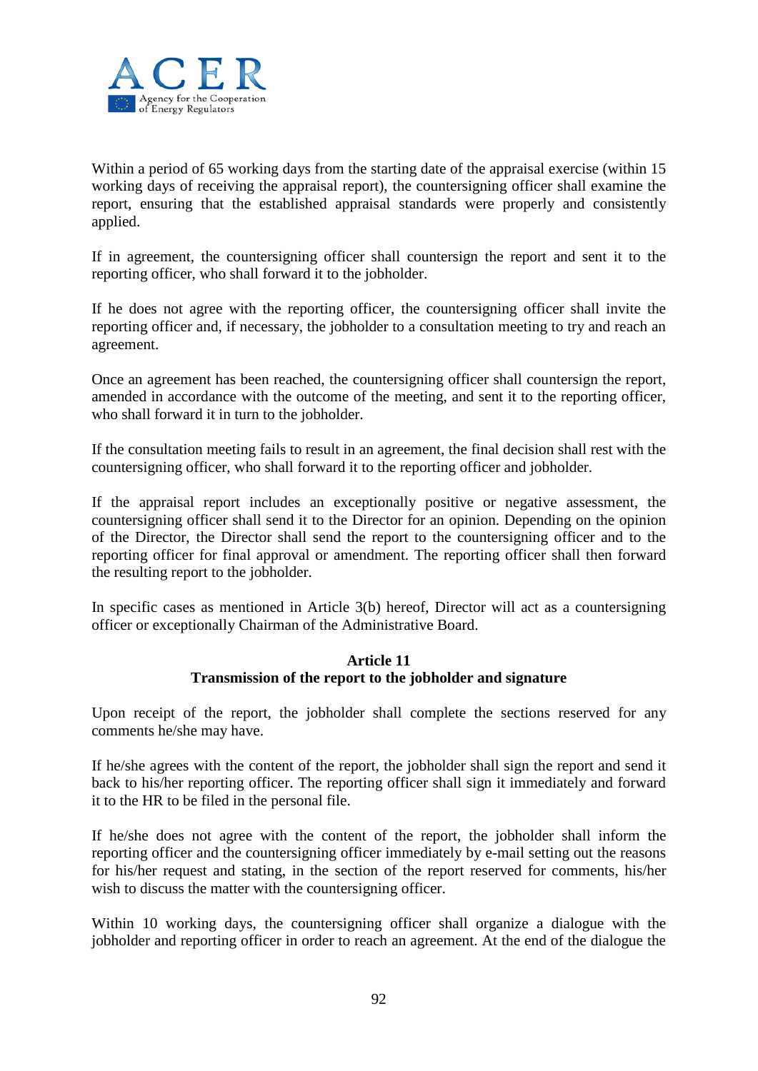Within a period of 65 working days from the starting date of the appraisal exercise (within 15 working days of receiving the appraisal report), the countersigning officer shall examine the report, ensuring that the established appraisal standards were properly and consistently applied.

If in agreement, the countersigning officer shall countersign the report and sent it to the reporting officer, who shall forward it to the jobholder.

If he does not agree with the reporting officer, the countersigning officer shall invite the reporting officer and, if necessary, the jobholder to a consultation meeting to try and reach an agreement.

Once an agreement has been reached, the countersigning officer shall countersign the report, amended in accordance with the outcome of the meeting, and sent it to the reporting officer, who shall forward it in turn to the jobholder.

If the consultation meeting fails to result in an agreement, the final decision shall rest with the countersigning officer, who shall forward it to the reporting officer and jobholder.

If the appraisal report includes an exceptionally positive or negative assessment, the countersigning officer shall send it to the Director for an opinion. Depending on the opinion of the Director, the Director shall send the report to the countersigning officer and to the reporting officer for final approval or amendment. The reporting officer shall then forward the resulting report to the jobholder.

In specific cases as mentioned in Article 3(b) hereof, Director will act as a countersigning officer or exceptionally Chairman of the Administrative Board.

**Article 11**
**Transmission of the report to the jobholder and signature**

Upon receipt of the report, the jobholder shall complete the sections reserved for any comments he/she may have.

If he/she agrees with the content of the report, the jobholder shall sign the report and send it back to his/her reporting officer. The reporting officer shall sign it immediately and forward it to the HR to be filed in the personal file.

If he/she does not agree with the content of the report, the jobholder shall inform the reporting officer and the countersigning officer immediately by e-mail setting out the reasons for his/her request and stating, in the section of the report reserved for comments, his/her wish to discuss the matter with the countersigning officer.

Within 10 working days, the countersigning officer shall organize a dialogue with the jobholder and reporting officer in order to reach an agreement. At the end of the dialogue the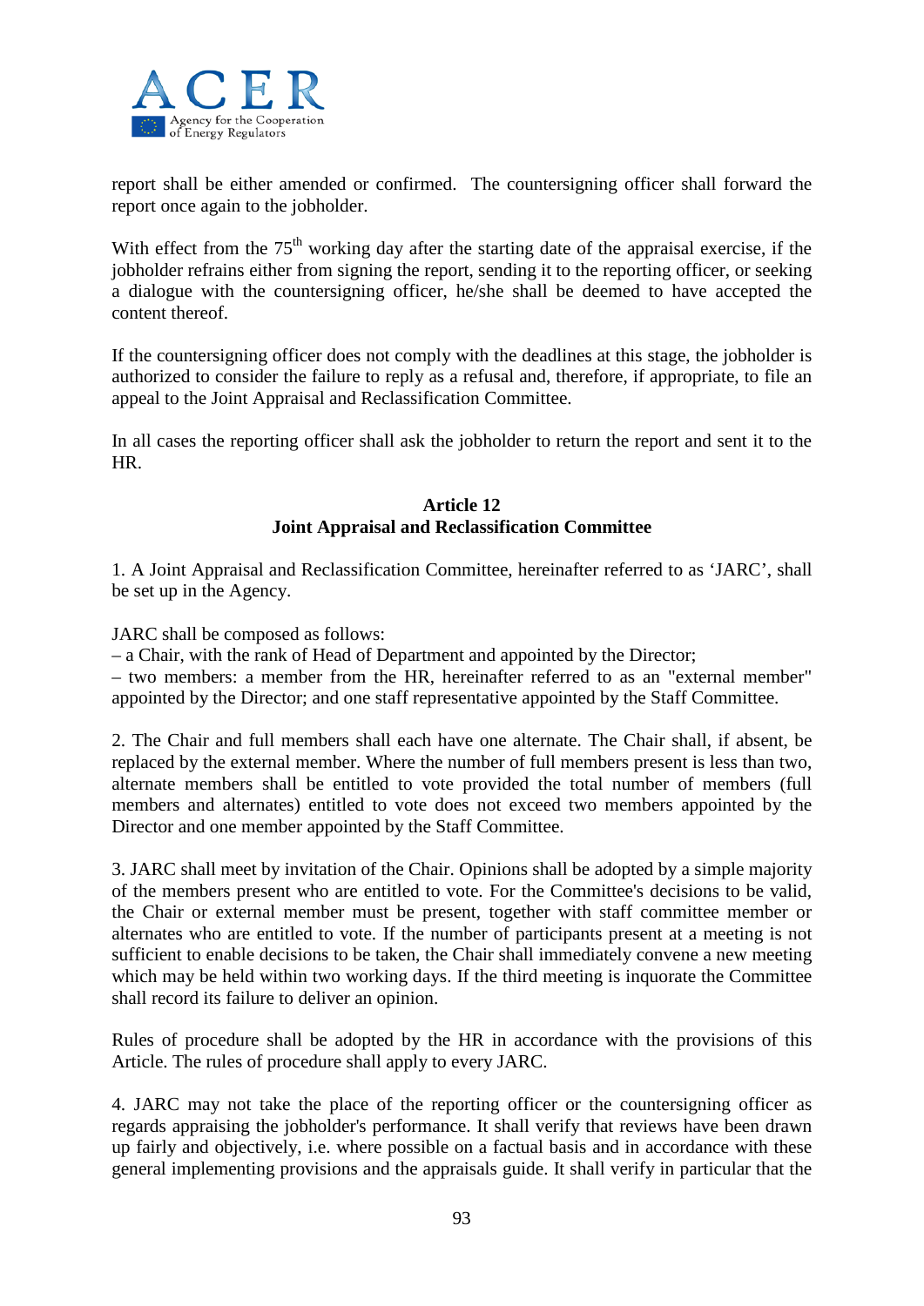report shall be either amended or confirmed. The countersigning officer shall forward the report once again to the jobholder.

With effect from the 75th working day after the starting date of the appraisal exercise, if the jobholder refrains either from signing the report, sending it to the reporting officer, or seeking a dialogue with the countersigning officer, he/she shall be deemed to have accepted the content thereof.

If the countersigning officer does not comply with the deadlines at this stage, the jobholder is authorized to consider the failure to reply as a refusal and, therefore, if appropriate, to file an appeal to the Joint Appraisal and Reclassification Committee.

In all cases the reporting officer shall ask the jobholder to return the report and sent it to the HR.

**Article 12**
**Joint Appraisal and Reclassification Committee**

1. A Joint Appraisal and Reclassification Committee, hereinafter referred to as 'JARC', shall be set up in the Agency.

JARC shall be composed as follows:
– a Chair, with the rank of Head of Department and appointed by the Director;
– two members: a member from the HR, hereinafter referred to as an "external member" appointed by the Director; and one staff representative appointed by the Staff Committee.

2. The Chair and full members shall each have one alternate. The Chair shall, if absent, be replaced by the external member. Where the number of full members present is less than two, alternate members shall be entitled to vote provided the total number of members (full members and alternates) entitled to vote does not exceed two members appointed by the Director and one member appointed by the Staff Committee.

3. JARC shall meet by invitation of the Chair. Opinions shall be adopted by a simple majority of the members present who are entitled to vote. For the Committee's decisions to be valid, the Chair or external member must be present, together with staff committee member or alternates who are entitled to vote. If the number of participants present at a meeting is not sufficient to enable decisions to be taken, the Chair shall immediately convene a new meeting which may be held within two working days. If the third meeting is inquorate the Committee shall record its failure to deliver an opinion.

Rules of procedure shall be adopted by the HR in accordance with the provisions of this Article. The rules of procedure shall apply to every JARC.

4. JARC may not take the place of the reporting officer or the countersigning officer as regards appraising the jobholder's performance. It shall verify that reviews have been drawn up fairly and objectively, i.e. where possible on a factual basis and in accordance with these general implementing provisions and the appraisals guide. It shall verify in particular that the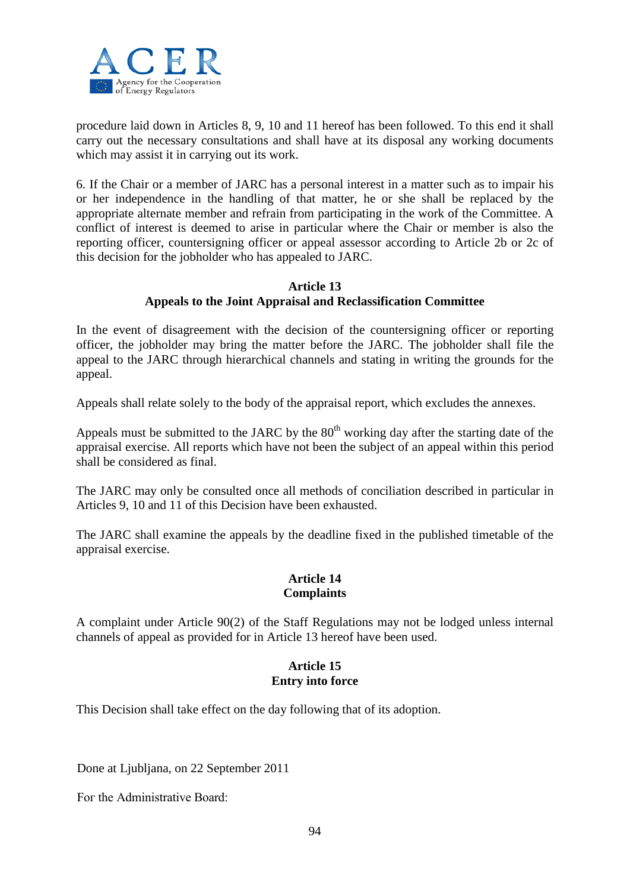procedure laid down in Articles 8, 9, 10 and 11 hereof has been followed. To this end it shall carry out the necessary consultations and shall have at its disposal any working documents which may assist it in carrying out its work.

6. If the Chair or a member of JARC has a personal interest in a matter such as to impair his or her independence in the handling of that matter, he or she shall be replaced by the appropriate alternate member and refrain from participating in the work of the Committee. A conflict of interest is deemed to arise in particular where the Chair or member is also the reporting officer, countersigning officer or appeal assessor according to Article 2b or 2c of this decision for the jobholder who has appealed to JARC.

**Article 13**
**Appeals to the Joint Appraisal and Reclassification Committee**

In the event of disagreement with the decision of the countersigning officer or reporting officer, the jobholder may bring the matter before the JARC. The jobholder shall file the appeal to the JARC through hierarchical channels and stating in writing the grounds for the appeal.

Appeals shall relate solely to the body of the appraisal report, which excludes the annexes.

Appeals must be submitted to the JARC by the 80th working day after the starting date of the appraisal exercise. All reports which have not been the subject of an appeal within this period shall be considered as final.

The JARC may only be consulted once all methods of conciliation described in particular in Articles 9, 10 and 11 of this Decision have been exhausted.

The JARC shall examine the appeals by the deadline fixed in the published timetable of the appraisal exercise.

**Article 14**
**Complaints**

A complaint under Article 90(2) of the Staff Regulations may not be lodged unless internal channels of appeal as provided for in Article 13 hereof have been used.

**Article 15**
**Entry into force**

This Decision shall take effect on the day following that of its adoption.

Done at Ljubljana, on 22 September 2011

For the Administrative Board: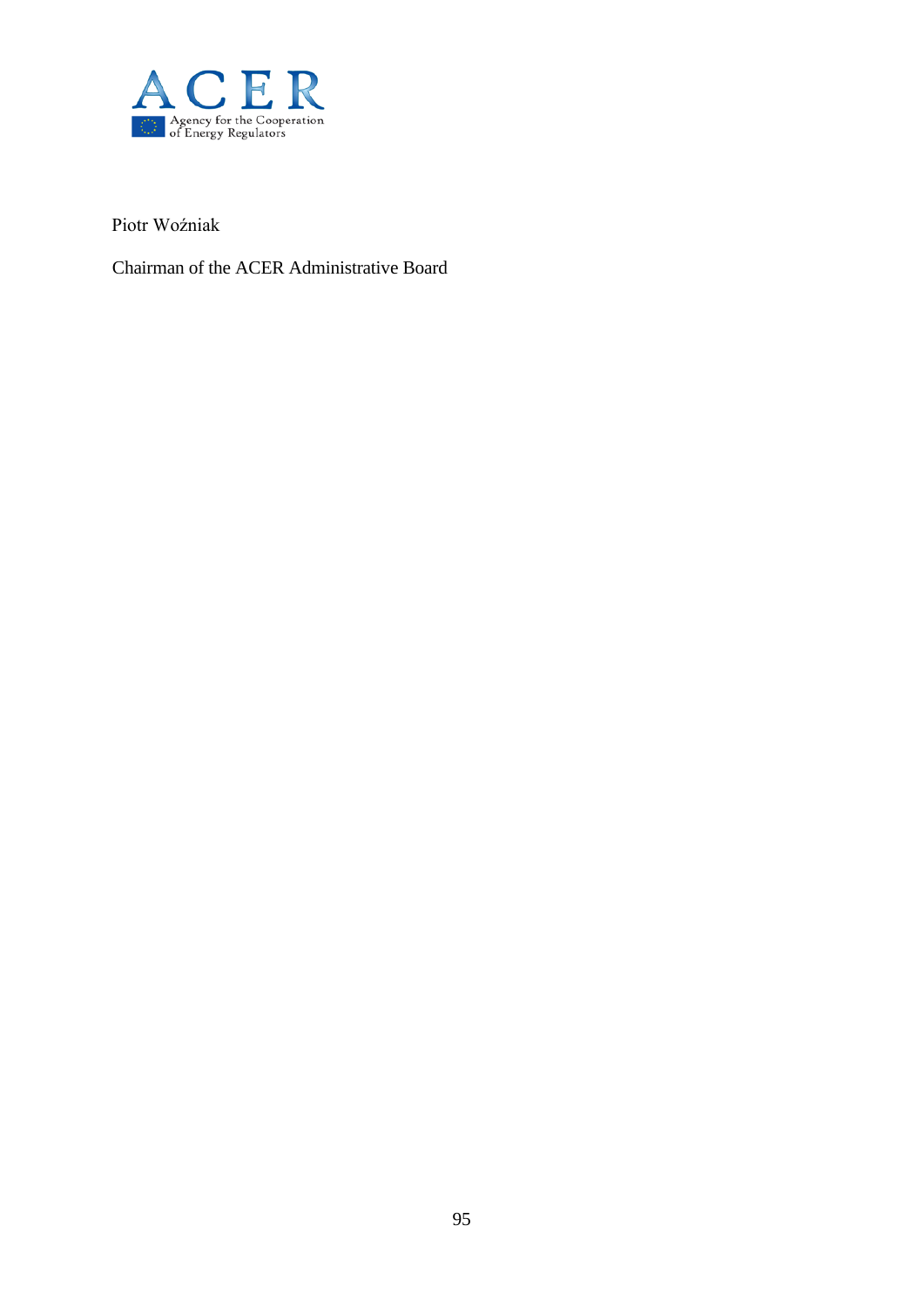Piotr Woźniak

Chairman of the ACER Administrative Board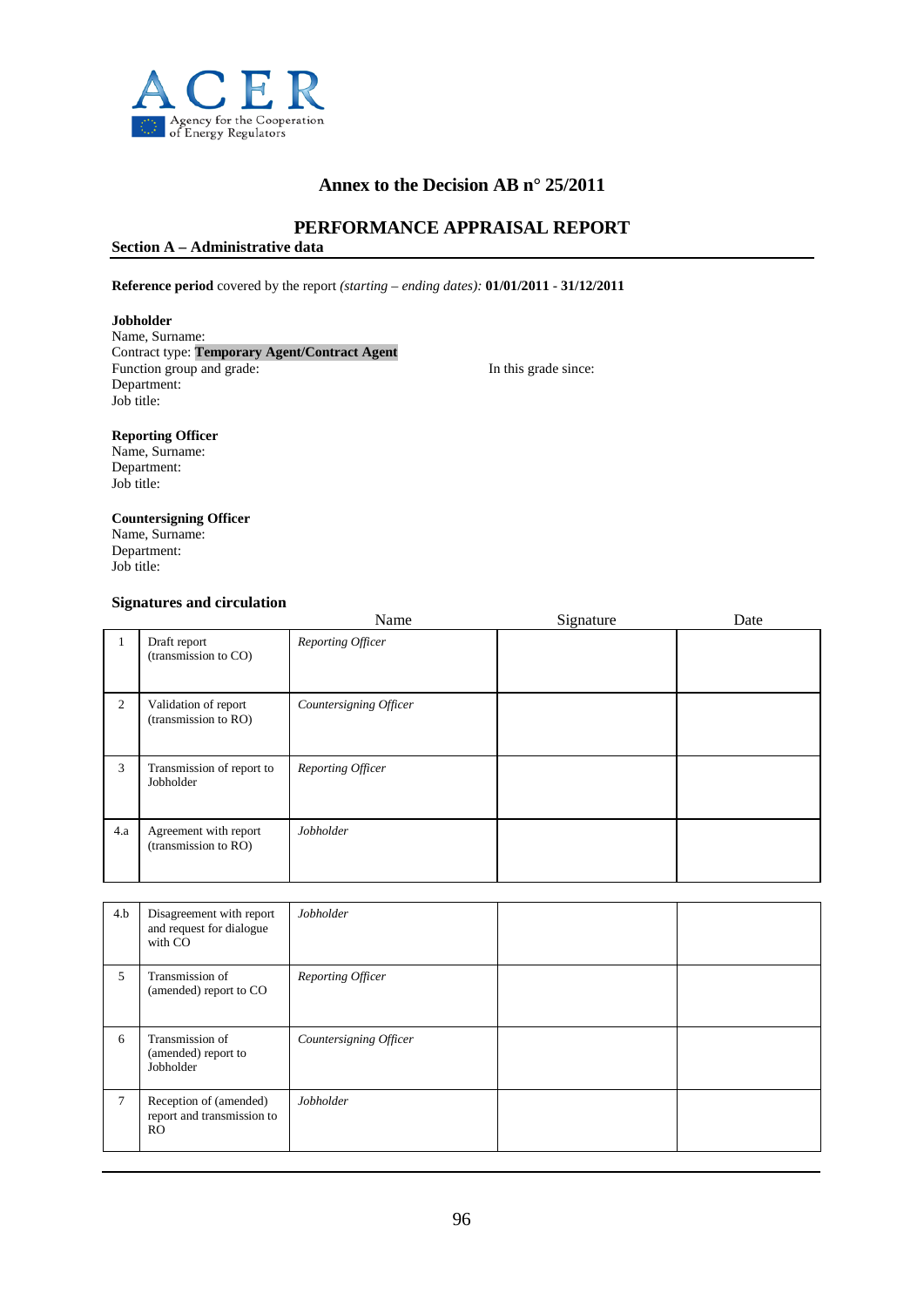ACER
Agency for the Cooperation of Energy Regulators

## Annex to the Decision AB n° 25/2011

# PERFORMANCE APPRAISAL REPORT

### Section A – Administrative data

**Reference period** covered by the report *(starting – ending dates):* **01/01/2011 - 31/12/2011**

**Jobholder**
Name, Surname:
Contract type: **Temporary Agent/Contract Agent**
Function group and grade: In this grade since:
Department:
Job title:

**Reporting Officer**
Name, Surname:
Department:
Job title:

**Countersigning Officer**
Name, Surname:
Department:
Job title:

**Signatures and circulation**

| | | Name | Signature | Date |
|---|---|---|---|---|
| 1 | Draft report (transmission to CO) | *Reporting Officer* | | |
| 2 | Validation of report (transmission to RO) | *Countersigning Officer* | | |
| 3 | Transmission of report to Jobholder | *Reporting Officer* | | |
| 4.a | Agreement with report (transmission to RO) | *Jobholder* | | |
| 4.b | Disagreement with report and request for dialogue with CO | *Jobholder* | | |
| 5 | Transmission of (amended) report to CO | *Reporting Officer* | | |
| 6 | Transmission of (amended) report to Jobholder | *Countersigning Officer* | | |
| 7 | Reception of (amended) report and transmission to RO | *Jobholder* | | |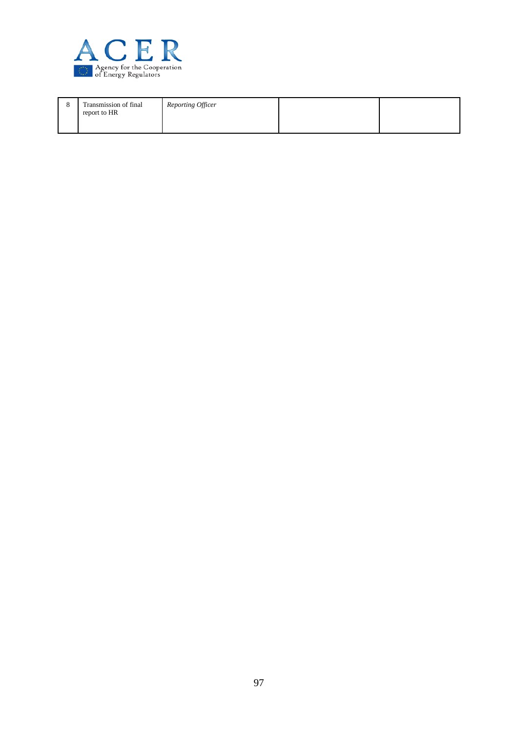| | | | | |
|---|---|---|---|---|
| 8 | Transmission of final report to HR | *Reporting Officer* | | |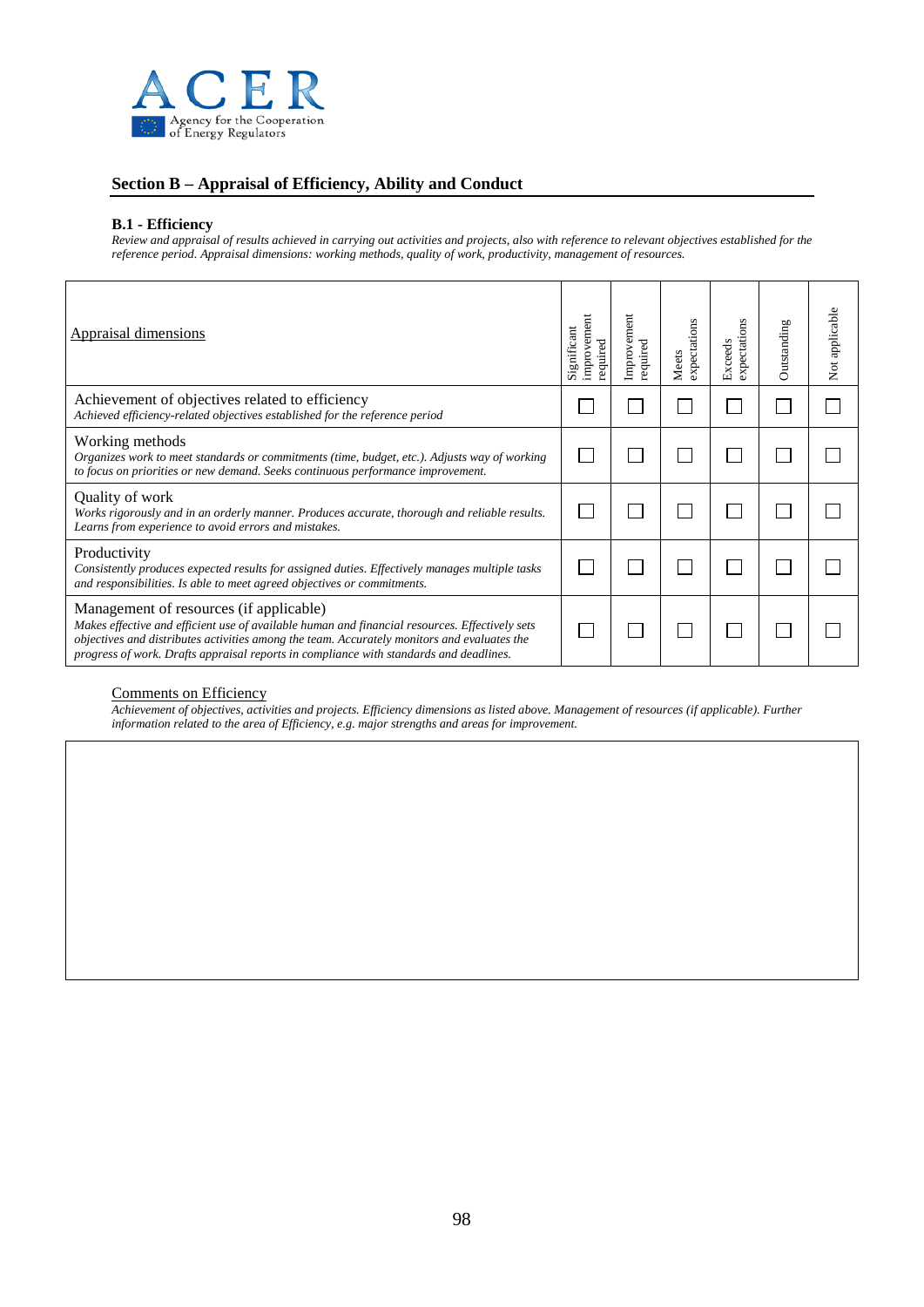## Section B – Appraisal of Efficiency, Ability and Conduct

### B.1 - Efficiency

*Review and appraisal of results achieved in carrying out activities and projects, also with reference to relevant objectives established for the reference period. Appraisal dimensions: working methods, quality of work, productivity, management of resources.*

| Appraisal dimensions | Significant improvement required | Improvement required | Meets expectations | Exceeds expectations | Outstanding | Not applicable |
|---|---|---|---|---|---|---|
| Achievement of objectives related to efficiency<br>*Achieved efficiency-related objectives established for the reference period* | ☐ | ☐ | ☐ | ☐ | ☐ | ☐ |
| Working methods<br>*Organizes work to meet standards or commitments (time, budget, etc.). Adjusts way of working to focus on priorities or new demand. Seeks continuous performance improvement.* | ☐ | ☐ | ☐ | ☐ | ☐ | ☐ |
| Quality of work<br>*Works rigorously and in an orderly manner. Produces accurate, thorough and reliable results. Learns from experience to avoid errors and mistakes.* | ☐ | ☐ | ☐ | ☐ | ☐ | ☐ |
| Productivity<br>*Consistently produces expected results for assigned duties. Effectively manages multiple tasks and responsibilities. Is able to meet agreed objectives or commitments.* | ☐ | ☐ | ☐ | ☐ | ☐ | ☐ |
| Management of resources (if applicable)<br>*Makes effective and efficient use of available human and financial resources. Effectively sets objectives and distributes activities among the team. Accurately monitors and evaluates the progress of work. Drafts appraisal reports in compliance with standards and deadlines.* | ☐ | ☐ | ☐ | ☐ | ☐ | ☐ |

Comments on Efficiency

*Achievement of objectives, activities and projects. Efficiency dimensions as listed above. Management of resources (if applicable). Further information related to the area of Efficiency, e.g. major strengths and areas for improvement.*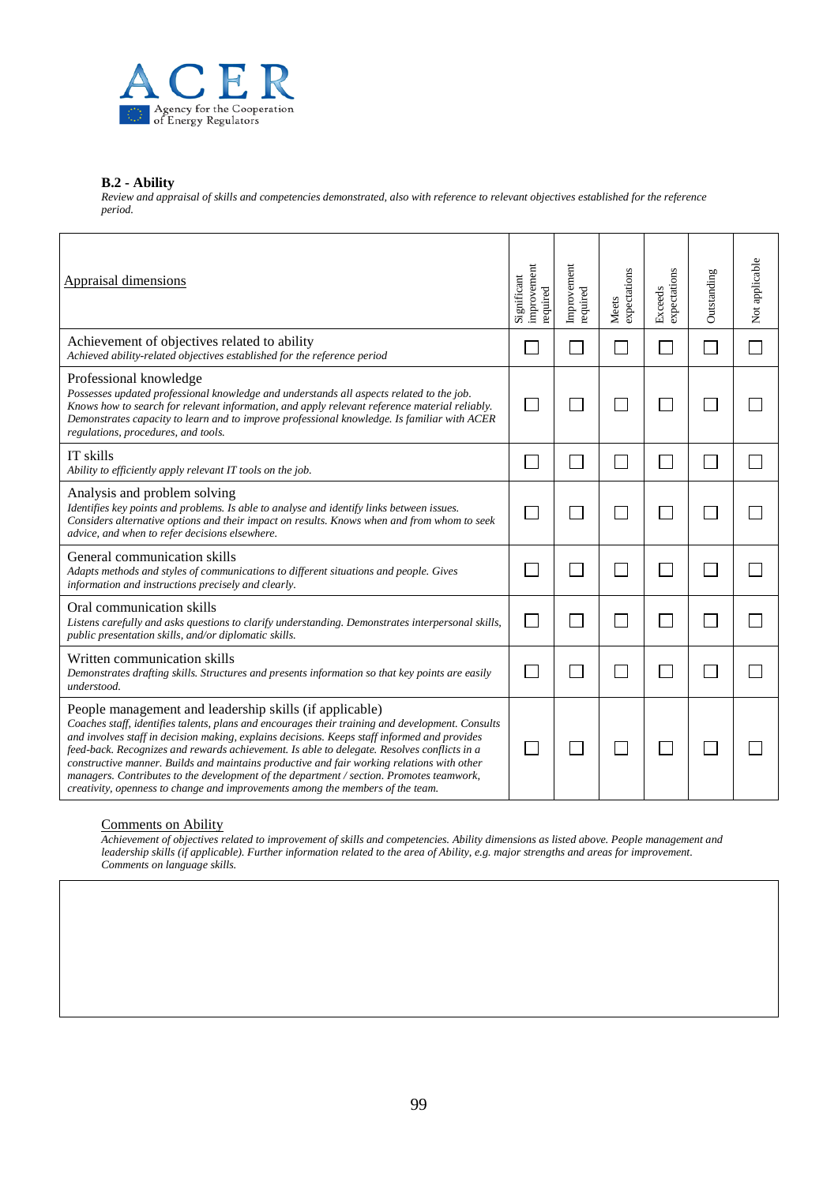**B.2 - Ability**

*Review and appraisal of skills and competencies demonstrated, also with reference to relevant objectives established for the reference period.*

| Appraisal dimensions | Significant improvement required | Improvement required | Meets expectations | Exceeds expectations | Outstanding | Not applicable |
|---|---|---|---|---|---|---|
| Achievement of objectives related to ability<br>*Achieved ability-related objectives established for the reference period* | ☐ | ☐ | ☐ | ☐ | ☐ | ☐ |
| Professional knowledge<br>*Possesses updated professional knowledge and understands all aspects related to the job. Knows how to search for relevant information, and apply relevant reference material reliably. Demonstrates capacity to learn and to improve professional knowledge. Is familiar with ACER regulations, procedures, and tools.* | ☐ | ☐ | ☐ | ☐ | ☐ | ☐ |
| IT skills<br>*Ability to efficiently apply relevant IT tools on the job.* | ☐ | ☐ | ☐ | ☐ | ☐ | ☐ |
| Analysis and problem solving<br>*Identifies key points and problems. Is able to analyse and identify links between issues. Considers alternative options and their impact on results. Knows when and from whom to seek advice, and when to refer decisions elsewhere.* | ☐ | ☐ | ☐ | ☐ | ☐ | ☐ |
| General communication skills<br>*Adapts methods and styles of communications to different situations and people. Gives information and instructions precisely and clearly.* | ☐ | ☐ | ☐ | ☐ | ☐ | ☐ |
| Oral communication skills<br>*Listens carefully and asks questions to clarify understanding. Demonstrates interpersonal skills, public presentation skills, and/or diplomatic skills.* | ☐ | ☐ | ☐ | ☐ | ☐ | ☐ |
| Written communication skills<br>*Demonstrates drafting skills. Structures and presents information so that key points are easily understood.* | ☐ | ☐ | ☐ | ☐ | ☐ | ☐ |
| People management and leadership skills (if applicable)<br>*Coaches staff, identifies talents, plans and encourages their training and development. Consults and involves staff in decision making, explains decisions. Keeps staff informed and provides feed-back. Recognizes and rewards achievement. Is able to delegate. Resolves conflicts in a constructive manner. Builds and maintains productive and fair working relations with other managers. Contributes to the development of the department / section. Promotes teamwork, creativity, openness to change and improvements among the members of the team.* | ☐ | ☐ | ☐ | ☐ | ☐ | ☐ |

Comments on Ability

*Achievement of objectives related to improvement of skills and competencies. Ability dimensions as listed above. People management and leadership skills (if applicable). Further information related to the area of Ability, e.g. major strengths and areas for improvement. Comments on language skills.*

| |
|---|
| |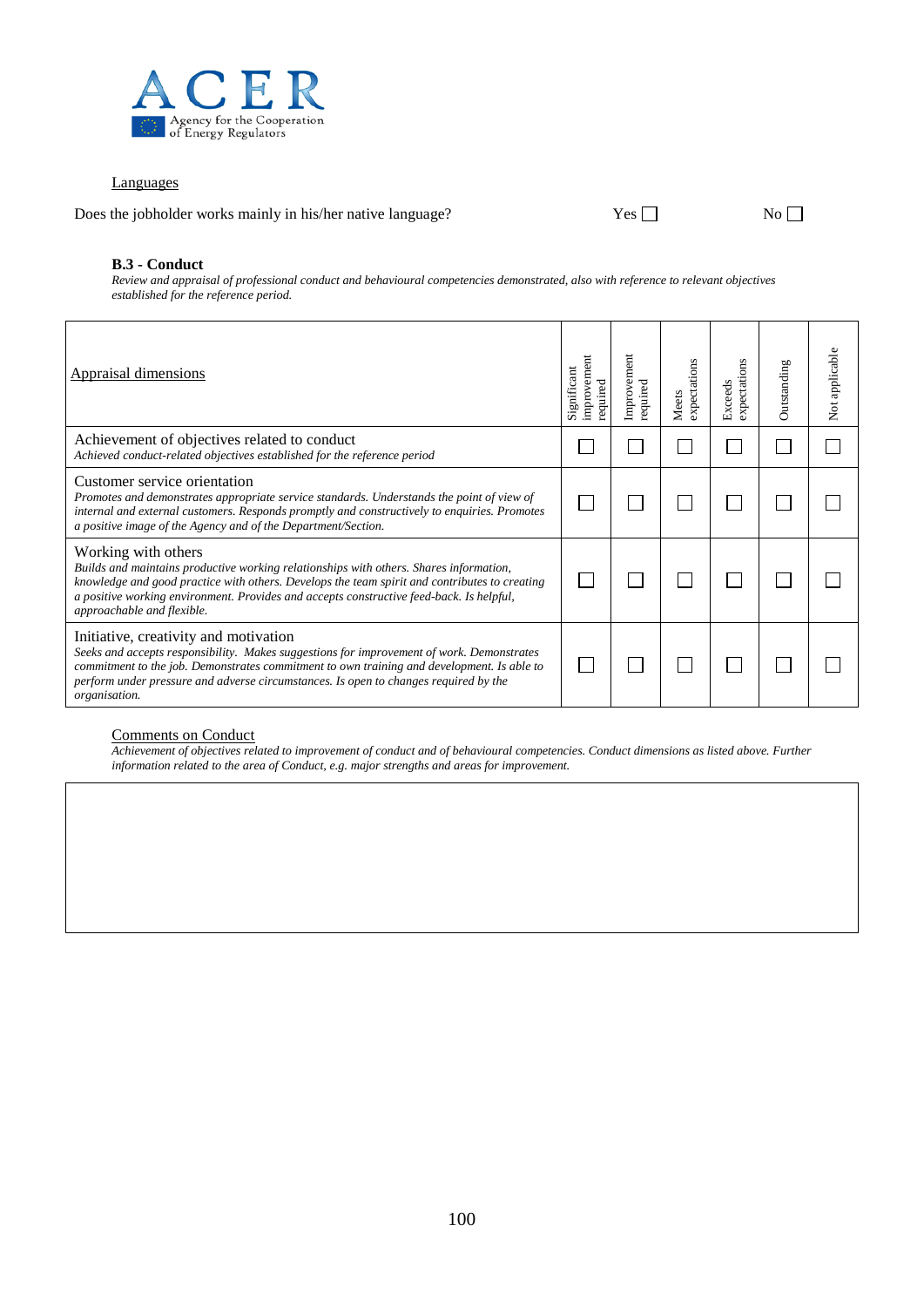Languages

Does the jobholder works mainly in his/her native language? Yes ☐ No ☐

**B.3 - Conduct**

*Review and appraisal of professional conduct and behavioural competencies demonstrated, also with reference to relevant objectives established for the reference period.*

| Appraisal dimensions | Significant improvement required | Improvement required | Meets expectations | Exceeds expectations | Outstanding | Not applicable |
|---|---|---|---|---|---|---|
| Achievement of objectives related to conduct<br>*Achieved conduct-related objectives established for the reference period* | ☐ | ☐ | ☐ | ☐ | ☐ | ☐ |
| Customer service orientation<br>*Promotes and demonstrates appropriate service standards. Understands the point of view of internal and external customers. Responds promptly and constructively to enquiries. Promotes a positive image of the Agency and of the Department/Section.* | ☐ | ☐ | ☐ | ☐ | ☐ | ☐ |
| Working with others<br>*Builds and maintains productive working relationships with others. Shares information, knowledge and good practice with others. Develops the team spirit and contributes to creating a positive working environment. Provides and accepts constructive feed-back. Is helpful, approachable and flexible.* | ☐ | ☐ | ☐ | ☐ | ☐ | ☐ |
| Initiative, creativity and motivation<br>*Seeks and accepts responsibility. Makes suggestions for improvement of work. Demonstrates commitment to the job. Demonstrates commitment to own training and development. Is able to perform under pressure and adverse circumstances. Is open to changes required by the organisation.* | ☐ | ☐ | ☐ | ☐ | ☐ | ☐ |

Comments on Conduct

*Achievement of objectives related to improvement of conduct and of behavioural competencies. Conduct dimensions as listed above. Further information related to the area of Conduct, e.g. major strengths and areas for improvement.*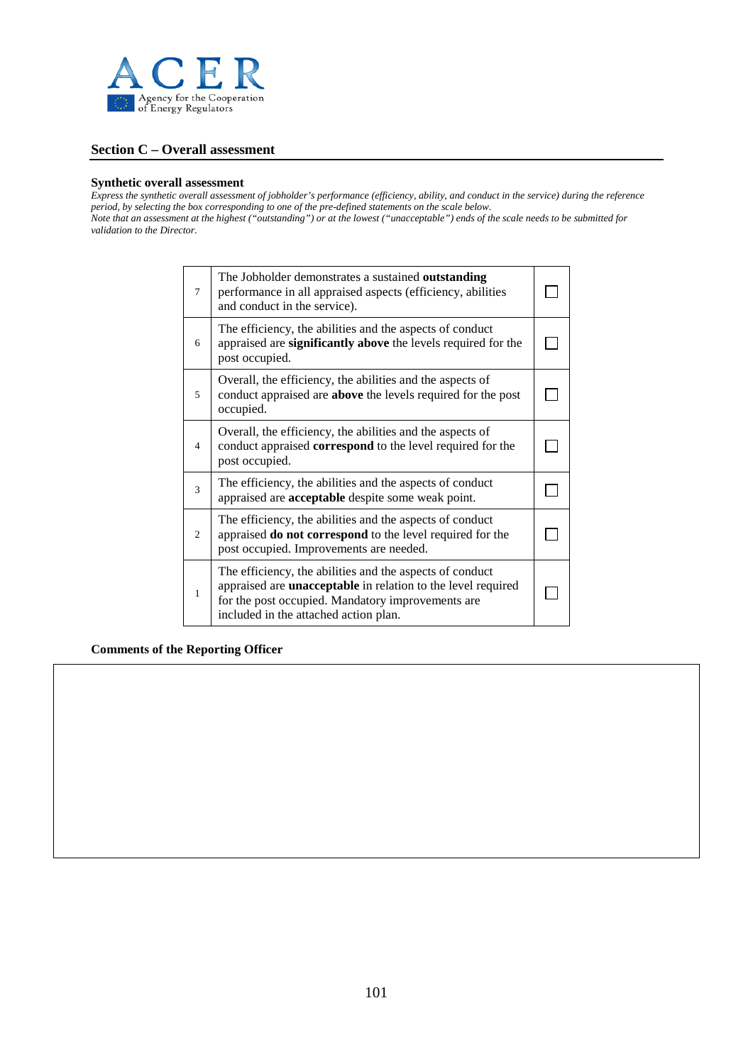## Section C – Overall assessment

**Synthetic overall assessment**

*Express the synthetic overall assessment of jobholder's performance (efficiency, ability, and conduct in the service) during the reference period, by selecting the box corresponding to one of the pre-defined statements on the scale below.*
*Note that an assessment at the highest ("outstanding") or at the lowest ("unacceptable") ends of the scale needs to be submitted for validation to the Director.*

| | | |
|---|---|---|
| 7 | The Jobholder demonstrates a sustained **outstanding** performance in all appraised aspects (efficiency, abilities and conduct in the service). | ☐ |
| 6 | The efficiency, the abilities and the aspects of conduct appraised are **significantly above** the levels required for the post occupied. | ☐ |
| 5 | Overall, the efficiency, the abilities and the aspects of conduct appraised are **above** the levels required for the post occupied. | ☐ |
| 4 | Overall, the efficiency, the abilities and the aspects of conduct appraised **correspond** to the level required for the post occupied. | ☐ |
| 3 | The efficiency, the abilities and the aspects of conduct appraised are **acceptable** despite some weak point. | ☐ |
| 2 | The efficiency, the abilities and the aspects of conduct appraised **do not correspond** to the level required for the post occupied. Improvements are needed. | ☐ |
| 1 | The efficiency, the abilities and the aspects of conduct appraised are **unacceptable** in relation to the level required for the post occupied. Mandatory improvements are included in the attached action plan. | ☐ |

**Comments of the Reporting Officer**

| |
|---|
| |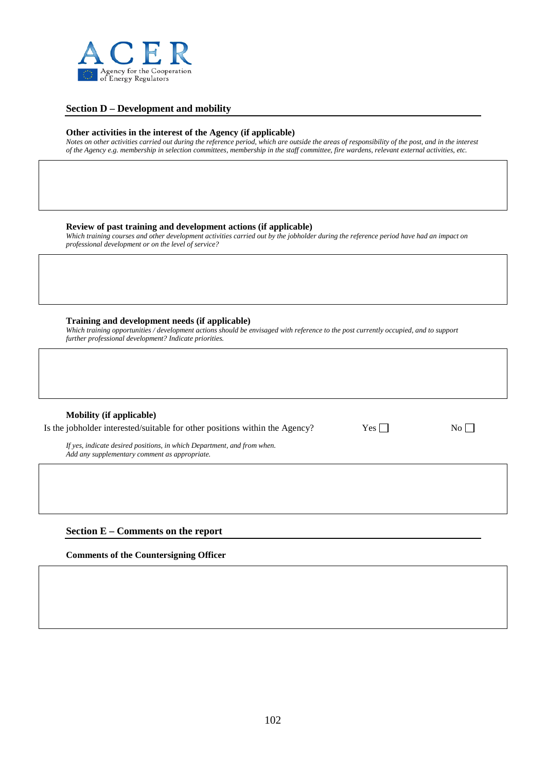## Section D – Development and mobility

**Other activities in the interest of the Agency (if applicable)**

*Notes on other activities carried out during the reference period, which are outside the areas of responsibility of the post, and in the interest of the Agency e.g. membership in selection committees, membership in the staff committee, fire wardens, relevant external activities, etc.*

**Review of past training and development actions (if applicable)**

*Which training courses and other development activities carried out by the jobholder during the reference period have had an impact on professional development or on the level of service?*

**Training and development needs (if applicable)**

*Which training opportunities / development actions should be envisaged with reference to the post currently occupied, and to support further professional development? Indicate priorities.*

**Mobility (if applicable)**

Is the jobholder interested/suitable for other positions within the Agency? Yes ☐ No ☐

*If yes, indicate desired positions, in which Department, and from when.*
*Add any supplementary comment as appropriate.*

## Section E – Comments on the report

**Comments of the Countersigning Officer**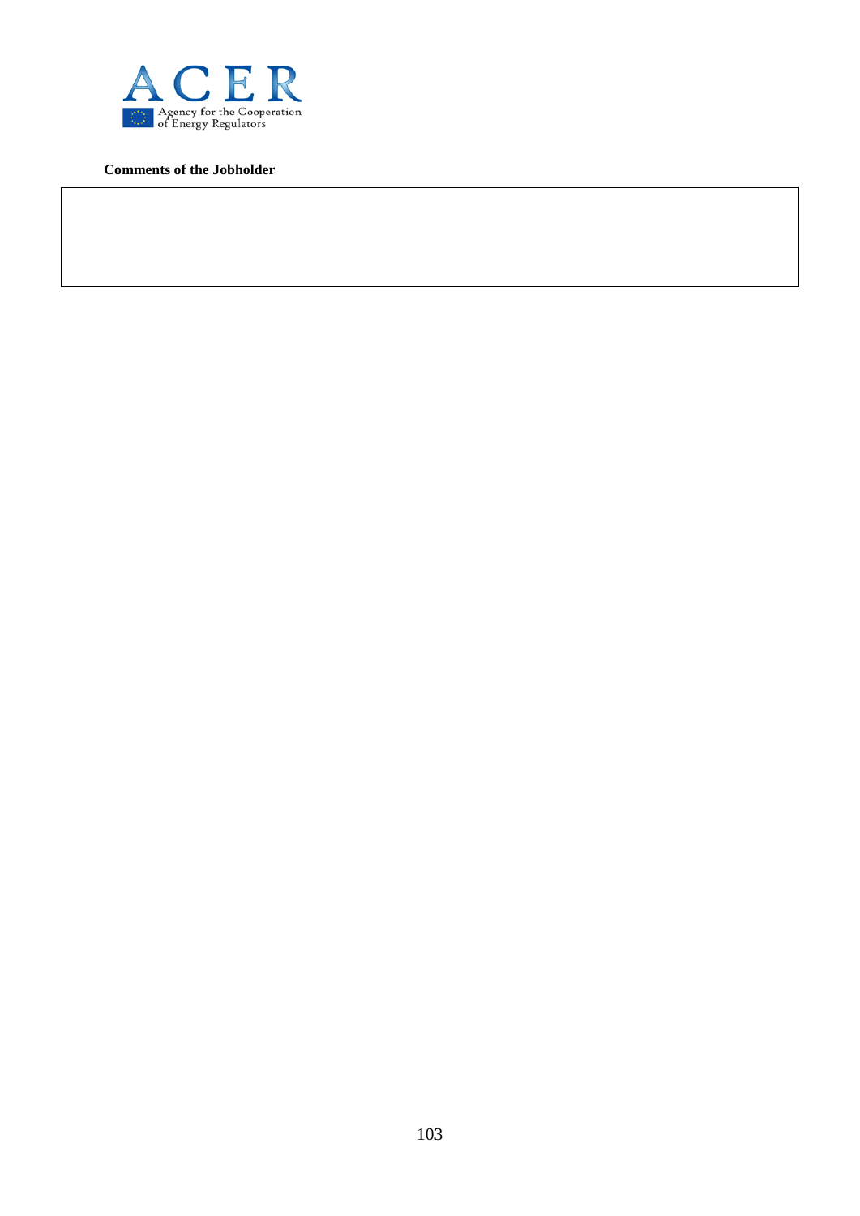**Comments of the Jobholder**

| |
|---|
| |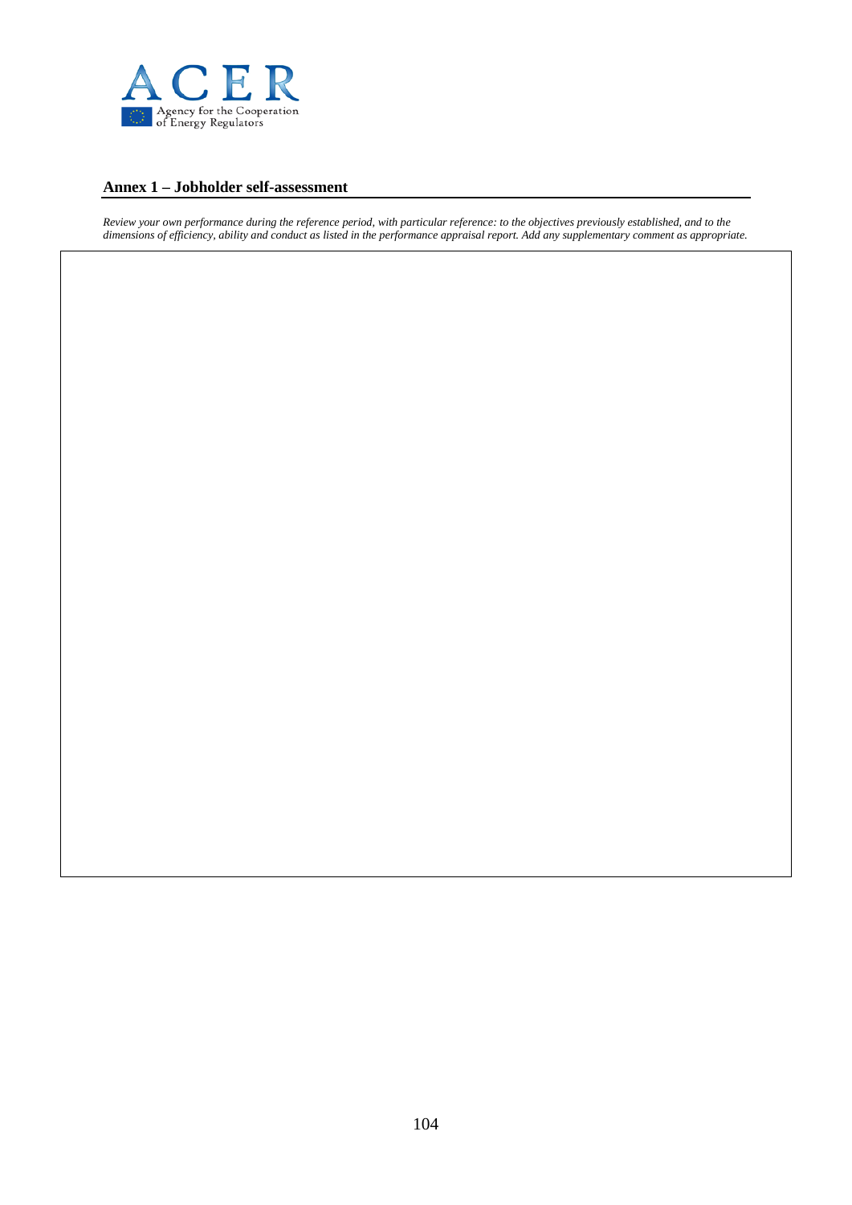## Annex 1 – Jobholder self-assessment

*Review your own performance during the reference period, with particular reference: to the objectives previously established, and to the dimensions of efficiency, ability and conduct as listed in the performance appraisal report. Add any supplementary comment as appropriate.*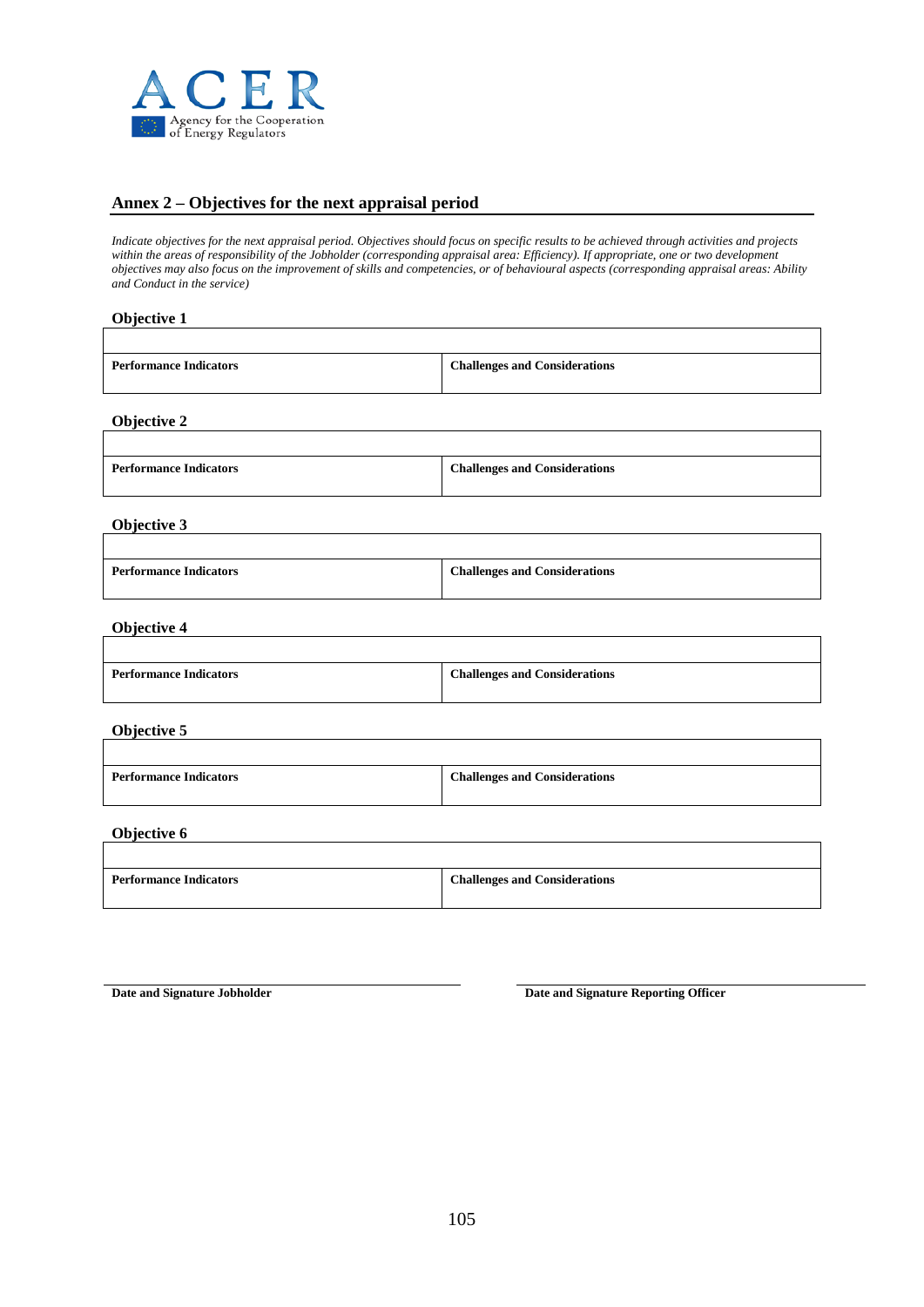## Annex 2 – Objectives for the next appraisal period

*Indicate objectives for the next appraisal period. Objectives should focus on specific results to be achieved through activities and projects within the areas of responsibility of the Jobholder (corresponding appraisal area: Efficiency). If appropriate, one or two development objectives may also focus on the improvement of skills and competencies, or of behavioural aspects (corresponding appraisal areas: Ability and Conduct in the service)*

**Objective 1**

| | |
|---|---|
| **Performance Indicators** | **Challenges and Considerations** |

**Objective 2**

| | |
|---|---|
| **Performance Indicators** | **Challenges and Considerations** |

**Objective 3**

| | |
|---|---|
| **Performance Indicators** | **Challenges and Considerations** |

**Objective 4**

| | |
|---|---|
| **Performance Indicators** | **Challenges and Considerations** |

**Objective 5**

| | |
|---|---|
| **Performance Indicators** | **Challenges and Considerations** |

**Objective 6**

| | |
|---|---|
| **Performance Indicators** | **Challenges and Considerations** |

**Date and Signature Jobholder**

**Date and Signature Reporting Officer**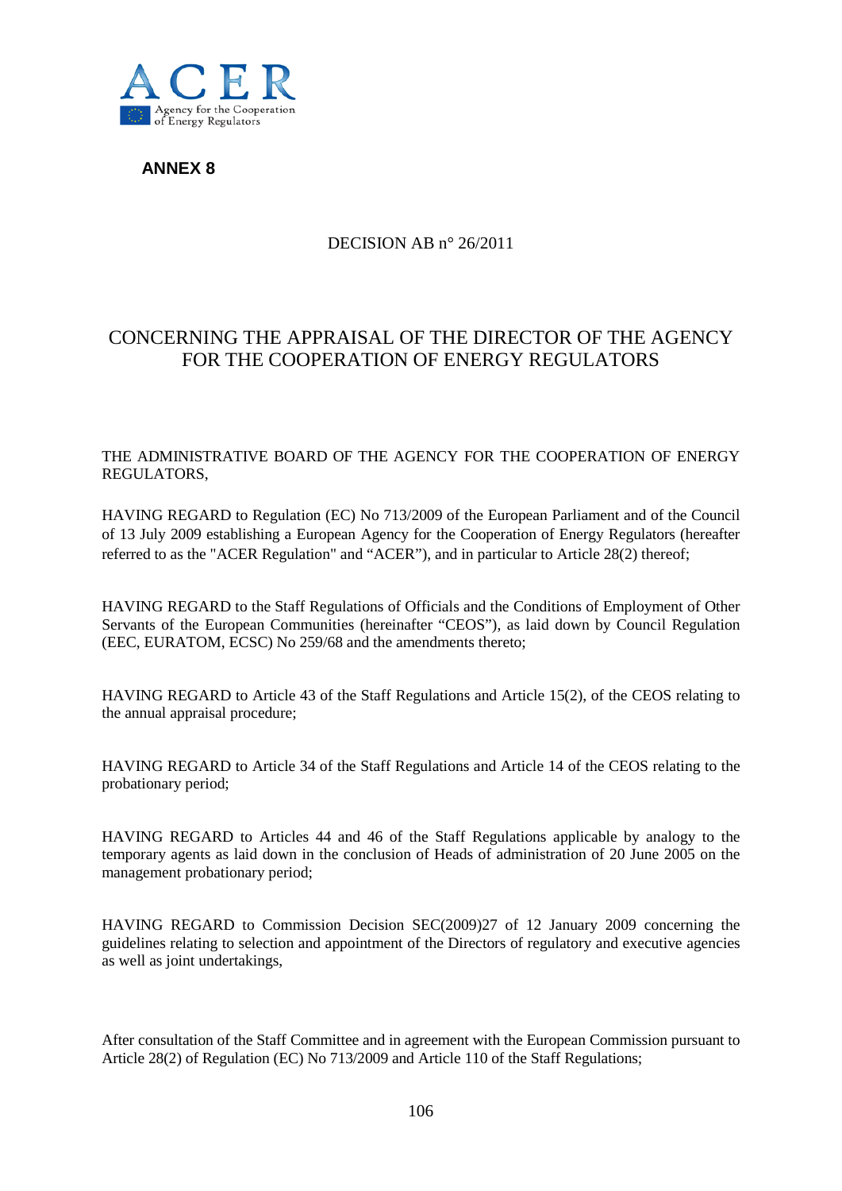**ANNEX 8**

DECISION AB n° 26/2011

# CONCERNING THE APPRAISAL OF THE DIRECTOR OF THE AGENCY FOR THE COOPERATION OF ENERGY REGULATORS

THE ADMINISTRATIVE BOARD OF THE AGENCY FOR THE COOPERATION OF ENERGY REGULATORS,

HAVING REGARD to Regulation (EC) No 713/2009 of the European Parliament and of the Council of 13 July 2009 establishing a European Agency for the Cooperation of Energy Regulators (hereafter referred to as the "ACER Regulation" and "ACER"), and in particular to Article 28(2) thereof;

HAVING REGARD to the Staff Regulations of Officials and the Conditions of Employment of Other Servants of the European Communities (hereinafter "CEOS"), as laid down by Council Regulation (EEC, EURATOM, ECSC) No 259/68 and the amendments thereto;

HAVING REGARD to Article 43 of the Staff Regulations and Article 15(2), of the CEOS relating to the annual appraisal procedure;

HAVING REGARD to Article 34 of the Staff Regulations and Article 14 of the CEOS relating to the probationary period;

HAVING REGARD to Articles 44 and 46 of the Staff Regulations applicable by analogy to the temporary agents as laid down in the conclusion of Heads of administration of 20 June 2005 on the management probationary period;

HAVING REGARD to Commission Decision SEC(2009)27 of 12 January 2009 concerning the guidelines relating to selection and appointment of the Directors of regulatory and executive agencies as well as joint undertakings,

After consultation of the Staff Committee and in agreement with the European Commission pursuant to Article 28(2) of Regulation (EC) No 713/2009 and Article 110 of the Staff Regulations;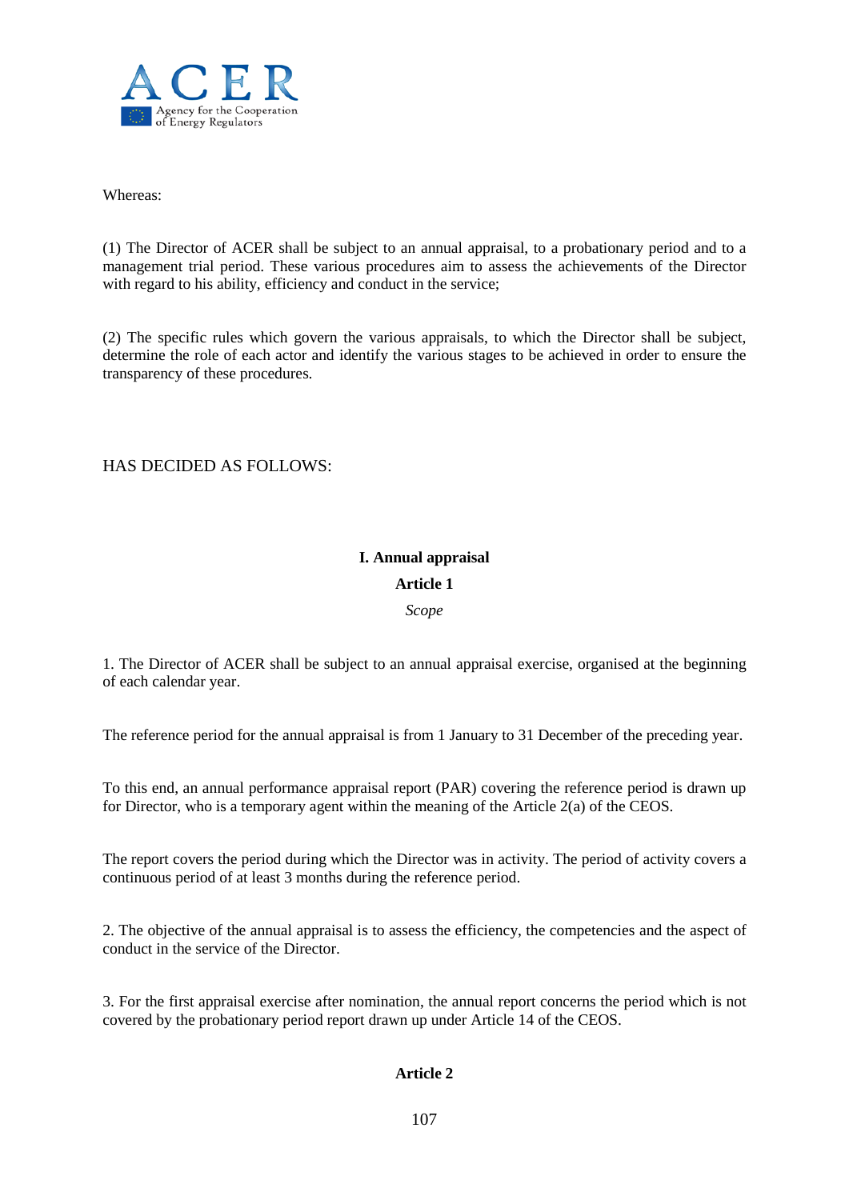Whereas:

(1) The Director of ACER shall be subject to an annual appraisal, to a probationary period and to a management trial period. These various procedures aim to assess the achievements of the Director with regard to his ability, efficiency and conduct in the service;

(2) The specific rules which govern the various appraisals, to which the Director shall be subject, determine the role of each actor and identify the various stages to be achieved in order to ensure the transparency of these procedures.

HAS DECIDED AS FOLLOWS:

## I. Annual appraisal

### Article 1

*Scope*

1. The Director of ACER shall be subject to an annual appraisal exercise, organised at the beginning of each calendar year.

The reference period for the annual appraisal is from 1 January to 31 December of the preceding year.

To this end, an annual performance appraisal report (PAR) covering the reference period is drawn up for Director, who is a temporary agent within the meaning of the Article 2(a) of the CEOS.

The report covers the period during which the Director was in activity. The period of activity covers a continuous period of at least 3 months during the reference period.

2. The objective of the annual appraisal is to assess the efficiency, the competencies and the aspect of conduct in the service of the Director.

3. For the first appraisal exercise after nomination, the annual report concerns the period which is not covered by the probationary period report drawn up under Article 14 of the CEOS.

### Article 2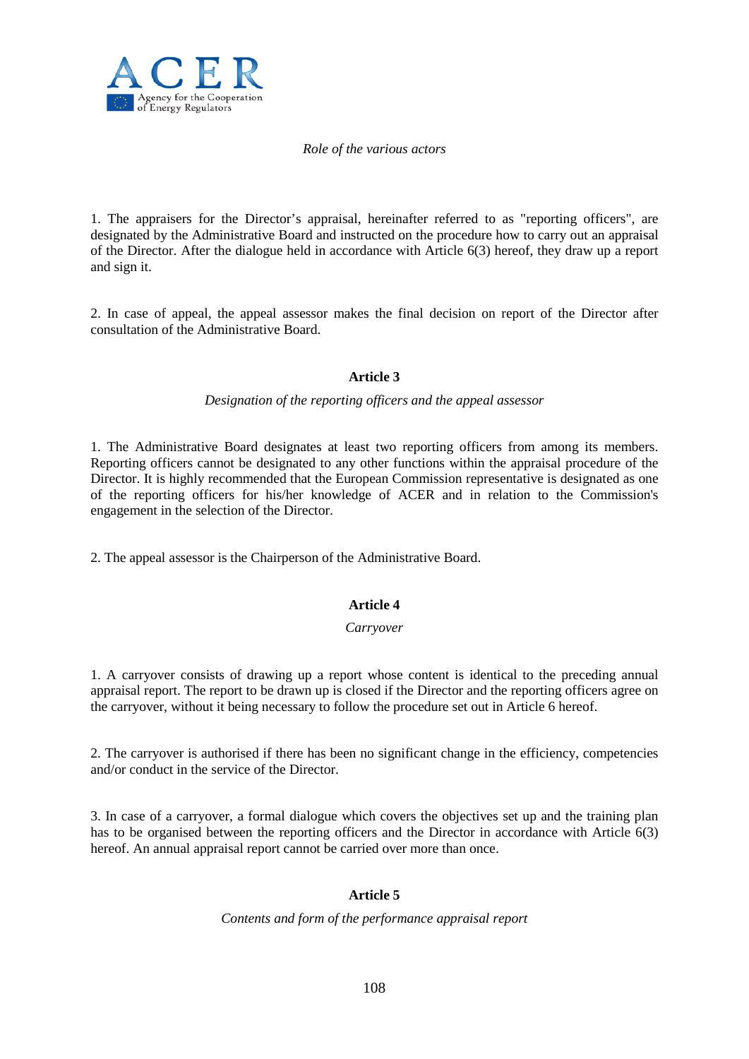*Role of the various actors*

1. The appraisers for the Director's appraisal, hereinafter referred to as "reporting officers", are designated by the Administrative Board and instructed on the procedure how to carry out an appraisal of the Director. After the dialogue held in accordance with Article 6(3) hereof, they draw up a report and sign it.

2. In case of appeal, the appeal assessor makes the final decision on report of the Director after consultation of the Administrative Board.

### Article 3

*Designation of the reporting officers and the appeal assessor*

1. The Administrative Board designates at least two reporting officers from among its members. Reporting officers cannot be designated to any other functions within the appraisal procedure of the Director. It is highly recommended that the European Commission representative is designated as one of the reporting officers for his/her knowledge of ACER and in relation to the Commission's engagement in the selection of the Director.

2. The appeal assessor is the Chairperson of the Administrative Board.

### Article 4

*Carryover*

1. A carryover consists of drawing up a report whose content is identical to the preceding annual appraisal report. The report to be drawn up is closed if the Director and the reporting officers agree on the carryover, without it being necessary to follow the procedure set out in Article 6 hereof.

2. The carryover is authorised if there has been no significant change in the efficiency, competencies and/or conduct in the service of the Director.

3. In case of a carryover, a formal dialogue which covers the objectives set up and the training plan has to be organised between the reporting officers and the Director in accordance with Article 6(3) hereof. An annual appraisal report cannot be carried over more than once.

### Article 5

*Contents and form of the performance appraisal report*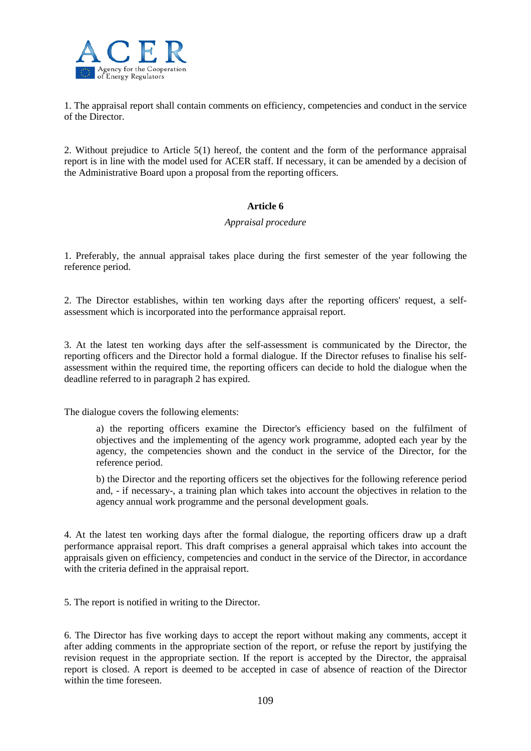1. The appraisal report shall contain comments on efficiency, competencies and conduct in the service of the Director.

2. Without prejudice to Article 5(1) hereof, the content and the form of the performance appraisal report is in line with the model used for ACER staff. If necessary, it can be amended by a decision of the Administrative Board upon a proposal from the reporting officers.

### Article 6

*Appraisal procedure*

1. Preferably, the annual appraisal takes place during the first semester of the year following the reference period.

2. The Director establishes, within ten working days after the reporting officers' request, a self-assessment which is incorporated into the performance appraisal report.

3. At the latest ten working days after the self-assessment is communicated by the Director, the reporting officers and the Director hold a formal dialogue. If the Director refuses to finalise his self-assessment within the required time, the reporting officers can decide to hold the dialogue when the deadline referred to in paragraph 2 has expired.

The dialogue covers the following elements:

> a) the reporting officers examine the Director's efficiency based on the fulfilment of objectives and the implementing of the agency work programme, adopted each year by the agency, the competencies shown and the conduct in the service of the Director, for the reference period.
>
> b) the Director and the reporting officers set the objectives for the following reference period and, - if necessary-, a training plan which takes into account the objectives in relation to the agency annual work programme and the personal development goals.

4. At the latest ten working days after the formal dialogue, the reporting officers draw up a draft performance appraisal report. This draft comprises a general appraisal which takes into account the appraisals given on efficiency, competencies and conduct in the service of the Director, in accordance with the criteria defined in the appraisal report.

5. The report is notified in writing to the Director.

6. The Director has five working days to accept the report without making any comments, accept it after adding comments in the appropriate section of the report, or refuse the report by justifying the revision request in the appropriate section. If the report is accepted by the Director, the appraisal report is closed. A report is deemed to be accepted in case of absence of reaction of the Director within the time foreseen.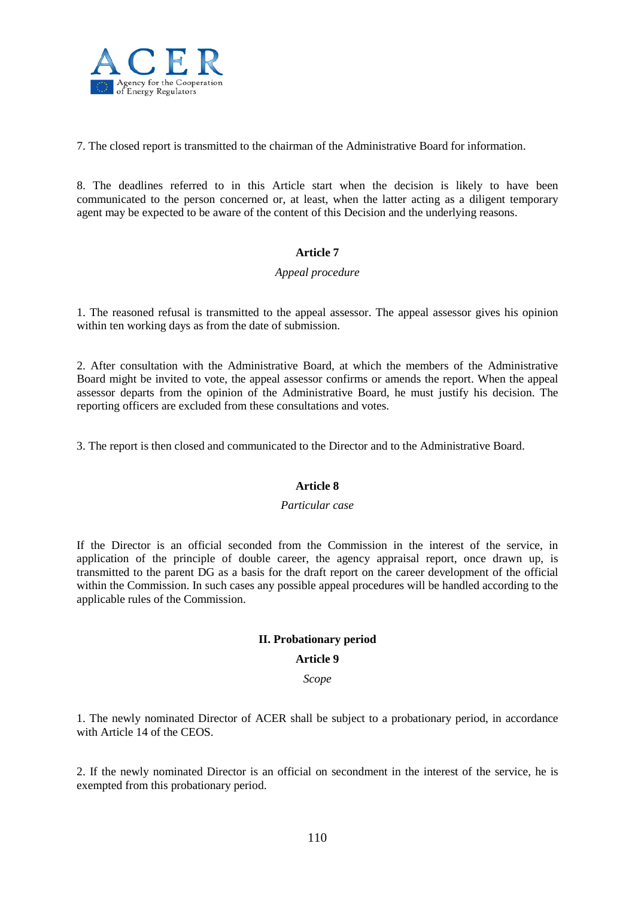7. The closed report is transmitted to the chairman of the Administrative Board for information.

8. The deadlines referred to in this Article start when the decision is likely to have been communicated to the person concerned or, at least, when the latter acting as a diligent temporary agent may be expected to be aware of the content of this Decision and the underlying reasons.

### Article 7

*Appeal procedure*

1. The reasoned refusal is transmitted to the appeal assessor. The appeal assessor gives his opinion within ten working days as from the date of submission.

2. After consultation with the Administrative Board, at which the members of the Administrative Board might be invited to vote, the appeal assessor confirms or amends the report. When the appeal assessor departs from the opinion of the Administrative Board, he must justify his decision. The reporting officers are excluded from these consultations and votes.

3. The report is then closed and communicated to the Director and to the Administrative Board.

### Article 8

*Particular case*

If the Director is an official seconded from the Commission in the interest of the service, in application of the principle of double career, the agency appraisal report, once drawn up, is transmitted to the parent DG as a basis for the draft report on the career development of the official within the Commission. In such cases any possible appeal procedures will be handled according to the applicable rules of the Commission.

## II. Probationary period

### Article 9

*Scope*

1. The newly nominated Director of ACER shall be subject to a probationary period, in accordance with Article 14 of the CEOS.

2. If the newly nominated Director is an official on secondment in the interest of the service, he is exempted from this probationary period.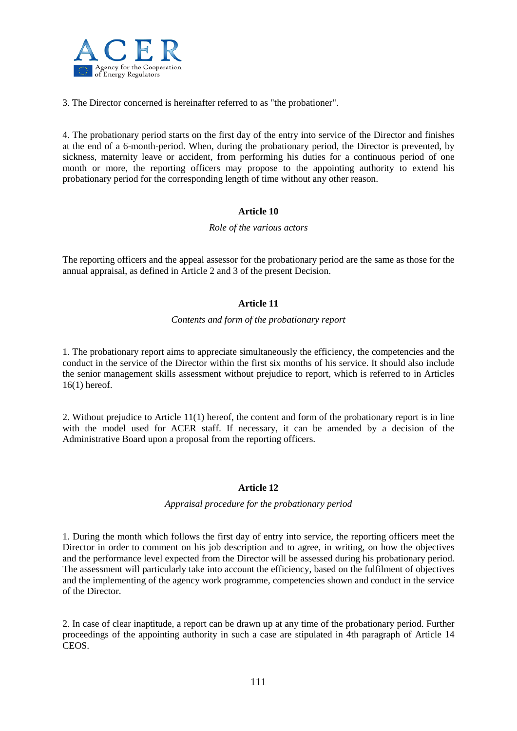3. The Director concerned is hereinafter referred to as "the probationer".

4. The probationary period starts on the first day of the entry into service of the Director and finishes at the end of a 6-month-period. When, during the probationary period, the Director is prevented, by sickness, maternity leave or accident, from performing his duties for a continuous period of one month or more, the reporting officers may propose to the appointing authority to extend his probationary period for the corresponding length of time without any other reason.

### Article 10

*Role of the various actors*

The reporting officers and the appeal assessor for the probationary period are the same as those for the annual appraisal, as defined in Article 2 and 3 of the present Decision.

### Article 11

*Contents and form of the probationary report*

1. The probationary report aims to appreciate simultaneously the efficiency, the competencies and the conduct in the service of the Director within the first six months of his service. It should also include the senior management skills assessment without prejudice to report, which is referred to in Articles 16(1) hereof.

2. Without prejudice to Article 11(1) hereof, the content and form of the probationary report is in line with the model used for ACER staff. If necessary, it can be amended by a decision of the Administrative Board upon a proposal from the reporting officers.

### Article 12

*Appraisal procedure for the probationary period*

1. During the month which follows the first day of entry into service, the reporting officers meet the Director in order to comment on his job description and to agree, in writing, on how the objectives and the performance level expected from the Director will be assessed during his probationary period. The assessment will particularly take into account the efficiency, based on the fulfilment of objectives and the implementing of the agency work programme, competencies shown and conduct in the service of the Director.

2. In case of clear inaptitude, a report can be drawn up at any time of the probationary period. Further proceedings of the appointing authority in such a case are stipulated in 4th paragraph of Article 14 CEOS.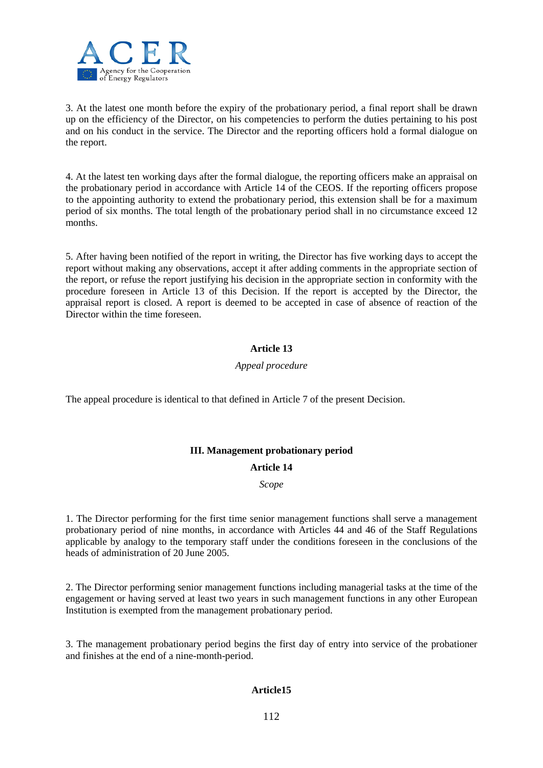3. At the latest one month before the expiry of the probationary period, a final report shall be drawn up on the efficiency of the Director, on his competencies to perform the duties pertaining to his post and on his conduct in the service. The Director and the reporting officers hold a formal dialogue on the report.

4. At the latest ten working days after the formal dialogue, the reporting officers make an appraisal on the probationary period in accordance with Article 14 of the CEOS. If the reporting officers propose to the appointing authority to extend the probationary period, this extension shall be for a maximum period of six months. The total length of the probationary period shall in no circumstance exceed 12 months.

5. After having been notified of the report in writing, the Director has five working days to accept the report without making any observations, accept it after adding comments in the appropriate section of the report, or refuse the report justifying his decision in the appropriate section in conformity with the procedure foreseen in Article 13 of this Decision. If the report is accepted by the Director, the appraisal report is closed. A report is deemed to be accepted in case of absence of reaction of the Director within the time foreseen.

### Article 13

*Appeal procedure*

The appeal procedure is identical to that defined in Article 7 of the present Decision.

## III. Management probationary period

### Article 14

*Scope*

1. The Director performing for the first time senior management functions shall serve a management probationary period of nine months, in accordance with Articles 44 and 46 of the Staff Regulations applicable by analogy to the temporary staff under the conditions foreseen in the conclusions of the heads of administration of 20 June 2005.

2. The Director performing senior management functions including managerial tasks at the time of the engagement or having served at least two years in such management functions in any other European Institution is exempted from the management probationary period.

3. The management probationary period begins the first day of entry into service of the probationer and finishes at the end of a nine-month-period.

### Article15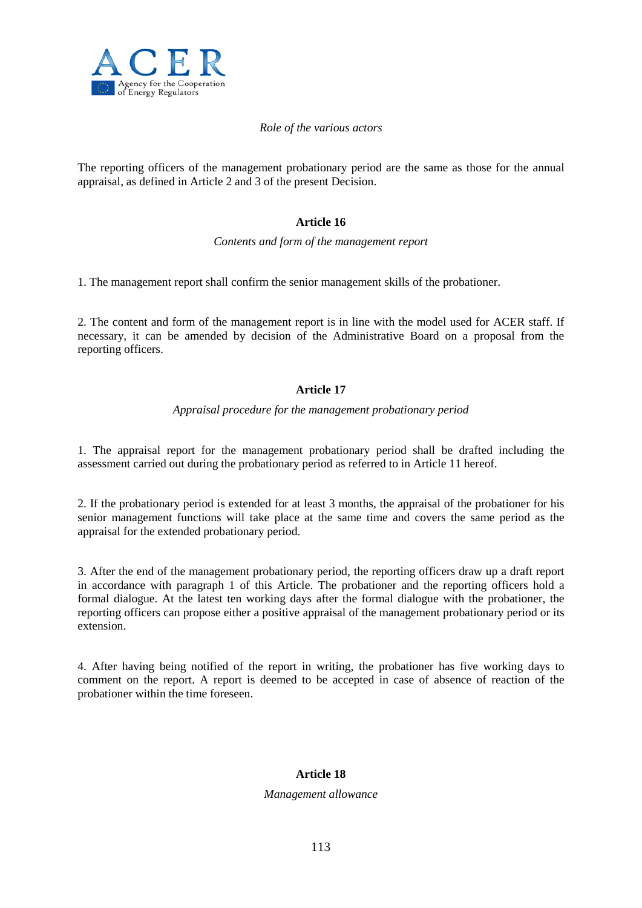*Role of the various actors*

The reporting officers of the management probationary period are the same as those for the annual appraisal, as defined in Article 2 and 3 of the present Decision.

**Article 16**

*Contents and form of the management report*

1. The management report shall confirm the senior management skills of the probationer.

2. The content and form of the management report is in line with the model used for ACER staff. If necessary, it can be amended by decision of the Administrative Board on a proposal from the reporting officers.

**Article 17**

*Appraisal procedure for the management probationary period*

1. The appraisal report for the management probationary period shall be drafted including the assessment carried out during the probationary period as referred to in Article 11 hereof.

2. If the probationary period is extended for at least 3 months, the appraisal of the probationer for his senior management functions will take place at the same time and covers the same period as the appraisal for the extended probationary period.

3. After the end of the management probationary period, the reporting officers draw up a draft report in accordance with paragraph 1 of this Article. The probationer and the reporting officers hold a formal dialogue. At the latest ten working days after the formal dialogue with the probationer, the reporting officers can propose either a positive appraisal of the management probationary period or its extension.

4. After having being notified of the report in writing, the probationer has five working days to comment on the report. A report is deemed to be accepted in case of absence of reaction of the probationer within the time foreseen.

**Article 18**

*Management allowance*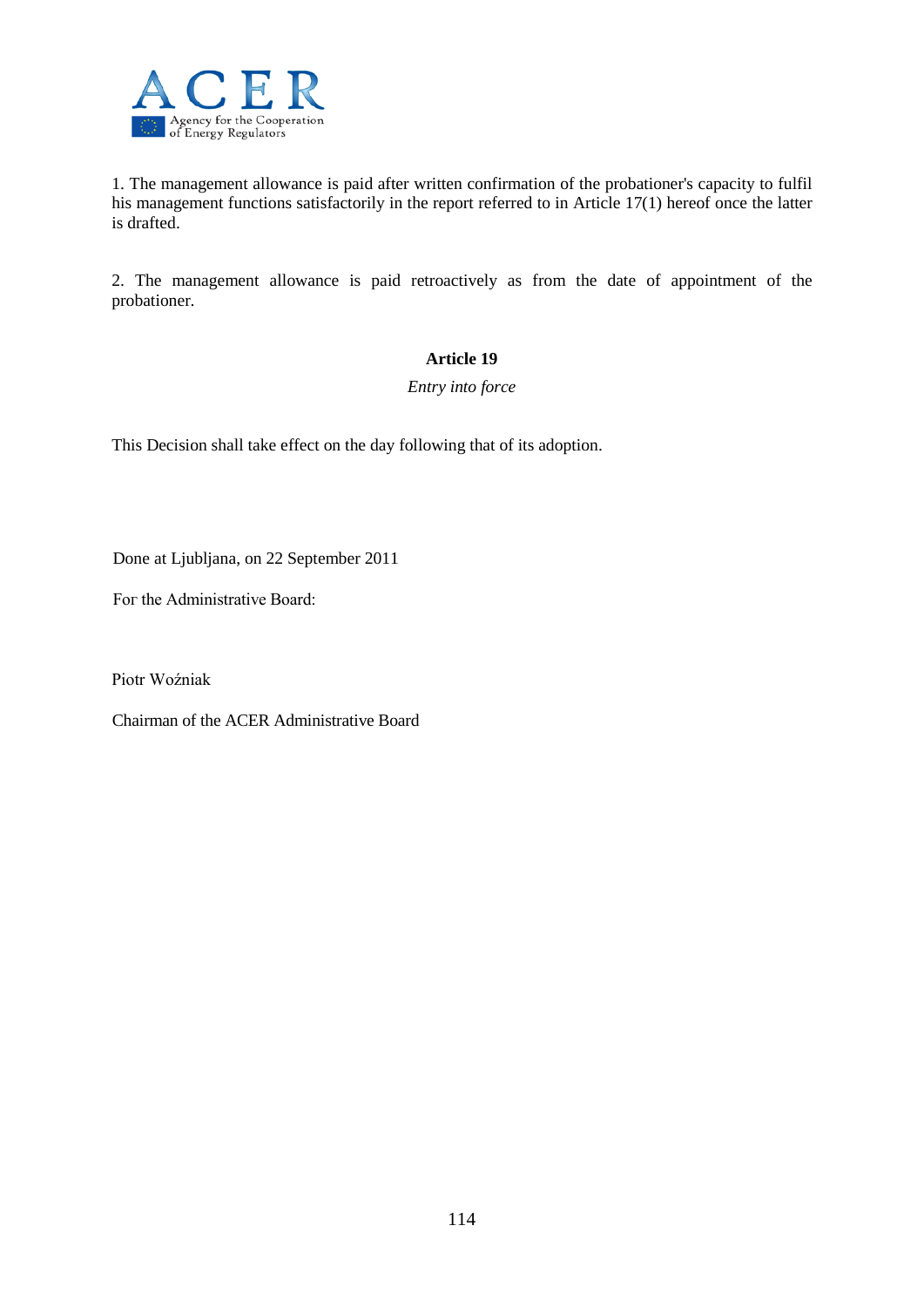1. The management allowance is paid after written confirmation of the probationer's capacity to fulfil his management functions satisfactorily in the report referred to in Article 17(1) hereof once the latter is drafted.

2. The management allowance is paid retroactively as from the date of appointment of the probationer.

### Article 19

*Entry into force*

This Decision shall take effect on the day following that of its adoption.

Done at Ljubljana, on 22 September 2011

For the Administrative Board:

Piotr Woźniak

Chairman of the ACER Administrative Board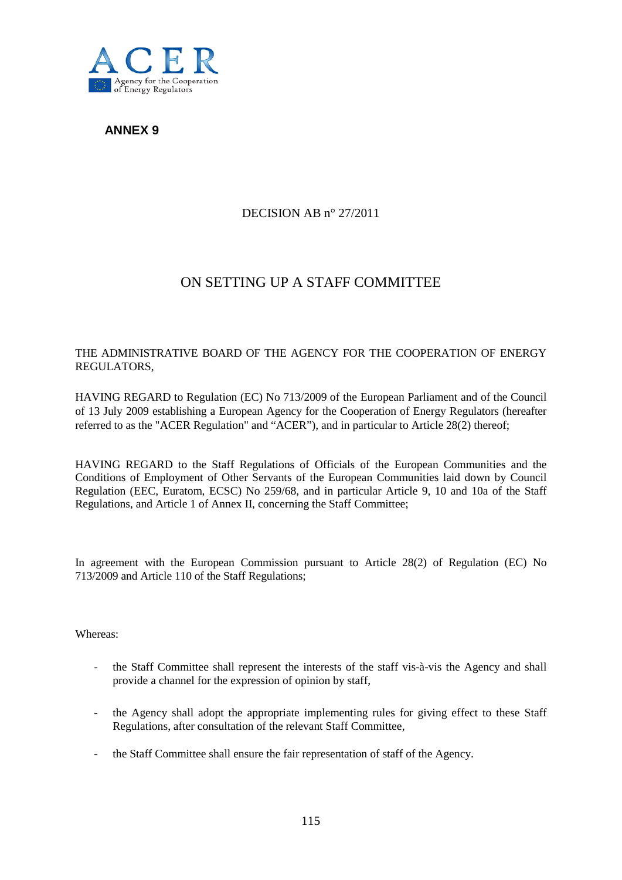**ANNEX 9**

DECISION AB n° 27/2011

# ON SETTING UP A STAFF COMMITTEE

THE ADMINISTRATIVE BOARD OF THE AGENCY FOR THE COOPERATION OF ENERGY REGULATORS,

HAVING REGARD to Regulation (EC) No 713/2009 of the European Parliament and of the Council of 13 July 2009 establishing a European Agency for the Cooperation of Energy Regulators (hereafter referred to as the "ACER Regulation" and "ACER"), and in particular to Article 28(2) thereof;

HAVING REGARD to the Staff Regulations of Officials of the European Communities and the Conditions of Employment of Other Servants of the European Communities laid down by Council Regulation (EEC, Euratom, ECSC) No 259/68, and in particular Article 9, 10 and 10a of the Staff Regulations, and Article 1 of Annex II, concerning the Staff Committee;

In agreement with the European Commission pursuant to Article 28(2) of Regulation (EC) No 713/2009 and Article 110 of the Staff Regulations;

Whereas:

- the Staff Committee shall represent the interests of the staff vis-à-vis the Agency and shall provide a channel for the expression of opinion by staff,
- the Agency shall adopt the appropriate implementing rules for giving effect to these Staff Regulations, after consultation of the relevant Staff Committee,
- the Staff Committee shall ensure the fair representation of staff of the Agency.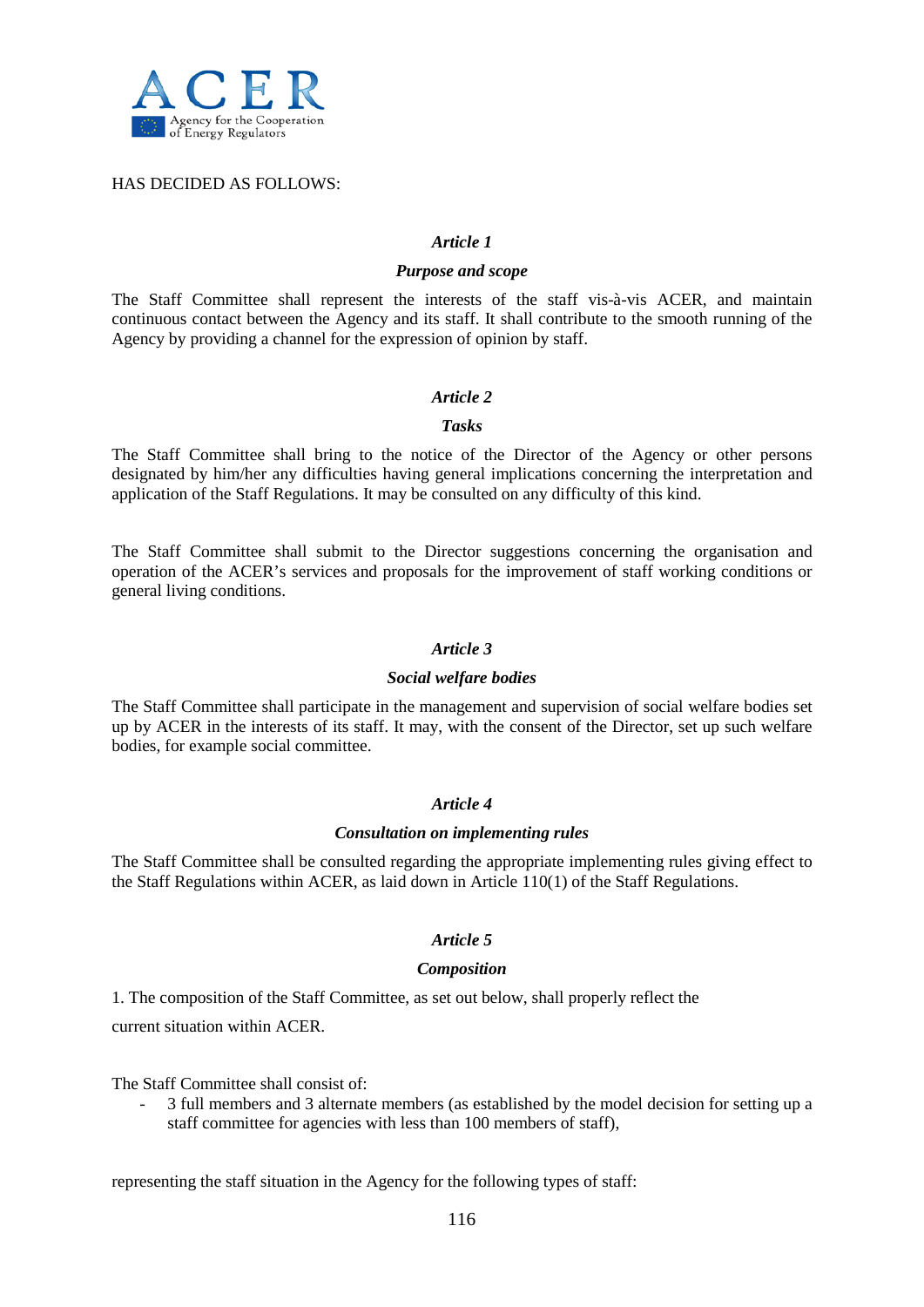HAS DECIDED AS FOLLOWS:

*Article 1*

***Purpose and scope***

The Staff Committee shall represent the interests of the staff vis-à-vis ACER, and maintain continuous contact between the Agency and its staff. It shall contribute to the smooth running of the Agency by providing a channel for the expression of opinion by staff.

*Article 2*

***Tasks***

The Staff Committee shall bring to the notice of the Director of the Agency or other persons designated by him/her any difficulties having general implications concerning the interpretation and application of the Staff Regulations. It may be consulted on any difficulty of this kind.

The Staff Committee shall submit to the Director suggestions concerning the organisation and operation of the ACER's services and proposals for the improvement of staff working conditions or general living conditions.

*Article 3*

***Social welfare bodies***

The Staff Committee shall participate in the management and supervision of social welfare bodies set up by ACER in the interests of its staff. It may, with the consent of the Director, set up such welfare bodies, for example social committee.

*Article 4*

***Consultation on implementing rules***

The Staff Committee shall be consulted regarding the appropriate implementing rules giving effect to the Staff Regulations within ACER, as laid down in Article 110(1) of the Staff Regulations.

*Article 5*

***Composition***

1. The composition of the Staff Committee, as set out below, shall properly reflect the current situation within ACER.

The Staff Committee shall consist of:

- 3 full members and 3 alternate members (as established by the model decision for setting up a staff committee for agencies with less than 100 members of staff),

representing the staff situation in the Agency for the following types of staff: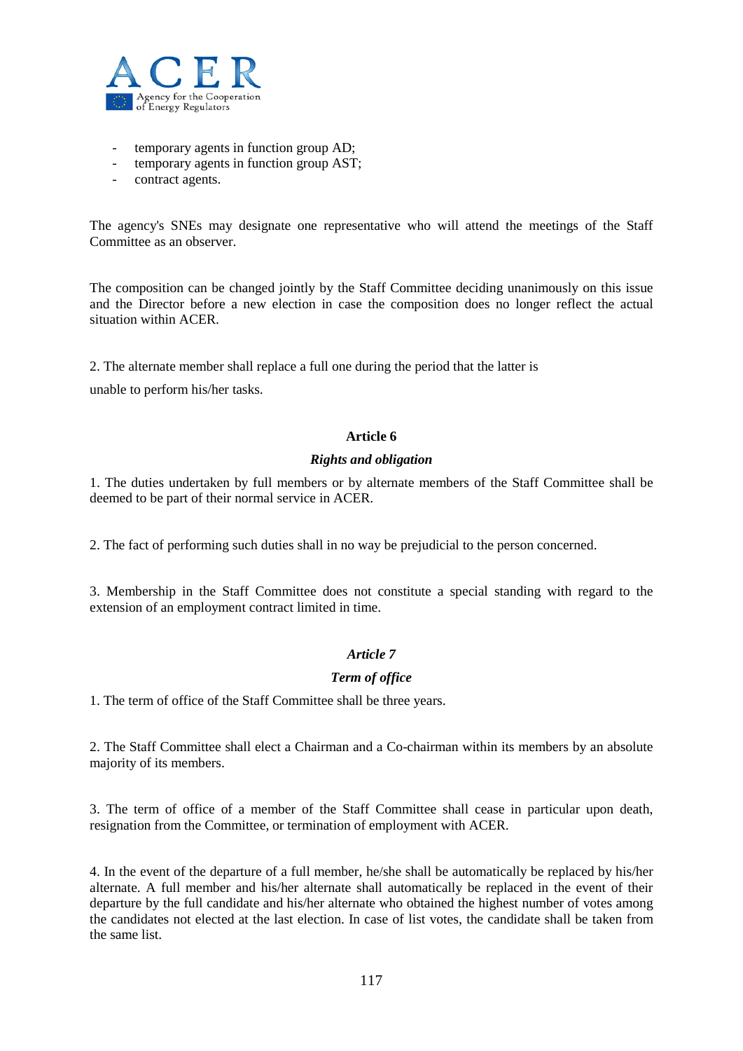- temporary agents in function group AD;
- temporary agents in function group AST;
- contract agents.

The agency's SNEs may designate one representative who will attend the meetings of the Staff Committee as an observer.

The composition can be changed jointly by the Staff Committee deciding unanimously on this issue and the Director before a new election in case the composition does no longer reflect the actual situation within ACER.

2. The alternate member shall replace a full one during the period that the latter is

unable to perform his/her tasks.

## Article 6

### *Rights and obligation*

1. The duties undertaken by full members or by alternate members of the Staff Committee shall be deemed to be part of their normal service in ACER.

2. The fact of performing such duties shall in no way be prejudicial to the person concerned.

3. Membership in the Staff Committee does not constitute a special standing with regard to the extension of an employment contract limited in time.

## *Article 7*

### *Term of office*

1. The term of office of the Staff Committee shall be three years.

2. The Staff Committee shall elect a Chairman and a Co-chairman within its members by an absolute majority of its members.

3. The term of office of a member of the Staff Committee shall cease in particular upon death, resignation from the Committee, or termination of employment with ACER.

4. In the event of the departure of a full member, he/she shall be automatically be replaced by his/her alternate. A full member and his/her alternate shall automatically be replaced in the event of their departure by the full candidate and his/her alternate who obtained the highest number of votes among the candidates not elected at the last election. In case of list votes, the candidate shall be taken from the same list.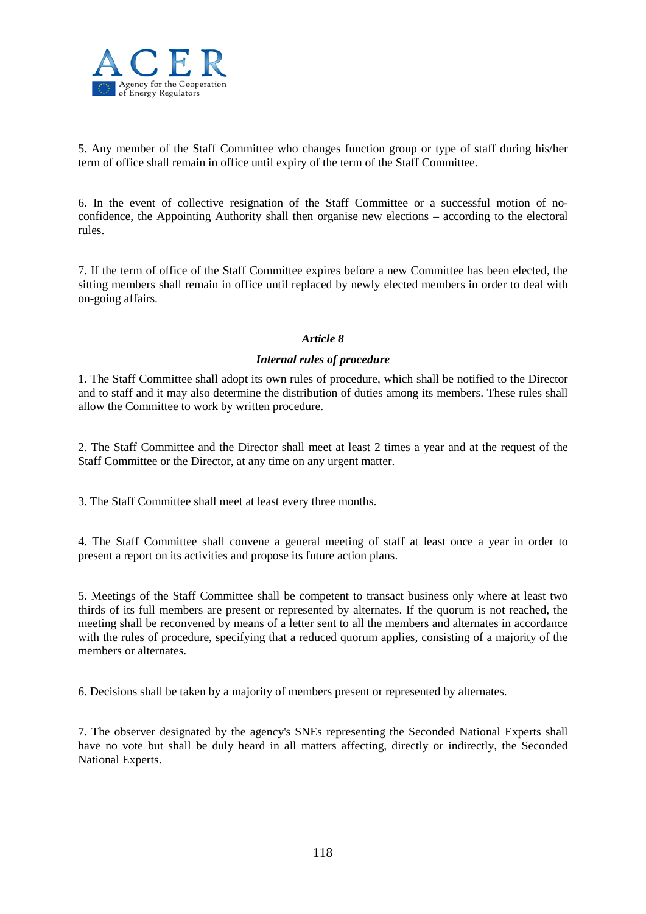5. Any member of the Staff Committee who changes function group or type of staff during his/her term of office shall remain in office until expiry of the term of the Staff Committee.

6. In the event of collective resignation of the Staff Committee or a successful motion of no-confidence, the Appointing Authority shall then organise new elections – according to the electoral rules.

7. If the term of office of the Staff Committee expires before a new Committee has been elected, the sitting members shall remain in office until replaced by newly elected members in order to deal with on-going affairs.

### *Article 8*

### *Internal rules of procedure*

1. The Staff Committee shall adopt its own rules of procedure, which shall be notified to the Director and to staff and it may also determine the distribution of duties among its members. These rules shall allow the Committee to work by written procedure.

2. The Staff Committee and the Director shall meet at least 2 times a year and at the request of the Staff Committee or the Director, at any time on any urgent matter.

3. The Staff Committee shall meet at least every three months.

4. The Staff Committee shall convene a general meeting of staff at least once a year in order to present a report on its activities and propose its future action plans.

5. Meetings of the Staff Committee shall be competent to transact business only where at least two thirds of its full members are present or represented by alternates. If the quorum is not reached, the meeting shall be reconvened by means of a letter sent to all the members and alternates in accordance with the rules of procedure, specifying that a reduced quorum applies, consisting of a majority of the members or alternates.

6. Decisions shall be taken by a majority of members present or represented by alternates.

7. The observer designated by the agency's SNEs representing the Seconded National Experts shall have no vote but shall be duly heard in all matters affecting, directly or indirectly, the Seconded National Experts.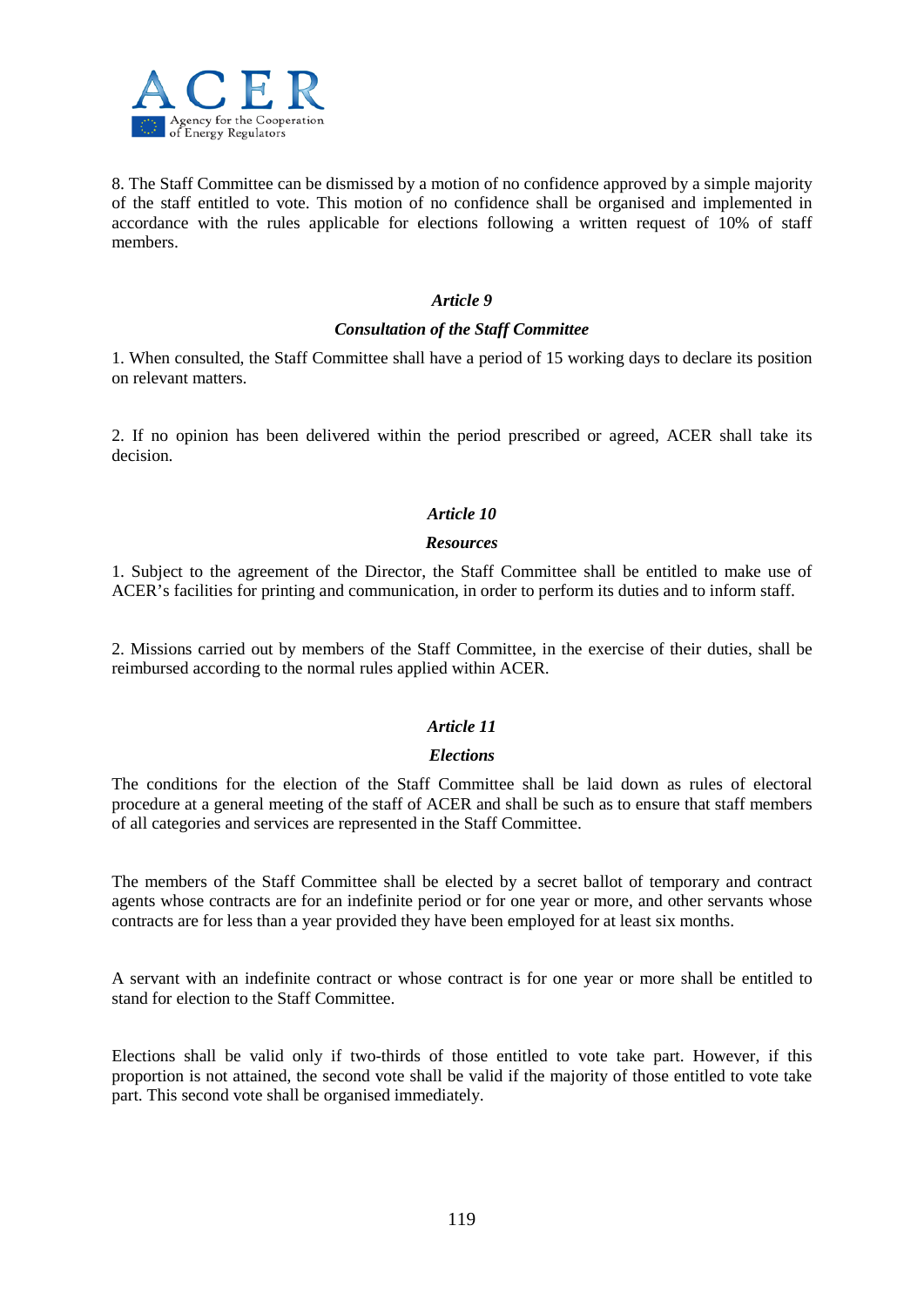8. The Staff Committee can be dismissed by a motion of no confidence approved by a simple majority of the staff entitled to vote. This motion of no confidence shall be organised and implemented in accordance with the rules applicable for elections following a written request of 10% of staff members.

***Article 9***

***Consultation of the Staff Committee***

1. When consulted, the Staff Committee shall have a period of 15 working days to declare its position on relevant matters.

2. If no opinion has been delivered within the period prescribed or agreed, ACER shall take its decision.

***Article 10***

***Resources***

1. Subject to the agreement of the Director, the Staff Committee shall be entitled to make use of ACER's facilities for printing and communication, in order to perform its duties and to inform staff.

2. Missions carried out by members of the Staff Committee, in the exercise of their duties, shall be reimbursed according to the normal rules applied within ACER.

***Article 11***

***Elections***

The conditions for the election of the Staff Committee shall be laid down as rules of electoral procedure at a general meeting of the staff of ACER and shall be such as to ensure that staff members of all categories and services are represented in the Staff Committee.

The members of the Staff Committee shall be elected by a secret ballot of temporary and contract agents whose contracts are for an indefinite period or for one year or more, and other servants whose contracts are for less than a year provided they have been employed for at least six months.

A servant with an indefinite contract or whose contract is for one year or more shall be entitled to stand for election to the Staff Committee.

Elections shall be valid only if two-thirds of those entitled to vote take part. However, if this proportion is not attained, the second vote shall be valid if the majority of those entitled to vote take part. This second vote shall be organised immediately.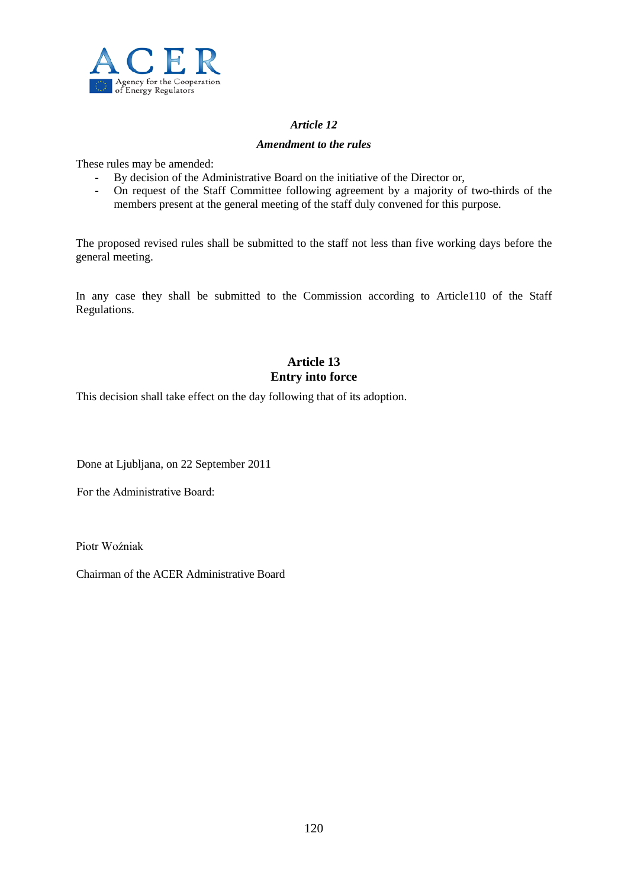### *Article 12*

### ***Amendment to the rules***

These rules may be amended:

- By decision of the Administrative Board on the initiative of the Director or,
- On request of the Staff Committee following agreement by a majority of two-thirds of the members present at the general meeting of the staff duly convened for this purpose.

The proposed revised rules shall be submitted to the staff not less than five working days before the general meeting.

In any case they shall be submitted to the Commission according to Article110 of the Staff Regulations.

### **Article 13**
### **Entry into force**

This decision shall take effect on the day following that of its adoption.

Done at Ljubljana, on 22 September 2011

For the Administrative Board:

Piotr Woźniak

Chairman of the ACER Administrative Board